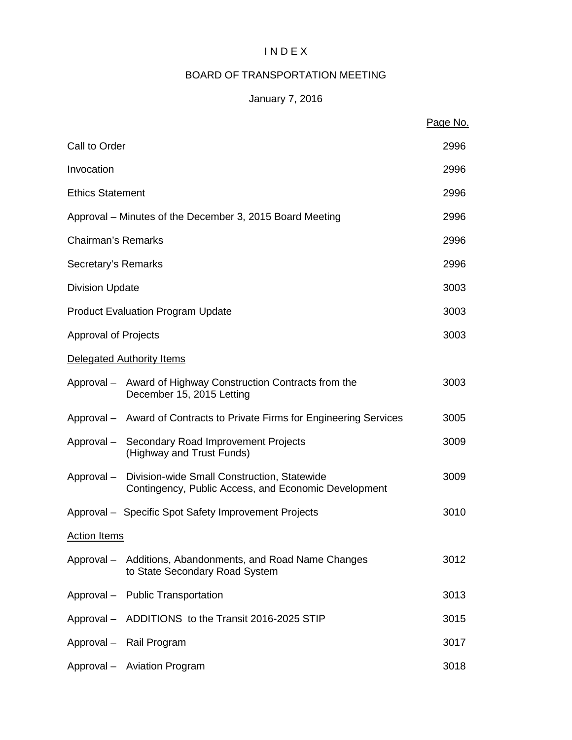# I N D E X

## BOARD OF TRANSPORTATION MEETING

### January 7, 2016

| | Page No. |
|---|---|
| Call to Order | 2996 |
| Invocation | 2996 |
| Ethics Statement | 2996 |
| Approval – Minutes of the December 3, 2015 Board Meeting | 2996 |
| Chairman's Remarks | 2996 |
| Secretary's Remarks | 2996 |
| Division Update | 3003 |
| Product Evaluation Program Update | 3003 |
| Approval of Projects | 3003 |
| Delegated Authority Items | |
| Approval – Award of Highway Construction Contracts from the December 15, 2015 Letting | 3003 |
| Approval – Award of Contracts to Private Firms for Engineering Services | 3005 |
| Approval – Secondary Road Improvement Projects (Highway and Trust Funds) | 3009 |
| Approval – Division-wide Small Construction, Statewide Contingency, Public Access, and Economic Development | 3009 |
| Approval – Specific Spot Safety Improvement Projects | 3010 |
| Action Items | |
| Approval – Additions, Abandonments, and Road Name Changes to State Secondary Road System | 3012 |
| Approval – Public Transportation | 3013 |
| Approval – ADDITIONS to the Transit 2016-2025 STIP | 3015 |
| Approval – Rail Program | 3017 |
| Approval – Aviation Program | 3018 |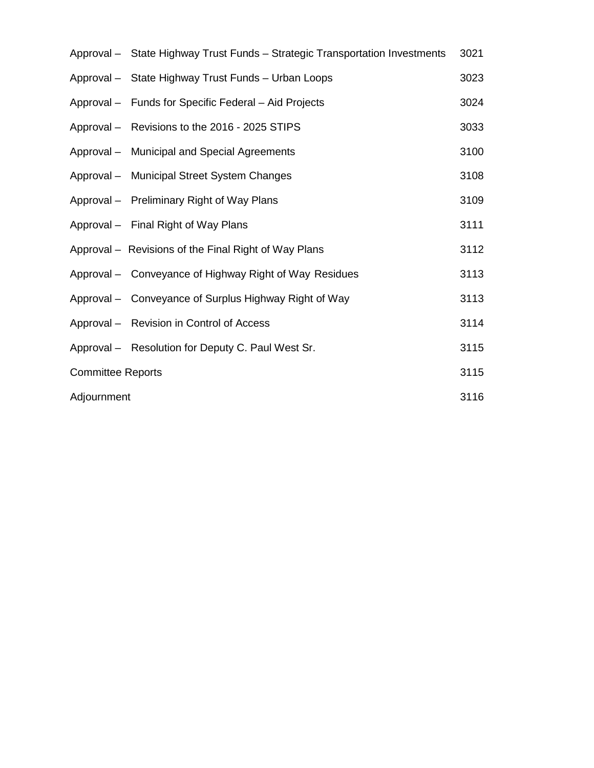| | |
|---|---|
| Approval – State Highway Trust Funds – Strategic Transportation Investments | 3021 |
| Approval – State Highway Trust Funds – Urban Loops | 3023 |
| Approval – Funds for Specific Federal – Aid Projects | 3024 |
| Approval – Revisions to the 2016 - 2025 STIPS | 3033 |
| Approval – Municipal and Special Agreements | 3100 |
| Approval – Municipal Street System Changes | 3108 |
| Approval – Preliminary Right of Way Plans | 3109 |
| Approval – Final Right of Way Plans | 3111 |
| Approval – Revisions of the Final Right of Way Plans | 3112 |
| Approval – Conveyance of Highway Right of Way Residues | 3113 |
| Approval – Conveyance of Surplus Highway Right of Way | 3113 |
| Approval – Revision in Control of Access | 3114 |
| Approval – Resolution for Deputy C. Paul West Sr. | 3115 |
| Committee Reports | 3115 |
| Adjournment | 3116 |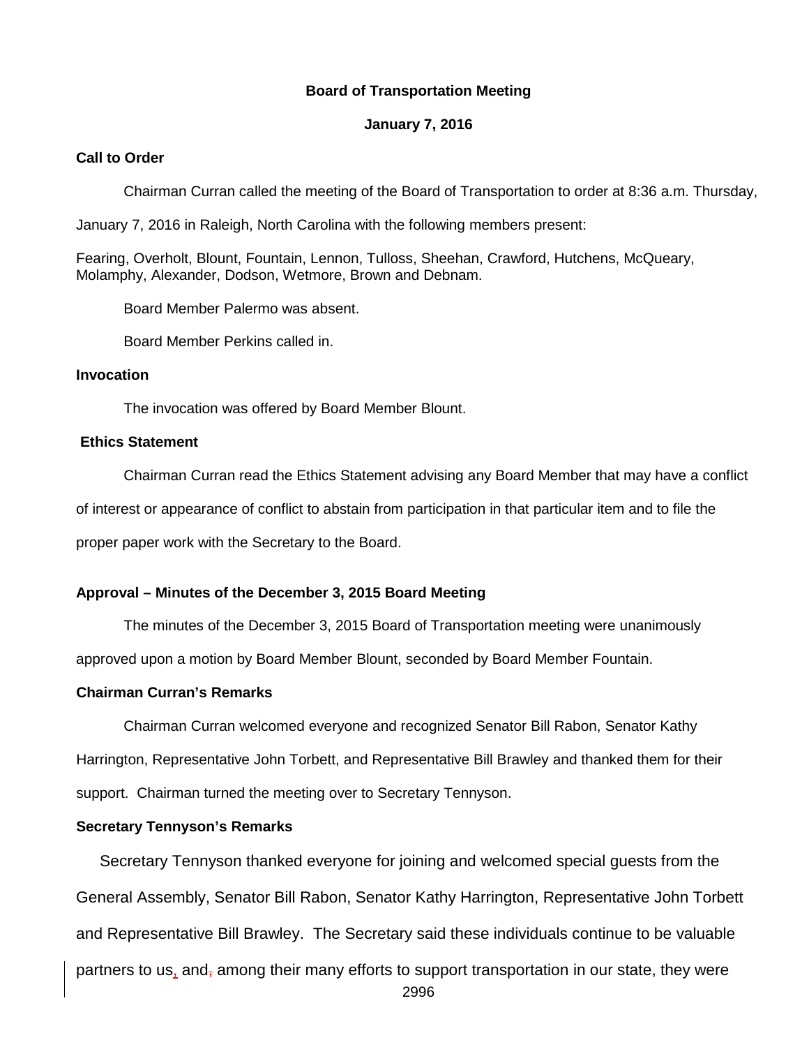**Board of Transportation Meeting**

**January 7, 2016**

**Call to Order**

Chairman Curran called the meeting of the Board of Transportation to order at 8:36 a.m. Thursday, January 7, 2016 in Raleigh, North Carolina with the following members present:

Fearing, Overholt, Blount, Fountain, Lennon, Tulloss, Sheehan, Crawford, Hutchens, McQueary, Molamphy, Alexander, Dodson, Wetmore, Brown and Debnam.

Board Member Palermo was absent.

Board Member Perkins called in.

**Invocation**

The invocation was offered by Board Member Blount.

**Ethics Statement**

Chairman Curran read the Ethics Statement advising any Board Member that may have a conflict of interest or appearance of conflict to abstain from participation in that particular item and to file the proper paper work with the Secretary to the Board.

**Approval – Minutes of the December 3, 2015 Board Meeting**

The minutes of the December 3, 2015 Board of Transportation meeting were unanimously approved upon a motion by Board Member Blount, seconded by Board Member Fountain.

**Chairman Curran's Remarks**

Chairman Curran welcomed everyone and recognized Senator Bill Rabon, Senator Kathy Harrington, Representative John Torbett, and Representative Bill Brawley and thanked them for their support. Chairman turned the meeting over to Secretary Tennyson.

**Secretary Tennyson's Remarks**

Secretary Tennyson thanked everyone for joining and welcomed special guests from the General Assembly, Senator Bill Rabon, Senator Kathy Harrington, Representative John Torbett and Representative Bill Brawley. The Secretary said these individuals continue to be valuable partners to us, and among their many efforts to support transportation in our state, they were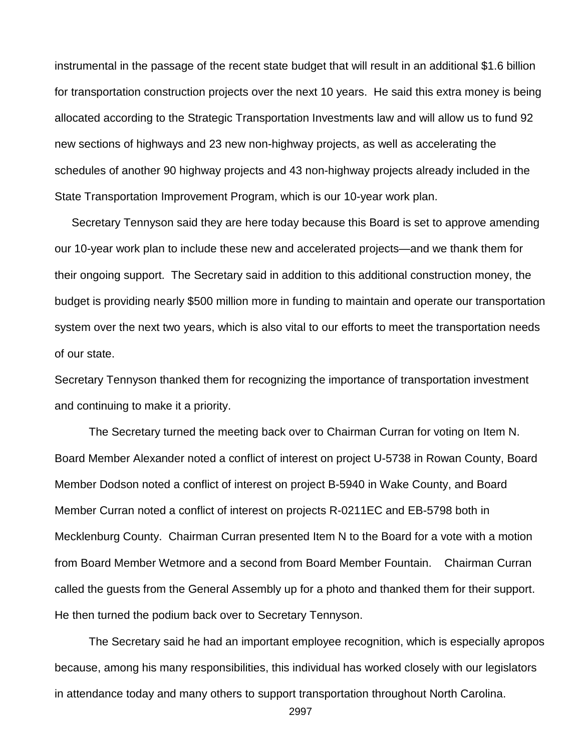instrumental in the passage of the recent state budget that will result in an additional $1.6 billion for transportation construction projects over the next 10 years. He said this extra money is being allocated according to the Strategic Transportation Investments law and will allow us to fund 92 new sections of highways and 23 new non-highway projects, as well as accelerating the schedules of another 90 highway projects and 43 non-highway projects already included in the State Transportation Improvement Program, which is our 10-year work plan.

Secretary Tennyson said they are here today because this Board is set to approve amending our 10-year work plan to include these new and accelerated projects—and we thank them for their ongoing support. The Secretary said in addition to this additional construction money, the budget is providing nearly $500 million more in funding to maintain and operate our transportation system over the next two years, which is also vital to our efforts to meet the transportation needs of our state.

Secretary Tennyson thanked them for recognizing the importance of transportation investment and continuing to make it a priority.

The Secretary turned the meeting back over to Chairman Curran for voting on Item N. Board Member Alexander noted a conflict of interest on project U-5738 in Rowan County, Board Member Dodson noted a conflict of interest on project B-5940 in Wake County, and Board Member Curran noted a conflict of interest on projects R-0211EC and EB-5798 both in Mecklenburg County. Chairman Curran presented Item N to the Board for a vote with a motion from Board Member Wetmore and a second from Board Member Fountain. Chairman Curran called the guests from the General Assembly up for a photo and thanked them for their support. He then turned the podium back over to Secretary Tennyson.

The Secretary said he had an important employee recognition, which is especially apropos because, among his many responsibilities, this individual has worked closely with our legislators in attendance today and many others to support transportation throughout North Carolina.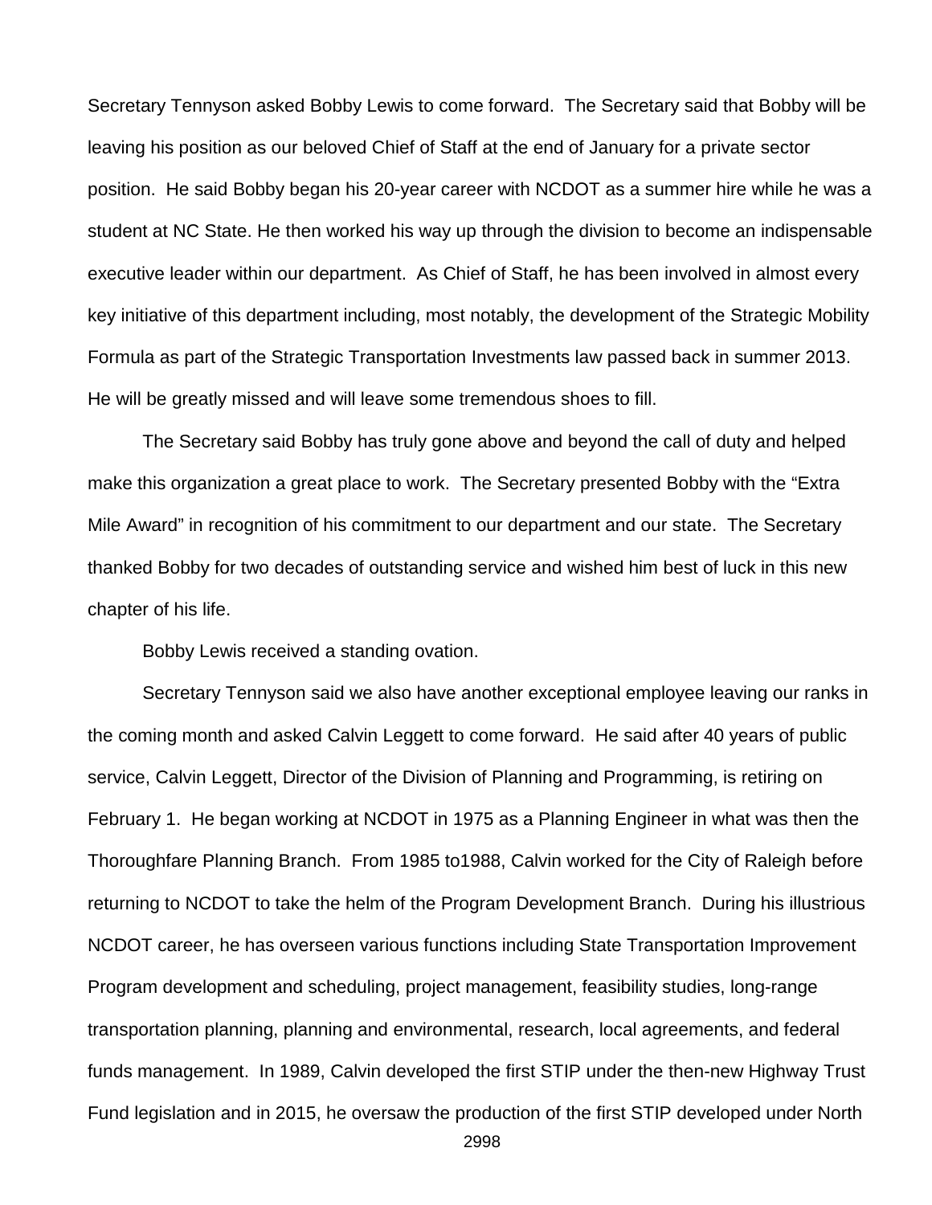Secretary Tennyson asked Bobby Lewis to come forward. The Secretary said that Bobby will be leaving his position as our beloved Chief of Staff at the end of January for a private sector position. He said Bobby began his 20-year career with NCDOT as a summer hire while he was a student at NC State. He then worked his way up through the division to become an indispensable executive leader within our department. As Chief of Staff, he has been involved in almost every key initiative of this department including, most notably, the development of the Strategic Mobility Formula as part of the Strategic Transportation Investments law passed back in summer 2013. He will be greatly missed and will leave some tremendous shoes to fill.

The Secretary said Bobby has truly gone above and beyond the call of duty and helped make this organization a great place to work. The Secretary presented Bobby with the "Extra Mile Award" in recognition of his commitment to our department and our state. The Secretary thanked Bobby for two decades of outstanding service and wished him best of luck in this new chapter of his life.

Bobby Lewis received a standing ovation.

Secretary Tennyson said we also have another exceptional employee leaving our ranks in the coming month and asked Calvin Leggett to come forward. He said after 40 years of public service, Calvin Leggett, Director of the Division of Planning and Programming, is retiring on February 1. He began working at NCDOT in 1975 as a Planning Engineer in what was then the Thoroughfare Planning Branch. From 1985 to1988, Calvin worked for the City of Raleigh before returning to NCDOT to take the helm of the Program Development Branch. During his illustrious NCDOT career, he has overseen various functions including State Transportation Improvement Program development and scheduling, project management, feasibility studies, long-range transportation planning, planning and environmental, research, local agreements, and federal funds management. In 1989, Calvin developed the first STIP under the then-new Highway Trust Fund legislation and in 2015, he oversaw the production of the first STIP developed under North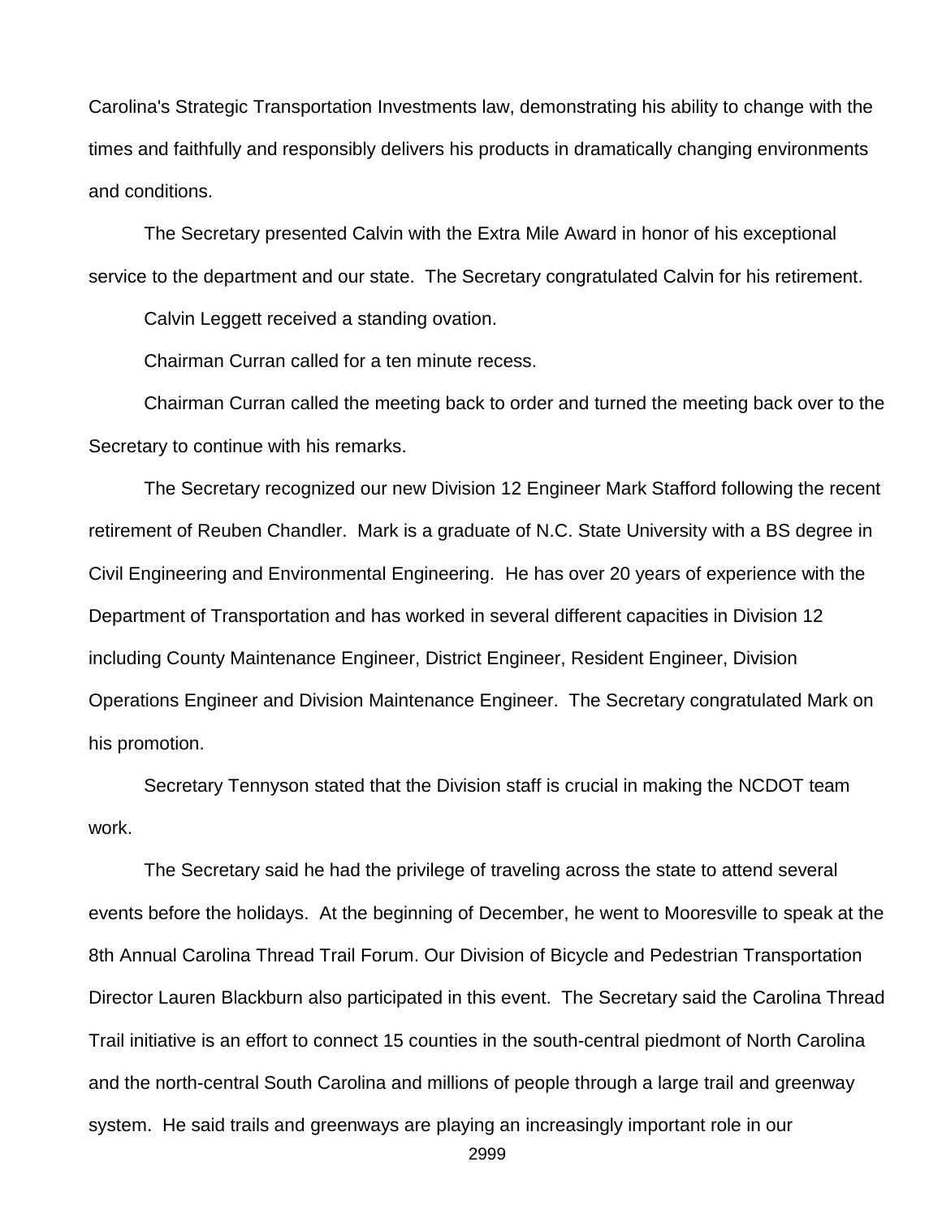Carolina's Strategic Transportation Investments law, demonstrating his ability to change with the times and faithfully and responsibly delivers his products in dramatically changing environments and conditions.

The Secretary presented Calvin with the Extra Mile Award in honor of his exceptional service to the department and our state. The Secretary congratulated Calvin for his retirement.

Calvin Leggett received a standing ovation.

Chairman Curran called for a ten minute recess.

Chairman Curran called the meeting back to order and turned the meeting back over to the Secretary to continue with his remarks.

The Secretary recognized our new Division 12 Engineer Mark Stafford following the recent retirement of Reuben Chandler. Mark is a graduate of N.C. State University with a BS degree in Civil Engineering and Environmental Engineering. He has over 20 years of experience with the Department of Transportation and has worked in several different capacities in Division 12 including County Maintenance Engineer, District Engineer, Resident Engineer, Division Operations Engineer and Division Maintenance Engineer. The Secretary congratulated Mark on his promotion.

Secretary Tennyson stated that the Division staff is crucial in making the NCDOT team work.

The Secretary said he had the privilege of traveling across the state to attend several events before the holidays. At the beginning of December, he went to Mooresville to speak at the 8th Annual Carolina Thread Trail Forum. Our Division of Bicycle and Pedestrian Transportation Director Lauren Blackburn also participated in this event. The Secretary said the Carolina Thread Trail initiative is an effort to connect 15 counties in the south-central piedmont of North Carolina and the north-central South Carolina and millions of people through a large trail and greenway system. He said trails and greenways are playing an increasingly important role in our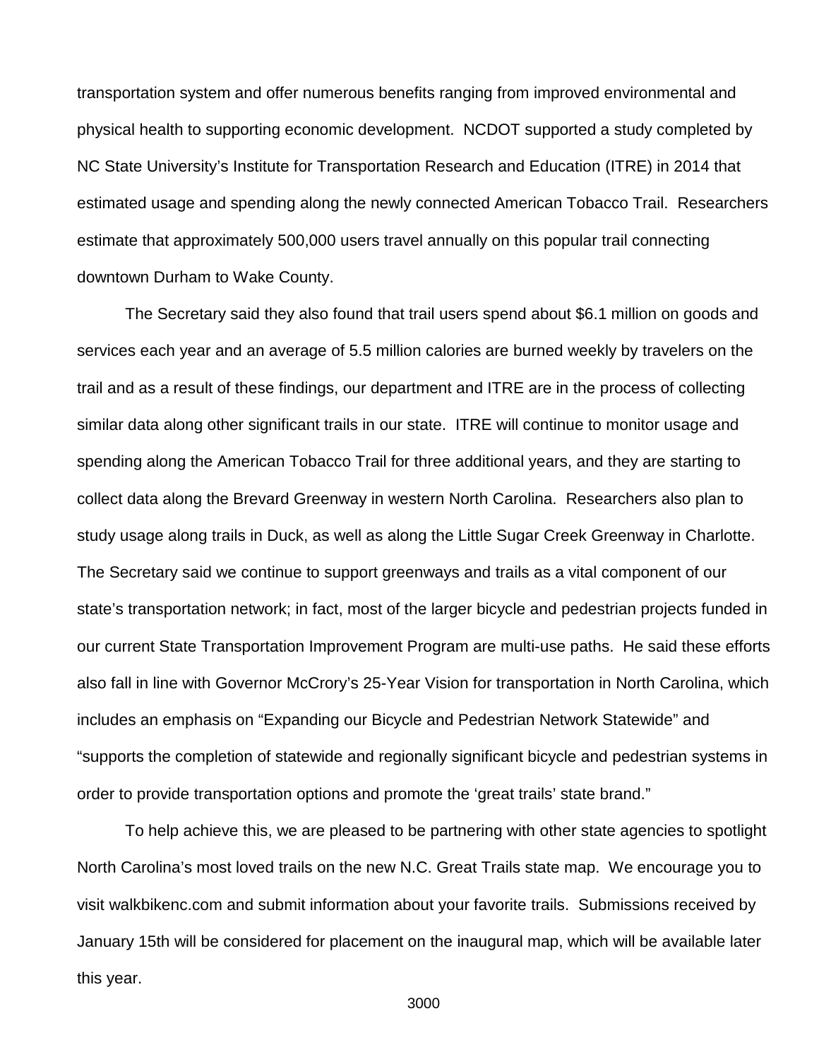transportation system and offer numerous benefits ranging from improved environmental and physical health to supporting economic development. NCDOT supported a study completed by NC State University's Institute for Transportation Research and Education (ITRE) in 2014 that estimated usage and spending along the newly connected American Tobacco Trail. Researchers estimate that approximately 500,000 users travel annually on this popular trail connecting downtown Durham to Wake County.

The Secretary said they also found that trail users spend about $6.1 million on goods and services each year and an average of 5.5 million calories are burned weekly by travelers on the trail and as a result of these findings, our department and ITRE are in the process of collecting similar data along other significant trails in our state. ITRE will continue to monitor usage and spending along the American Tobacco Trail for three additional years, and they are starting to collect data along the Brevard Greenway in western North Carolina. Researchers also plan to study usage along trails in Duck, as well as along the Little Sugar Creek Greenway in Charlotte. The Secretary said we continue to support greenways and trails as a vital component of our state's transportation network; in fact, most of the larger bicycle and pedestrian projects funded in our current State Transportation Improvement Program are multi-use paths. He said these efforts also fall in line with Governor McCrory's 25-Year Vision for transportation in North Carolina, which includes an emphasis on "Expanding our Bicycle and Pedestrian Network Statewide" and "supports the completion of statewide and regionally significant bicycle and pedestrian systems in order to provide transportation options and promote the 'great trails' state brand."

To help achieve this, we are pleased to be partnering with other state agencies to spotlight North Carolina's most loved trails on the new N.C. Great Trails state map. We encourage you to visit walkbikenc.com and submit information about your favorite trails. Submissions received by January 15th will be considered for placement on the inaugural map, which will be available later this year.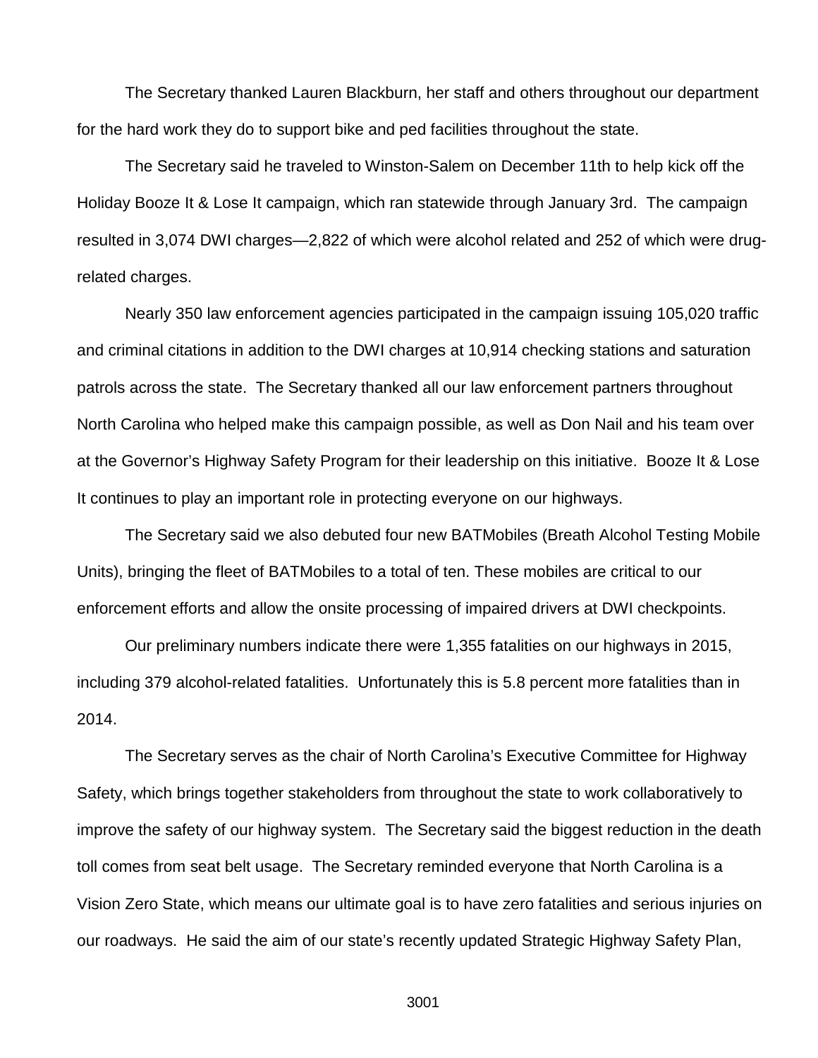The Secretary thanked Lauren Blackburn, her staff and others throughout our department for the hard work they do to support bike and ped facilities throughout the state.

The Secretary said he traveled to Winston-Salem on December 11th to help kick off the Holiday Booze It & Lose It campaign, which ran statewide through January 3rd. The campaign resulted in 3,074 DWI charges—2,822 of which were alcohol related and 252 of which were drug-related charges.

Nearly 350 law enforcement agencies participated in the campaign issuing 105,020 traffic and criminal citations in addition to the DWI charges at 10,914 checking stations and saturation patrols across the state. The Secretary thanked all our law enforcement partners throughout North Carolina who helped make this campaign possible, as well as Don Nail and his team over at the Governor's Highway Safety Program for their leadership on this initiative. Booze It & Lose It continues to play an important role in protecting everyone on our highways.

The Secretary said we also debuted four new BATMobiles (Breath Alcohol Testing Mobile Units), bringing the fleet of BATMobiles to a total of ten. These mobiles are critical to our enforcement efforts and allow the onsite processing of impaired drivers at DWI checkpoints.

Our preliminary numbers indicate there were 1,355 fatalities on our highways in 2015, including 379 alcohol-related fatalities. Unfortunately this is 5.8 percent more fatalities than in 2014.

The Secretary serves as the chair of North Carolina's Executive Committee for Highway Safety, which brings together stakeholders from throughout the state to work collaboratively to improve the safety of our highway system. The Secretary said the biggest reduction in the death toll comes from seat belt usage. The Secretary reminded everyone that North Carolina is a Vision Zero State, which means our ultimate goal is to have zero fatalities and serious injuries on our roadways. He said the aim of our state's recently updated Strategic Highway Safety Plan,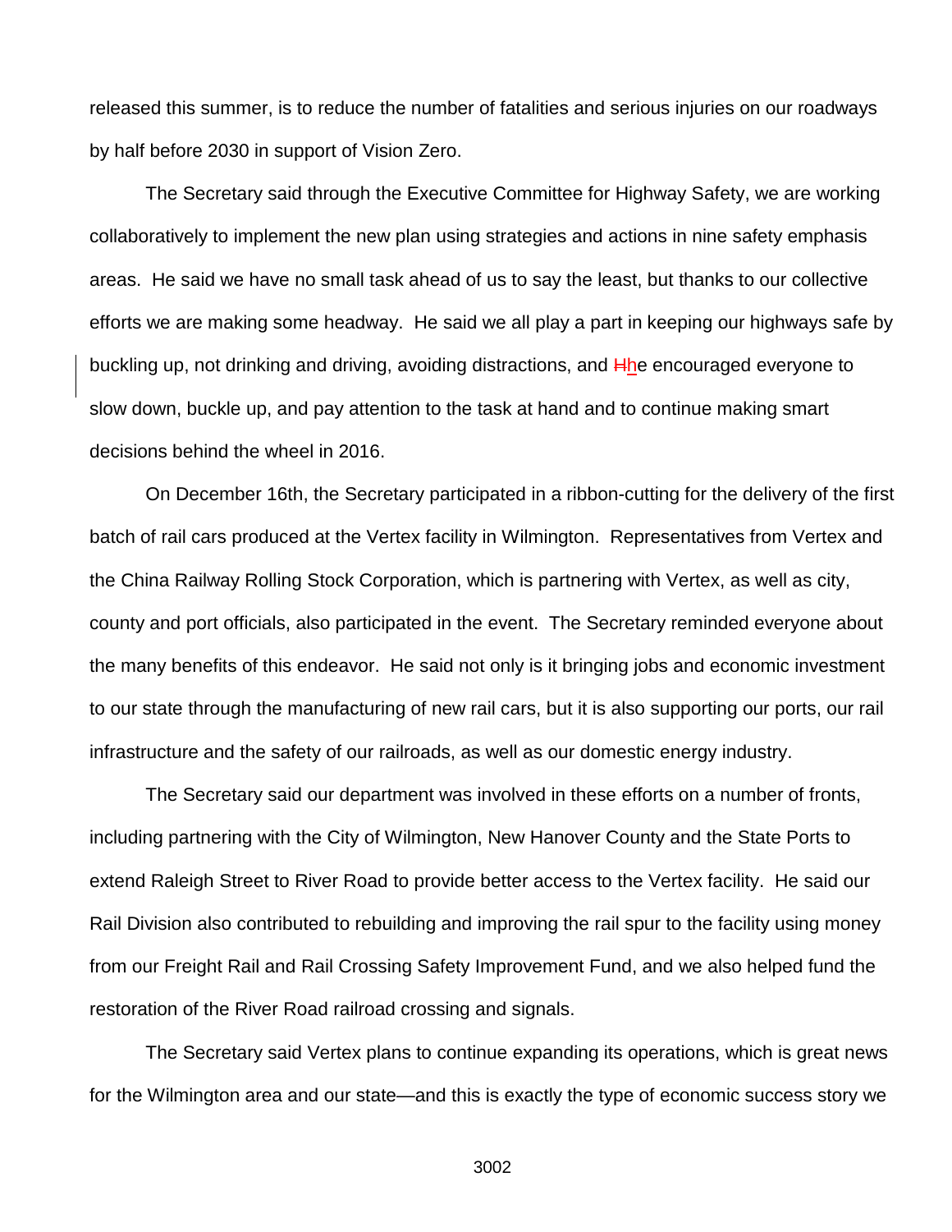released this summer, is to reduce the number of fatalities and serious injuries on our roadways by half before 2030 in support of Vision Zero.

The Secretary said through the Executive Committee for Highway Safety, we are working collaboratively to implement the new plan using strategies and actions in nine safety emphasis areas. He said we have no small task ahead of us to say the least, but thanks to our collective efforts we are making some headway. He said we all play a part in keeping our highways safe by buckling up, not drinking and driving, avoiding distractions, and ~~H~~he encouraged everyone to slow down, buckle up, and pay attention to the task at hand and to continue making smart decisions behind the wheel in 2016.

On December 16th, the Secretary participated in a ribbon-cutting for the delivery of the first batch of rail cars produced at the Vertex facility in Wilmington. Representatives from Vertex and the China Railway Rolling Stock Corporation, which is partnering with Vertex, as well as city, county and port officials, also participated in the event. The Secretary reminded everyone about the many benefits of this endeavor. He said not only is it bringing jobs and economic investment to our state through the manufacturing of new rail cars, but it is also supporting our ports, our rail infrastructure and the safety of our railroads, as well as our domestic energy industry.

The Secretary said our department was involved in these efforts on a number of fronts, including partnering with the City of Wilmington, New Hanover County and the State Ports to extend Raleigh Street to River Road to provide better access to the Vertex facility. He said our Rail Division also contributed to rebuilding and improving the rail spur to the facility using money from our Freight Rail and Rail Crossing Safety Improvement Fund, and we also helped fund the restoration of the River Road railroad crossing and signals.

The Secretary said Vertex plans to continue expanding its operations, which is great news for the Wilmington area and our state—and this is exactly the type of economic success story we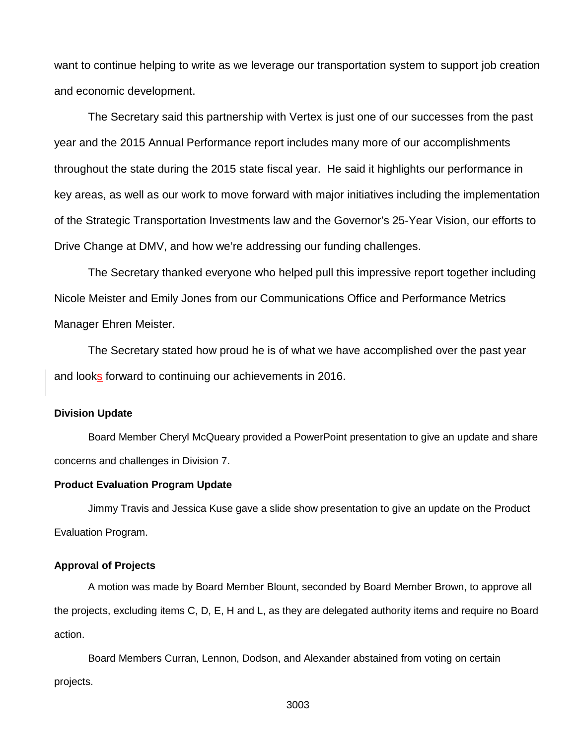want to continue helping to write as we leverage our transportation system to support job creation and economic development.

The Secretary said this partnership with Vertex is just one of our successes from the past year and the 2015 Annual Performance report includes many more of our accomplishments throughout the state during the 2015 state fiscal year. He said it highlights our performance in key areas, as well as our work to move forward with major initiatives including the implementation of the Strategic Transportation Investments law and the Governor's 25-Year Vision, our efforts to Drive Change at DMV, and how we're addressing our funding challenges.

The Secretary thanked everyone who helped pull this impressive report together including Nicole Meister and Emily Jones from our Communications Office and Performance Metrics Manager Ehren Meister.

The Secretary stated how proud he is of what we have accomplished over the past year and looks forward to continuing our achievements in 2016.

**Division Update**

Board Member Cheryl McQueary provided a PowerPoint presentation to give an update and share concerns and challenges in Division 7.

**Product Evaluation Program Update**

Jimmy Travis and Jessica Kuse gave a slide show presentation to give an update on the Product Evaluation Program.

**Approval of Projects**

A motion was made by Board Member Blount, seconded by Board Member Brown, to approve all the projects, excluding items C, D, E, H and L, as they are delegated authority items and require no Board action.

Board Members Curran, Lennon, Dodson, and Alexander abstained from voting on certain projects.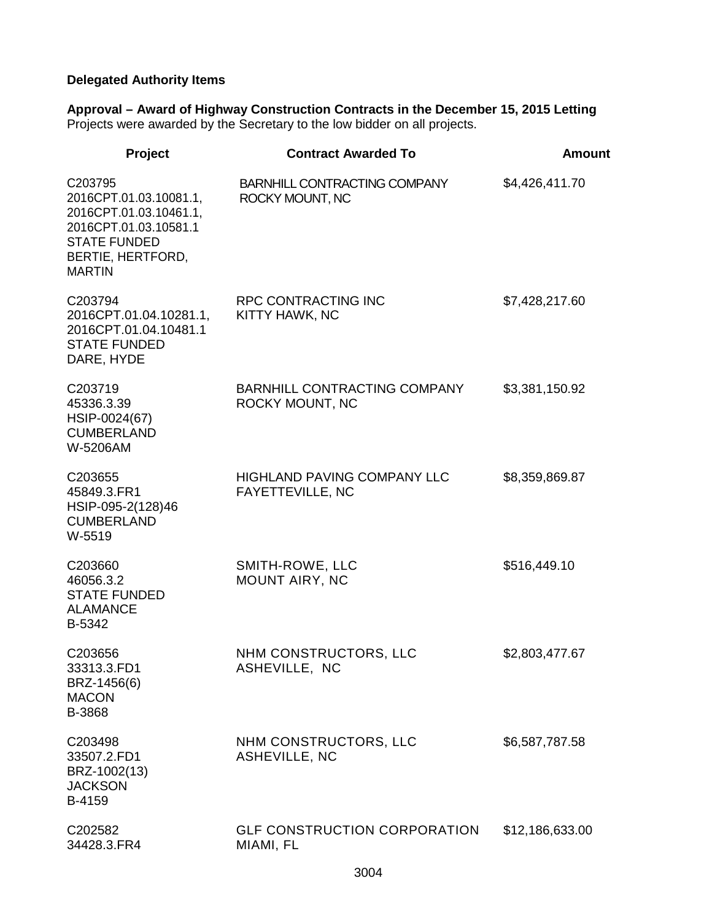**Delegated Authority Items**

**Approval – Award of Highway Construction Contracts in the December 15, 2015 Letting**
Projects were awarded by the Secretary to the low bidder on all projects.

| Project | Contract Awarded To | Amount |
|---|---|---|
| C203795<br>2016CPT.01.03.10081.1,<br>2016CPT.01.03.10461.1,<br>2016CPT.01.03.10581.1<br>STATE FUNDED<br>BERTIE, HERTFORD,<br>MARTIN | BARNHILL CONTRACTING COMPANY<br>ROCKY MOUNT, NC | $4,426,411.70 |
| C203794<br>2016CPT.01.04.10281.1,<br>2016CPT.01.04.10481.1<br>STATE FUNDED<br>DARE, HYDE | RPC CONTRACTING INC<br>KITTY HAWK, NC | $7,428,217.60 |
| C203719<br>45336.3.39<br>HSIP-0024(67)<br>CUMBERLAND<br>W-5206AM | BARNHILL CONTRACTING COMPANY<br>ROCKY MOUNT, NC | $3,381,150.92 |
| C203655<br>45849.3.FR1<br>HSIP-095-2(128)46<br>CUMBERLAND<br>W-5519 | HIGHLAND PAVING COMPANY LLC<br>FAYETTEVILLE, NC | $8,359,869.87 |
| C203660<br>46056.3.2<br>STATE FUNDED<br>ALAMANCE<br>B-5342 | SMITH-ROWE, LLC<br>MOUNT AIRY, NC | $516,449.10 |
| C203656<br>33313.3.FD1<br>BRZ-1456(6)<br>MACON<br>B-3868 | NHM CONSTRUCTORS, LLC<br>ASHEVILLE, NC | $2,803,477.67 |
| C203498<br>33507.2.FD1<br>BRZ-1002(13)<br>JACKSON<br>B-4159 | NHM CONSTRUCTORS, LLC<br>ASHEVILLE, NC | $6,587,787.58 |
| C202582<br>34428.3.FR4 | GLF CONSTRUCTION CORPORATION<br>MIAMI, FL | $12,186,633.00 |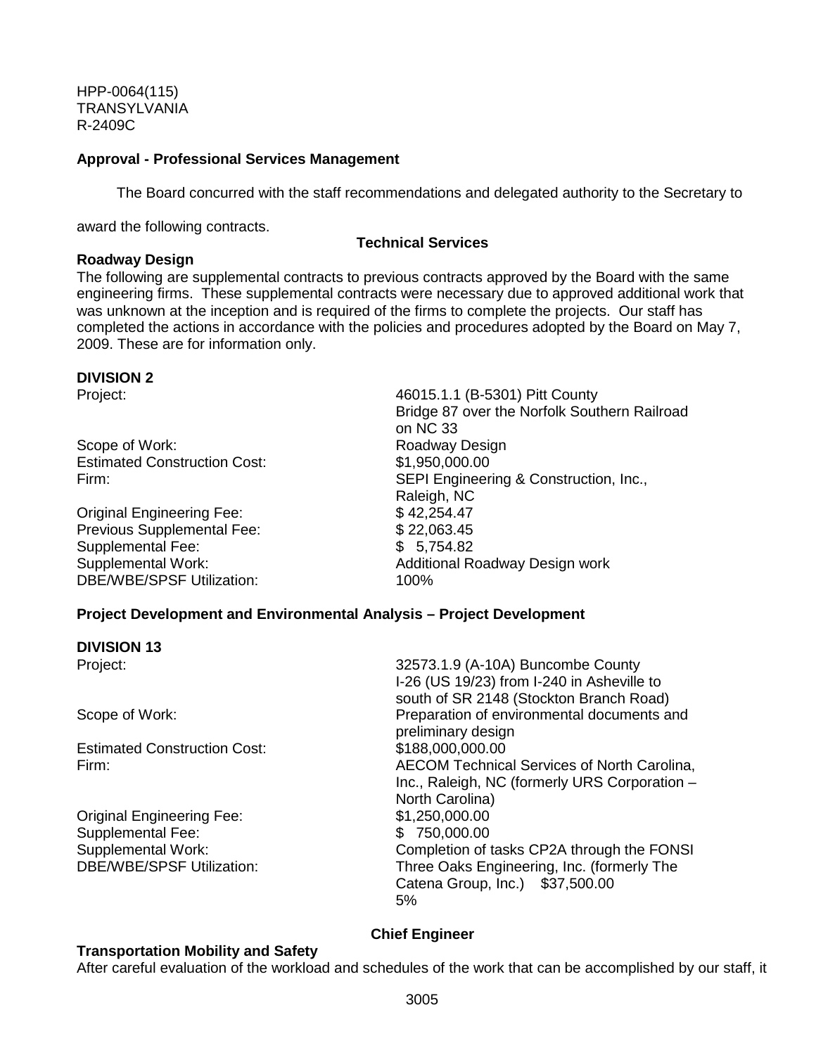HPP-0064(115)
TRANSYLVANIA
R-2409C

**Approval - Professional Services Management**

The Board concurred with the staff recommendations and delegated authority to the Secretary to award the following contracts.

**Technical Services**

**Roadway Design**

The following are supplemental contracts to previous contracts approved by the Board with the same engineering firms. These supplemental contracts were necessary due to approved additional work that was unknown at the inception and is required of the firms to complete the projects. Our staff has completed the actions in accordance with the policies and procedures adopted by the Board on May 7, 2009. These are for information only.

**DIVISION 2**

| | |
|---|---|
| Project: | 46015.1.1 (B-5301) Pitt County Bridge 87 over the Norfolk Southern Railroad on NC 33 |
| Scope of Work: | Roadway Design |
| Estimated Construction Cost: | $1,950,000.00 |
| Firm: | SEPI Engineering & Construction, Inc., Raleigh, NC |
| Original Engineering Fee: | $ 42,254.47 |
| Previous Supplemental Fee: | $ 22,063.45 |
| Supplemental Fee: | $ 5,754.82 |
| Supplemental Work: | Additional Roadway Design work |
| DBE/WBE/SPSF Utilization: | 100% |

**Project Development and Environmental Analysis – Project Development**

**DIVISION 13**

| | |
|---|---|
| Project: | 32573.1.9 (A-10A) Buncombe County I-26 (US 19/23) from I-240 in Asheville to south of SR 2148 (Stockton Branch Road) |
| Scope of Work: | Preparation of environmental documents and preliminary design |
| Estimated Construction Cost: | $188,000,000.00 |
| Firm: | AECOM Technical Services of North Carolina, Inc., Raleigh, NC (formerly URS Corporation – North Carolina) |
| Original Engineering Fee: | $1,250,000.00 |
| Supplemental Fee: | $ 750,000.00 |
| Supplemental Work: | Completion of tasks CP2A through the FONSI |
| DBE/WBE/SPSF Utilization: | Three Oaks Engineering, Inc. (formerly The Catena Group, Inc.) $37,500.00 5% |

**Chief Engineer**

**Transportation Mobility and Safety**

After careful evaluation of the workload and schedules of the work that can be accomplished by our staff, it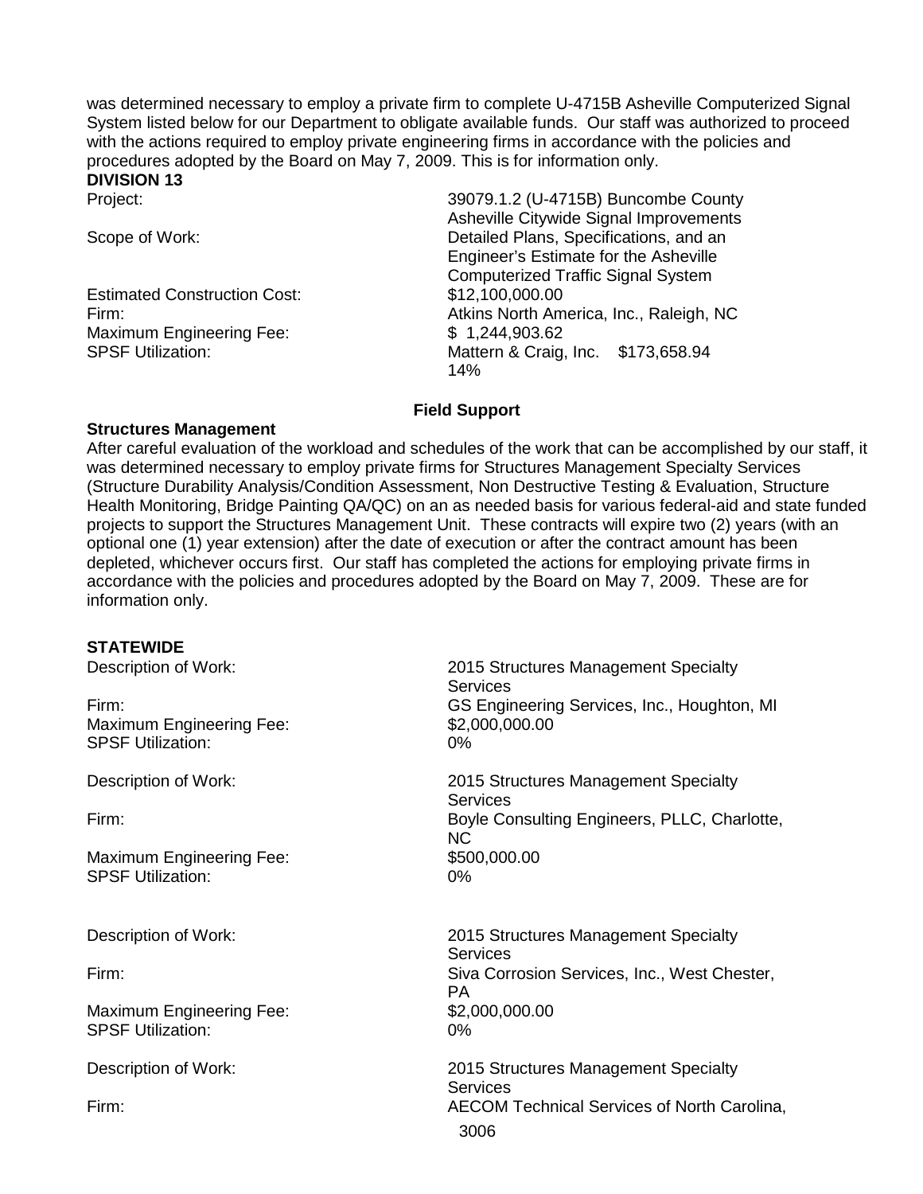was determined necessary to employ a private firm to complete U-4715B Asheville Computerized Signal System listed below for our Department to obligate available funds. Our staff was authorized to proceed with the actions required to employ private engineering firms in accordance with the policies and procedures adopted by the Board on May 7, 2009. This is for information only.

**DIVISION 13**

| | |
|---|---|
| Project: | 39079.1.2 (U-4715B) Buncombe County Asheville Citywide Signal Improvements |
| Scope of Work: | Detailed Plans, Specifications, and an Engineer's Estimate for the Asheville Computerized Traffic Signal System |
| Estimated Construction Cost: | $12,100,000.00 |
| Firm: | Atkins North America, Inc., Raleigh, NC |
| Maximum Engineering Fee: | $ 1,244,903.62 |
| SPSF Utilization: | Mattern & Craig, Inc. $173,658.94 14% |

## Field Support

**Structures Management**

After careful evaluation of the workload and schedules of the work that can be accomplished by our staff, it was determined necessary to employ private firms for Structures Management Specialty Services (Structure Durability Analysis/Condition Assessment, Non Destructive Testing & Evaluation, Structure Health Monitoring, Bridge Painting QA/QC) on an as needed basis for various federal-aid and state funded projects to support the Structures Management Unit. These contracts will expire two (2) years (with an optional one (1) year extension) after the date of execution or after the contract amount has been depleted, whichever occurs first. Our staff has completed the actions for employing private firms in accordance with the policies and procedures adopted by the Board on May 7, 2009. These are for information only.

**STATEWIDE**

| | |
|---|---|
| Description of Work: | 2015 Structures Management Specialty Services |
| Firm: | GS Engineering Services, Inc., Houghton, MI |
| Maximum Engineering Fee: | $2,000,000.00 |
| SPSF Utilization: | 0% |

| | |
|---|---|
| Description of Work: | 2015 Structures Management Specialty Services |
| Firm: | Boyle Consulting Engineers, PLLC, Charlotte, NC |
| Maximum Engineering Fee: | $500,000.00 |
| SPSF Utilization: | 0% |

| | |
|---|---|
| Description of Work: | 2015 Structures Management Specialty Services |
| Firm: | Siva Corrosion Services, Inc., West Chester, PA |
| Maximum Engineering Fee: | $2,000,000.00 |
| SPSF Utilization: | 0% |

| | |
|---|---|
| Description of Work: | 2015 Structures Management Specialty Services |
| Firm: | AECOM Technical Services of North Carolina, |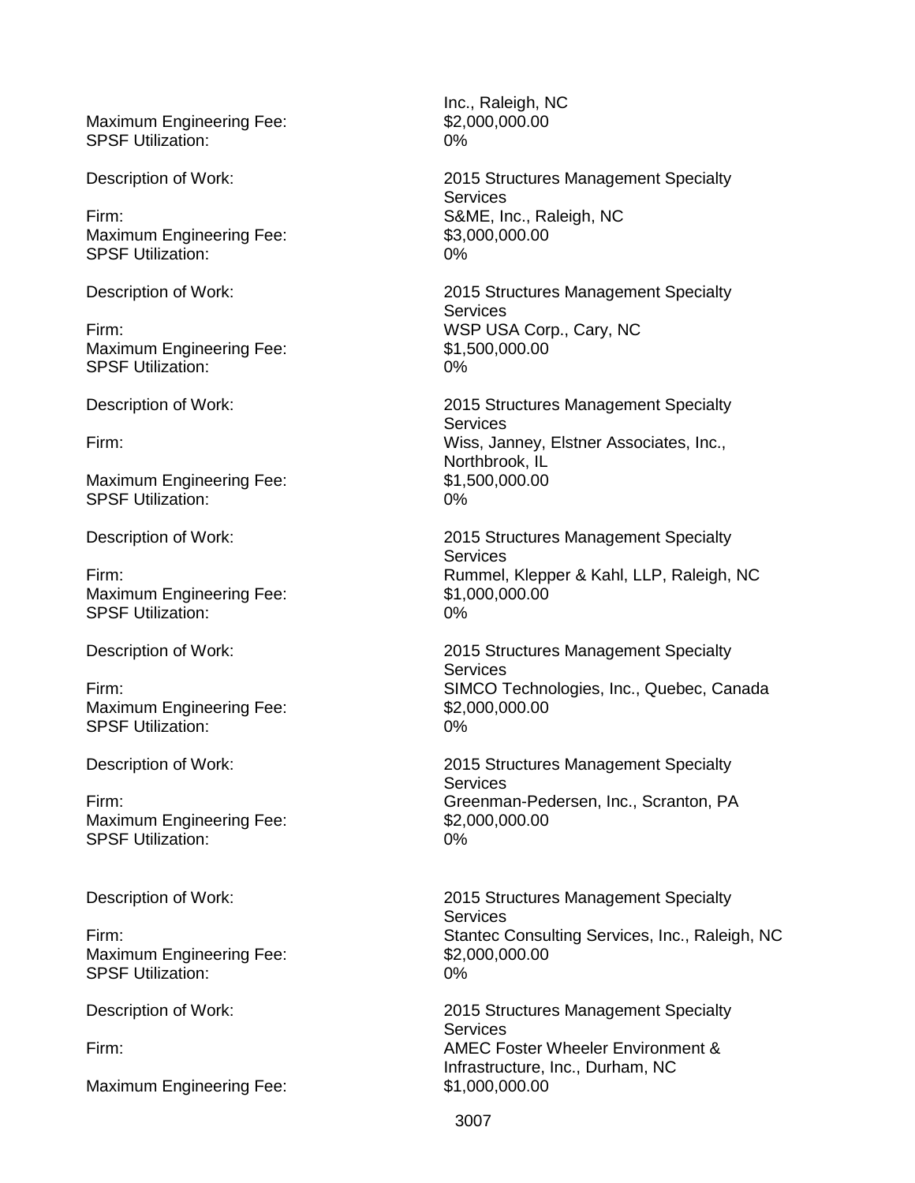Inc., Raleigh, NC

Maximum Engineering Fee: $2,000,000.00
SPSF Utilization: 0%

Description of Work: 2015 Structures Management Specialty Services
Firm: S&ME, Inc., Raleigh, NC
Maximum Engineering Fee: $3,000,000.00
SPSF Utilization: 0%

Description of Work: 2015 Structures Management Specialty Services
Firm: WSP USA Corp., Cary, NC
Maximum Engineering Fee: $1,500,000.00
SPSF Utilization: 0%

Description of Work: 2015 Structures Management Specialty Services
Firm: Wiss, Janney, Elstner Associates, Inc., Northbrook, IL
Maximum Engineering Fee: $1,500,000.00
SPSF Utilization: 0%

Description of Work: 2015 Structures Management Specialty Services
Firm: Rummel, Klepper & Kahl, LLP, Raleigh, NC
Maximum Engineering Fee: $1,000,000.00
SPSF Utilization: 0%

Description of Work: 2015 Structures Management Specialty Services
Firm: SIMCO Technologies, Inc., Quebec, Canada
Maximum Engineering Fee: $2,000,000.00
SPSF Utilization: 0%

Description of Work: 2015 Structures Management Specialty Services
Firm: Greenman-Pedersen, Inc., Scranton, PA
Maximum Engineering Fee: $2,000,000.00
SPSF Utilization: 0%

Description of Work: 2015 Structures Management Specialty Services
Firm: Stantec Consulting Services, Inc., Raleigh, NC
Maximum Engineering Fee: $2,000,000.00
SPSF Utilization: 0%

Description of Work: 2015 Structures Management Specialty Services
Firm: AMEC Foster Wheeler Environment & Infrastructure, Inc., Durham, NC
Maximum Engineering Fee: $1,000,000.00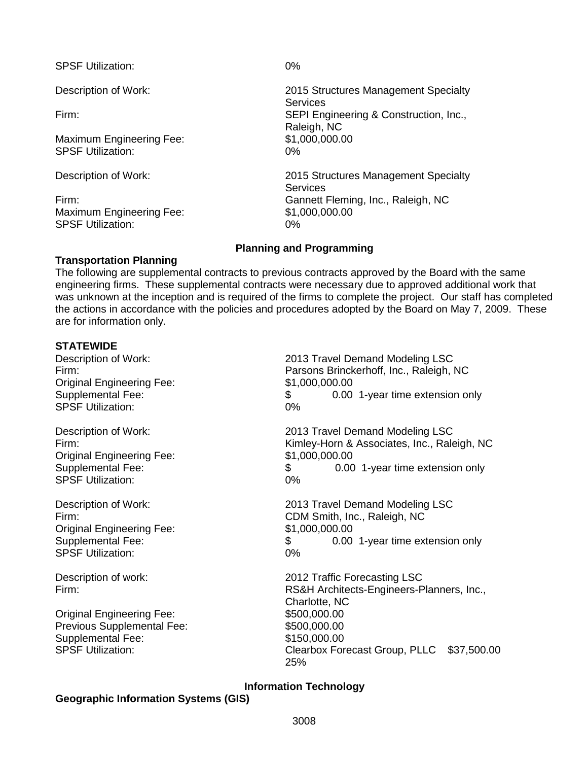SPSF Utilization: 0%

Description of Work: 2015 Structures Management Specialty Services
Firm: SEPI Engineering & Construction, Inc., Raleigh, NC
Maximum Engineering Fee: $1,000,000.00
SPSF Utilization: 0%

Description of Work: 2015 Structures Management Specialty Services
Firm: Gannett Fleming, Inc., Raleigh, NC
Maximum Engineering Fee: $1,000,000.00
SPSF Utilization: 0%

## Planning and Programming

### Transportation Planning

The following are supplemental contracts to previous contracts approved by the Board with the same engineering firms. These supplemental contracts were necessary due to approved additional work that was unknown at the inception and is required of the firms to complete the project. Our staff has completed the actions in accordance with the policies and procedures adopted by the Board on May 7, 2009. These are for information only.

**STATEWIDE**

Description of Work: 2013 Travel Demand Modeling LSC
Firm: Parsons Brinckerhoff, Inc., Raleigh, NC
Original Engineering Fee: $1,000,000.00
Supplemental Fee: $ 0.00 1-year time extension only
SPSF Utilization: 0%

Description of Work: 2013 Travel Demand Modeling LSC
Firm: Kimley-Horn & Associates, Inc., Raleigh, NC
Original Engineering Fee: $1,000,000.00
Supplemental Fee: $ 0.00 1-year time extension only
SPSF Utilization: 0%

Description of Work: 2013 Travel Demand Modeling LSC
Firm: CDM Smith, Inc., Raleigh, NC
Original Engineering Fee: $1,000,000.00
Supplemental Fee: $ 0.00 1-year time extension only
SPSF Utilization: 0%

Description of work: 2012 Traffic Forecasting LSC
Firm: RS&H Architects-Engineers-Planners, Inc., Charlotte, NC
Original Engineering Fee: $500,000.00
Previous Supplemental Fee: $500,000.00
Supplemental Fee: $150,000.00
SPSF Utilization: Clearbox Forecast Group, PLLC $37,500.00 25%

## Information Technology

### Geographic Information Systems (GIS)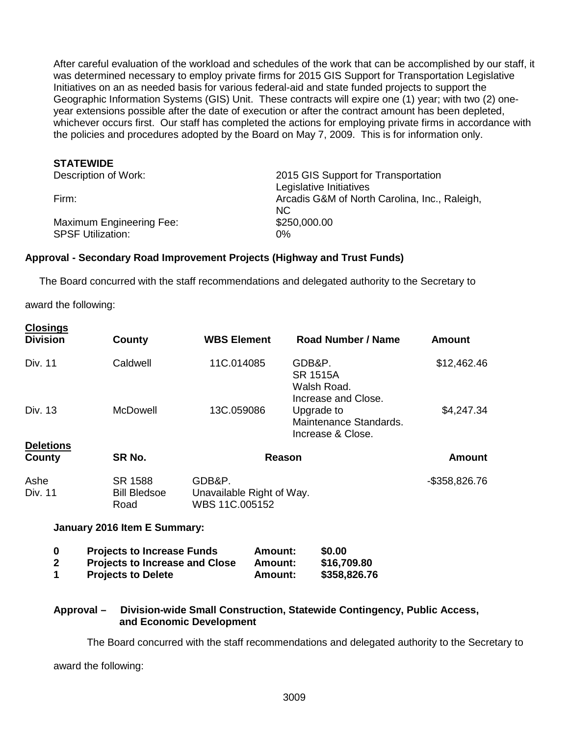After careful evaluation of the workload and schedules of the work that can be accomplished by our staff, it was determined necessary to employ private firms for 2015 GIS Support for Transportation Legislative Initiatives on an as needed basis for various federal-aid and state funded projects to support the Geographic Information Systems (GIS) Unit. These contracts will expire one (1) year; with two (2) one-year extensions possible after the date of execution or after the contract amount has been depleted, whichever occurs first. Our staff has completed the actions for employing private firms in accordance with the policies and procedures adopted by the Board on May 7, 2009. This is for information only.

**STATEWIDE**

| | |
|---|---|
| Description of Work: | 2015 GIS Support for Transportation Legislative Initiatives |
| Firm: | Arcadis G&M of North Carolina, Inc., Raleigh, NC |
| Maximum Engineering Fee: | $250,000.00 |
| SPSF Utilization: | 0% |

**Approval - Secondary Road Improvement Projects (Highway and Trust Funds)**

The Board concurred with the staff recommendations and delegated authority to the Secretary to award the following:

**Closings**

| Division | County | WBS Element | Road Number / Name | Amount |
|---|---|---|---|---|
| Div. 11 | Caldwell | 11C.014085 | GDB&P. SR 1515A Walsh Road. Increase and Close. | $12,462.46 |
| Div. 13 | McDowell | 13C.059086 | Upgrade to Maintenance Standards. Increase & Close. | $4,247.34 |

**Deletions**

| County | SR No. | Reason | Amount |
|---|---|---|---|
| Ashe Div. 11 | SR 1588 Bill Bledsoe Road | GDB&P. Unavailable Right of Way. WBS 11C.005152 | -$358,826.76 |

**January 2016 Item E Summary:**

| | | | |
|---|---|---|---|
| **0** | **Projects to Increase Funds** | **Amount:** | **$0.00** |
| **2** | **Projects to Increase and Close** | **Amount:** | **$16,709.80** |
| **1** | **Projects to Delete** | **Amount:** | **$358,826.76** |

**Approval – Division-wide Small Construction, Statewide Contingency, Public Access, and Economic Development**

The Board concurred with the staff recommendations and delegated authority to the Secretary to award the following: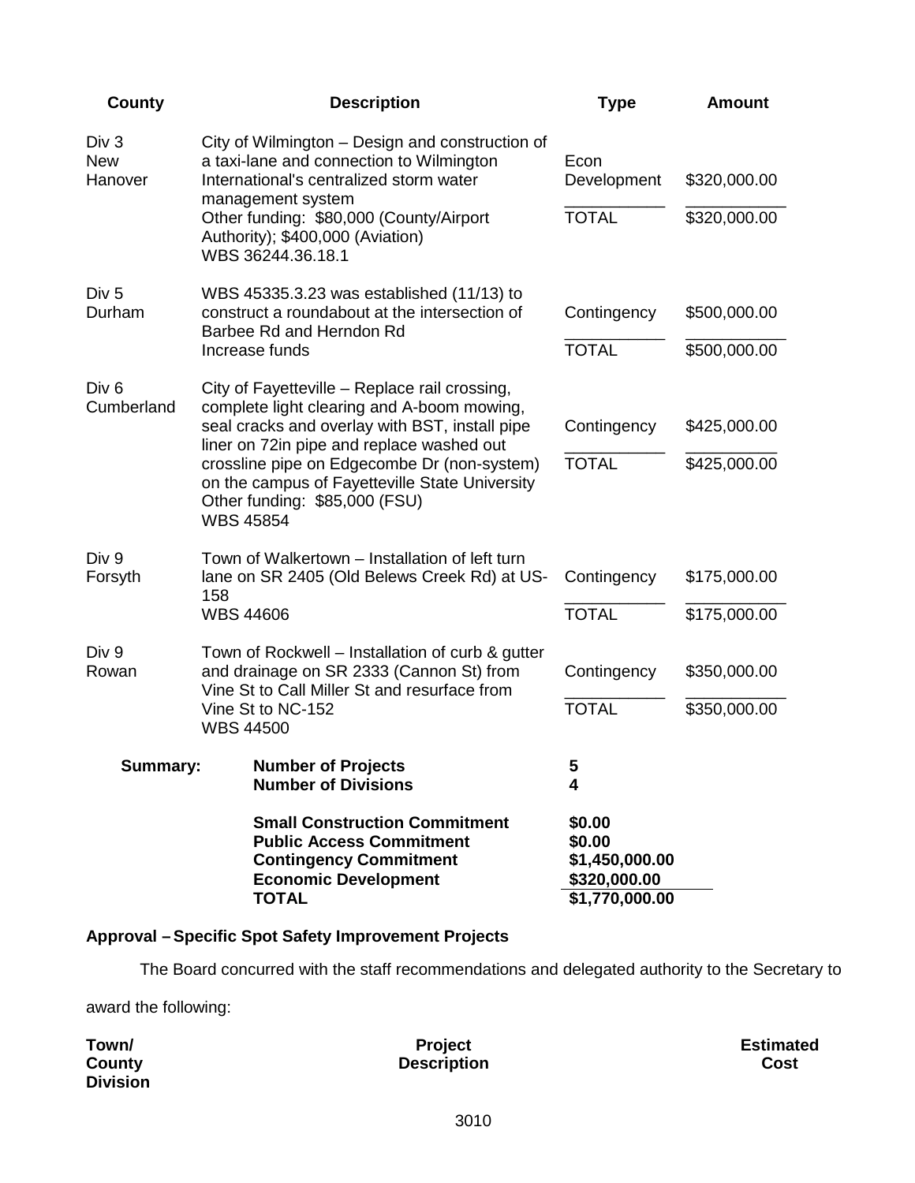| County | Description | Type | Amount |
|---|---|---|---|
| Div 3<br>New Hanover | City of Wilmington – Design and construction of a taxi-lane and connection to Wilmington International's centralized storm water management system<br>Other funding: \$80,000 (County/Airport Authority); \$400,000 (Aviation)<br>WBS 36244.36.18.1 | Econ Development<br>TOTAL | \$320,000.00<br>\$320,000.00 |
| Div 5<br>Durham | WBS 45335.3.23 was established (11/13) to construct a roundabout at the intersection of Barbee Rd and Herndon Rd<br>Increase funds | Contingency<br>TOTAL | \$500,000.00<br>\$500,000.00 |
| Div 6<br>Cumberland | City of Fayetteville – Replace rail crossing, complete light clearing and A-boom mowing, seal cracks and overlay with BST, install pipe liner on 72in pipe and replace washed out crossline pipe on Edgecombe Dr (non-system) on the campus of Fayetteville State University<br>Other funding: \$85,000 (FSU)<br>WBS 45854 | Contingency<br>TOTAL | \$425,000.00<br>\$425,000.00 |
| Div 9<br>Forsyth | Town of Walkertown – Installation of left turn lane on SR 2405 (Old Belews Creek Rd) at US-158<br>WBS 44606 | Contingency<br>TOTAL | \$175,000.00<br>\$175,000.00 |
| Div 9<br>Rowan | Town of Rockwell – Installation of curb & gutter and drainage on SR 2333 (Cannon St) from Vine St to Call Miller St and resurface from Vine St to NC-152<br>WBS 44500 | Contingency<br>TOTAL | \$350,000.00<br>\$350,000.00 |

| **Summary:** | | |
|---|---|---|
| | **Number of Projects** | **5** |
| | **Number of Divisions** | **4** |
| | **Small Construction Commitment** | **\$0.00** |
| | **Public Access Commitment** | **\$0.00** |
| | **Contingency Commitment** | **\$1,450,000.00** |
| | **Economic Development** | **\$320,000.00** |
| | **TOTAL** | **\$1,770,000.00** |

**Approval – Specific Spot Safety Improvement Projects**

The Board concurred with the staff recommendations and delegated authority to the Secretary to award the following:

| Town/ County Division | Project Description | Estimated Cost |
|---|---|---|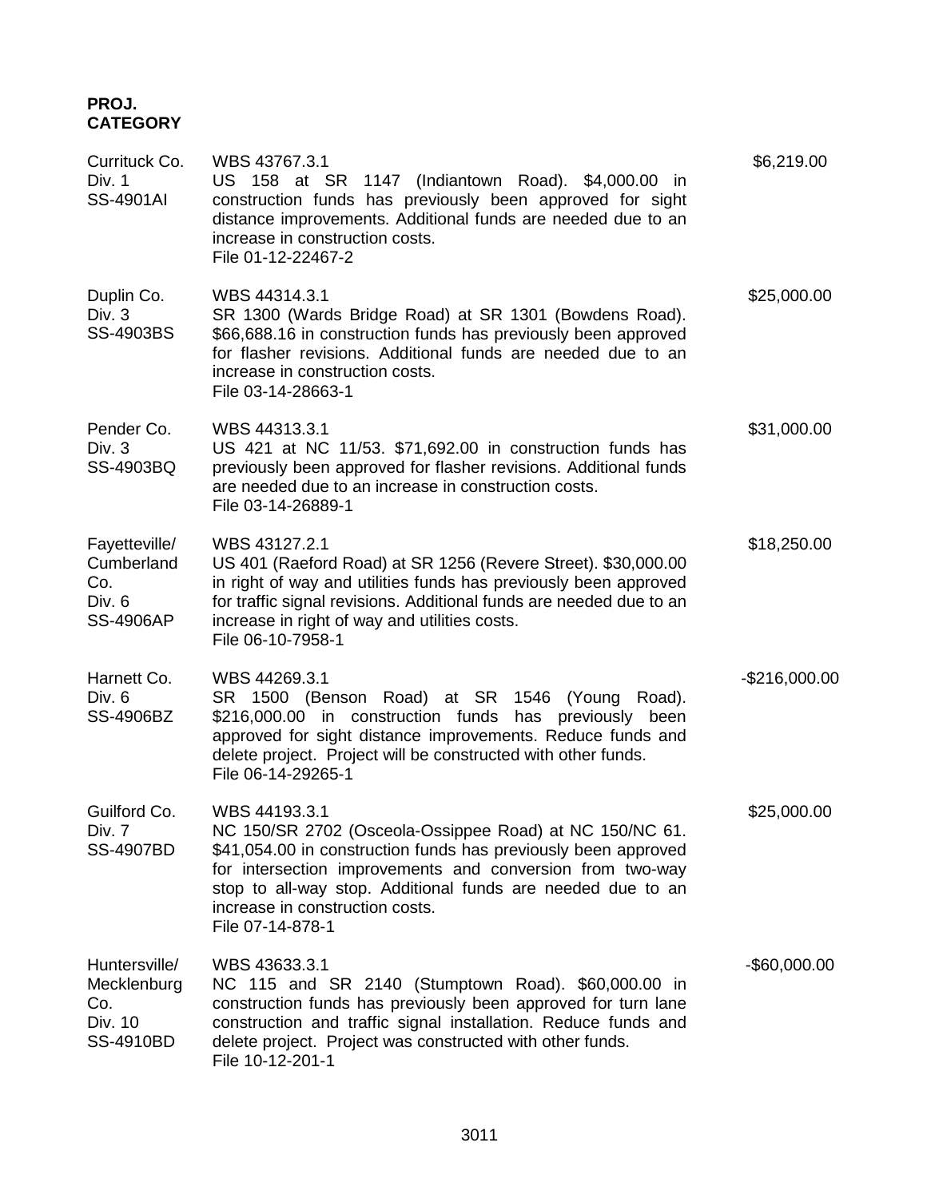**PROJ. CATEGORY**

| | | |
|---|---|---|
| Currituck Co.<br>Div. 1<br>SS-4901AI | WBS 43767.3.1<br>US 158 at SR 1147 (Indiantown Road). $4,000.00 in construction funds has previously been approved for sight distance improvements. Additional funds are needed due to an increase in construction costs.<br>File 01-12-22467-2 | $6,219.00 |
| Duplin Co.<br>Div. 3<br>SS-4903BS | WBS 44314.3.1<br>SR 1300 (Wards Bridge Road) at SR 1301 (Bowdens Road). $66,688.16 in construction funds has previously been approved for flasher revisions. Additional funds are needed due to an increase in construction costs.<br>File 03-14-28663-1 | $25,000.00 |
| Pender Co.<br>Div. 3<br>SS-4903BQ | WBS 44313.3.1<br>US 421 at NC 11/53. $71,692.00 in construction funds has previously been approved for flasher revisions. Additional funds are needed due to an increase in construction costs.<br>File 03-14-26889-1 | $31,000.00 |
| Fayetteville/<br>Cumberland Co.<br>Div. 6<br>SS-4906AP | WBS 43127.2.1<br>US 401 (Raeford Road) at SR 1256 (Revere Street). $30,000.00 in right of way and utilities funds has previously been approved for traffic signal revisions. Additional funds are needed due to an increase in right of way and utilities costs.<br>File 06-10-7958-1 | $18,250.00 |
| Harnett Co.<br>Div. 6<br>SS-4906BZ | WBS 44269.3.1<br>SR 1500 (Benson Road) at SR 1546 (Young Road). $216,000.00 in construction funds has previously been approved for sight distance improvements. Reduce funds and delete project. Project will be constructed with other funds.<br>File 06-14-29265-1 | -$216,000.00 |
| Guilford Co.<br>Div. 7<br>SS-4907BD | WBS 44193.3.1<br>NC 150/SR 2702 (Osceola-Ossippee Road) at NC 150/NC 61. $41,054.00 in construction funds has previously been approved for intersection improvements and conversion from two-way stop to all-way stop. Additional funds are needed due to an increase in construction costs.<br>File 07-14-878-1 | $25,000.00 |
| Huntersville/<br>Mecklenburg Co.<br>Div. 10<br>SS-4910BD | WBS 43633.3.1<br>NC 115 and SR 2140 (Stumptown Road). $60,000.00 in construction funds has previously been approved for turn lane construction and traffic signal installation. Reduce funds and delete project. Project was constructed with other funds.<br>File 10-12-201-1 | -$60,000.00 |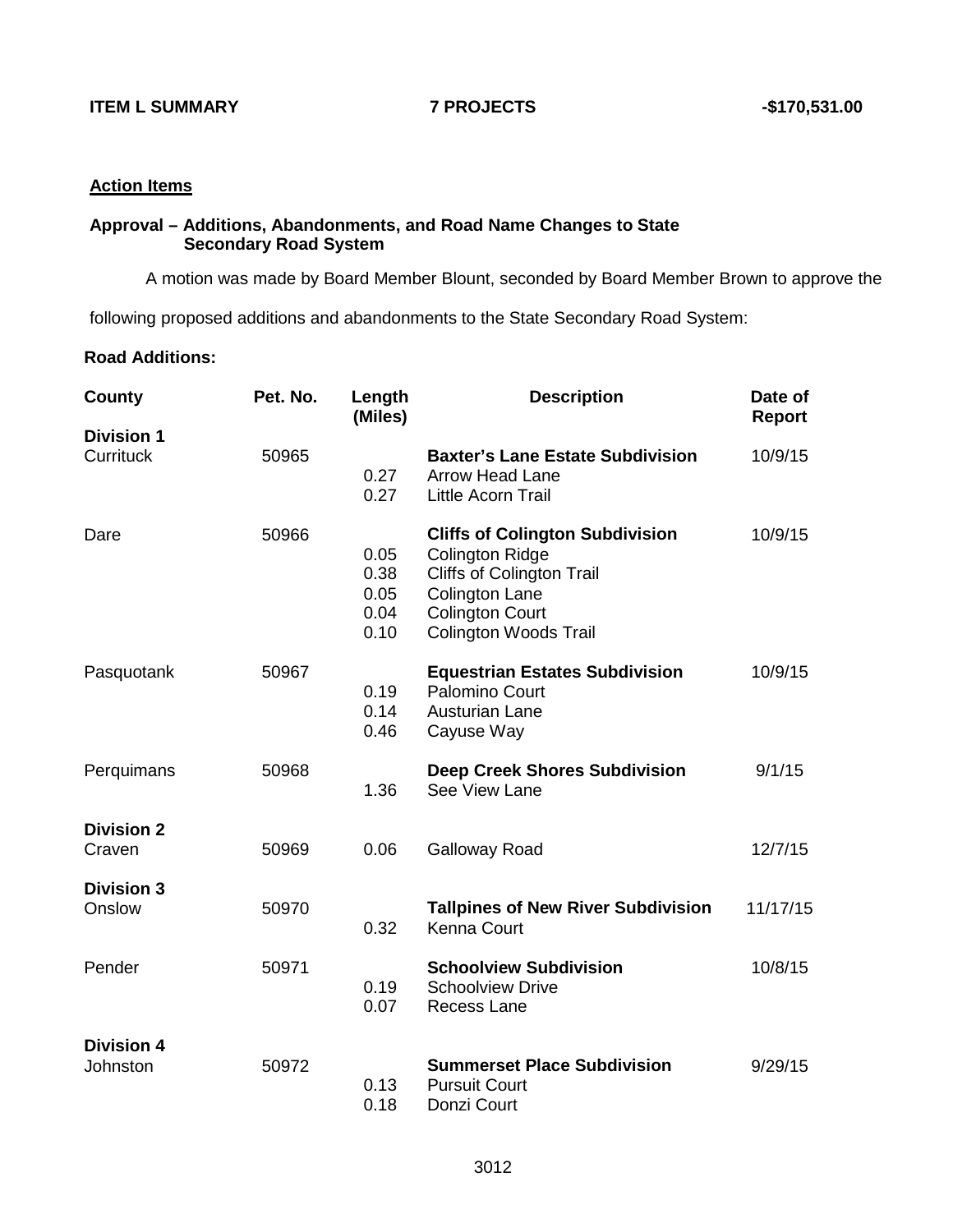**ITEM L SUMMARY** **7 PROJECTS** **-$170,531.00**

**Action Items**

**Approval – Additions, Abandonments, and Road Name Changes to State Secondary Road System**

A motion was made by Board Member Blount, seconded by Board Member Brown to approve the following proposed additions and abandonments to the State Secondary Road System:

**Road Additions:**

| County | Pet. No. | Length (Miles) | Description | Date of Report |
|---|---|---|---|---|
| **Division 1** | | | | |
| Currituck | 50965 | | **Baxter's Lane Estate Subdivision** | 10/9/15 |
| | | 0.27 | Arrow Head Lane | |
| | | 0.27 | Little Acorn Trail | |
| Dare | 50966 | | **Cliffs of Colington Subdivision** | 10/9/15 |
| | | 0.05 | Colington Ridge | |
| | | 0.38 | Cliffs of Colington Trail | |
| | | 0.05 | Colington Lane | |
| | | 0.04 | Colington Court | |
| | | 0.10 | Colington Woods Trail | |
| Pasquotank | 50967 | | **Equestrian Estates Subdivision** | 10/9/15 |
| | | 0.19 | Palomino Court | |
| | | 0.14 | Austurian Lane | |
| | | 0.46 | Cayuse Way | |
| Perquimans | 50968 | | **Deep Creek Shores Subdivision** | 9/1/15 |
| | | 1.36 | See View Lane | |
| **Division 2** | | | | |
| Craven | 50969 | 0.06 | Galloway Road | 12/7/15 |
| **Division 3** | | | | |
| Onslow | 50970 | | **Tallpines of New River Subdivision** | 11/17/15 |
| | | 0.32 | Kenna Court | |
| Pender | 50971 | | **Schoolview Subdivision** | 10/8/15 |
| | | 0.19 | Schoolview Drive | |
| | | 0.07 | Recess Lane | |
| **Division 4** | | | | |
| Johnston | 50972 | | **Summerset Place Subdivision** | 9/29/15 |
| | | 0.13 | Pursuit Court | |
| | | 0.18 | Donzi Court | |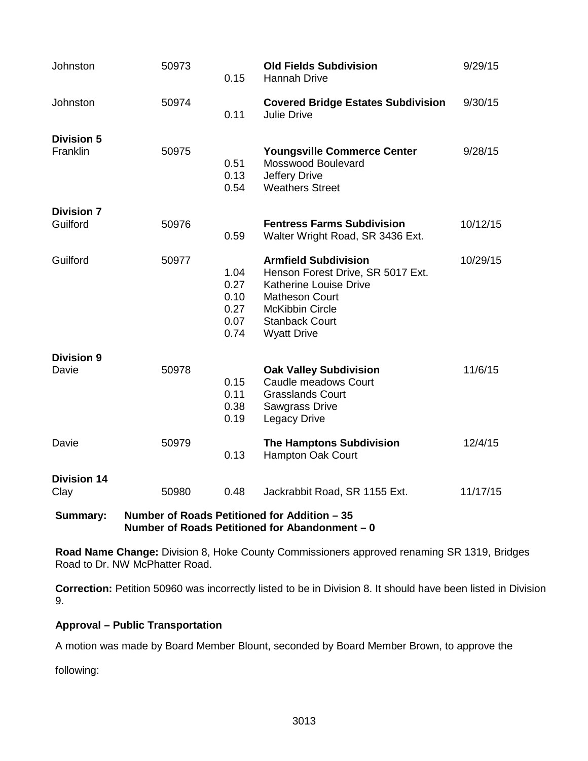| County | Petition | Miles | Location | Date |
|---|---|---|---|---|
| Johnston | 50973 | | **Old Fields Subdivision** | 9/29/15 |
| | | 0.15 | Hannah Drive | |
| Johnston | 50974 | | **Covered Bridge Estates Subdivision** | 9/30/15 |
| | | 0.11 | Julie Drive | |
| **Division 5** | | | | |
| Franklin | 50975 | | **Youngsville Commerce Center** | 9/28/15 |
| | | 0.51 | Mosswood Boulevard | |
| | | 0.13 | Jeffery Drive | |
| | | 0.54 | Weathers Street | |
| **Division 7** | | | | |
| Guilford | 50976 | | **Fentress Farms Subdivision** | 10/12/15 |
| | | 0.59 | Walter Wright Road, SR 3436 Ext. | |
| Guilford | 50977 | | **Armfield Subdivision** | 10/29/15 |
| | | 1.04 | Henson Forest Drive, SR 5017 Ext. | |
| | | 0.27 | Katherine Louise Drive | |
| | | 0.10 | Matheson Court | |
| | | 0.27 | McKibbin Circle | |
| | | 0.07 | Stanback Court | |
| | | 0.74 | Wyatt Drive | |
| **Division 9** | | | | |
| Davie | 50978 | | **Oak Valley Subdivision** | 11/6/15 |
| | | 0.15 | Caudle meadows Court | |
| | | 0.11 | Grasslands Court | |
| | | 0.38 | Sawgrass Drive | |
| | | 0.19 | Legacy Drive | |
| Davie | 50979 | | **The Hamptons Subdivision** | 12/4/15 |
| | | 0.13 | Hampton Oak Court | |
| **Division 14** | | | | |
| Clay | 50980 | 0.48 | Jackrabbit Road, SR 1155 Ext. | 11/17/15 |

**Summary: Number of Roads Petitioned for Addition – 35**
**Number of Roads Petitioned for Abandonment – 0**

**Road Name Change:** Division 8, Hoke County Commissioners approved renaming SR 1319, Bridges Road to Dr. NW McPhatter Road.

**Correction:** Petition 50960 was incorrectly listed to be in Division 8. It should have been listed in Division 9.

**Approval – Public Transportation**

A motion was made by Board Member Blount, seconded by Board Member Brown, to approve the following: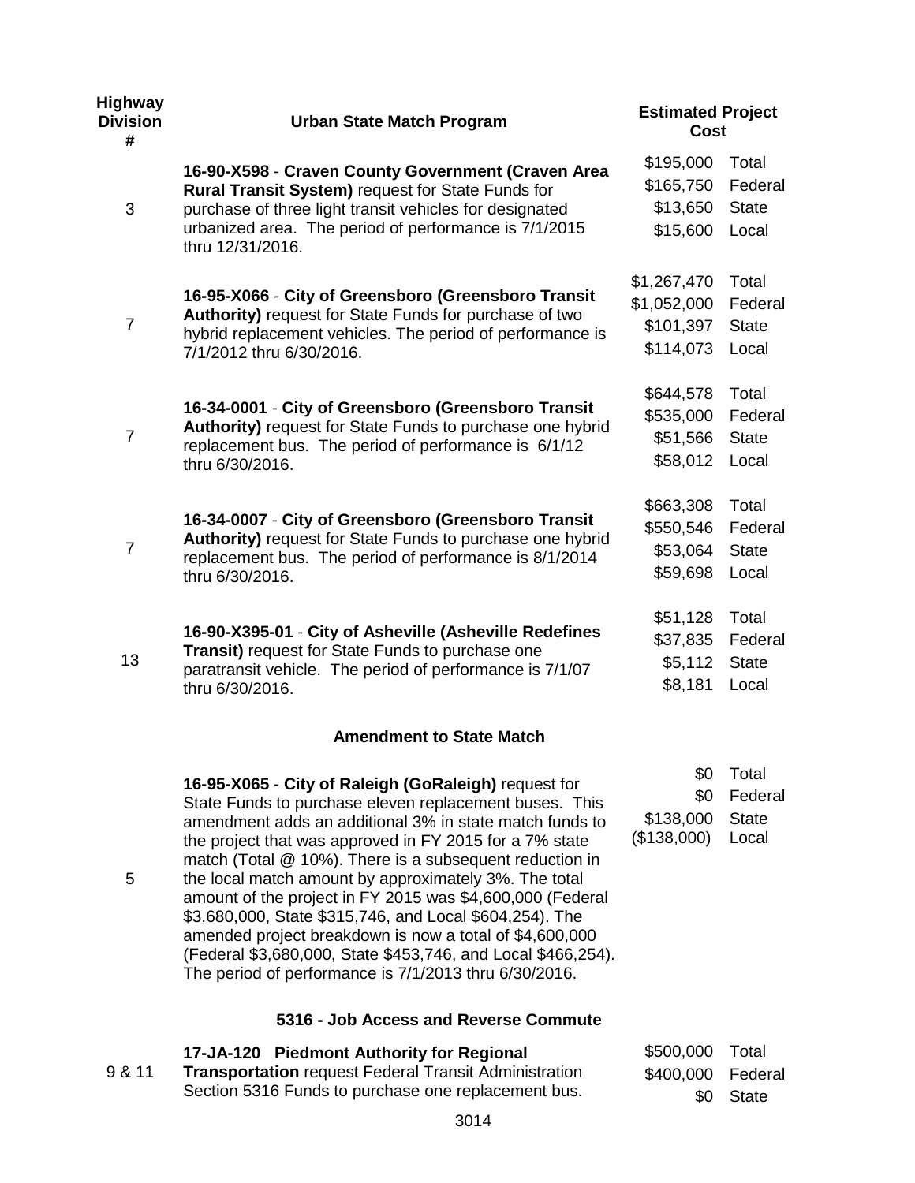| Highway Division # | Urban State Match Program | Estimated Project Cost | |
|---|---|---|---|
| 3 | **16-90-X598** - **Craven County Government (Craven Area Rural Transit System)** request for State Funds for purchase of three light transit vehicles for designated urbanized area. The period of performance is 7/1/2015 thru 12/31/2016. | $195,000<br>$165,750<br>$13,650<br>$15,600 | Total<br>Federal<br>State<br>Local |
| 7 | **16-95-X066** - **City of Greensboro (Greensboro Transit Authority)** request for State Funds for purchase of two hybrid replacement vehicles. The period of performance is 7/1/2012 thru 6/30/2016. | $1,267,470<br>$1,052,000<br>$101,397<br>$114,073 | Total<br>Federal<br>State<br>Local |
| 7 | **16-34-0001** - **City of Greensboro (Greensboro Transit Authority)** request for State Funds to purchase one hybrid replacement bus. The period of performance is 6/1/12 thru 6/30/2016. | $644,578<br>$535,000<br>$51,566<br>$58,012 | Total<br>Federal<br>State<br>Local |
| 7 | **16-34-0007** - **City of Greensboro (Greensboro Transit Authority)** request for State Funds to purchase one hybrid replacement bus. The period of performance is 8/1/2014 thru 6/30/2016. | $663,308<br>$550,546<br>$53,064<br>$59,698 | Total<br>Federal<br>State<br>Local |
| 13 | **16-90-X395-01** - **City of Asheville (Asheville Redefines Transit)** request for State Funds to purchase one paratransit vehicle. The period of performance is 7/1/07 thru 6/30/2016. | $51,128<br>$37,835<br>$5,112<br>$8,181 | Total<br>Federal<br>State<br>Local |
| | **Amendment to State Match** | | |
| 5 | **16-95-X065** - **City of Raleigh (GoRaleigh)** request for State Funds to purchase eleven replacement buses. This amendment adds an additional 3% in state match funds to the project that was approved in FY 2015 for a 7% state match (Total @ 10%). There is a subsequent reduction in the local match amount by approximately 3%. The total amount of the project in FY 2015 was $4,600,000 (Federal $3,680,000, State $315,746, and Local $604,254). The amended project breakdown is now a total of $4,600,000 (Federal $3,680,000, State $453,746, and Local $466,254). The period of performance is 7/1/2013 thru 6/30/2016. | $0<br>$0<br>$138,000<br>($138,000) | Total<br>Federal<br>State<br>Local |
| | **5316 - Job Access and Reverse Commute** | | |
| 9 & 11 | **17-JA-120 Piedmont Authority for Regional Transportation** request Federal Transit Administration Section 5316 Funds to purchase one replacement bus. | $500,000<br>$400,000<br>$0 | Total<br>Federal<br>State |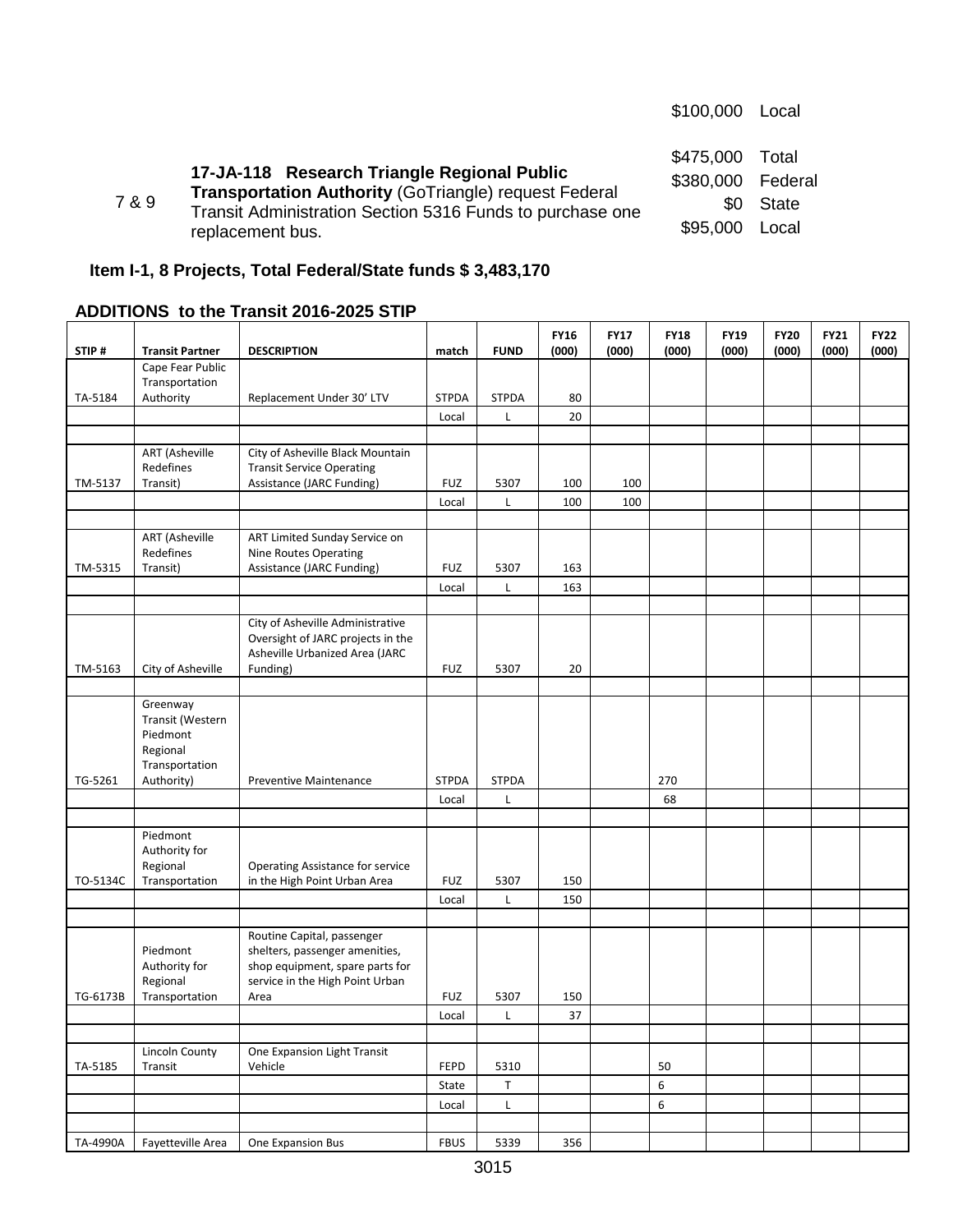$100,000 Local

| | | | |
|---|---|---|---|
| 7 & 9 | **17-JA-118 Research Triangle Regional Public Transportation Authority** (GoTriangle) request Federal Transit Administration Section 5316 Funds to purchase one replacement bus. | $475,000 | Total |
| | | $380,000 | Federal |
| | | $0 | State |
| | | $95,000 | Local |

**Item I-1, 8 Projects, Total Federal/State funds $ 3,483,170**

**ADDITIONS to the Transit 2016-2025 STIP**

| STIP # | Transit Partner | DESCRIPTION | match | FUND | FY16 (000) | FY17 (000) | FY18 (000) | FY19 (000) | FY20 (000) | FY21 (000) | FY22 (000) |
|---|---|---|---|---|---|---|---|---|---|---|---|
| TA-5184 | Cape Fear Public Transportation Authority | Replacement Under 30' LTV | STPDA | STPDA | 80 | | | | | | |
| | | | Local | L | 20 | | | | | | |
| | | | | | | | | | | | |
| TM-5137 | ART (Asheville Redefines Transit) | City of Asheville Black Mountain Transit Service Operating Assistance (JARC Funding) | FUZ | 5307 | 100 | 100 | | | | | |
| | | | Local | L | 100 | 100 | | | | | |
| | | | | | | | | | | | |
| TM-5315 | ART (Asheville Redefines Transit) | ART Limited Sunday Service on Nine Routes Operating Assistance (JARC Funding) | FUZ | 5307 | 163 | | | | | | |
| | | | Local | L | 163 | | | | | | |
| | | | | | | | | | | | |
| TM-5163 | City of Asheville | City of Asheville Administrative Oversight of JARC projects in the Asheville Urbanized Area (JARC Funding) | FUZ | 5307 | 20 | | | | | | |
| | | | | | | | | | | | |
| TG-5261 | Greenway Transit (Western Piedmont Regional Transportation Authority) | Preventive Maintenance | STPDA | STPDA | | | 270 | | | | |
| | | | Local | L | | | 68 | | | | |
| | | | | | | | | | | | |
| TO-5134C | Piedmont Authority for Regional Transportation | Operating Assistance for service in the High Point Urban Area | FUZ | 5307 | 150 | | | | | | |
| | | | Local | L | 150 | | | | | | |
| | | | | | | | | | | | |
| TG-6173B | Piedmont Authority for Regional Transportation | Routine Capital, passenger shelters, passenger amenities, shop equipment, spare parts for service in the High Point Urban Area | FUZ | 5307 | 150 | | | | | | |
| | | | Local | L | 37 | | | | | | |
| | | | | | | | | | | | |
| TA-5185 | Lincoln County Transit | One Expansion Light Transit Vehicle | FEPD | 5310 | | | 50 | | | | |
| | | | State | T | | | 6 | | | | |
| | | | Local | L | | | 6 | | | | |
| | | | | | | | | | | | |
| TA-4990A | Fayetteville Area | One Expansion Bus | FBUS | 5339 | 356 | | | | | | |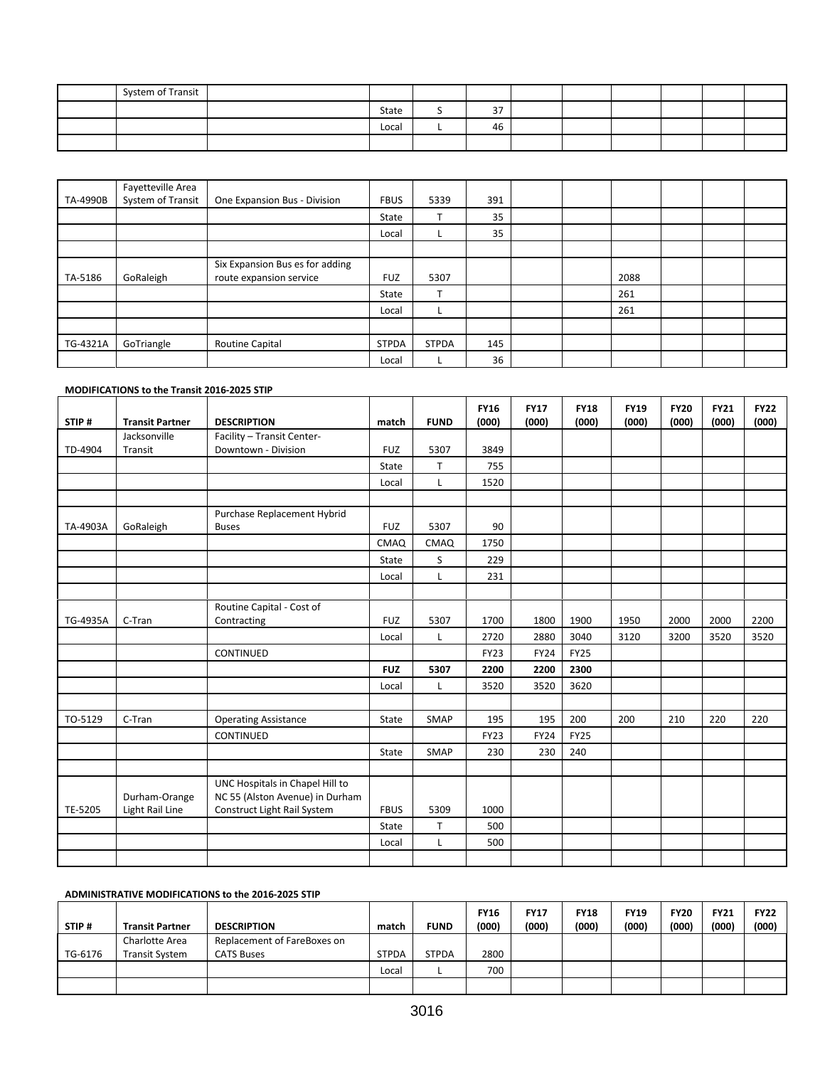| | | | | | | | | | | |
|---|---|---|---|---|---|---|---|---|---|---|
| | System of Transit | | | | | | | | | |
| | | | State | S | 37 | | | | | |
| | | | Local | L | 46 | | | | | |
| | | | | | | | | | | |

| | | | | | | | | | | |
|---|---|---|---|---|---|---|---|---|---|---|
| TA-4990B | Fayetteville Area System of Transit | One Expansion Bus - Division | FBUS | 5339 | 391 | | | | | |
| | | | State | T | 35 | | | | | |
| | | | Local | L | 35 | | | | | |
| | | | | | | | | | | |
| TA-5186 | GoRaleigh | Six Expansion Bus es for adding route expansion service | FUZ | 5307 | | | | 2088 | | |
| | | | State | T | | | | 261 | | |
| | | | Local | L | | | | 261 | | |
| | | | | | | | | | | |
| TG-4321A | GoTriangle | Routine Capital | STPDA | STPDA | 145 | | | | | |
| | | | Local | L | 36 | | | | | |

**MODIFICATIONS to the Transit 2016-2025 STIP**

| STIP # | Transit Partner | DESCRIPTION | match | FUND | FY16 (000) | FY17 (000) | FY18 (000) | FY19 (000) | FY20 (000) | FY21 (000) | FY22 (000) |
|---|---|---|---|---|---|---|---|---|---|---|---|
| TD-4904 | Jacksonville Transit | Facility – Transit Center-Downtown - Division | FUZ | 5307 | 3849 | | | | | | |
| | | | State | T | 755 | | | | | | |
| | | | Local | L | 1520 | | | | | | |
| | | | | | | | | | | | |
| TA-4903A | GoRaleigh | Purchase Replacement Hybrid Buses | FUZ | 5307 | 90 | | | | | | |
| | | | CMAQ | CMAQ | 1750 | | | | | | |
| | | | State | S | 229 | | | | | | |
| | | | Local | L | 231 | | | | | | |
| | | | | | | | | | | | |
| TG-4935A | C-Tran | Routine Capital - Cost of Contracting | FUZ | 5307 | 1700 | 1800 | 1900 | 1950 | 2000 | 2000 | 2200 |
| | | | Local | L | 2720 | 2880 | 3040 | 3120 | 3200 | 3520 | 3520 |
| | | CONTINUED | | | FY23 | FY24 | FY25 | | | | |
| | | | **FUZ** | **5307** | **2200** | **2200** | **2300** | | | | |
| | | | Local | L | 3520 | 3520 | 3620 | | | | |
| | | | | | | | | | | | |
| TO-5129 | C-Tran | Operating Assistance | State | SMAP | 195 | 195 | 200 | 200 | 210 | 220 | 220 |
| | | CONTINUED | | | FY23 | FY24 | FY25 | | | | |
| | | | State | SMAP | 230 | 230 | 240 | | | | |
| | | | | | | | | | | | |
| TE-5205 | Durham-Orange Light Rail Line | UNC Hospitals in Chapel Hill to NC 55 (Alston Avenue) in Durham Construct Light Rail System | FBUS | 5309 | 1000 | | | | | | |
| | | | State | T | 500 | | | | | | |
| | | | Local | L | 500 | | | | | | |
| | | | | | | | | | | | |

**ADMINISTRATIVE MODIFICATIONS to the 2016-2025 STIP**

| STIP # | Transit Partner | DESCRIPTION | match | FUND | FY16 (000) | FY17 (000) | FY18 (000) | FY19 (000) | FY20 (000) | FY21 (000) | FY22 (000) |
|---|---|---|---|---|---|---|---|---|---|---|---|
| TG-6176 | Charlotte Area Transit System | Replacement of FareBoxes on CATS Buses | STPDA | STPDA | 2800 | | | | | | |
| | | | Local | L | 700 | | | | | | |
| | | | | | | | | | | | |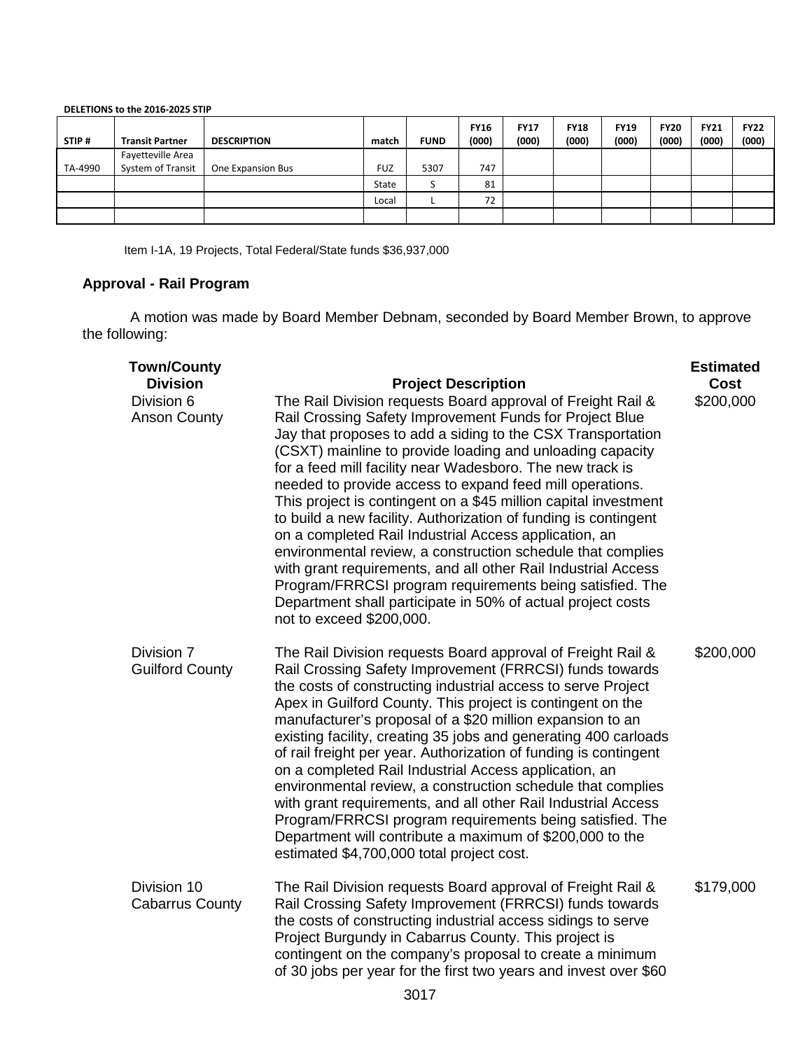**DELETIONS to the 2016-2025 STIP**

| STIP # | Transit Partner | DESCRIPTION | match | FUND | FY16 (000) | FY17 (000) | FY18 (000) | FY19 (000) | FY20 (000) | FY21 (000) | FY22 (000) |
|---|---|---|---|---|---|---|---|---|---|---|---|
| TA-4990 | Fayetteville Area System of Transit | One Expansion Bus | FUZ | 5307 | 747 | | | | | | |
| | | | State | S | 81 | | | | | | |
| | | | Local | L | 72 | | | | | | |
| | | | | | | | | | | | |

Item I-1A, 19 Projects, Total Federal/State funds $36,937,000

**Approval - Rail Program**

A motion was made by Board Member Debnam, seconded by Board Member Brown, to approve the following:

| Town/County Division | Project Description | Estimated Cost |
|---|---|---|
| Division 6 Anson County | The Rail Division requests Board approval of Freight Rail & Rail Crossing Safety Improvement Funds for Project Blue Jay that proposes to add a siding to the CSX Transportation (CSXT) mainline to provide loading and unloading capacity for a feed mill facility near Wadesboro. The new track is needed to provide access to expand feed mill operations. This project is contingent on a $45 million capital investment to build a new facility. Authorization of funding is contingent on a completed Rail Industrial Access application, an environmental review, a construction schedule that complies with grant requirements, and all other Rail Industrial Access Program/FRRCSI program requirements being satisfied. The Department shall participate in 50% of actual project costs not to exceed $200,000. | $200,000 |
| Division 7 Guilford County | The Rail Division requests Board approval of Freight Rail & Rail Crossing Safety Improvement (FRRCSI) funds towards the costs of constructing industrial access to serve Project Apex in Guilford County. This project is contingent on the manufacturer's proposal of a $20 million expansion to an existing facility, creating 35 jobs and generating 400 carloads of rail freight per year. Authorization of funding is contingent on a completed Rail Industrial Access application, an environmental review, a construction schedule that complies with grant requirements, and all other Rail Industrial Access Program/FRRCSI program requirements being satisfied. The Department will contribute a maximum of $200,000 to the estimated $4,700,000 total project cost. | $200,000 |
| Division 10 Cabarrus County | The Rail Division requests Board approval of Freight Rail & Rail Crossing Safety Improvement (FRRCSI) funds towards the costs of constructing industrial access sidings to serve Project Burgundy in Cabarrus County. This project is contingent on the company's proposal to create a minimum of 30 jobs per year for the first two years and invest over $60 | $179,000 |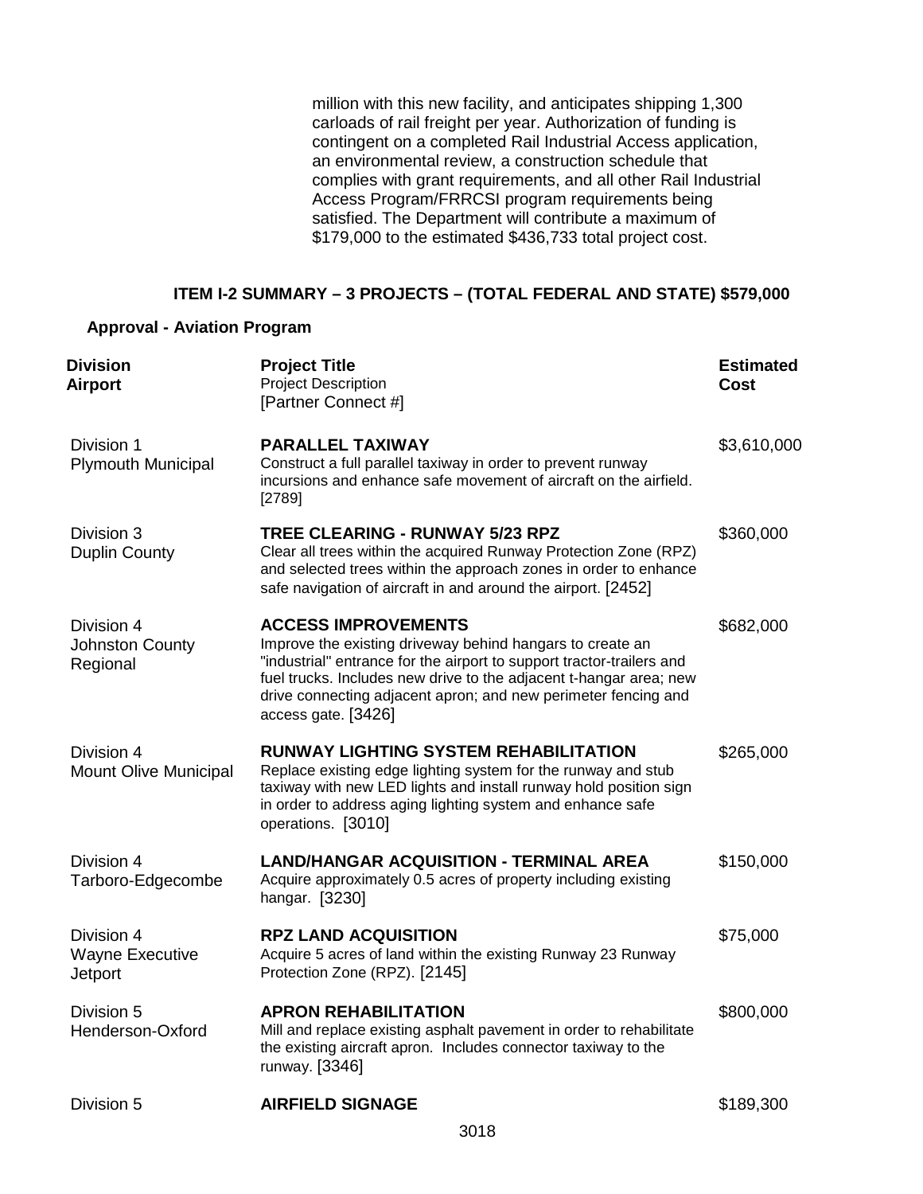million with this new facility, and anticipates shipping 1,300 carloads of rail freight per year. Authorization of funding is contingent on a completed Rail Industrial Access application, an environmental review, a construction schedule that complies with grant requirements, and all other Rail Industrial Access Program/FRRCSI program requirements being satisfied. The Department will contribute a maximum of $179,000 to the estimated $436,733 total project cost.

**ITEM I-2 SUMMARY – 3 PROJECTS – (TOTAL FEDERAL AND STATE) $579,000**

**Approval - Aviation Program**

| Division<br>Airport | Project Title<br>Project Description<br>[Partner Connect #] | Estimated Cost |
|---|---|---|
| Division 1<br>Plymouth Municipal | **PARALLEL TAXIWAY**<br>Construct a full parallel taxiway in order to prevent runway incursions and enhance safe movement of aircraft on the airfield. [2789] | $3,610,000 |
| Division 3<br>Duplin County | **TREE CLEARING - RUNWAY 5/23 RPZ**<br>Clear all trees within the acquired Runway Protection Zone (RPZ) and selected trees within the approach zones in order to enhance safe navigation of aircraft in and around the airport. [2452] | $360,000 |
| Division 4<br>Johnston County Regional | **ACCESS IMPROVEMENTS**<br>Improve the existing driveway behind hangars to create an "industrial" entrance for the airport to support tractor-trailers and fuel trucks. Includes new drive to the adjacent t-hangar area; new drive connecting adjacent apron; and new perimeter fencing and access gate. [3426] | $682,000 |
| Division 4<br>Mount Olive Municipal | **RUNWAY LIGHTING SYSTEM REHABILITATION**<br>Replace existing edge lighting system for the runway and stub taxiway with new LED lights and install runway hold position sign in order to address aging lighting system and enhance safe operations. [3010] | $265,000 |
| Division 4<br>Tarboro-Edgecombe | **LAND/HANGAR ACQUISITION - TERMINAL AREA**<br>Acquire approximately 0.5 acres of property including existing hangar. [3230] | $150,000 |
| Division 4<br>Wayne Executive Jetport | **RPZ LAND ACQUISITION**<br>Acquire 5 acres of land within the existing Runway 23 Runway Protection Zone (RPZ). [2145] | $75,000 |
| Division 5<br>Henderson-Oxford | **APRON REHABILITATION**<br>Mill and replace existing asphalt pavement in order to rehabilitate the existing aircraft apron. Includes connector taxiway to the runway. [3346] | $800,000 |
| Division 5 | **AIRFIELD SIGNAGE** | $189,300 |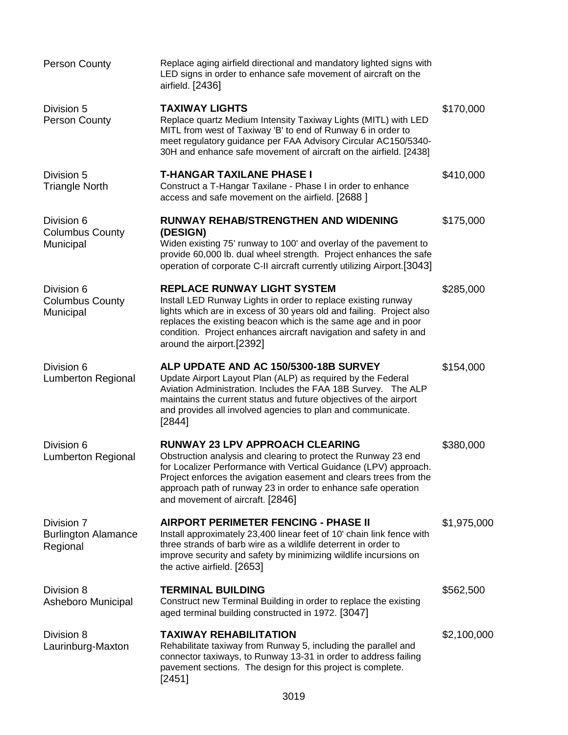| | | |
|---|---|---|
| Person County | Replace aging airfield directional and mandatory lighted signs with LED signs in order to enhance safe movement of aircraft on the airfield. [2436] | |
| Division 5<br>Person County | **TAXIWAY LIGHTS**<br>Replace quartz Medium Intensity Taxiway Lights (MITL) with LED MITL from west of Taxiway 'B' to end of Runway 6 in order to meet regulatory guidance per FAA Advisory Circular AC150/5340-30H and enhance safe movement of aircraft on the airfield. [2438] | $170,000 |
| Division 5<br>Triangle North | **T-HANGAR TAXILANE PHASE I**<br>Construct a T-Hangar Taxilane - Phase I in order to enhance access and safe movement on the airfield. [2688 ] | $410,000 |
| Division 6<br>Columbus County Municipal | **RUNWAY REHAB/STRENGTHEN AND WIDENING (DESIGN)**<br>Widen existing 75' runway to 100' and overlay of the pavement to provide 60,000 lb. dual wheel strength. Project enhances the safe operation of corporate C-II aircraft currently utilizing Airport.[3043] | $175,000 |
| Division 6<br>Columbus County Municipal | **REPLACE RUNWAY LIGHT SYSTEM**<br>Install LED Runway Lights in order to replace existing runway lights which are in excess of 30 years old and failing. Project also replaces the existing beacon which is the same age and in poor condition. Project enhances aircraft navigation and safety in and around the airport.[2392] | $285,000 |
| Division 6<br>Lumberton Regional | **ALP UPDATE AND AC 150/5300-18B SURVEY**<br>Update Airport Layout Plan (ALP) as required by the Federal Aviation Administration. Includes the FAA 18B Survey. The ALP maintains the current status and future objectives of the airport and provides all involved agencies to plan and communicate. [2844] | $154,000 |
| Division 6<br>Lumberton Regional | **RUNWAY 23 LPV APPROACH CLEARING**<br>Obstruction analysis and clearing to protect the Runway 23 end for Localizer Performance with Vertical Guidance (LPV) approach. Project enforces the avigation easement and clears trees from the approach path of runway 23 in order to enhance safe operation and movement of aircraft. [2846] | $380,000 |
| Division 7<br>Burlington Alamance Regional | **AIRPORT PERIMETER FENCING - PHASE II**<br>Install approximately 23,400 linear feet of 10' chain link fence with three strands of barb wire as a wildlife deterrent in order to improve security and safety by minimizing wildlife incursions on the active airfield. [2653] | $1,975,000 |
| Division 8<br>Asheboro Municipal | **TERMINAL BUILDING**<br>Construct new Terminal Building in order to replace the existing aged terminal building constructed in 1972. [3047] | $562,500 |
| Division 8<br>Laurinburg-Maxton | **TAXIWAY REHABILITATION**<br>Rehabilitate taxiway from Runway 5, including the parallel and connector taxiways, to Runway 13-31 in order to address failing pavement sections. The design for this project is complete. [2451] | $2,100,000 |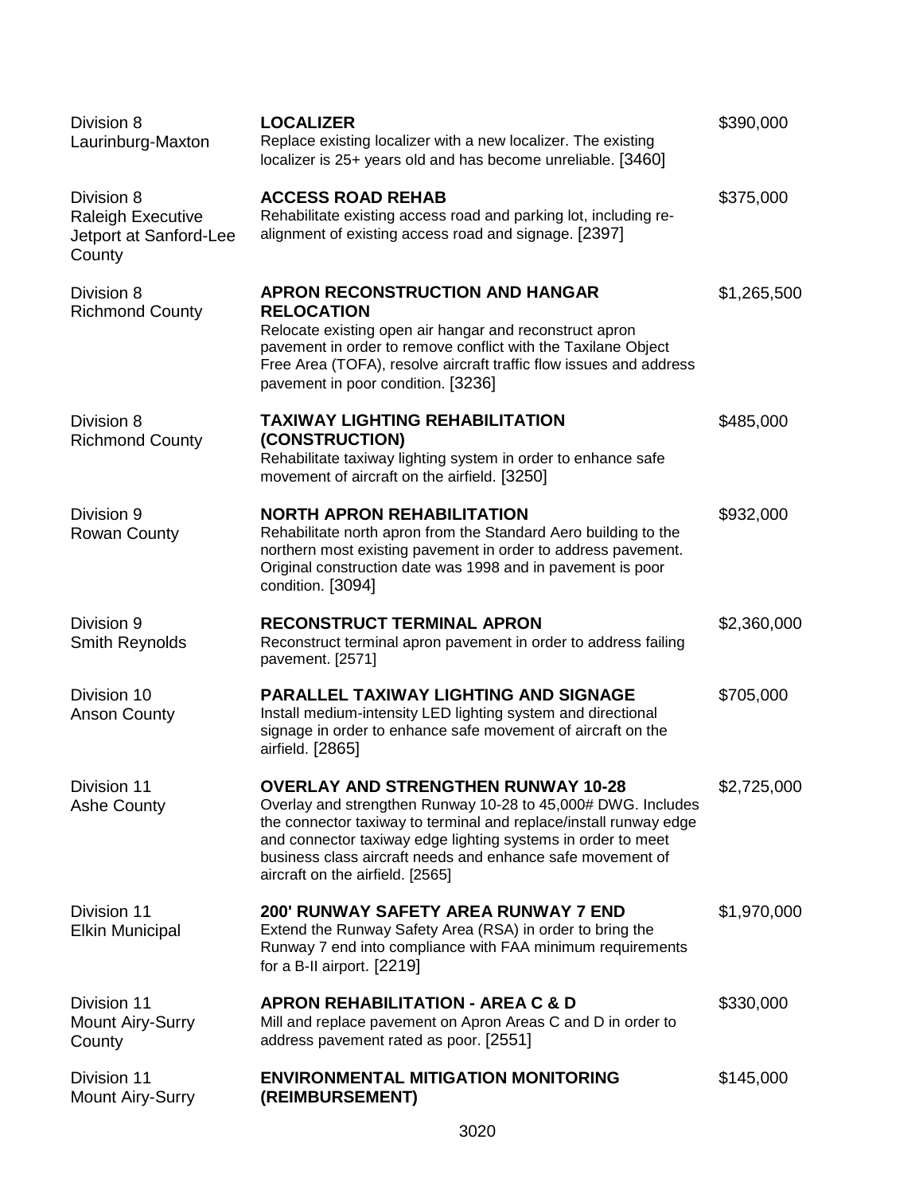| | | |
|---|---|---|
| Division 8<br>Laurinburg-Maxton | **LOCALIZER**<br>Replace existing localizer with a new localizer. The existing localizer is 25+ years old and has become unreliable. [3460] | $390,000 |
| Division 8<br>Raleigh Executive Jetport at Sanford-Lee County | **ACCESS ROAD REHAB**<br>Rehabilitate existing access road and parking lot, including re-alignment of existing access road and signage. [2397] | $375,000 |
| Division 8<br>Richmond County | **APRON RECONSTRUCTION AND HANGAR RELOCATION**<br>Relocate existing open air hangar and reconstruct apron pavement in order to remove conflict with the Taxilane Object Free Area (TOFA), resolve aircraft traffic flow issues and address pavement in poor condition. [3236] | $1,265,500 |
| Division 8<br>Richmond County | **TAXIWAY LIGHTING REHABILITATION (CONSTRUCTION)**<br>Rehabilitate taxiway lighting system in order to enhance safe movement of aircraft on the airfield. [3250] | $485,000 |
| Division 9<br>Rowan County | **NORTH APRON REHABILITATION**<br>Rehabilitate north apron from the Standard Aero building to the northern most existing pavement in order to address pavement. Original construction date was 1998 and in pavement is poor condition. [3094] | $932,000 |
| Division 9<br>Smith Reynolds | **RECONSTRUCT TERMINAL APRON**<br>Reconstruct terminal apron pavement in order to address failing pavement. [2571] | $2,360,000 |
| Division 10<br>Anson County | **PARALLEL TAXIWAY LIGHTING AND SIGNAGE**<br>Install medium-intensity LED lighting system and directional signage in order to enhance safe movement of aircraft on the airfield. [2865] | $705,000 |
| Division 11<br>Ashe County | **OVERLAY AND STRENGTHEN RUNWAY 10-28**<br>Overlay and strengthen Runway 10-28 to 45,000# DWG. Includes the connector taxiway to terminal and replace/install runway edge and connector taxiway edge lighting systems in order to meet business class aircraft needs and enhance safe movement of aircraft on the airfield. [2565] | $2,725,000 |
| Division 11<br>Elkin Municipal | **200' RUNWAY SAFETY AREA RUNWAY 7 END**<br>Extend the Runway Safety Area (RSA) in order to bring the Runway 7 end into compliance with FAA minimum requirements for a B-II airport. [2219] | $1,970,000 |
| Division 11<br>Mount Airy-Surry County | **APRON REHABILITATION - AREA C & D**<br>Mill and replace pavement on Apron Areas C and D in order to address pavement rated as poor. [2551] | $330,000 |
| Division 11<br>Mount Airy-Surry | **ENVIRONMENTAL MITIGATION MONITORING (REIMBURSEMENT)** | $145,000 |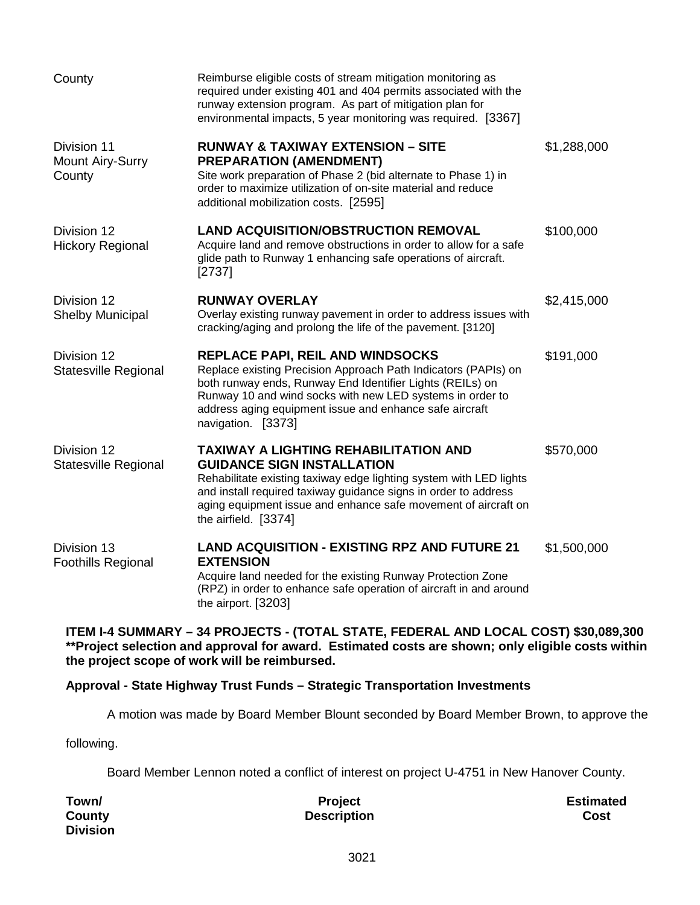| | | |
|---|---|---|
| County | Reimburse eligible costs of stream mitigation monitoring as required under existing 401 and 404 permits associated with the runway extension program. As part of mitigation plan for environmental impacts, 5 year monitoring was required. [3367] | |
| Division 11<br>Mount Airy-Surry County | **RUNWAY & TAXIWAY EXTENSION – SITE PREPARATION (AMENDMENT)**<br>Site work preparation of Phase 2 (bid alternate to Phase 1) in order to maximize utilization of on-site material and reduce additional mobilization costs. [2595] | $1,288,000 |
| Division 12<br>Hickory Regional | **LAND ACQUISITION/OBSTRUCTION REMOVAL**<br>Acquire land and remove obstructions in order to allow for a safe glide path to Runway 1 enhancing safe operations of aircraft. [2737] | $100,000 |
| Division 12<br>Shelby Municipal | **RUNWAY OVERLAY**<br>Overlay existing runway pavement in order to address issues with cracking/aging and prolong the life of the pavement. [3120] | $2,415,000 |
| Division 12<br>Statesville Regional | **REPLACE PAPI, REIL AND WINDSOCKS**<br>Replace existing Precision Approach Path Indicators (PAPIs) on both runway ends, Runway End Identifier Lights (REILs) on Runway 10 and wind socks with new LED systems in order to address aging equipment issue and enhance safe aircraft navigation. [3373] | $191,000 |
| Division 12<br>Statesville Regional | **TAXIWAY A LIGHTING REHABILITATION AND GUIDANCE SIGN INSTALLATION**<br>Rehabilitate existing taxiway edge lighting system with LED lights and install required taxiway guidance signs in order to address aging equipment issue and enhance safe movement of aircraft on the airfield. [3374] | $570,000 |
| Division 13<br>Foothills Regional | **LAND ACQUISITION - EXISTING RPZ AND FUTURE 21 EXTENSION**<br>Acquire land needed for the existing Runway Protection Zone (RPZ) in order to enhance safe operation of aircraft in and around the airport. [3203] | $1,500,000 |

**ITEM I-4 SUMMARY – 34 PROJECTS - (TOTAL STATE, FEDERAL AND LOCAL COST) $30,089,300**
****Project selection and approval for award. Estimated costs are shown; only eligible costs within the project scope of work will be reimbursed.**

**Approval - State Highway Trust Funds – Strategic Transportation Investments**

A motion was made by Board Member Blount seconded by Board Member Brown, to approve the following.

Board Member Lennon noted a conflict of interest on project U-4751 in New Hanover County.

| Town/ County Division | Project Description | Estimated Cost |
|---|---|---|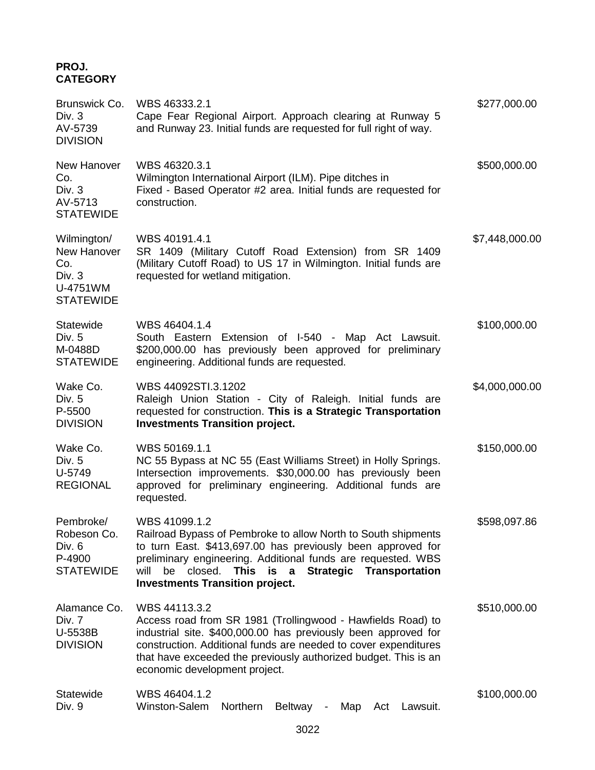**PROJ. CATEGORY**

| | | |
|---|---|---|
| Brunswick Co.<br>Div. 3<br>AV-5739<br>DIVISION | WBS 46333.2.1<br>Cape Fear Regional Airport. Approach clearing at Runway 5 and Runway 23. Initial funds are requested for full right of way. | $277,000.00 |
| New Hanover Co.<br>Div. 3<br>AV-5713<br>STATEWIDE | WBS 46320.3.1<br>Wilmington International Airport (ILM). Pipe ditches in Fixed - Based Operator #2 area. Initial funds are requested for construction. | $500,000.00 |
| Wilmington/ New Hanover Co.<br>Div. 3<br>U-4751WM<br>STATEWIDE | WBS 40191.4.1<br>SR 1409 (Military Cutoff Road Extension) from SR 1409 (Military Cutoff Road) to US 17 in Wilmington. Initial funds are requested for wetland mitigation. | $7,448,000.00 |
| Statewide<br>Div. 5<br>M-0488D<br>STATEWIDE | WBS 46404.1.4<br>South Eastern Extension of I-540 - Map Act Lawsuit. $200,000.00 has previously been approved for preliminary engineering. Additional funds are requested. | $100,000.00 |
| Wake Co.<br>Div. 5<br>P-5500<br>DIVISION | WBS 44092STI.3.1202<br>Raleigh Union Station - City of Raleigh. Initial funds are requested for construction. **This is a Strategic Transportation Investments Transition project.** | $4,000,000.00 |
| Wake Co.<br>Div. 5<br>U-5749<br>REGIONAL | WBS 50169.1.1<br>NC 55 Bypass at NC 55 (East Williams Street) in Holly Springs. Intersection improvements. $30,000.00 has previously been approved for preliminary engineering. Additional funds are requested. | $150,000.00 |
| Pembroke/ Robeson Co.<br>Div. 6<br>P-4900<br>STATEWIDE | WBS 41099.1.2<br>Railroad Bypass of Pembroke to allow North to South shipments to turn East. $413,697.00 has previously been approved for preliminary engineering. Additional funds are requested. WBS will be closed. **This is a Strategic Transportation Investments Transition project.** | $598,097.86 |
| Alamance Co.<br>Div. 7<br>U-5538B<br>DIVISION | WBS 44113.3.2<br>Access road from SR 1981 (Trollingwood - Hawfields Road) to industrial site. $400,000.00 has previously been approved for construction. Additional funds are needed to cover expenditures that have exceeded the previously authorized budget. This is an economic development project. | $510,000.00 |
| Statewide<br>Div. 9 | WBS 46404.1.2<br>Winston-Salem Northern Beltway - Map Act Lawsuit. | $100,000.00 |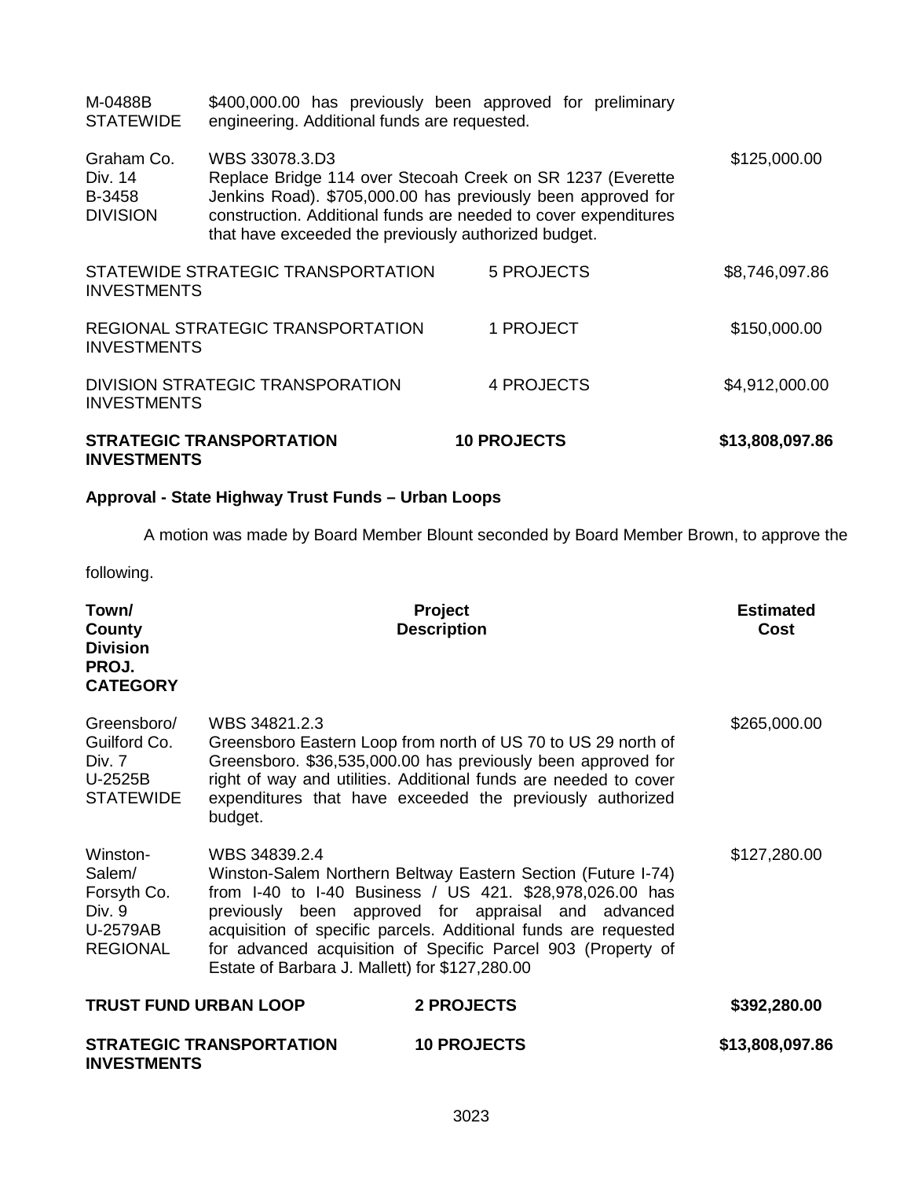| | | |
|---|---|---|
| M-0488B<br>STATEWIDE | $400,000.00 has previously been approved for preliminary engineering. Additional funds are requested. | |
| Graham Co.<br>Div. 14<br>B-3458<br>DIVISION | WBS 33078.3.D3<br>Replace Bridge 114 over Stecoah Creek on SR 1237 (Everette Jenkins Road). $705,000.00 has previously been approved for construction. Additional funds are needed to cover expenditures that have exceeded the previously authorized budget. | $125,000.00 |

| | | |
|---|---|---|
| STATEWIDE STRATEGIC TRANSPORTATION INVESTMENTS | 5 PROJECTS | $8,746,097.86 |
| REGIONAL STRATEGIC TRANSPORTATION INVESTMENTS | 1 PROJECT | $150,000.00 |
| DIVISION STRATEGIC TRANSPORATION INVESTMENTS | 4 PROJECTS | $4,912,000.00 |
| **STRATEGIC TRANSPORTATION INVESTMENTS** | **10 PROJECTS** | **$13,808,097.86** |

**Approval - State Highway Trust Funds – Urban Loops**

A motion was made by Board Member Blount seconded by Board Member Brown, to approve the following.

| Town/ County Division PROJ. CATEGORY | Project Description | Estimated Cost |
|---|---|---|
| Greensboro/<br>Guilford Co.<br>Div. 7<br>U-2525B<br>STATEWIDE | WBS 34821.2.3<br>Greensboro Eastern Loop from north of US 70 to US 29 north of Greensboro. $36,535,000.00 has previously been approved for right of way and utilities. Additional funds are needed to cover expenditures that have exceeded the previously authorized budget. | $265,000.00 |
| Winston-Salem/<br>Forsyth Co.<br>Div. 9<br>U-2579AB<br>REGIONAL | WBS 34839.2.4<br>Winston-Salem Northern Beltway Eastern Section (Future I-74) from I-40 to I-40 Business / US 421. $28,978,026.00 has previously been approved for appraisal and advanced acquisition of specific parcels. Additional funds are requested for advanced acquisition of Specific Parcel 903 (Property of Estate of Barbara J. Mallett) for $127,280.00 | $127,280.00 |

| | | |
|---|---|---|
| **TRUST FUND URBAN LOOP** | **2 PROJECTS** | **$392,280.00** |
| **STRATEGIC TRANSPORTATION INVESTMENTS** | **10 PROJECTS** | **$13,808,097.86** |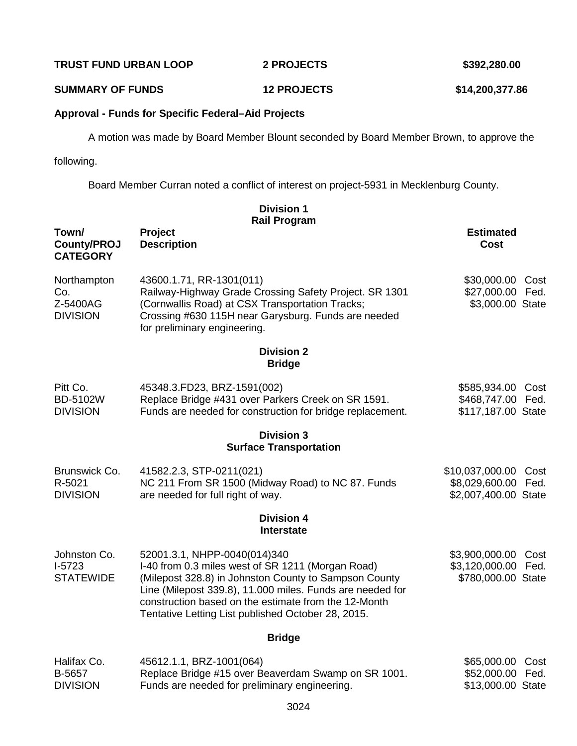| | | |
|---|---|---|
| **TRUST FUND URBAN LOOP** | **2 PROJECTS** | **$392,280.00** |
| **SUMMARY OF FUNDS** | **12 PROJECTS** | **$14,200,377.86** |

**Approval - Funds for Specific Federal–Aid Projects**

A motion was made by Board Member Blount seconded by Board Member Brown, to approve the following.

Board Member Curran noted a conflict of interest on project-5931 in Mecklenburg County.

## Division 1

### Rail Program

| Town/ County/PROJ CATEGORY | Project Description | Estimated Cost |
|---|---|---|
| Northampton Co.<br>Z-5400AG<br>DIVISION | 43600.1.71, RR-1301(011)<br>Railway-Highway Grade Crossing Safety Project. SR 1301 (Cornwallis Road) at CSX Transportation Tracks; Crossing #630 115H near Garysburg. Funds are needed for preliminary engineering. | $30,000.00 Cost<br>$27,000.00 Fed.<br>$3,000.00 State |

## Division 2

### Bridge

| Town/ County/PROJ CATEGORY | Project Description | Estimated Cost |
|---|---|---|
| Pitt Co.<br>BD-5102W<br>DIVISION | 45348.3.FD23, BRZ-1591(002)<br>Replace Bridge #431 over Parkers Creek on SR 1591. Funds are needed for construction for bridge replacement. | $585,934.00 Cost<br>$468,747.00 Fed.<br>$117,187.00 State |

## Division 3

### Surface Transportation

| Town/ County/PROJ CATEGORY | Project Description | Estimated Cost |
|---|---|---|
| Brunswick Co.<br>R-5021<br>DIVISION | 41582.2.3, STP-0211(021)<br>NC 211 From SR 1500 (Midway Road) to NC 87. Funds are needed for full right of way. | $10,037,000.00 Cost<br>$8,029,600.00 Fed.<br>$2,007,400.00 State |

## Division 4

### Interstate

| Town/ County/PROJ CATEGORY | Project Description | Estimated Cost |
|---|---|---|
| Johnston Co.<br>I-5723<br>STATEWIDE | 52001.3.1, NHPP-0040(014)340<br>I-40 from 0.3 miles west of SR 1211 (Morgan Road) (Milepost 328.8) in Johnston County to Sampson County Line (Milepost 339.8), 11.000 miles. Funds are needed for construction based on the estimate from the 12-Month Tentative Letting List published October 28, 2015. | $3,900,000.00 Cost<br>$3,120,000.00 Fed.<br>$780,000.00 State |

### Bridge

| Town/ County/PROJ CATEGORY | Project Description | Estimated Cost |
|---|---|---|
| Halifax Co.<br>B-5657<br>DIVISION | 45612.1.1, BRZ-1001(064)<br>Replace Bridge #15 over Beaverdam Swamp on SR 1001. Funds are needed for preliminary engineering. | $65,000.00 Cost<br>$52,000.00 Fed.<br>$13,000.00 State |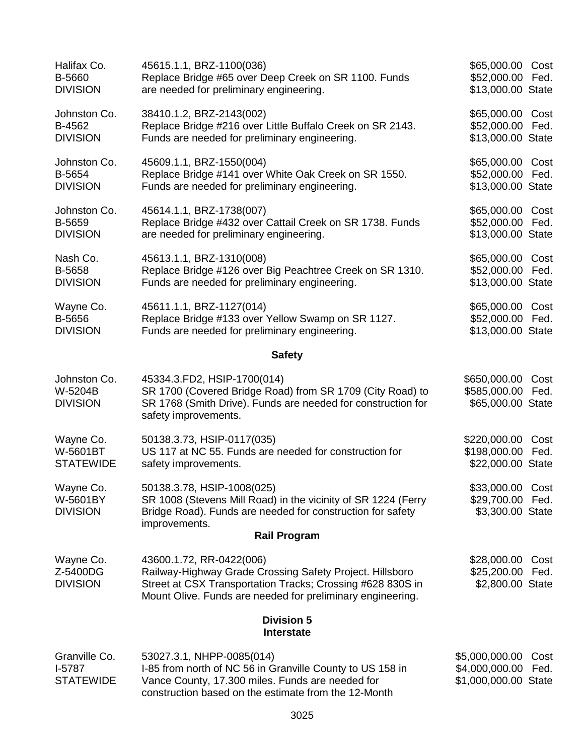Halifax Co.
B-5660
DIVISION

45615.1.1, BRZ-1100(036)
Replace Bridge #65 over Deep Creek on SR 1100. Funds are needed for preliminary engineering.

$65,000.00 Cost
$52,000.00 Fed.
$13,000.00 State

Johnston Co.
B-4562
DIVISION

38410.1.2, BRZ-2143(002)
Replace Bridge #216 over Little Buffalo Creek on SR 2143. Funds are needed for preliminary engineering.

$65,000.00 Cost
$52,000.00 Fed.
$13,000.00 State

Johnston Co.
B-5654
DIVISION

45609.1.1, BRZ-1550(004)
Replace Bridge #141 over White Oak Creek on SR 1550. Funds are needed for preliminary engineering.

$65,000.00 Cost
$52,000.00 Fed.
$13,000.00 State

Johnston Co.
B-5659
DIVISION

45614.1.1, BRZ-1738(007)
Replace Bridge #432 over Cattail Creek on SR 1738. Funds are needed for preliminary engineering.

$65,000.00 Cost
$52,000.00 Fed.
$13,000.00 State

Nash Co.
B-5658
DIVISION

45613.1.1, BRZ-1310(008)
Replace Bridge #126 over Big Peachtree Creek on SR 1310. Funds are needed for preliminary engineering.

$65,000.00 Cost
$52,000.00 Fed.
$13,000.00 State

Wayne Co.
B-5656
DIVISION

45611.1.1, BRZ-1127(014)
Replace Bridge #133 over Yellow Swamp on SR 1127. Funds are needed for preliminary engineering.

$65,000.00 Cost
$52,000.00 Fed.
$13,000.00 State

**Safety**

Johnston Co.
W-5204B
DIVISION

45334.3.FD2, HSIP-1700(014)
SR 1700 (Covered Bridge Road) from SR 1709 (City Road) to SR 1768 (Smith Drive). Funds are needed for construction for safety improvements.

$650,000.00 Cost
$585,000.00 Fed.
$65,000.00 State

Wayne Co.
W-5601BT
STATEWIDE

50138.3.73, HSIP-0117(035)
US 117 at NC 55. Funds are needed for construction for safety improvements.

$220,000.00 Cost
$198,000.00 Fed.
$22,000.00 State

Wayne Co.
W-5601BY
DIVISION

50138.3.78, HSIP-1008(025)
SR 1008 (Stevens Mill Road) in the vicinity of SR 1224 (Ferry Bridge Road). Funds are needed for construction for safety improvements.

$33,000.00 Cost
$29,700.00 Fed.
$3,300.00 State

**Rail Program**

Wayne Co.
Z-5400DG
DIVISION

43600.1.72, RR-0422(006)
Railway-Highway Grade Crossing Safety Project. Hillsboro Street at CSX Transportation Tracks; Crossing #628 830S in Mount Olive. Funds are needed for preliminary engineering.

$28,000.00 Cost
$25,200.00 Fed.
$2,800.00 State

**Division 5**
**Interstate**

Granville Co.
I-5787
STATEWIDE

53027.3.1, NHPP-0085(014)
I-85 from north of NC 56 in Granville County to US 158 in Vance County, 17.300 miles. Funds are needed for construction based on the estimate from the 12-Month

$5,000,000.00 Cost
$4,000,000.00 Fed.
$1,000,000.00 State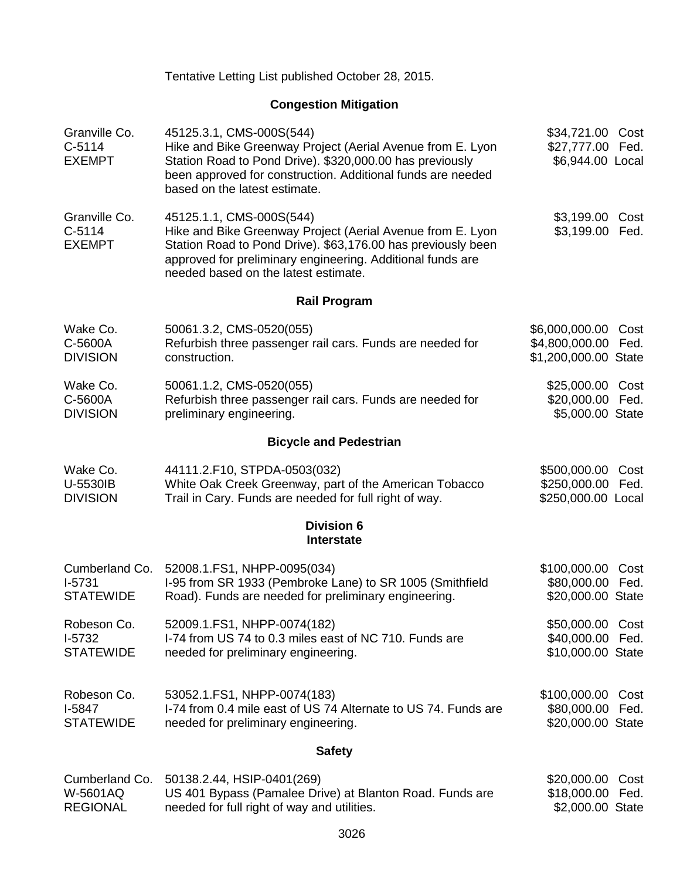Tentative Letting List published October 28, 2015.

## Congestion Mitigation

| | | |
|---|---|---|
| Granville Co.<br>C-5114<br>EXEMPT | 45125.3.1, CMS-000S(544)<br>Hike and Bike Greenway Project (Aerial Avenue from E. Lyon Station Road to Pond Drive). $320,000.00 has previously been approved for construction. Additional funds are needed based on the latest estimate. | $34,721.00 Cost<br>$27,777.00 Fed.<br>$6,944.00 Local |
| Granville Co.<br>C-5114<br>EXEMPT | 45125.1.1, CMS-000S(544)<br>Hike and Bike Greenway Project (Aerial Avenue from E. Lyon Station Road to Pond Drive). $63,176.00 has previously been approved for preliminary engineering. Additional funds are needed based on the latest estimate. | $3,199.00 Cost<br>$3,199.00 Fed. |

## Rail Program

| | | |
|---|---|---|
| Wake Co.<br>C-5600A<br>DIVISION | 50061.3.2, CMS-0520(055)<br>Refurbish three passenger rail cars. Funds are needed for construction. | $6,000,000.00 Cost<br>$4,800,000.00 Fed.<br>$1,200,000.00 State |
| Wake Co.<br>C-5600A<br>DIVISION | 50061.1.2, CMS-0520(055)<br>Refurbish three passenger rail cars. Funds are needed for preliminary engineering. | $25,000.00 Cost<br>$20,000.00 Fed.<br>$5,000.00 State |

## Bicycle and Pedestrian

| | | |
|---|---|---|
| Wake Co.<br>U-5530IB<br>DIVISION | 44111.2.F10, STPDA-0503(032)<br>White Oak Creek Greenway, part of the American Tobacco Trail in Cary. Funds are needed for full right of way. | $500,000.00 Cost<br>$250,000.00 Fed.<br>$250,000.00 Local |

## Division 6
## Interstate

| | | |
|---|---|---|
| Cumberland Co.<br>I-5731<br>STATEWIDE | 52008.1.FS1, NHPP-0095(034)<br>I-95 from SR 1933 (Pembroke Lane) to SR 1005 (Smithfield Road). Funds are needed for preliminary engineering. | $100,000.00 Cost<br>$80,000.00 Fed.<br>$20,000.00 State |
| Robeson Co.<br>I-5732<br>STATEWIDE | 52009.1.FS1, NHPP-0074(182)<br>I-74 from US 74 to 0.3 miles east of NC 710. Funds are needed for preliminary engineering. | $50,000.00 Cost<br>$40,000.00 Fed.<br>$10,000.00 State |
| Robeson Co.<br>I-5847<br>STATEWIDE | 53052.1.FS1, NHPP-0074(183)<br>I-74 from 0.4 mile east of US 74 Alternate to US 74. Funds are needed for preliminary engineering. | $100,000.00 Cost<br>$80,000.00 Fed.<br>$20,000.00 State |

## Safety

| | | |
|---|---|---|
| Cumberland Co.<br>W-5601AQ<br>REGIONAL | 50138.2.44, HSIP-0401(269)<br>US 401 Bypass (Pamalee Drive) at Blanton Road. Funds are needed for full right of way and utilities. | $20,000.00 Cost<br>$18,000.00 Fed.<br>$2,000.00 State |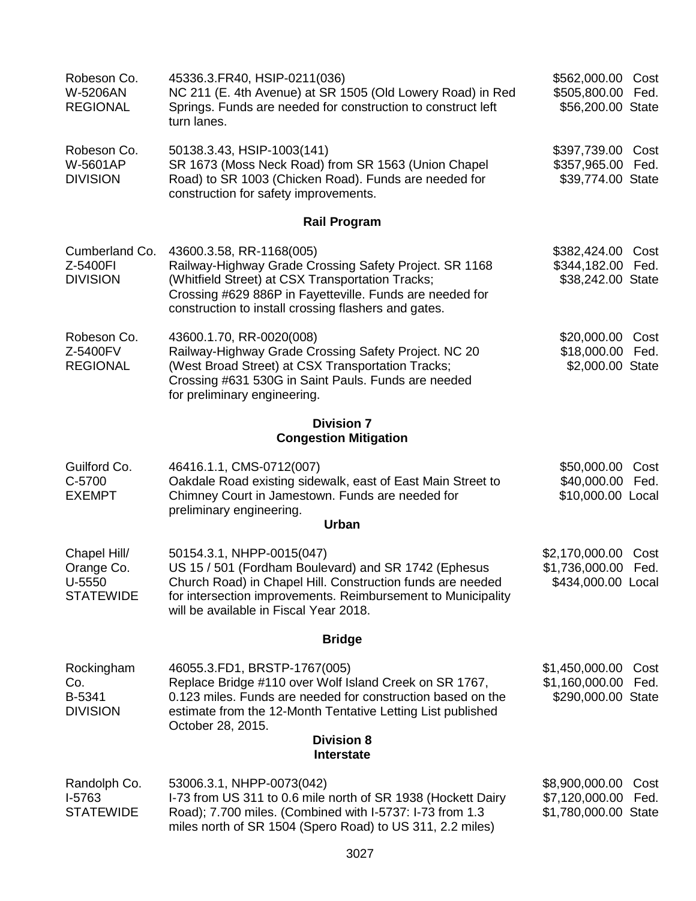Robeson Co.
W-5206AN
REGIONAL

45336.3.FR40, HSIP-0211(036)
NC 211 (E. 4th Avenue) at SR 1505 (Old Lowery Road) in Red Springs. Funds are needed for construction to construct left turn lanes.

$562,000.00 Cost
$505,800.00 Fed.
$56,200.00 State

Robeson Co.
W-5601AP
DIVISION

50138.3.43, HSIP-1003(141)
SR 1673 (Moss Neck Road) from SR 1563 (Union Chapel Road) to SR 1003 (Chicken Road). Funds are needed for construction for safety improvements.

$397,739.00 Cost
$357,965.00 Fed.
$39,774.00 State

**Rail Program**

Cumberland Co.
Z-5400FI
DIVISION

43600.3.58, RR-1168(005)
Railway-Highway Grade Crossing Safety Project. SR 1168 (Whitfield Street) at CSX Transportation Tracks; Crossing #629 886P in Fayetteville. Funds are needed for construction to install crossing flashers and gates.

$382,424.00 Cost
$344,182.00 Fed.
$38,242.00 State

Robeson Co.
Z-5400FV
REGIONAL

43600.1.70, RR-0020(008)
Railway-Highway Grade Crossing Safety Project. NC 20 (West Broad Street) at CSX Transportation Tracks; Crossing #631 530G in Saint Pauls. Funds are needed for preliminary engineering.

$20,000.00 Cost
$18,000.00 Fed.
$2,000.00 State

**Division 7**
**Congestion Mitigation**

Guilford Co.
C-5700
EXEMPT

46416.1.1, CMS-0712(007)
Oakdale Road existing sidewalk, east of East Main Street to Chimney Court in Jamestown. Funds are needed for preliminary engineering.

$50,000.00 Cost
$40,000.00 Fed.
$10,000.00 Local

**Urban**

Chapel Hill/
Orange Co.
U-5550
STATEWIDE

50154.3.1, NHPP-0015(047)
US 15 / 501 (Fordham Boulevard) and SR 1742 (Ephesus Church Road) in Chapel Hill. Construction funds are needed for intersection improvements. Reimbursement to Municipality will be available in Fiscal Year 2018.

$2,170,000.00 Cost
$1,736,000.00 Fed.
$434,000.00 Local

**Bridge**

Rockingham Co.
B-5341
DIVISION

46055.3.FD1, BRSTP-1767(005)
Replace Bridge #110 over Wolf Island Creek on SR 1767, 0.123 miles. Funds are needed for construction based on the estimate from the 12-Month Tentative Letting List published October 28, 2015.

$1,450,000.00 Cost
$1,160,000.00 Fed.
$290,000.00 State

**Division 8**
**Interstate**

Randolph Co.
I-5763
STATEWIDE

53006.3.1, NHPP-0073(042)
I-73 from US 311 to 0.6 mile north of SR 1938 (Hockett Dairy Road); 7.700 miles. (Combined with I-5737: I-73 from 1.3 miles north of SR 1504 (Spero Road) to US 311, 2.2 miles)

$8,900,000.00 Cost
$7,120,000.00 Fed.
$1,780,000.00 State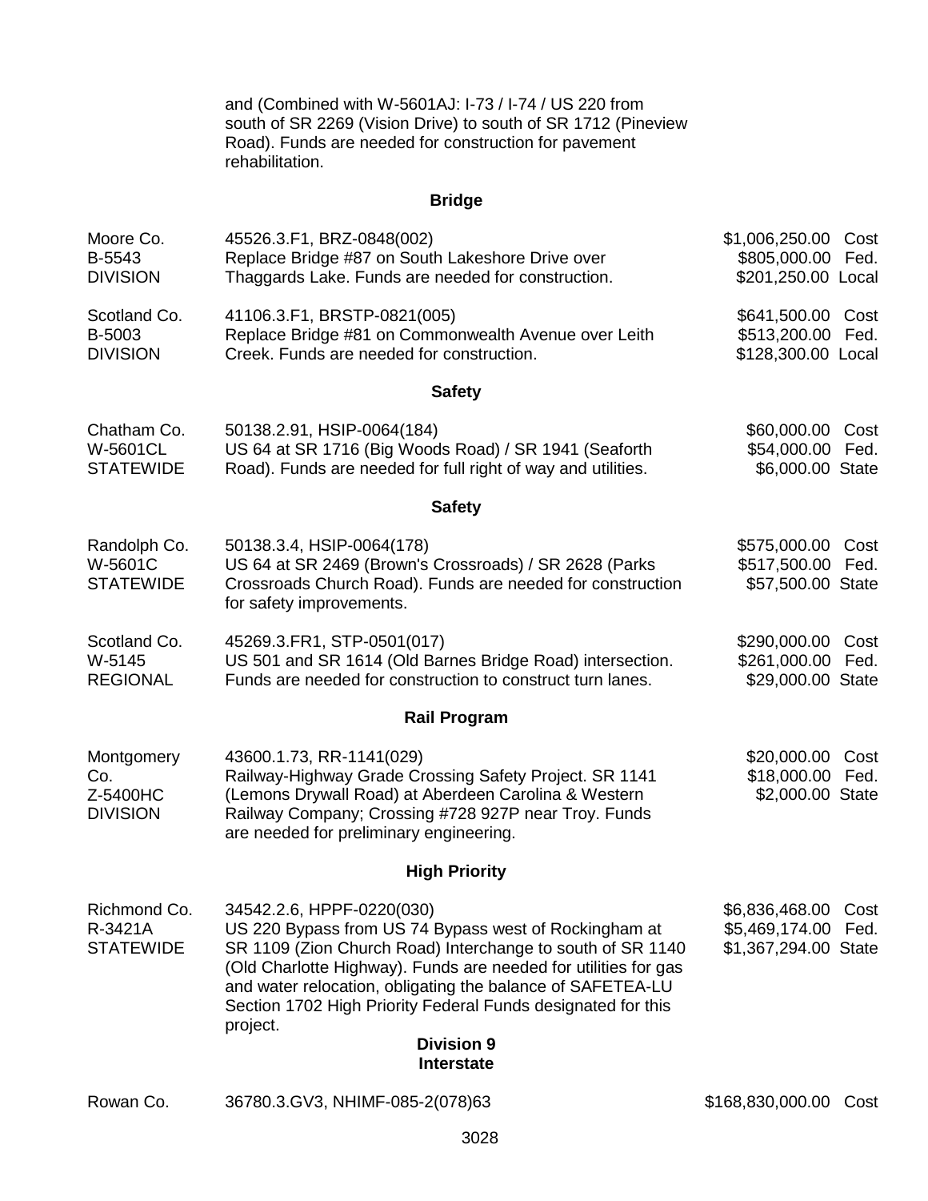and (Combined with W-5601AJ: I-73 / I-74 / US 220 from south of SR 2269 (Vision Drive) to south of SR 1712 (Pineview Road). Funds are needed for construction for pavement rehabilitation.

## Bridge

| | | |
|---|---|---|
| Moore Co.<br>B-5543<br>DIVISION | 45526.3.F1, BRZ-0848(002)<br>Replace Bridge #87 on South Lakeshore Drive over Thaggards Lake. Funds are needed for construction. | $1,006,250.00 Cost<br>$805,000.00 Fed.<br>$201,250.00 Local |
| Scotland Co.<br>B-5003<br>DIVISION | 41106.3.F1, BRSTP-0821(005)<br>Replace Bridge #81 on Commonwealth Avenue over Leith Creek. Funds are needed for construction. | $641,500.00 Cost<br>$513,200.00 Fed.<br>$128,300.00 Local |

## Safety

| | | |
|---|---|---|
| Chatham Co.<br>W-5601CL<br>STATEWIDE | 50138.2.91, HSIP-0064(184)<br>US 64 at SR 1716 (Big Woods Road) / SR 1941 (Seaforth Road). Funds are needed for full right of way and utilities. | $60,000.00 Cost<br>$54,000.00 Fed.<br>$6,000.00 State |

## Safety

| | | |
|---|---|---|
| Randolph Co.<br>W-5601C<br>STATEWIDE | 50138.3.4, HSIP-0064(178)<br>US 64 at SR 2469 (Brown's Crossroads) / SR 2628 (Parks Crossroads Church Road). Funds are needed for construction for safety improvements. | $575,000.00 Cost<br>$517,500.00 Fed.<br>$57,500.00 State |
| Scotland Co.<br>W-5145<br>REGIONAL | 45269.3.FR1, STP-0501(017)<br>US 501 and SR 1614 (Old Barnes Bridge Road) intersection. Funds are needed for construction to construct turn lanes. | $290,000.00 Cost<br>$261,000.00 Fed.<br>$29,000.00 State |

## Rail Program

| | | |
|---|---|---|
| Montgomery Co.<br>Z-5400HC<br>DIVISION | 43600.1.73, RR-1141(029)<br>Railway-Highway Grade Crossing Safety Project. SR 1141 (Lemons Drywall Road) at Aberdeen Carolina & Western Railway Company; Crossing #728 927P near Troy. Funds are needed for preliminary engineering. | $20,000.00 Cost<br>$18,000.00 Fed.<br>$2,000.00 State |

## High Priority

| | | |
|---|---|---|
| Richmond Co.<br>R-3421A<br>STATEWIDE | 34542.2.6, HPPF-0220(030)<br>US 220 Bypass from US 74 Bypass west of Rockingham at SR 1109 (Zion Church Road) Interchange to south of SR 1140 (Old Charlotte Highway). Funds are needed for utilities for gas and water relocation, obligating the balance of SAFETEA-LU Section 1702 High Priority Federal Funds designated for this project. | $6,836,468.00 Cost<br>$5,469,174.00 Fed.<br>$1,367,294.00 State |

## Division 9

## Interstate

| | | |
|---|---|---|
| Rowan Co. | 36780.3.GV3, NHIMF-085-2(078)63 | $168,830,000.00 Cost |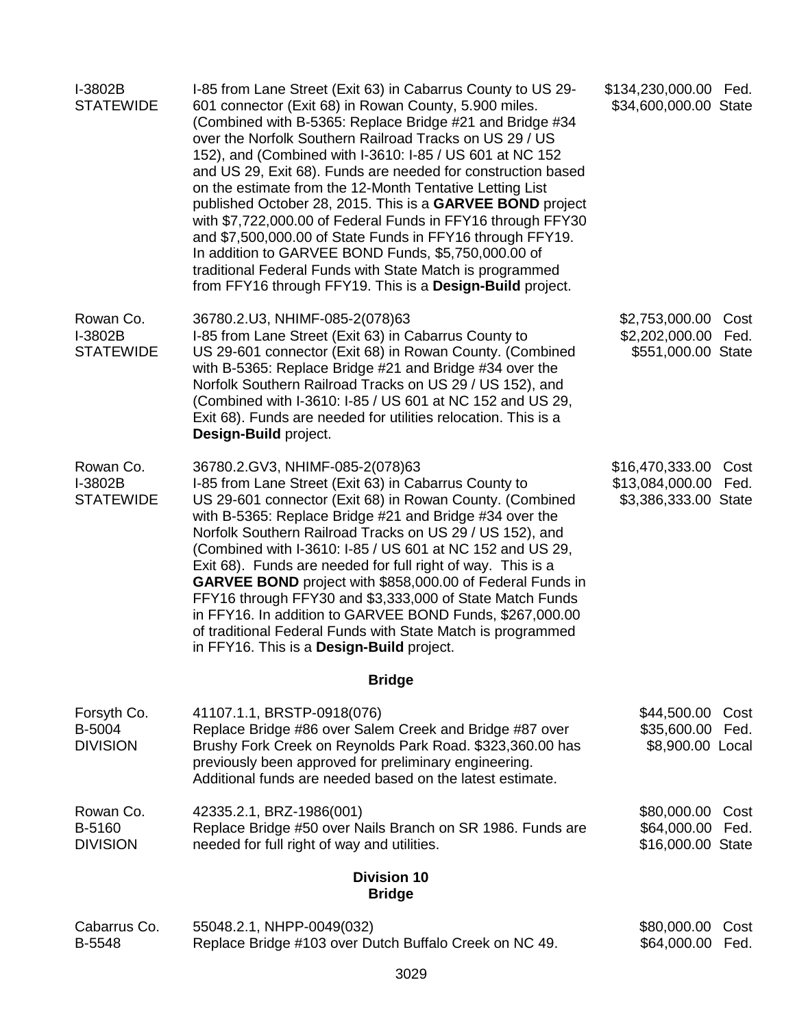| | | |
|---|---|---|
| I-3802B<br>STATEWIDE | I-85 from Lane Street (Exit 63) in Cabarrus County to US 29-601 connector (Exit 68) in Rowan County, 5.900 miles. (Combined with B-5365: Replace Bridge #21 and Bridge #34 over the Norfolk Southern Railroad Tracks on US 29 / US 152), and (Combined with I-3610: I-85 / US 601 at NC 152 and US 29, Exit 68). Funds are needed for construction based on the estimate from the 12-Month Tentative Letting List published October 28, 2015. This is a **GARVEE BOND** project with $7,722,000.00 of Federal Funds in FFY16 through FFY30 and $7,500,000.00 of State Funds in FFY16 through FFY19. In addition to GARVEE BOND Funds, $5,750,000.00 of traditional Federal Funds with State Match is programmed from FFY16 through FFY19. This is a **Design-Build** project. | $134,230,000.00 Fed.<br>$34,600,000.00 State |
| Rowan Co.<br>I-3802B<br>STATEWIDE | 36780.2.U3, NHIMF-085-2(078)63<br>I-85 from Lane Street (Exit 63) in Cabarrus County to US 29-601 connector (Exit 68) in Rowan County. (Combined with B-5365: Replace Bridge #21 and Bridge #34 over the Norfolk Southern Railroad Tracks on US 29 / US 152), and (Combined with I-3610: I-85 / US 601 at NC 152 and US 29, Exit 68). Funds are needed for utilities relocation. This is a **Design-Build** project. | $2,753,000.00 Cost<br>$2,202,000.00 Fed.<br>$551,000.00 State |
| Rowan Co.<br>I-3802B<br>STATEWIDE | 36780.2.GV3, NHIMF-085-2(078)63<br>I-85 from Lane Street (Exit 63) in Cabarrus County to US 29-601 connector (Exit 68) in Rowan County. (Combined with B-5365: Replace Bridge #21 and Bridge #34 over the Norfolk Southern Railroad Tracks on US 29 / US 152), and (Combined with I-3610: I-85 / US 601 at NC 152 and US 29, Exit 68). Funds are needed for full right of way. This is a **GARVEE BOND** project with $858,000.00 of Federal Funds in FFY16 through FFY30 and $3,333,000 of State Match Funds in FFY16. In addition to GARVEE BOND Funds, $267,000.00 of traditional Federal Funds with State Match is programmed in FFY16. This is a **Design-Build** project. | $16,470,333.00 Cost<br>$13,084,000.00 Fed.<br>$3,386,333.00 State |

**Bridge**

| | | |
|---|---|---|
| Forsyth Co.<br>B-5004<br>DIVISION | 41107.1.1, BRSTP-0918(076)<br>Replace Bridge #86 over Salem Creek and Bridge #87 over Brushy Fork Creek on Reynolds Park Road. $323,360.00 has previously been approved for preliminary engineering. Additional funds are needed based on the latest estimate. | $44,500.00 Cost<br>$35,600.00 Fed.<br>$8,900.00 Local |
| Rowan Co.<br>B-5160<br>DIVISION | 42335.2.1, BRZ-1986(001)<br>Replace Bridge #50 over Nails Branch on SR 1986. Funds are needed for full right of way and utilities. | $80,000.00 Cost<br>$64,000.00 Fed.<br>$16,000.00 State |

**Division 10**

**Bridge**

| | | |
|---|---|---|
| Cabarrus Co.<br>B-5548 | 55048.2.1, NHPP-0049(032)<br>Replace Bridge #103 over Dutch Buffalo Creek on NC 49. | $80,000.00 Cost<br>$64,000.00 Fed. |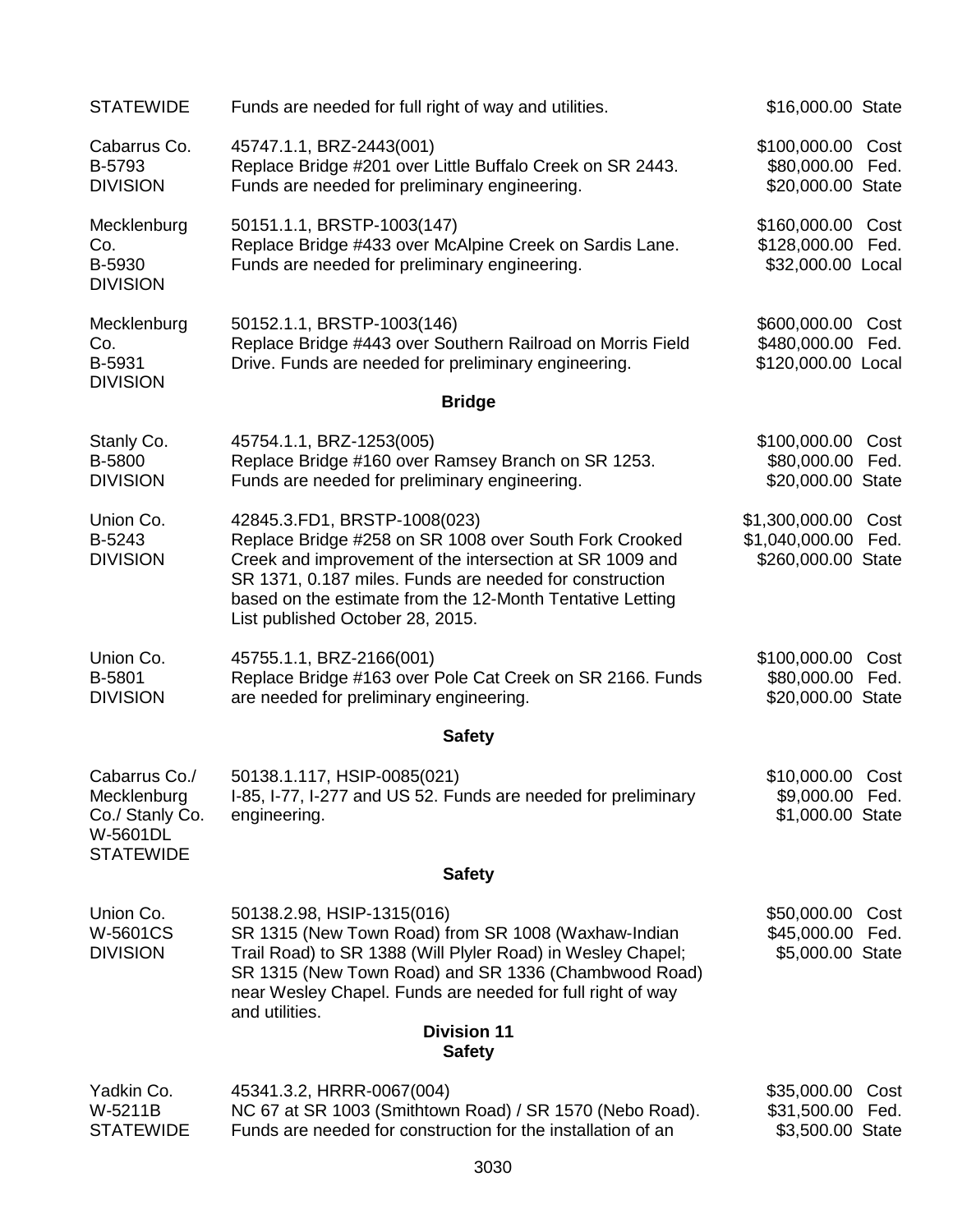| | | |
|---|---|---|
| STATEWIDE | Funds are needed for full right of way and utilities. | $16,000.00 State |
| Cabarrus Co.<br>B-5793<br>DIVISION | 45747.1.1, BRZ-2443(001)<br>Replace Bridge #201 over Little Buffalo Creek on SR 2443. Funds are needed for preliminary engineering. | $100,000.00 Cost<br>$80,000.00 Fed.<br>$20,000.00 State |
| Mecklenburg Co.<br>B-5930<br>DIVISION | 50151.1.1, BRSTP-1003(147)<br>Replace Bridge #433 over McAlpine Creek on Sardis Lane. Funds are needed for preliminary engineering. | $160,000.00 Cost<br>$128,000.00 Fed.<br>$32,000.00 Local |
| Mecklenburg Co.<br>B-5931<br>DIVISION | 50152.1.1, BRSTP-1003(146)<br>Replace Bridge #443 over Southern Railroad on Morris Field Drive. Funds are needed for preliminary engineering. | $600,000.00 Cost<br>$480,000.00 Fed.<br>$120,000.00 Local |

**Bridge**

| | | |
|---|---|---|
| Stanly Co.<br>B-5800<br>DIVISION | 45754.1.1, BRZ-1253(005)<br>Replace Bridge #160 over Ramsey Branch on SR 1253. Funds are needed for preliminary engineering. | $100,000.00 Cost<br>$80,000.00 Fed.<br>$20,000.00 State |
| Union Co.<br>B-5243<br>DIVISION | 42845.3.FD1, BRSTP-1008(023)<br>Replace Bridge #258 on SR 1008 over South Fork Crooked Creek and improvement of the intersection at SR 1009 and SR 1371, 0.187 miles. Funds are needed for construction based on the estimate from the 12-Month Tentative Letting List published October 28, 2015. | $1,300,000.00 Cost<br>$1,040,000.00 Fed.<br>$260,000.00 State |
| Union Co.<br>B-5801<br>DIVISION | 45755.1.1, BRZ-2166(001)<br>Replace Bridge #163 over Pole Cat Creek on SR 2166. Funds are needed for preliminary engineering. | $100,000.00 Cost<br>$80,000.00 Fed.<br>$20,000.00 State |

**Safety**

| | | |
|---|---|---|
| Cabarrus Co./ Mecklenburg Co./ Stanly Co.<br>W-5601DL<br>STATEWIDE | 50138.1.117, HSIP-0085(021)<br>I-85, I-77, I-277 and US 52. Funds are needed for preliminary engineering. | $10,000.00 Cost<br>$9,000.00 Fed.<br>$1,000.00 State |

**Safety**

| | | |
|---|---|---|
| Union Co.<br>W-5601CS<br>DIVISION | 50138.2.98, HSIP-1315(016)<br>SR 1315 (New Town Road) from SR 1008 (Waxhaw-Indian Trail Road) to SR 1388 (Will Plyler Road) in Wesley Chapel; SR 1315 (New Town Road) and SR 1336 (Chambwood Road) near Wesley Chapel. Funds are needed for full right of way and utilities. | $50,000.00 Cost<br>$45,000.00 Fed.<br>$5,000.00 State |

**Division 11**
**Safety**

| | | |
|---|---|---|
| Yadkin Co.<br>W-5211B<br>STATEWIDE | 45341.3.2, HRRR-0067(004)<br>NC 67 at SR 1003 (Smithtown Road) / SR 1570 (Nebo Road). Funds are needed for construction for the installation of an | $35,000.00 Cost<br>$31,500.00 Fed.<br>$3,500.00 State |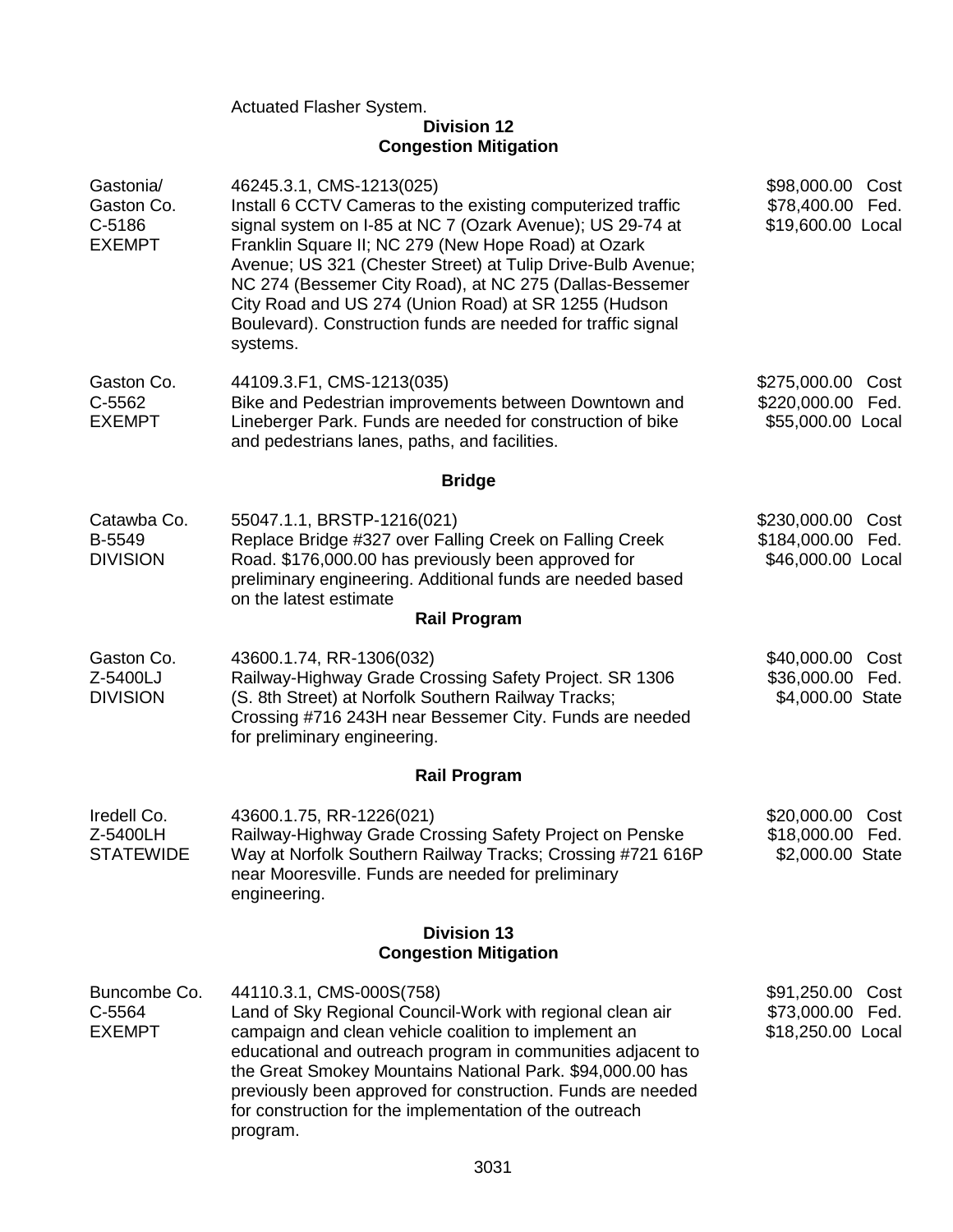Actuated Flasher System.

**Division 12**
**Congestion Mitigation**

| | | |
|---|---|---|
| Gastonia/ Gaston Co. C-5186 EXEMPT | 46245.3.1, CMS-1213(025) Install 6 CCTV Cameras to the existing computerized traffic signal system on I-85 at NC 7 (Ozark Avenue); US 29-74 at Franklin Square II; NC 279 (New Hope Road) at Ozark Avenue; US 321 (Chester Street) at Tulip Drive-Bulb Avenue; NC 274 (Bessemer City Road), at NC 275 (Dallas-Bessemer City Road and US 274 (Union Road) at SR 1255 (Hudson Boulevard). Construction funds are needed for traffic signal systems. | \$98,000.00 Cost \$78,400.00 Fed. \$19,600.00 Local |
| Gaston Co. C-5562 EXEMPT | 44109.3.F1, CMS-1213(035) Bike and Pedestrian improvements between Downtown and Lineberger Park. Funds are needed for construction of bike and pedestrians lanes, paths, and facilities. | \$275,000.00 Cost \$220,000.00 Fed. \$55,000.00 Local |

**Bridge**

| | | |
|---|---|---|
| Catawba Co. B-5549 DIVISION | 55047.1.1, BRSTP-1216(021) Replace Bridge #327 over Falling Creek on Falling Creek Road. \$176,000.00 has previously been approved for preliminary engineering. Additional funds are needed based on the latest estimate | \$230,000.00 Cost \$184,000.00 Fed. \$46,000.00 Local |

**Rail Program**

| | | |
|---|---|---|
| Gaston Co. Z-5400LJ DIVISION | 43600.1.74, RR-1306(032) Railway-Highway Grade Crossing Safety Project. SR 1306 (S. 8th Street) at Norfolk Southern Railway Tracks; Crossing #716 243H near Bessemer City. Funds are needed for preliminary engineering. | \$40,000.00 Cost \$36,000.00 Fed. \$4,000.00 State |

**Rail Program**

| | | |
|---|---|---|
| Iredell Co. Z-5400LH STATEWIDE | 43600.1.75, RR-1226(021) Railway-Highway Grade Crossing Safety Project on Penske Way at Norfolk Southern Railway Tracks; Crossing #721 616P near Mooresville. Funds are needed for preliminary engineering. | \$20,000.00 Cost \$18,000.00 Fed. \$2,000.00 State |

**Division 13**
**Congestion Mitigation**

| | | |
|---|---|---|
| Buncombe Co. C-5564 EXEMPT | 44110.3.1, CMS-000S(758) Land of Sky Regional Council-Work with regional clean air campaign and clean vehicle coalition to implement an educational and outreach program in communities adjacent to the Great Smokey Mountains National Park. \$94,000.00 has previously been approved for construction. Funds are needed for construction for the implementation of the outreach program. | \$91,250.00 Cost \$73,000.00 Fed. \$18,250.00 Local |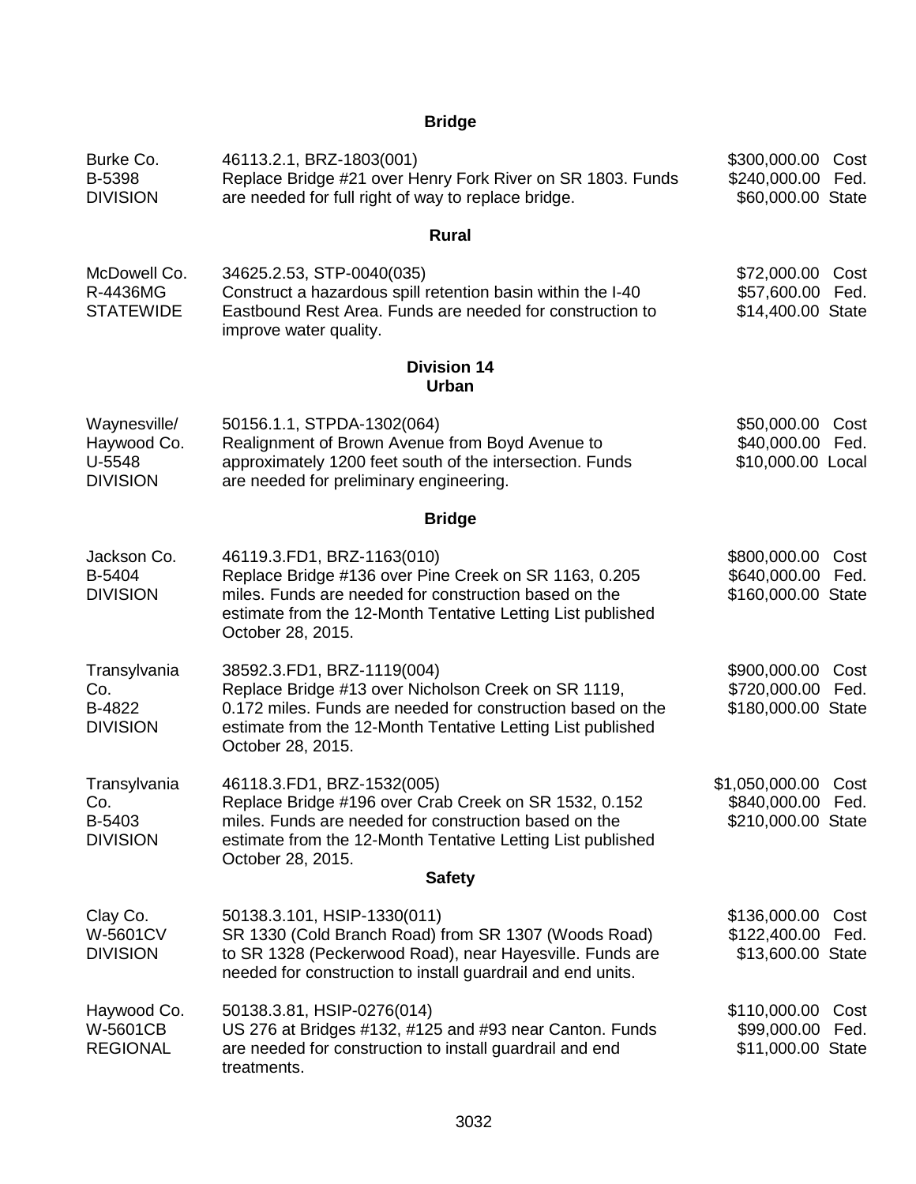## Bridge

| | | |
|---|---|---|
| Burke Co.<br>B-5398<br>DIVISION | 46113.2.1, BRZ-1803(001)<br>Replace Bridge #21 over Henry Fork River on SR 1803. Funds are needed for full right of way to replace bridge. | $300,000.00 Cost<br>$240,000.00 Fed.<br>$60,000.00 State |

## Rural

| | | |
|---|---|---|
| McDowell Co.<br>R-4436MG<br>STATEWIDE | 34625.2.53, STP-0040(035)<br>Construct a hazardous spill retention basin within the I-40 Eastbound Rest Area. Funds are needed for construction to improve water quality. | $72,000.00 Cost<br>$57,600.00 Fed.<br>$14,400.00 State |

## Division 14

## Urban

| | | |
|---|---|---|
| Waynesville/<br>Haywood Co.<br>U-5548<br>DIVISION | 50156.1.1, STPDA-1302(064)<br>Realignment of Brown Avenue from Boyd Avenue to approximately 1200 feet south of the intersection. Funds are needed for preliminary engineering. | $50,000.00 Cost<br>$40,000.00 Fed.<br>$10,000.00 Local |

## Bridge

| | | |
|---|---|---|
| Jackson Co.<br>B-5404<br>DIVISION | 46119.3.FD1, BRZ-1163(010)<br>Replace Bridge #136 over Pine Creek on SR 1163, 0.205 miles. Funds are needed for construction based on the estimate from the 12-Month Tentative Letting List published October 28, 2015. | $800,000.00 Cost<br>$640,000.00 Fed.<br>$160,000.00 State |
| Transylvania Co.<br>B-4822<br>DIVISION | 38592.3.FD1, BRZ-1119(004)<br>Replace Bridge #13 over Nicholson Creek on SR 1119, 0.172 miles. Funds are needed for construction based on the estimate from the 12-Month Tentative Letting List published October 28, 2015. | $900,000.00 Cost<br>$720,000.00 Fed.<br>$180,000.00 State |
| Transylvania Co.<br>B-5403<br>DIVISION | 46118.3.FD1, BRZ-1532(005)<br>Replace Bridge #196 over Crab Creek on SR 1532, 0.152 miles. Funds are needed for construction based on the estimate from the 12-Month Tentative Letting List published October 28, 2015. | $1,050,000.00 Cost<br>$840,000.00 Fed.<br>$210,000.00 State |

## Safety

| | | |
|---|---|---|
| Clay Co.<br>W-5601CV<br>DIVISION | 50138.3.101, HSIP-1330(011)<br>SR 1330 (Cold Branch Road) from SR 1307 (Woods Road) to SR 1328 (Peckerwood Road), near Hayesville. Funds are needed for construction to install guardrail and end units. | $136,000.00 Cost<br>$122,400.00 Fed.<br>$13,600.00 State |
| Haywood Co.<br>W-5601CB<br>REGIONAL | 50138.3.81, HSIP-0276(014)<br>US 276 at Bridges #132, #125 and #93 near Canton. Funds are needed for construction to install guardrail and end treatments. | $110,000.00 Cost<br>$99,000.00 Fed.<br>$11,000.00 State |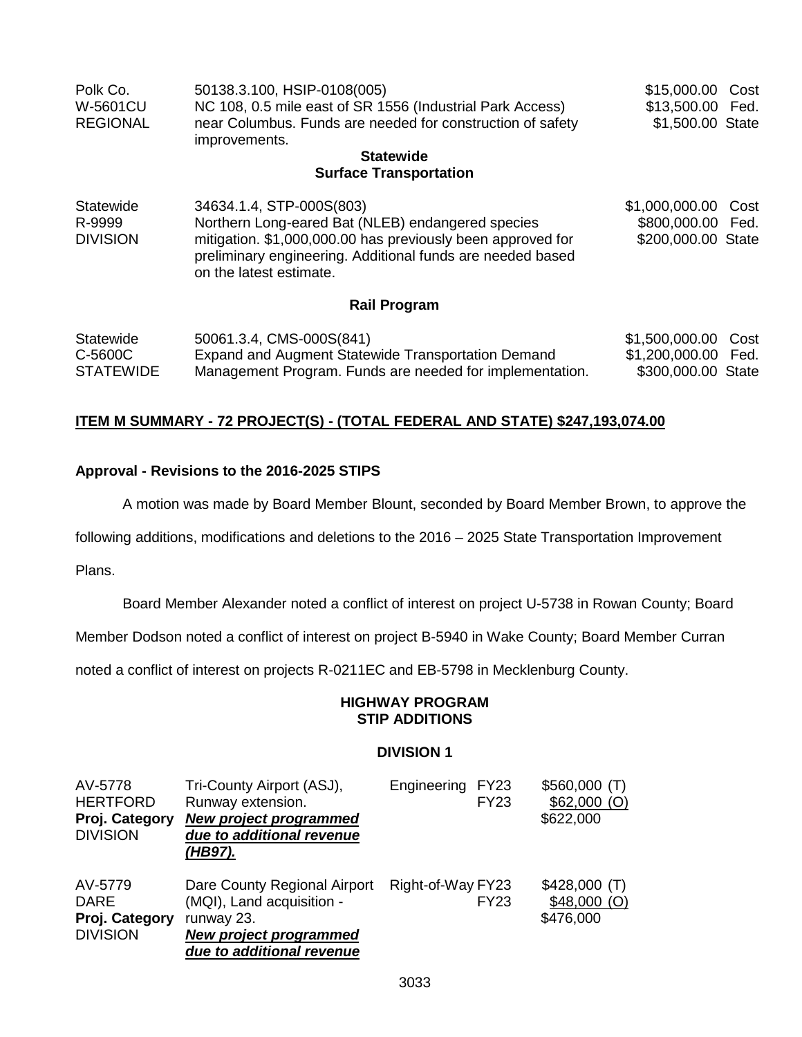| | | |
|---|---|---|
| Polk Co.<br>W-5601CU<br>REGIONAL | 50138.3.100, HSIP-0108(005)<br>NC 108, 0.5 mile east of SR 1556 (Industrial Park Access) near Columbus. Funds are needed for construction of safety improvements. | $15,000.00 Cost<br>$13,500.00 Fed.<br>$1,500.00 State |

**Statewide**
**Surface Transportation**

| | | |
|---|---|---|
| Statewide<br>R-9999<br>DIVISION | 34634.1.4, STP-000S(803)<br>Northern Long-eared Bat (NLEB) endangered species mitigation. $1,000,000.00 has previously been approved for preliminary engineering. Additional funds are needed based on the latest estimate. | $1,000,000.00 Cost<br>$800,000.00 Fed.<br>$200,000.00 State |

**Rail Program**

| | | |
|---|---|---|
| Statewide<br>C-5600C<br>STATEWIDE | 50061.3.4, CMS-000S(841)<br>Expand and Augment Statewide Transportation Demand Management Program. Funds are needed for implementation. | $1,500,000.00 Cost<br>$1,200,000.00 Fed.<br>$300,000.00 State |

**ITEM M SUMMARY - 72 PROJECT(S) - (TOTAL FEDERAL AND STATE) $247,193,074.00**

**Approval - Revisions to the 2016-2025 STIPS**

A motion was made by Board Member Blount, seconded by Board Member Brown, to approve the following additions, modifications and deletions to the 2016 – 2025 State Transportation Improvement Plans.

Board Member Alexander noted a conflict of interest on project U-5738 in Rowan County; Board Member Dodson noted a conflict of interest on project B-5940 in Wake County; Board Member Curran noted a conflict of interest on projects R-0211EC and EB-5798 in Mecklenburg County.

**HIGHWAY PROGRAM**
**STIP ADDITIONS**

**DIVISION 1**

| | | | | |
|---|---|---|---|---|
| AV-5778<br>HERTFORD<br>**Proj. Category**<br>DIVISION | Tri-County Airport (ASJ), Runway extension.<br>***New project programmed due to additional revenue (HB97).*** | Engineering | FY23<br>FY23 | $560,000 (T)<br>$62,000 (O)<br>$622,000 |
| AV-5779<br>DARE<br>**Proj. Category**<br>DIVISION | Dare County Regional Airport (MQI), Land acquisition - runway 23.<br>***New project programmed due to additional revenue*** | Right-of-Way | FY23<br>FY23 | $428,000 (T)<br>$48,000 (O)<br>$476,000 |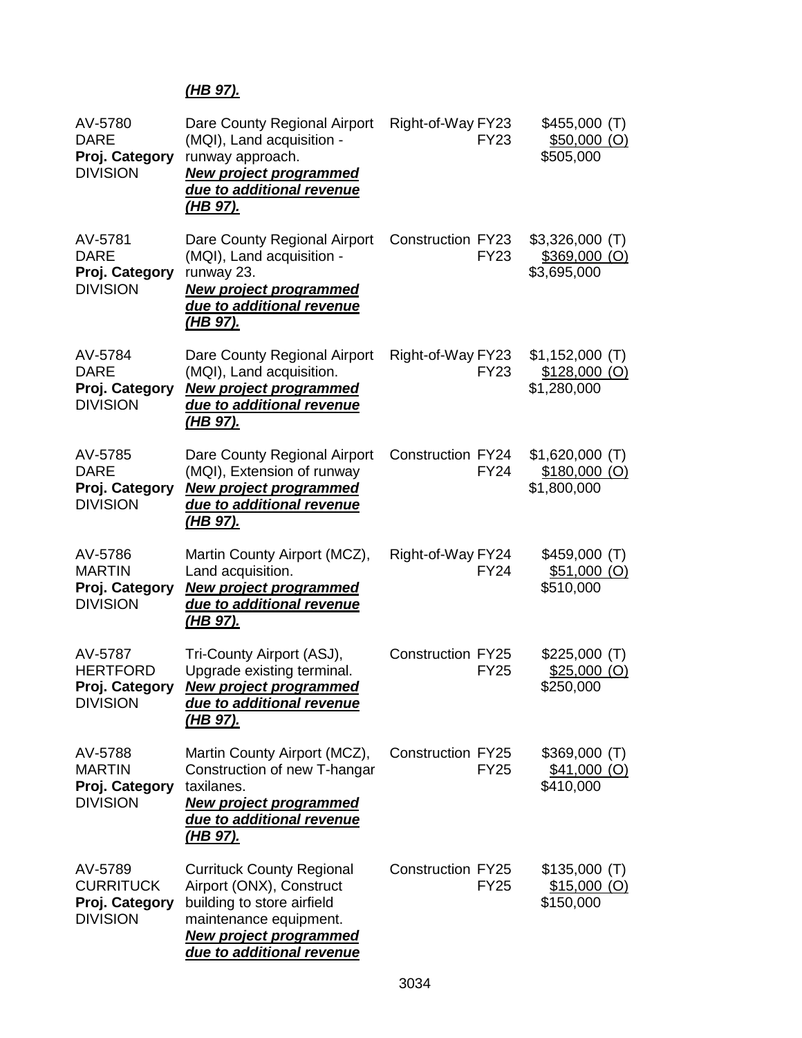***(HB 97).***

| | | | | |
|---|---|---|---|---|
| AV-5780<br>DARE<br>**Proj. Category**<br>DIVISION | Dare County Regional Airport (MQI), Land acquisition - runway approach.<br>***New project programmed due to additional revenue (HB 97).*** | Right-of-Way | FY23<br>FY23 | \$455,000 (T)<br>\$50,000 (O)<br>\$505,000 |
| AV-5781<br>DARE<br>**Proj. Category**<br>DIVISION | Dare County Regional Airport (MQI), Land acquisition - runway 23.<br>***New project programmed due to additional revenue (HB 97).*** | Construction | FY23<br>FY23 | \$3,326,000 (T)<br>\$369,000 (O)<br>\$3,695,000 |
| AV-5784<br>DARE<br>**Proj. Category**<br>DIVISION | Dare County Regional Airport (MQI), Land acquisition.<br>***New project programmed due to additional revenue (HB 97).*** | Right-of-Way | FY23<br>FY23 | \$1,152,000 (T)<br>\$128,000 (O)<br>\$1,280,000 |
| AV-5785<br>DARE<br>**Proj. Category**<br>DIVISION | Dare County Regional Airport (MQI), Extension of runway<br>***New project programmed due to additional revenue (HB 97).*** | Construction | FY24<br>FY24 | \$1,620,000 (T)<br>\$180,000 (O)<br>\$1,800,000 |
| AV-5786<br>MARTIN<br>**Proj. Category**<br>DIVISION | Martin County Airport (MCZ), Land acquisition.<br>***New project programmed due to additional revenue (HB 97).*** | Right-of-Way | FY24<br>FY24 | \$459,000 (T)<br>\$51,000 (O)<br>\$510,000 |
| AV-5787<br>HERTFORD<br>**Proj. Category**<br>DIVISION | Tri-County Airport (ASJ), Upgrade existing terminal.<br>***New project programmed due to additional revenue (HB 97).*** | Construction | FY25<br>FY25 | \$225,000 (T)<br>\$25,000 (O)<br>\$250,000 |
| AV-5788<br>MARTIN<br>**Proj. Category**<br>DIVISION | Martin County Airport (MCZ), Construction of new T-hangar taxilanes.<br>***New project programmed due to additional revenue (HB 97).*** | Construction | FY25<br>FY25 | \$369,000 (T)<br>\$41,000 (O)<br>\$410,000 |
| AV-5789<br>CURRITUCK<br>**Proj. Category**<br>DIVISION | Currituck County Regional Airport (ONX), Construct building to store airfield maintenance equipment.<br>***New project programmed due to additional revenue*** | Construction | FY25<br>FY25 | \$135,000 (T)<br>\$15,000 (O)<br>\$150,000 |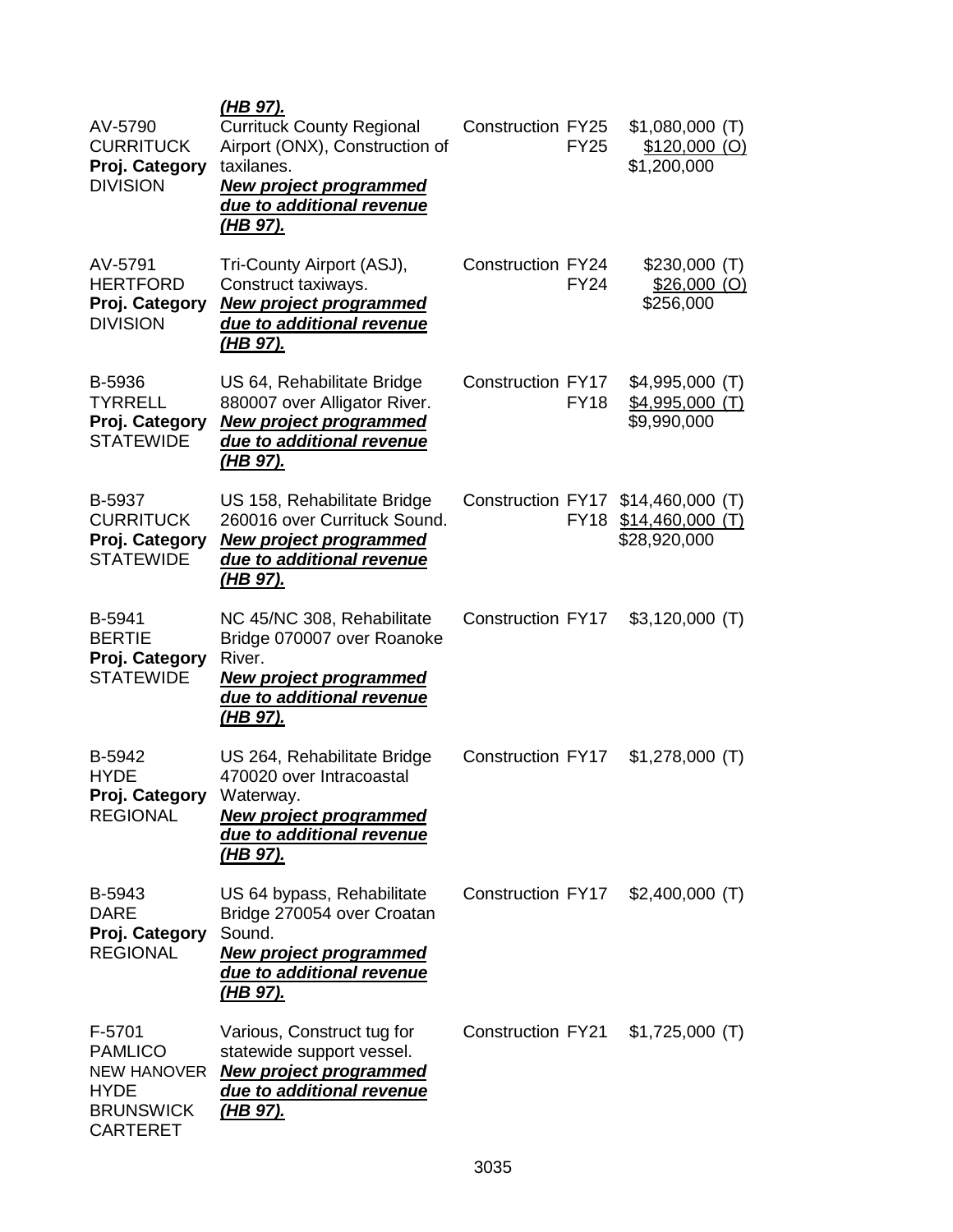| | | | | |
|---|---|---|---|---|
| | ***(HB 97).*** | | | |
| AV-5790<br>CURRITUCK<br>**Proj. Category**<br>DIVISION | Currituck County Regional Airport (ONX), Construction of taxilanes.<br>***New project programmed due to additional revenue (HB 97).*** | Construction | FY25<br>FY25 | $1,080,000 (T)<br>$120,000 (O)<br>$1,200,000 |
| AV-5791<br>HERTFORD<br>**Proj. Category**<br>DIVISION | Tri-County Airport (ASJ), Construct taxiways.<br>***New project programmed due to additional revenue (HB 97).*** | Construction | FY24<br>FY24 | $230,000 (T)<br>$26,000 (O)<br>$256,000 |
| B-5936<br>TYRRELL<br>**Proj. Category**<br>STATEWIDE | US 64, Rehabilitate Bridge 880007 over Alligator River.<br>***New project programmed due to additional revenue (HB 97).*** | Construction | FY17<br>FY18 | $4,995,000 (T)<br>$4,995,000 (T)<br>$9,990,000 |
| B-5937<br>CURRITUCK<br>**Proj. Category**<br>STATEWIDE | US 158, Rehabilitate Bridge 260016 over Currituck Sound.<br>***New project programmed due to additional revenue (HB 97).*** | Construction | FY17<br>FY18 | $14,460,000 (T)<br>$14,460,000 (T)<br>$28,920,000 |
| B-5941<br>BERTIE<br>**Proj. Category**<br>STATEWIDE | NC 45/NC 308, Rehabilitate Bridge 070007 over Roanoke River.<br>***New project programmed due to additional revenue (HB 97).*** | Construction | FY17 | $3,120,000 (T) |
| B-5942<br>HYDE<br>**Proj. Category**<br>REGIONAL | US 264, Rehabilitate Bridge 470020 over Intracoastal Waterway.<br>***New project programmed due to additional revenue (HB 97).*** | Construction | FY17 | $1,278,000 (T) |
| B-5943<br>DARE<br>**Proj. Category**<br>REGIONAL | US 64 bypass, Rehabilitate Bridge 270054 over Croatan Sound.<br>***New project programmed due to additional revenue (HB 97).*** | Construction | FY17 | $2,400,000 (T) |
| F-5701<br>PAMLICO<br>NEW HANOVER<br>HYDE<br>BRUNSWICK<br>CARTERET | Various, Construct tug for statewide support vessel.<br>***New project programmed due to additional revenue (HB 97).*** | Construction | FY21 | $1,725,000 (T) |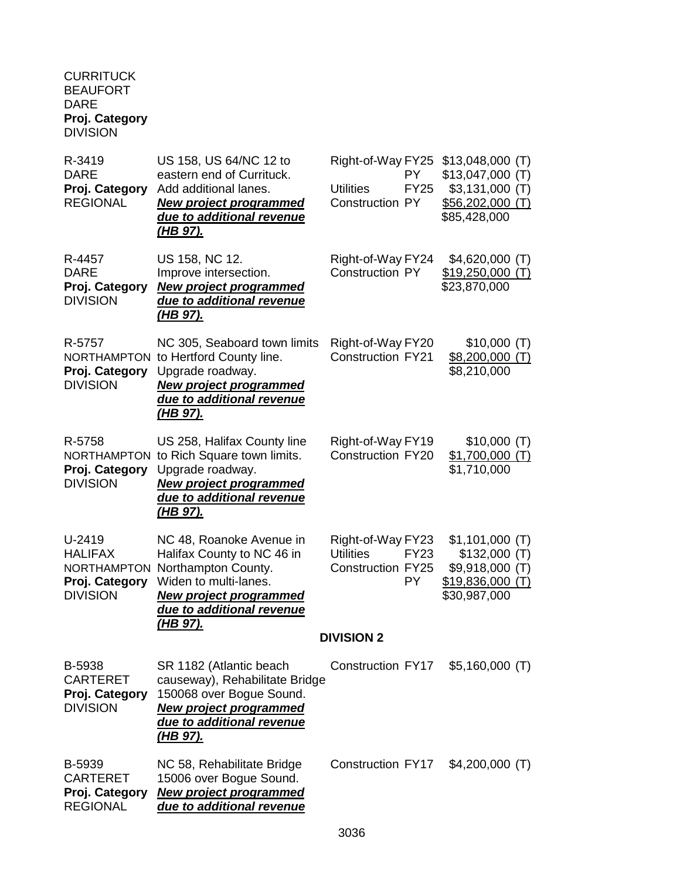CURRITUCK
BEAUFORT
DARE
**Proj. Category**
DIVISION

| | | | |
|---|---|---|---|
| R-3419<br>DARE<br>**Proj. Category**<br>REGIONAL | US 158, US 64/NC 12 to eastern end of Currituck. Add additional lanes. ***New project programmed due to additional revenue (HB 97).*** | Right-of-Way FY25<br>PY<br>Utilities FY25<br>Construction PY | $13,048,000 (T)<br>$13,047,000 (T)<br>$3,131,000 (T)<br>$56,202,000 (T)<br>$85,428,000 |
| R-4457<br>DARE<br>**Proj. Category**<br>DIVISION | US 158, NC 12. Improve intersection. ***New project programmed due to additional revenue (HB 97).*** | Right-of-Way FY24<br>Construction PY | $4,620,000 (T)<br>$19,250,000 (T)<br>$23,870,000 |
| R-5757<br>NORTHAMPTON<br>**Proj. Category**<br>DIVISION | NC 305, Seaboard town limits to Hertford County line. Upgrade roadway. ***New project programmed due to additional revenue (HB 97).*** | Right-of-Way FY20<br>Construction FY21 | $10,000 (T)<br>$8,200,000 (T)<br>$8,210,000 |
| R-5758<br>NORTHAMPTON<br>**Proj. Category**<br>DIVISION | US 258, Halifax County line to Rich Square town limits. Upgrade roadway. ***New project programmed due to additional revenue (HB 97).*** | Right-of-Way FY19<br>Construction FY20 | $10,000 (T)<br>$1,700,000 (T)<br>$1,710,000 |
| U-2419<br>HALIFAX<br>NORTHAMPTON<br>**Proj. Category**<br>DIVISION | NC 48, Roanoke Avenue in Halifax County to NC 46 in Northampton County. Widen to multi-lanes. ***New project programmed due to additional revenue (HB 97).*** | Right-of-Way FY23<br>Utilities FY23<br>Construction FY25<br>PY | $1,101,000 (T)<br>$132,000 (T)<br>$9,918,000 (T)<br>$19,836,000 (T)<br>$30,987,000 |

**DIVISION 2**

| | | | |
|---|---|---|---|
| B-5938<br>CARTERET<br>**Proj. Category**<br>DIVISION | SR 1182 (Atlantic beach causeway), Rehabilitate Bridge 150068 over Bogue Sound. ***New project programmed due to additional revenue (HB 97).*** | Construction FY17 | $5,160,000 (T) |
| B-5939<br>CARTERET<br>**Proj. Category**<br>REGIONAL | NC 58, Rehabilitate Bridge 15006 over Bogue Sound. ***New project programmed due to additional revenue*** | Construction FY17 | $4,200,000 (T) |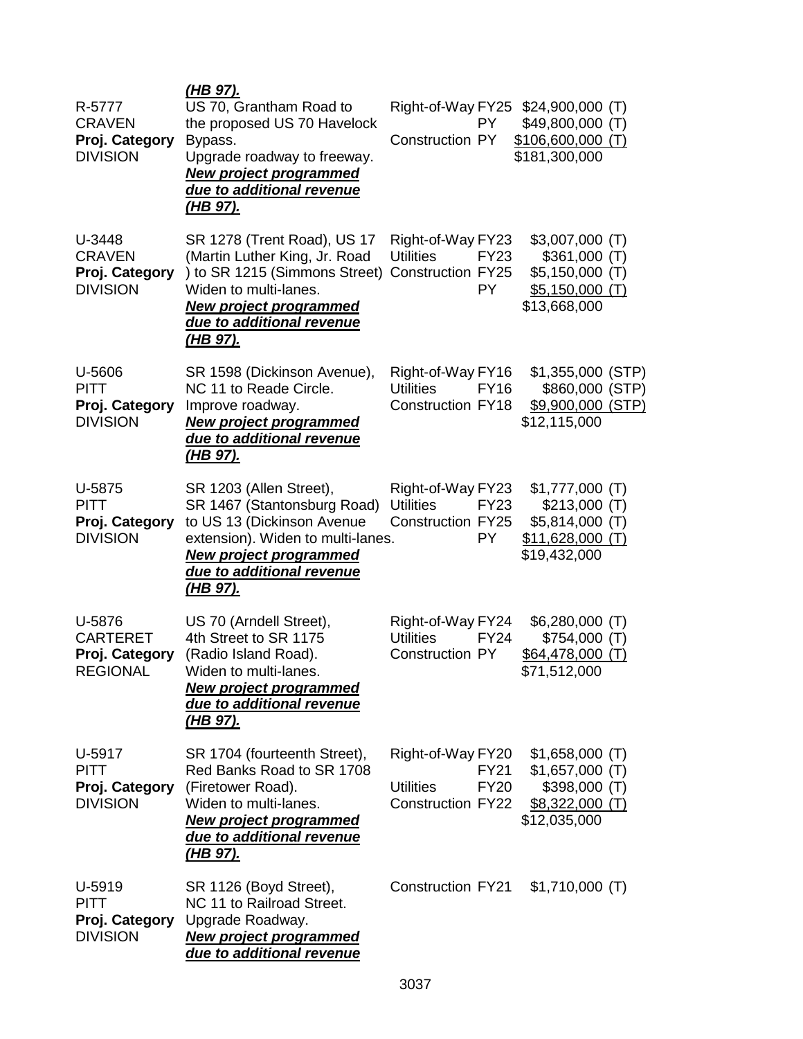***(HB 97).***

| Project | Description | Phase | Year | Cost |
|---|---|---|---|---|
| R-5777 CRAVEN **Proj. Category** DIVISION | US 70, Grantham Road to the proposed US 70 Havelock Bypass. Upgrade roadway to freeway. ***New project programmed due to additional revenue (HB 97).*** | Right-of-Way | FY25 | $24,900,000 (T) |
| | | | PY | $49,800,000 (T) |
| | | Construction | PY | $106,600,000 (T) |
| | | | | $181,300,000 |
| U-3448 CRAVEN **Proj. Category** DIVISION | SR 1278 (Trent Road), US 17 (Martin Luther King, Jr. Road ) to SR 1215 (Simmons Street) Widen to multi-lanes. ***New project programmed due to additional revenue (HB 97).*** | Right-of-Way | FY23 | $3,007,000 (T) |
| | | Utilities | FY23 | $361,000 (T) |
| | | Construction | FY25 | $5,150,000 (T) |
| | | | PY | $5,150,000 (T) |
| | | | | $13,668,000 |
| U-5606 PITT **Proj. Category** DIVISION | SR 1598 (Dickinson Avenue), NC 11 to Reade Circle. Improve roadway. ***New project programmed due to additional revenue (HB 97).*** | Right-of-Way | FY16 | $1,355,000 (STP) |
| | | Utilities | FY16 | $860,000 (STP) |
| | | Construction | FY18 | $9,900,000 (STP) |
| | | | | $12,115,000 |
| U-5875 PITT **Proj. Category** DIVISION | SR 1203 (Allen Street), SR 1467 (Stantonsburg Road) to US 13 (Dickinson Avenue extension). Widen to multi-lanes. ***New project programmed due to additional revenue (HB 97).*** | Right-of-Way | FY23 | $1,777,000 (T) |
| | | Utilities | FY23 | $213,000 (T) |
| | | Construction | FY25 | $5,814,000 (T) |
| | | | PY | $11,628,000 (T) |
| | | | | $19,432,000 |
| U-5876 CARTERET **Proj. Category** REGIONAL | US 70 (Arndell Street), 4th Street to SR 1175 (Radio Island Road). Widen to multi-lanes. ***New project programmed due to additional revenue (HB 97).*** | Right-of-Way | FY24 | $6,280,000 (T) |
| | | Utilities | FY24 | $754,000 (T) |
| | | Construction | PY | $64,478,000 (T) |
| | | | | $71,512,000 |
| U-5917 PITT **Proj. Category** DIVISION | SR 1704 (fourteenth Street), Red Banks Road to SR 1708 (Firetower Road). Widen to multi-lanes. ***New project programmed due to additional revenue (HB 97).*** | Right-of-Way | FY20 | $1,658,000 (T) |
| | | | FY21 | $1,657,000 (T) |
| | | Utilities | FY20 | $398,000 (T) |
| | | Construction | FY22 | $8,322,000 (T) |
| | | | | $12,035,000 |
| U-5919 PITT **Proj. Category** DIVISION | SR 1126 (Boyd Street), NC 11 to Railroad Street. Upgrade Roadway. ***New project programmed due to additional revenue*** | Construction | FY21 | $1,710,000 (T) |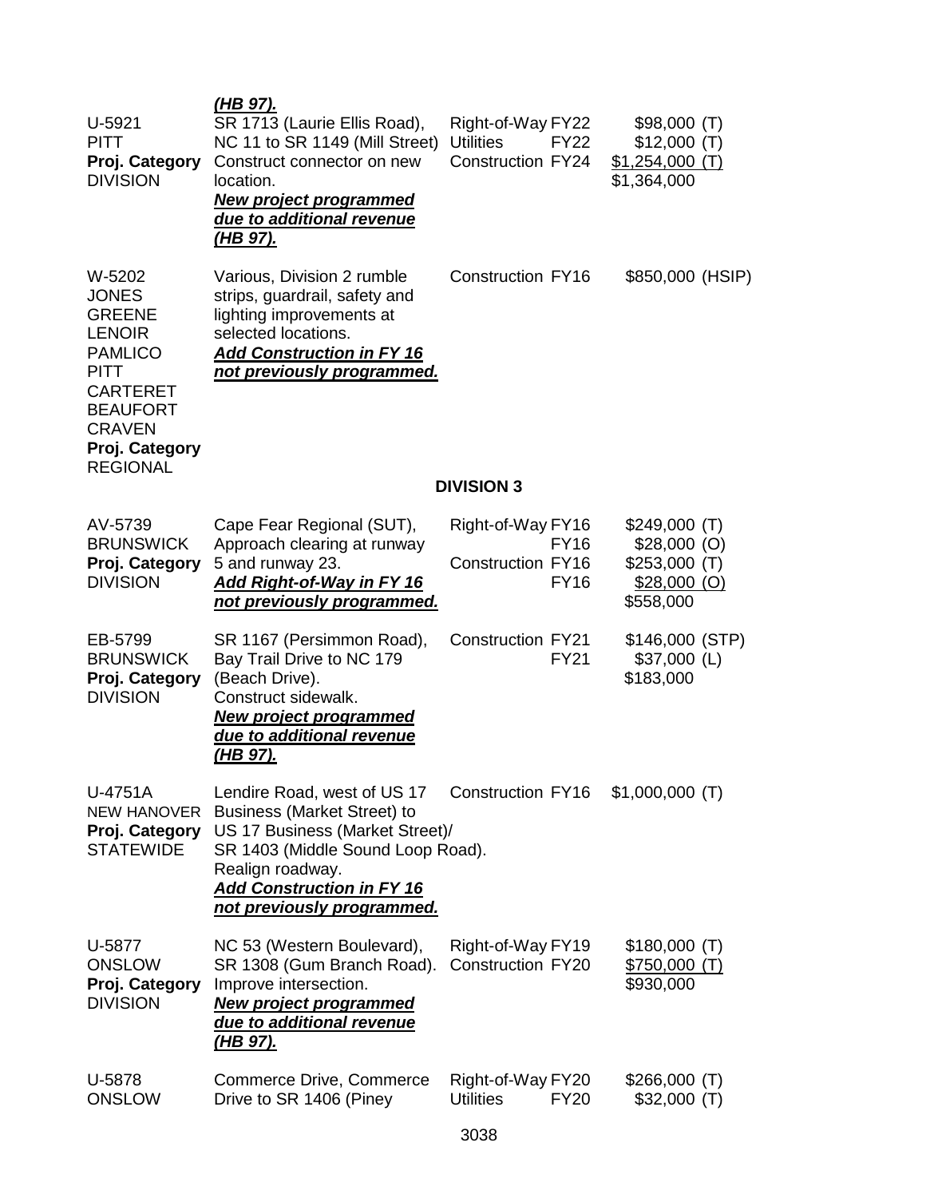| | | | |
|---|---|---|---|
| | ***(HB 97).*** | | |
| U-5921<br>PITT<br>**Proj. Category**<br>DIVISION | SR 1713 (Laurie Ellis Road), NC 11 to SR 1149 (Mill Street) Construct connector on new location.<br>***New project programmed due to additional revenue (HB 97).*** | Right-of-Way FY22<br>Utilities FY22<br>Construction FY24 | $98,000 (T)<br>$12,000 (T)<br>$1,254,000 (T)<br>$1,364,000 |
| W-5202<br>JONES<br>GREENE<br>LENOIR<br>PAMLICO<br>PITT<br>CARTERET<br>BEAUFORT<br>CRAVEN<br>**Proj. Category**<br>REGIONAL | Various, Division 2 rumble strips, guardrail, safety and lighting improvements at selected locations.<br>***Add Construction in FY 16 not previously programmed.*** | Construction FY16 | $850,000 (HSIP) |

## DIVISION 3

| | | | |
|---|---|---|---|
| AV-5739<br>BRUNSWICK<br>**Proj. Category**<br>DIVISION | Cape Fear Regional (SUT), Approach clearing at runway 5 and runway 23.<br>***Add Right-of-Way in FY 16 not previously programmed.*** | Right-of-Way FY16<br>FY16<br>Construction FY16<br>FY16 | $249,000 (T)<br>$28,000 (O)<br>$253,000 (T)<br>$28,000 (O)<br>$558,000 |
| EB-5799<br>BRUNSWICK<br>**Proj. Category**<br>DIVISION | SR 1167 (Persimmon Road), Bay Trail Drive to NC 179 (Beach Drive).<br>Construct sidewalk.<br>***New project programmed due to additional revenue (HB 97).*** | Construction FY21<br>FY21 | $146,000 (STP)<br>$37,000 (L)<br>$183,000 |
| U-4751A<br>NEW HANOVER<br>**Proj. Category**<br>STATEWIDE | Lendire Road, west of US 17 Business (Market Street) to US 17 Business (Market Street)/ SR 1403 (Middle Sound Loop Road).<br>Realign roadway.<br>***Add Construction in FY 16 not previously programmed.*** | Construction FY16 | $1,000,000 (T) |
| U-5877<br>ONSLOW<br>**Proj. Category**<br>DIVISION | NC 53 (Western Boulevard), SR 1308 (Gum Branch Road).<br>Improve intersection.<br>***New project programmed due to additional revenue (HB 97).*** | Right-of-Way FY19<br>Construction FY20 | $180,000 (T)<br>$750,000 (T)<br>$930,000 |
| U-5878<br>ONSLOW | Commerce Drive, Commerce Drive to SR 1406 (Piney | Right-of-Way FY20<br>Utilities FY20 | $266,000 (T)<br>$32,000 (T) |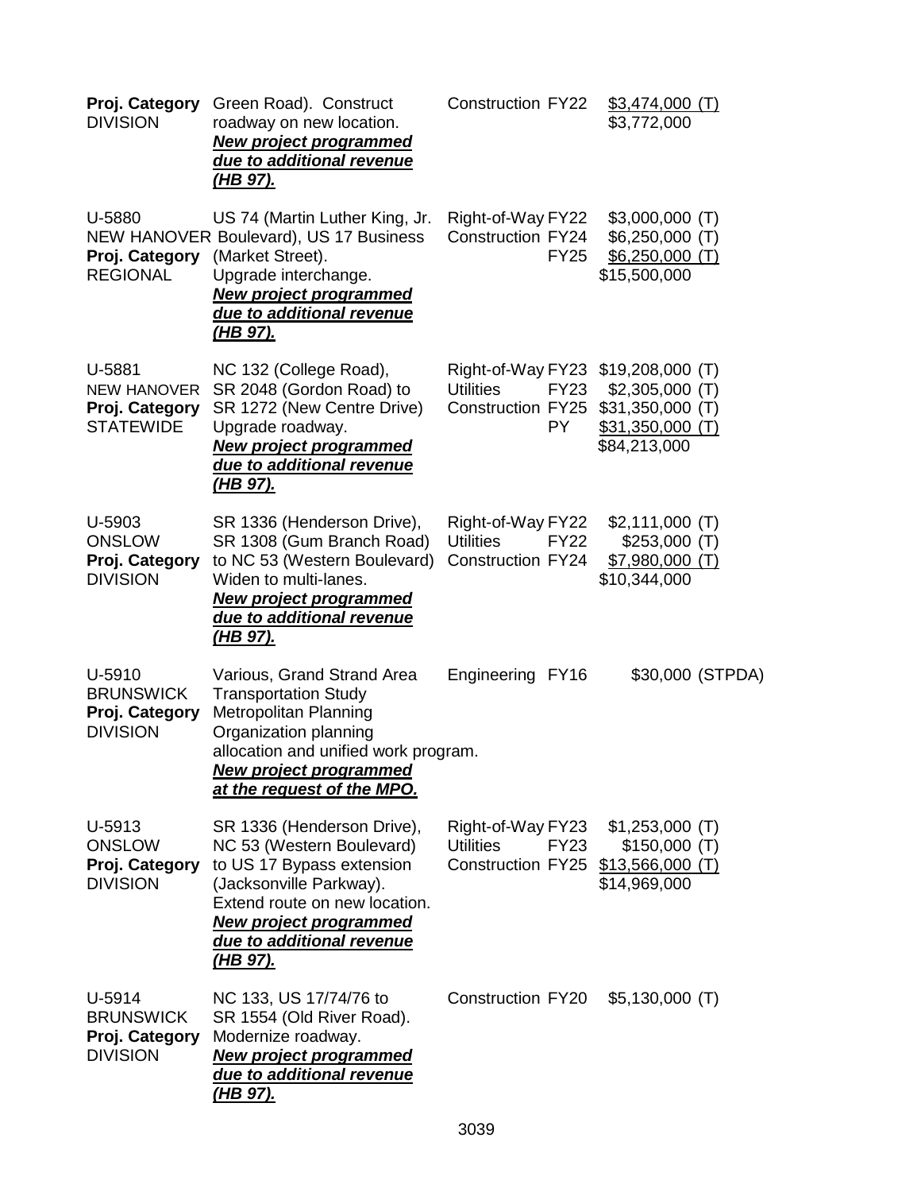| | | | | |
|---|---|---|---|---|
| **Proj. Category** DIVISION | Green Road). Construct roadway on new location. ***New project programmed due to additional revenue (HB 97).*** | Construction | FY22 | $3,474,000 (T) <br> $3,772,000 |
| U-5880 NEW HANOVER **Proj. Category** REGIONAL | US 74 (Martin Luther King, Jr. Boulevard), US 17 Business (Market Street). Upgrade interchange. ***New project programmed due to additional revenue (HB 97).*** | Right-of-Way <br> Construction | FY22 <br> FY24 <br> FY25 | $3,000,000 (T) <br> $6,250,000 (T) <br> $6,250,000 (T) <br> $15,500,000 |
| U-5881 NEW HANOVER **Proj. Category** STATEWIDE | NC 132 (College Road), SR 2048 (Gordon Road) to SR 1272 (New Centre Drive) Upgrade roadway. ***New project programmed due to additional revenue (HB 97).*** | Right-of-Way <br> Utilities <br> Construction | FY23 <br> FY23 <br> FY25 <br> PY | $19,208,000 (T) <br> $2,305,000 (T) <br> $31,350,000 (T) <br> $31,350,000 (T) <br> $84,213,000 |
| U-5903 ONSLOW **Proj. Category** DIVISION | SR 1336 (Henderson Drive), SR 1308 (Gum Branch Road) to NC 53 (Western Boulevard) Widen to multi-lanes. ***New project programmed due to additional revenue (HB 97).*** | Right-of-Way <br> Utilities <br> Construction | FY22 <br> FY22 <br> FY24 | $2,111,000 (T) <br> $253,000 (T) <br> $7,980,000 (T) <br> $10,344,000 |
| U-5910 BRUNSWICK **Proj. Category** DIVISION | Various, Grand Strand Area Transportation Study Metropolitan Planning Organization planning allocation and unified work program. ***New project programmed at the request of the MPO.*** | Engineering | FY16 | $30,000 (STPDA) |
| U-5913 ONSLOW **Proj. Category** DIVISION | SR 1336 (Henderson Drive), NC 53 (Western Boulevard) to US 17 Bypass extension (Jacksonville Parkway). Extend route on new location. ***New project programmed due to additional revenue (HB 97).*** | Right-of-Way <br> Utilities <br> Construction | FY23 <br> FY23 <br> FY25 | $1,253,000 (T) <br> $150,000 (T) <br> $13,566,000 (T) <br> $14,969,000 |
| U-5914 BRUNSWICK **Proj. Category** DIVISION | NC 133, US 17/74/76 to SR 1554 (Old River Road). Modernize roadway. ***New project programmed due to additional revenue (HB 97).*** | Construction | FY20 | $5,130,000 (T) |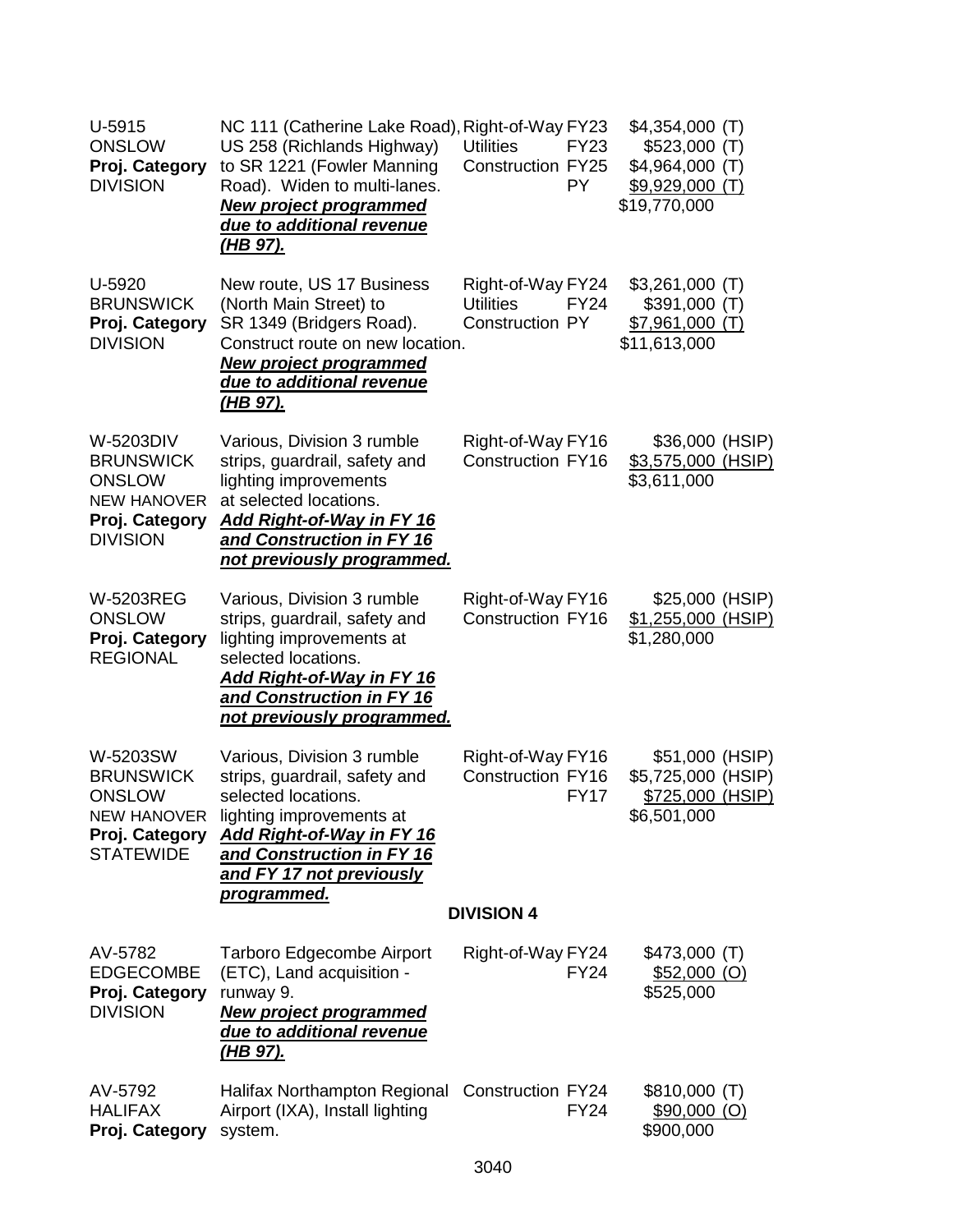| | | | | |
|---|---|---|---|---|
| U-5915<br>ONSLOW<br>**Proj. Category**<br>DIVISION | NC 111 (Catherine Lake Road), US 258 (Richlands Highway) to SR 1221 (Fowler Manning Road). Widen to multi-lanes.<br>***New project programmed due to additional revenue (HB 97).*** | Right-of-Way<br>Utilities<br>Construction | FY23<br>FY23<br>FY25<br>PY | \$4,354,000 (T)<br>\$523,000 (T)<br>\$4,964,000 (T)<br>\$9,929,000 (T)<br>\$19,770,000 |
| U-5920<br>BRUNSWICK<br>**Proj. Category**<br>DIVISION | New route, US 17 Business (North Main Street) to SR 1349 (Bridgers Road). Construct route on new location.<br>***New project programmed due to additional revenue (HB 97).*** | Right-of-Way<br>Utilities<br>Construction | FY24<br>FY24<br>PY | \$3,261,000 (T)<br>\$391,000 (T)<br>\$7,961,000 (T)<br>\$11,613,000 |
| W-5203DIV<br>BRUNSWICK<br>ONSLOW<br>NEW HANOVER<br>**Proj. Category**<br>DIVISION | Various, Division 3 rumble strips, guardrail, safety and lighting improvements at selected locations.<br>***Add Right-of-Way in FY 16 and Construction in FY 16 not previously programmed.*** | Right-of-Way<br>Construction | FY16<br>FY16 | \$36,000 (HSIP)<br>\$3,575,000 (HSIP)<br>\$3,611,000 |
| W-5203REG<br>ONSLOW<br>**Proj. Category**<br>REGIONAL | Various, Division 3 rumble strips, guardrail, safety and lighting improvements at selected locations.<br>***Add Right-of-Way in FY 16 and Construction in FY 16 not previously programmed.*** | Right-of-Way<br>Construction | FY16<br>FY16 | \$25,000 (HSIP)<br>\$1,255,000 (HSIP)<br>\$1,280,000 |
| W-5203SW<br>BRUNSWICK<br>ONSLOW<br>NEW HANOVER<br>**Proj. Category**<br>STATEWIDE | Various, Division 3 rumble strips, guardrail, safety and selected locations. lighting improvements at<br>***Add Right-of-Way in FY 16 and Construction in FY 16 and FY 17 not previously programmed.*** | Right-of-Way<br>Construction | FY16<br>FY16<br>FY17 | \$51,000 (HSIP)<br>\$5,725,000 (HSIP)<br>\$725,000 (HSIP)<br>\$6,501,000 |

**DIVISION 4**

| | | | | |
|---|---|---|---|---|
| AV-5782<br>EDGECOMBE<br>**Proj. Category**<br>DIVISION | Tarboro Edgecombe Airport (ETC), Land acquisition - runway 9.<br>***New project programmed due to additional revenue (HB 97).*** | Right-of-Way | FY24<br>FY24 | \$473,000 (T)<br>\$52,000 (O)<br>\$525,000 |
| AV-5792<br>HALIFAX<br>**Proj. Category** | Halifax Northampton Regional Airport (IXA), Install lighting system. | Construction | FY24<br>FY24 | \$810,000 (T)<br>\$90,000 (O)<br>\$900,000 |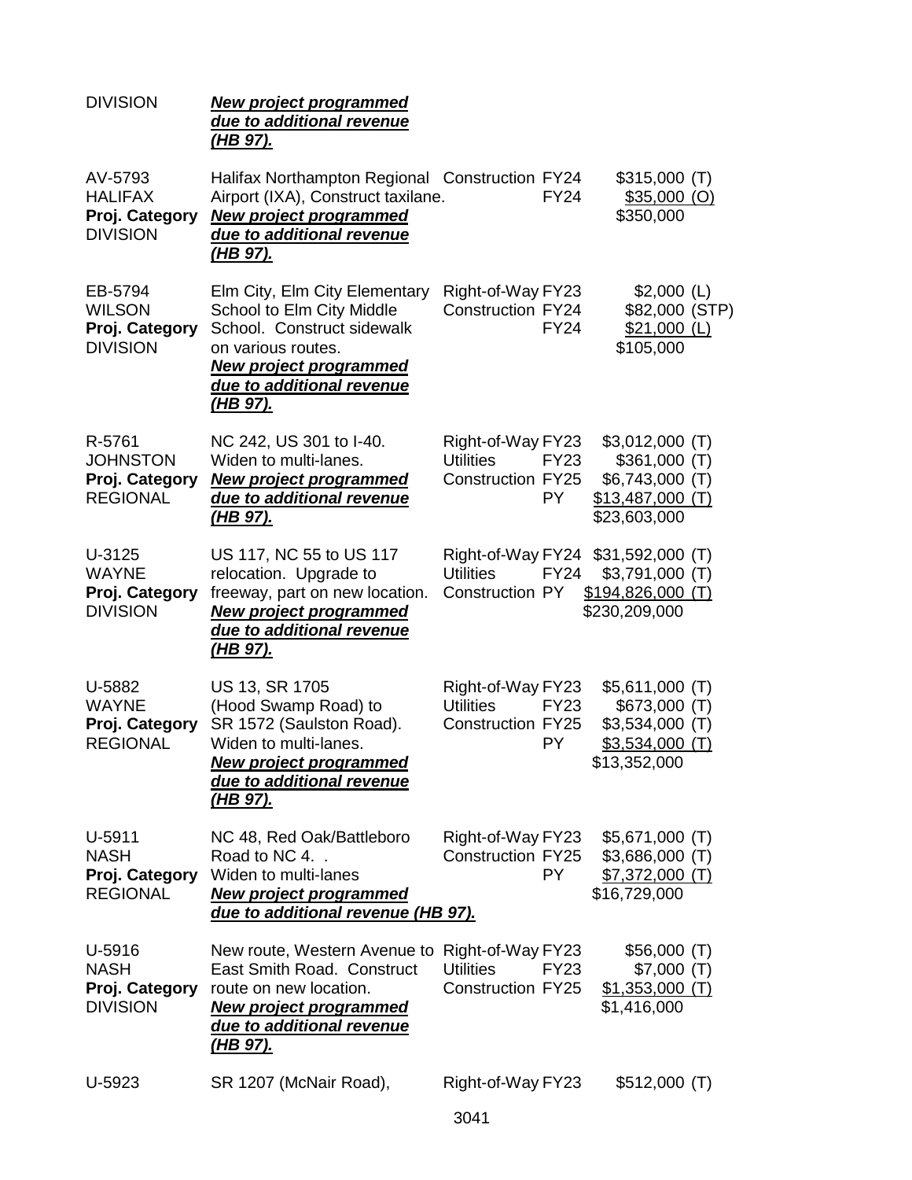| | | | | |
|---|---|---|---|---|
| DIVISION | ***New project programmed due to additional revenue (HB 97).*** | | | |
| AV-5793<br>HALIFAX<br>**Proj. Category**<br>DIVISION | Halifax Northampton Regional Airport (IXA), Construct taxilane.<br>***New project programmed due to additional revenue (HB 97).*** | Construction | FY24<br>FY24 | \$315,000 (T)<br>\$35,000 (O)<br>\$350,000 |
| EB-5794<br>WILSON<br>**Proj. Category**<br>DIVISION | Elm City, Elm City Elementary School to Elm City Middle School. Construct sidewalk on various routes.<br>***New project programmed due to additional revenue (HB 97).*** | Right-of-Way<br>Construction | FY23<br>FY24<br>FY24 | \$2,000 (L)<br>\$82,000 (STP)<br>\$21,000 (L)<br>\$105,000 |
| R-5761<br>JOHNSTON<br>**Proj. Category**<br>REGIONAL | NC 242, US 301 to I-40. Widen to multi-lanes.<br>***New project programmed due to additional revenue (HB 97).*** | Right-of-Way<br>Utilities<br>Construction | FY23<br>FY23<br>FY25<br>PY | \$3,012,000 (T)<br>\$361,000 (T)<br>\$6,743,000 (T)<br>\$13,487,000 (T)<br>\$23,603,000 |
| U-3125<br>WAYNE<br>**Proj. Category**<br>DIVISION | US 117, NC 55 to US 117 relocation. Upgrade to freeway, part on new location.<br>***New project programmed due to additional revenue (HB 97).*** | Right-of-Way<br>Utilities<br>Construction | FY24<br>FY24<br>PY | \$31,592,000 (T)<br>\$3,791,000 (T)<br>\$194,826,000 (T)<br>\$230,209,000 |
| U-5882<br>WAYNE<br>**Proj. Category**<br>REGIONAL | US 13, SR 1705 (Hood Swamp Road) to SR 1572 (Saulston Road). Widen to multi-lanes.<br>***New project programmed due to additional revenue (HB 97).*** | Right-of-Way<br>Utilities<br>Construction | FY23<br>FY23<br>FY25<br>PY | \$5,611,000 (T)<br>\$673,000 (T)<br>\$3,534,000 (T)<br>\$3,534,000 (T)<br>\$13,352,000 |
| U-5911<br>NASH<br>**Proj. Category**<br>REGIONAL | NC 48, Red Oak/Battleboro Road to NC 4. . Widen to multi-lanes<br>***New project programmed due to additional revenue (HB 97).*** | Right-of-Way<br>Construction | FY23<br>FY25<br>PY | \$5,671,000 (T)<br>\$3,686,000 (T)<br>\$7,372,000 (T)<br>\$16,729,000 |
| U-5916<br>NASH<br>**Proj. Category**<br>DIVISION | New route, Western Avenue to East Smith Road. Construct route on new location.<br>***New project programmed due to additional revenue (HB 97).*** | Right-of-Way<br>Utilities<br>Construction | FY23<br>FY23<br>FY25 | \$56,000 (T)<br>\$7,000 (T)<br>\$1,353,000 (T)<br>\$1,416,000 |
| U-5923 | SR 1207 (McNair Road), | Right-of-Way | FY23 | \$512,000 (T) |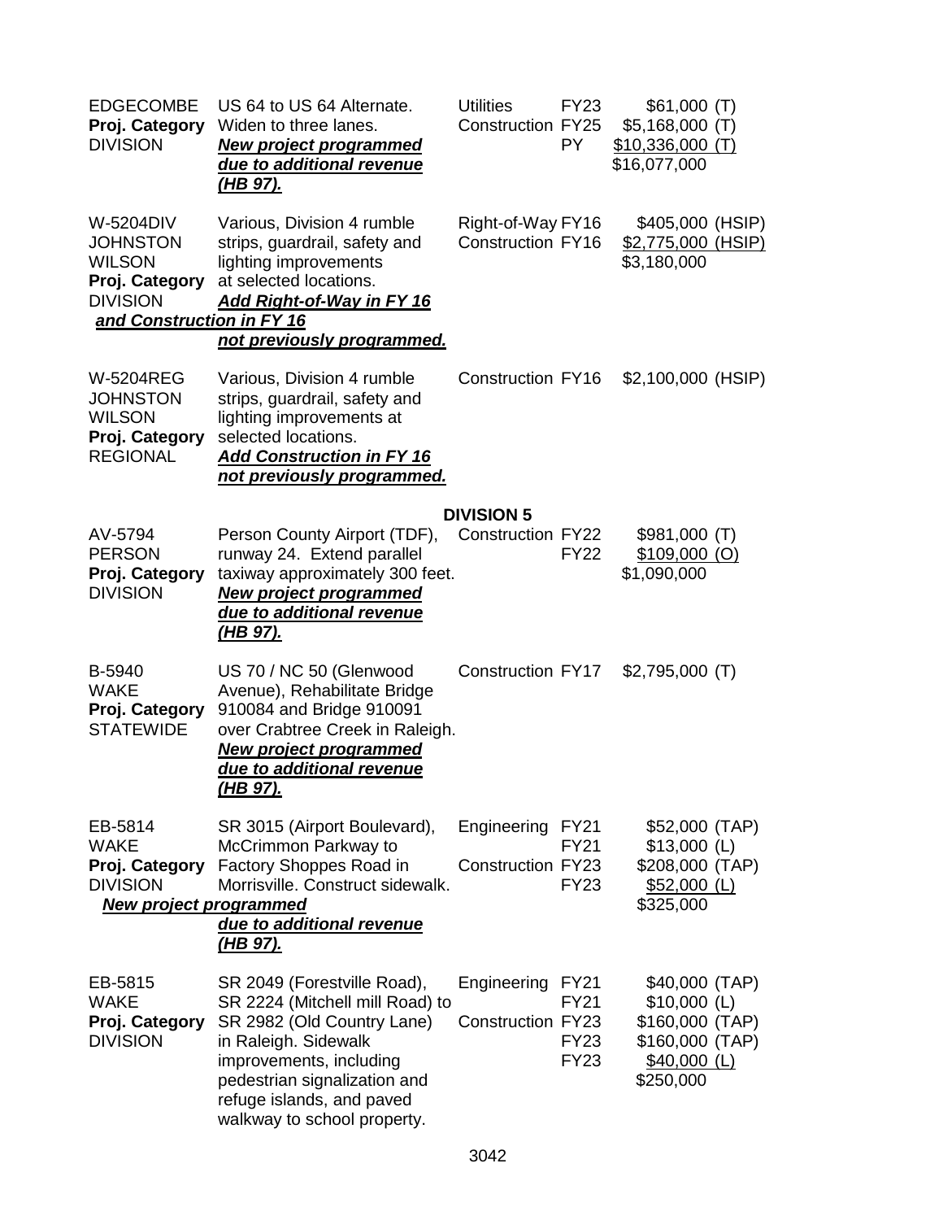| | | | | |
|---|---|---|---|---|
| EDGECOMBE<br>**Proj. Category**<br>DIVISION | US 64 to US 64 Alternate. Widen to three lanes.<br>***New project programmed due to additional revenue (HB 97).*** | Utilities<br>Construction | FY23<br>FY25<br>PY | $61,000 (T)<br>$5,168,000 (T)<br>$10,336,000 (T)<br>$16,077,000 |
| W-5204DIV<br>JOHNSTON<br>WILSON<br>**Proj. Category**<br>DIVISION | Various, Division 4 rumble strips, guardrail, safety and lighting improvements at selected locations.<br>***Add Right-of-Way in FY 16 and Construction in FY 16 not previously programmed.*** | Right-of-Way<br>Construction | FY16<br>FY16 | $405,000 (HSIP)<br>$2,775,000 (HSIP)<br>$3,180,000 |
| W-5204REG<br>JOHNSTON<br>WILSON<br>**Proj. Category**<br>REGIONAL | Various, Division 4 rumble strips, guardrail, safety and lighting improvements at selected locations.<br>***Add Construction in FY 16 not previously programmed.*** | Construction | FY16 | $2,100,000 (HSIP) |

**DIVISION 5**

| | | | | |
|---|---|---|---|---|
| AV-5794<br>PERSON<br>**Proj. Category**<br>DIVISION | Person County Airport (TDF), runway 24. Extend parallel taxiway approximately 300 feet.<br>***New project programmed due to additional revenue (HB 97).*** | Construction | FY22<br>FY22 | $981,000 (T)<br>$109,000 (O)<br>$1,090,000 |
| B-5940<br>WAKE<br>**Proj. Category**<br>STATEWIDE | US 70 / NC 50 (Glenwood Avenue), Rehabilitate Bridge 910084 and Bridge 910091 over Crabtree Creek in Raleigh.<br>***New project programmed due to additional revenue (HB 97).*** | Construction | FY17 | $2,795,000 (T) |
| EB-5814<br>WAKE<br>**Proj. Category**<br>DIVISION | SR 3015 (Airport Boulevard), McCrimmon Parkway to Factory Shoppes Road in Morrisville. Construct sidewalk.<br>***New project programmed due to additional revenue (HB 97).*** | Engineering<br><br>Construction | FY21<br>FY21<br>FY23<br>FY23 | $52,000 (TAP)<br>$13,000 (L)<br>$208,000 (TAP)<br>$52,000 (L)<br>$325,000 |
| EB-5815<br>WAKE<br>**Proj. Category**<br>DIVISION | SR 2049 (Forestville Road), SR 2224 (Mitchell mill Road) to SR 2982 (Old Country Lane) in Raleigh. Sidewalk improvements, including pedestrian signalization and refuge islands, and paved walkway to school property. | Engineering<br><br>Construction | FY21<br>FY21<br>FY23<br>FY23<br>FY23 | $40,000 (TAP)<br>$10,000 (L)<br>$160,000 (TAP)<br>$160,000 (TAP)<br>$40,000 (L)<br>$250,000 |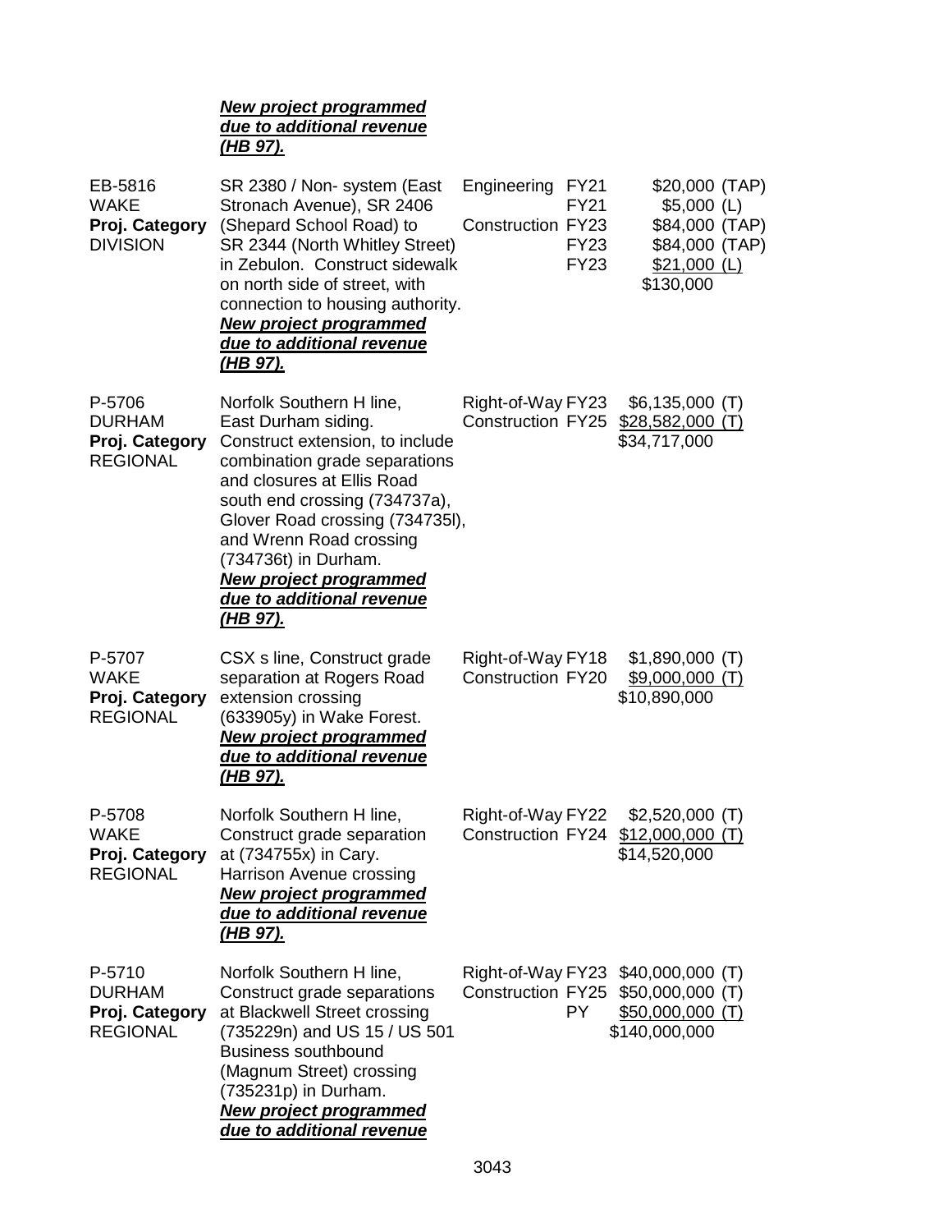***New project programmed due to additional revenue (HB 97).***

| Project | Description | Phase | FY | Amount |
|---|---|---|---|---|
| EB-5816<br>WAKE<br>**Proj. Category**<br>DIVISION | SR 2380 / Non- system (East Stronach Avenue), SR 2406 (Shepard School Road) to SR 2344 (North Whitley Street) in Zebulon. Construct sidewalk on north side of street, with connection to housing authority.<br>***New project programmed due to additional revenue (HB 97).*** | Engineering<br><br>Construction | FY21<br>FY21<br>FY23<br>FY23<br>FY23 | \$20,000 (TAP)<br>\$5,000 (L)<br>\$84,000 (TAP)<br>\$84,000 (TAP)<br>\$21,000 (L)<br>\$130,000 |
| P-5706<br>DURHAM<br>**Proj. Category**<br>REGIONAL | Norfolk Southern H line, East Durham siding. Construct extension, to include combination grade separations and closures at Ellis Road south end crossing (734737a), Glover Road crossing (734735l), and Wrenn Road crossing (734736t) in Durham.<br>***New project programmed due to additional revenue (HB 97).*** | Right-of-Way<br>Construction | FY23<br>FY25 | \$6,135,000 (T)<br>\$28,582,000 (T)<br>\$34,717,000 |
| P-5707<br>WAKE<br>**Proj. Category**<br>REGIONAL | CSX s line, Construct grade separation at Rogers Road extension crossing (633905y) in Wake Forest.<br>***New project programmed due to additional revenue (HB 97).*** | Right-of-Way<br>Construction | FY18<br>FY20 | \$1,890,000 (T)<br>\$9,000,000 (T)<br>\$10,890,000 |
| P-5708<br>WAKE<br>**Proj. Category**<br>REGIONAL | Norfolk Southern H line, Construct grade separation at (734755x) in Cary. Harrison Avenue crossing<br>***New project programmed due to additional revenue (HB 97).*** | Right-of-Way<br>Construction | FY22<br>FY24 | \$2,520,000 (T)<br>\$12,000,000 (T)<br>\$14,520,000 |
| P-5710<br>DURHAM<br>**Proj. Category**<br>REGIONAL | Norfolk Southern H line, Construct grade separations at Blackwell Street crossing (735229n) and US 15 / US 501 Business southbound (Magnum Street) crossing (735231p) in Durham.<br>***New project programmed due to additional revenue*** | Right-of-Way<br>Construction | FY23<br>FY25<br>PY | \$40,000,000 (T)<br>\$50,000,000 (T)<br>\$50,000,000 (T)<br>\$140,000,000 |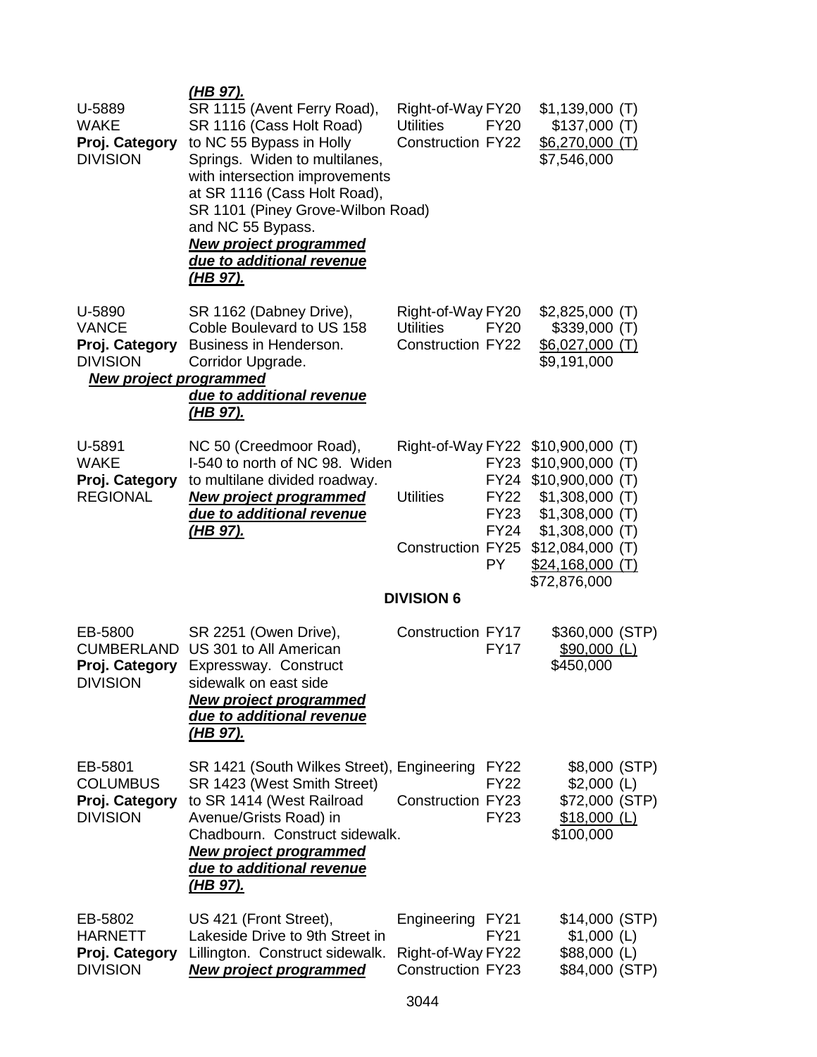***(HB 97).***

| | | | | |
|---|---|---|---|---|
| U-5889<br>WAKE<br>**Proj. Category**<br>DIVISION | SR 1115 (Avent Ferry Road), SR 1116 (Cass Holt Road) to NC 55 Bypass in Holly Springs. Widen to multilanes, with intersection improvements at SR 1116 (Cass Holt Road), SR 1101 (Piney Grove-Wilbon Road) and NC 55 Bypass.<br>***New project programmed due to additional revenue (HB 97).*** | Right-of-Way<br>Utilities<br>Construction | FY20<br>FY20<br>FY22 | $1,139,000 (T)<br>$137,000 (T)<br>$6,270,000 (T)<br>$7,546,000 |
| U-5890<br>VANCE<br>**Proj. Category**<br>DIVISION | SR 1162 (Dabney Drive), Coble Boulevard to US 158 Business in Henderson. Corridor Upgrade.<br>***New project programmed due to additional revenue (HB 97).*** | Right-of-Way<br>Utilities<br>Construction | FY20<br>FY20<br>FY22 | $2,825,000 (T)<br>$339,000 (T)<br>$6,027,000 (T)<br>$9,191,000 |
| U-5891<br>WAKE<br>**Proj. Category**<br>REGIONAL | NC 50 (Creedmoor Road), I-540 to north of NC 98. Widen to multilane divided roadway.<br>***New project programmed due to additional revenue (HB 97).*** | Right-of-Way<br><br><br>Utilities<br><br><br>Construction | FY22<br>FY23<br>FY24<br>FY22<br>FY23<br>FY24<br>FY25<br>PY | $10,900,000 (T)<br>$10,900,000 (T)<br>$10,900,000 (T)<br>$1,308,000 (T)<br>$1,308,000 (T)<br>$1,308,000 (T)<br>$12,084,000 (T)<br>$24,168,000 (T)<br>$72,876,000 |

**DIVISION 6**

| | | | | |
|---|---|---|---|---|
| EB-5800<br>CUMBERLAND<br>**Proj. Category**<br>DIVISION | SR 2251 (Owen Drive), US 301 to All American Expressway. Construct sidewalk on east side<br>***New project programmed due to additional revenue (HB 97).*** | Construction | FY17<br>FY17 | $360,000 (STP)<br>$90,000 (L)<br>$450,000 |
| EB-5801<br>COLUMBUS<br>**Proj. Category**<br>DIVISION | SR 1421 (South Wilkes Street), SR 1423 (West Smith Street) to SR 1414 (West Railroad Avenue/Grists Road) in Chadbourn. Construct sidewalk.<br>***New project programmed due to additional revenue (HB 97).*** | Engineering<br><br>Construction | FY22<br>FY22<br>FY23<br>FY23 | $8,000 (STP)<br>$2,000 (L)<br>$72,000 (STP)<br>$18,000 (L)<br>$100,000 |
| EB-5802<br>HARNETT<br>**Proj. Category**<br>DIVISION | US 421 (Front Street), Lakeside Drive to 9th Street in Lillington. Construct sidewalk.<br>***New project programmed*** | Engineering<br><br>Right-of-Way<br>Construction | FY21<br>FY21<br>FY22<br>FY23 | $14,000 (STP)<br>$1,000 (L)<br>$88,000 (L)<br>$84,000 (STP) |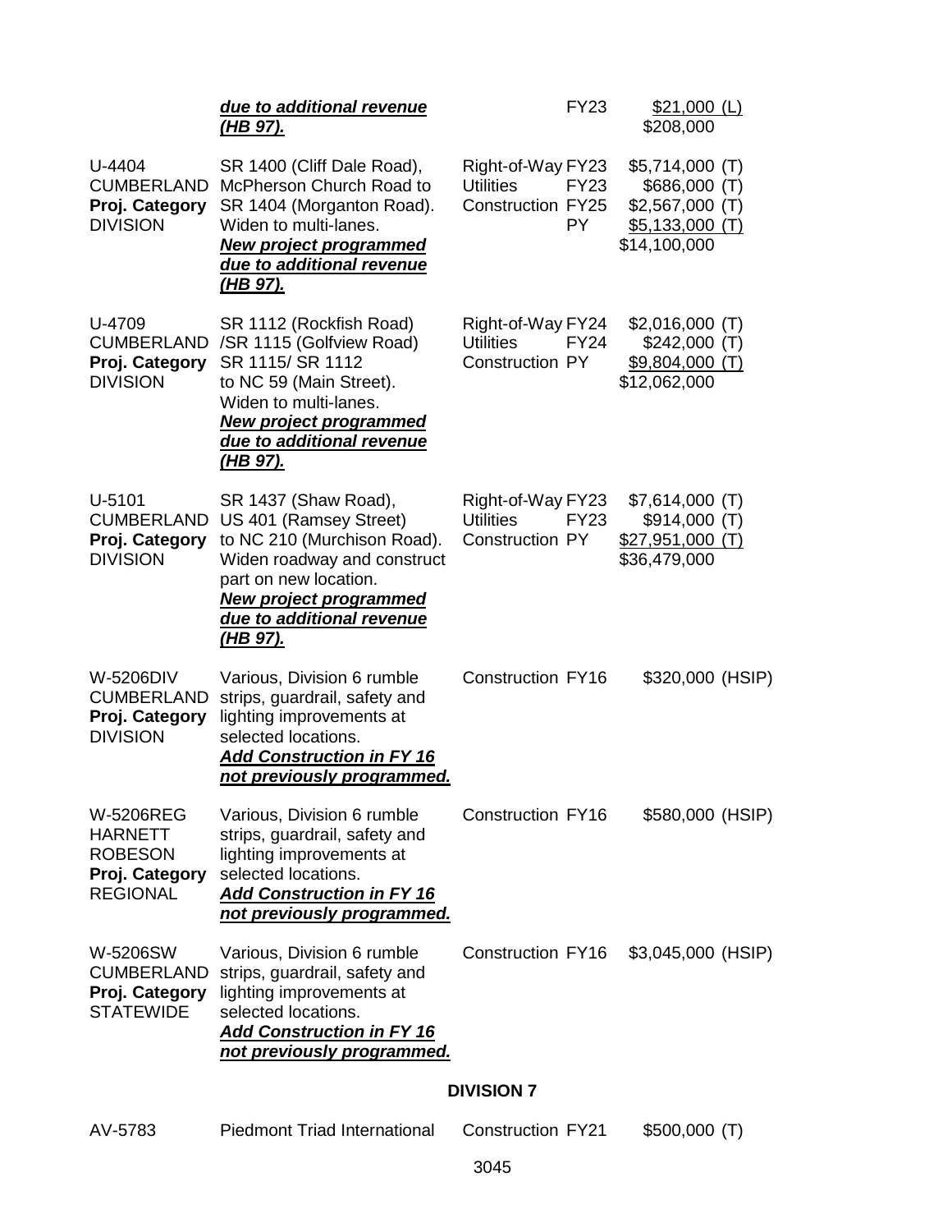| | | | | |
|---|---|---|---|---|
| | ***due to additional revenue (HB 97).*** | | FY23 | $21,000 (L) <br> $208,000 |
| U-4404 <br> CUMBERLAND <br> **Proj. Category** <br> DIVISION | SR 1400 (Cliff Dale Road), McPherson Church Road to SR 1404 (Morganton Road). Widen to multi-lanes. <br> ***New project programmed due to additional revenue (HB 97).*** | Right-of-Way <br> Utilities <br> Construction | FY23 <br> FY23 <br> FY25 <br> PY | $5,714,000 (T) <br> $686,000 (T) <br> $2,567,000 (T) <br> $5,133,000 (T) <br> $14,100,000 |
| U-4709 <br> CUMBERLAND <br> **Proj. Category** <br> DIVISION | SR 1112 (Rockfish Road) /SR 1115 (Golfview Road) SR 1115/ SR 1112 to NC 59 (Main Street). Widen to multi-lanes. <br> ***New project programmed due to additional revenue (HB 97).*** | Right-of-Way <br> Utilities <br> Construction | FY24 <br> FY24 <br> PY | $2,016,000 (T) <br> $242,000 (T) <br> $9,804,000 (T) <br> $12,062,000 |
| U-5101 <br> CUMBERLAND <br> **Proj. Category** <br> DIVISION | SR 1437 (Shaw Road), US 401 (Ramsey Street) to NC 210 (Murchison Road). Widen roadway and construct part on new location. <br> ***New project programmed due to additional revenue (HB 97).*** | Right-of-Way <br> Utilities <br> Construction | FY23 <br> FY23 <br> PY | $7,614,000 (T) <br> $914,000 (T) <br> $27,951,000 (T) <br> $36,479,000 |
| W-5206DIV <br> CUMBERLAND <br> **Proj. Category** <br> DIVISION | Various, Division 6 rumble strips, guardrail, safety and lighting improvements at selected locations. <br> ***Add Construction in FY 16 not previously programmed.*** | Construction | FY16 | $320,000 (HSIP) |
| W-5206REG <br> HARNETT <br> ROBESON <br> **Proj. Category** <br> REGIONAL | Various, Division 6 rumble strips, guardrail, safety and lighting improvements at selected locations. <br> ***Add Construction in FY 16 not previously programmed.*** | Construction | FY16 | $580,000 (HSIP) |
| W-5206SW <br> CUMBERLAND <br> **Proj. Category** <br> STATEWIDE | Various, Division 6 rumble strips, guardrail, safety and lighting improvements at selected locations. <br> ***Add Construction in FY 16 not previously programmed.*** | Construction | FY16 | $3,045,000 (HSIP) |

**DIVISION 7**

| | | | | |
|---|---|---|---|---|
| AV-5783 | Piedmont Triad International | Construction | FY21 | $500,000 (T) |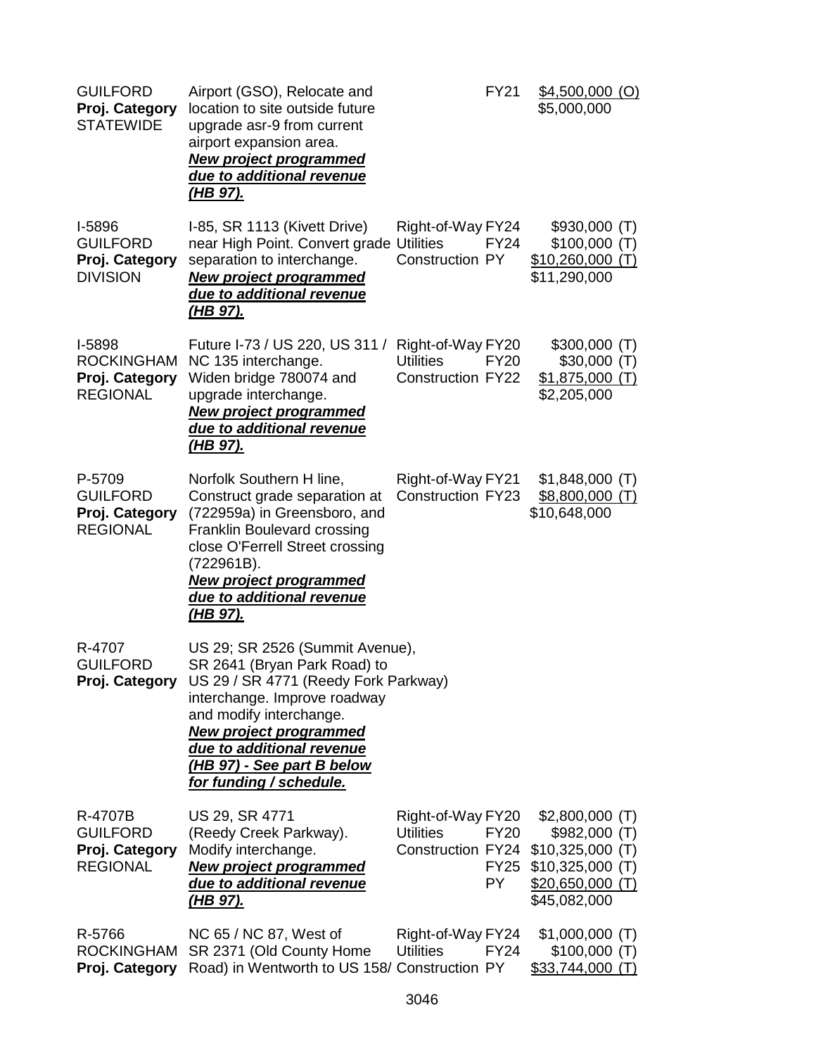| Project | Description | Phase | Year | Amount |
|---|---|---|---|---|
| GUILFORD<br>**Proj. Category**<br>STATEWIDE | Airport (GSO), Relocate and location to site outside future upgrade asr-9 from current airport expansion area.<br>***New project programmed due to additional revenue (HB 97).*** | | FY21 | $4,500,000 (O)<br>$5,000,000 |
| I-5896<br>GUILFORD<br>**Proj. Category**<br>DIVISION | I-85, SR 1113 (Kivett Drive) near High Point. Convert grade separation to interchange.<br>***New project programmed due to additional revenue (HB 97).*** | Right-of-Way<br>Utilities<br>Construction | FY24<br>FY24<br>PY | $930,000 (T)<br>$100,000 (T)<br>$10,260,000 (T)<br>$11,290,000 |
| I-5898<br>ROCKINGHAM<br>**Proj. Category**<br>REGIONAL | Future I-73 / US 220, US 311 / NC 135 interchange. Widen bridge 780074 and upgrade interchange.<br>***New project programmed due to additional revenue (HB 97).*** | Right-of-Way<br>Utilities<br>Construction | FY20<br>FY20<br>FY22 | $300,000 (T)<br>$30,000 (T)<br>$1,875,000 (T)<br>$2,205,000 |
| P-5709<br>GUILFORD<br>**Proj. Category**<br>REGIONAL | Norfolk Southern H line, Construct grade separation at (722959a) in Greensboro, and Franklin Boulevard crossing close O'Ferrell Street crossing (722961B).<br>***New project programmed due to additional revenue (HB 97).*** | Right-of-Way<br>Construction | FY21<br>FY23 | $1,848,000 (T)<br>$8,800,000 (T)<br>$10,648,000 |
| R-4707<br>GUILFORD<br>**Proj. Category** | US 29; SR 2526 (Summit Avenue), SR 2641 (Bryan Park Road) to US 29 / SR 4771 (Reedy Fork Parkway) interchange. Improve roadway and modify interchange.<br>***New project programmed due to additional revenue (HB 97) - See part B below for funding / schedule.*** | | | |
| R-4707B<br>GUILFORD<br>**Proj. Category**<br>REGIONAL | US 29, SR 4771 (Reedy Creek Parkway). Modify interchange.<br>***New project programmed due to additional revenue (HB 97).*** | Right-of-Way<br>Utilities<br>Construction | FY20<br>FY20<br>FY24<br>FY25<br>PY | $2,800,000 (T)<br>$982,000 (T)<br>$10,325,000 (T)<br>$10,325,000 (T)<br>$20,650,000 (T)<br>$45,082,000 |
| R-5766<br>ROCKINGHAM<br>**Proj. Category** | NC 65 / NC 87, West of SR 2371 (Old County Home Road) in Wentworth to US 158/ | Right-of-Way<br>Utilities<br>Construction | FY24<br>FY24<br>PY | $1,000,000 (T)<br>$100,000 (T)<br>$33,744,000 (T) |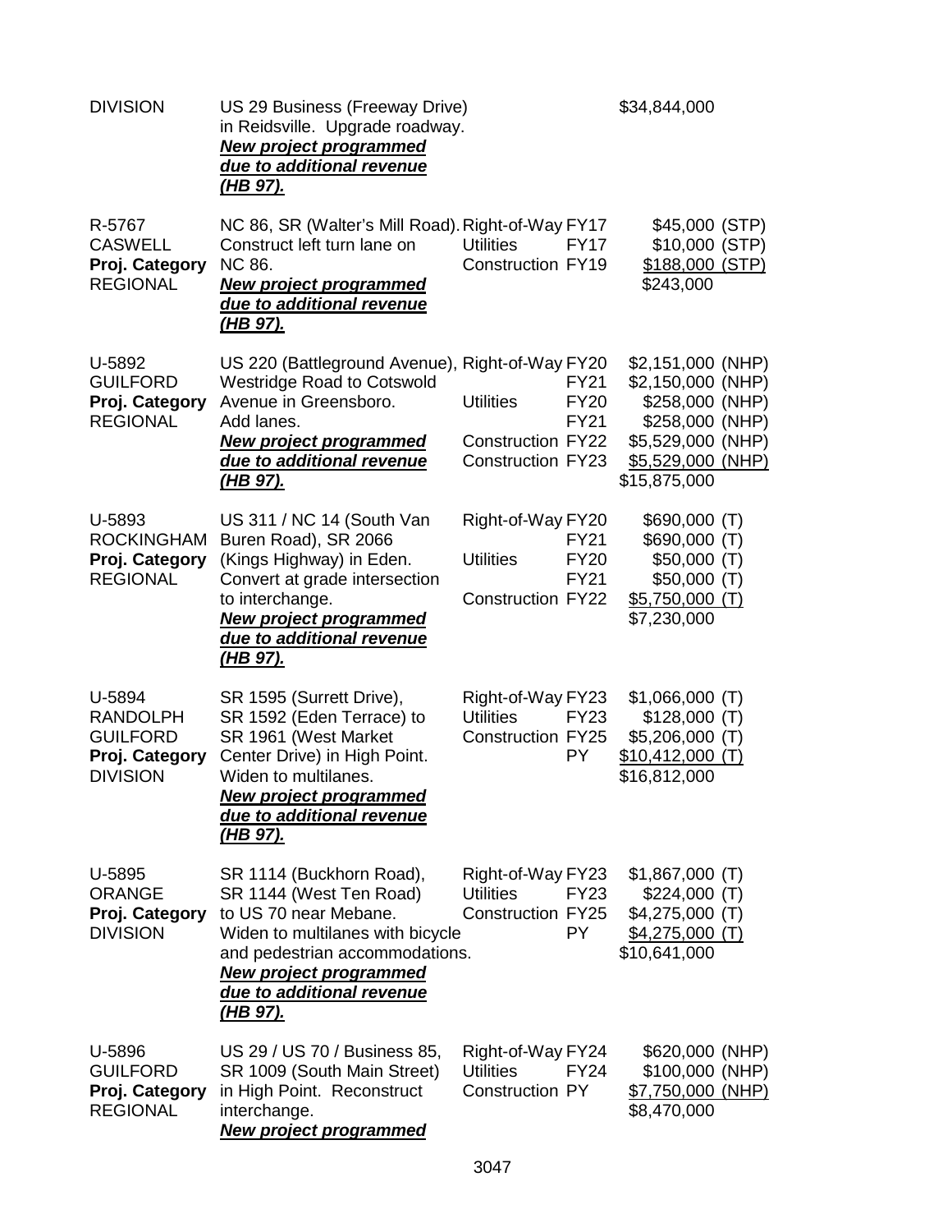| | | | | |
|---|---|---|---|---|
| DIVISION | US 29 Business (Freeway Drive) in Reidsville. Upgrade roadway. ***New project programmed due to additional revenue (HB 97).*** | | | $34,844,000 |
| R-5767<br>CASWELL<br>**Proj. Category**<br>REGIONAL | NC 86, SR (Walter's Mill Road). Construct left turn lane on NC 86. ***New project programmed due to additional revenue (HB 97).*** | Right-of-Way<br>Utilities<br>Construction | FY17<br>FY17<br>FY19 | $45,000 (STP)<br>$10,000 (STP)<br>$188,000 (STP)<br>$243,000 |
| U-5892<br>GUILFORD<br>**Proj. Category**<br>REGIONAL | US 220 (Battleground Avenue), Westridge Road to Cotswold Avenue in Greensboro. Add lanes. ***New project programmed due to additional revenue (HB 97).*** | Right-of-Way<br><br>Utilities<br><br>Construction<br>Construction | FY20<br>FY21<br>FY20<br>FY21<br>FY22<br>FY23 | $2,151,000 (NHP)<br>$2,150,000 (NHP)<br>$258,000 (NHP)<br>$258,000 (NHP)<br>$5,529,000 (NHP)<br>$5,529,000 (NHP)<br>$15,875,000 |
| U-5893<br>ROCKINGHAM<br>**Proj. Category**<br>REGIONAL | US 311 / NC 14 (South Van Buren Road), SR 2066 (Kings Highway) in Eden. Convert at grade intersection to interchange. ***New project programmed due to additional revenue (HB 97).*** | Right-of-Way<br><br>Utilities<br><br>Construction | FY20<br>FY21<br>FY20<br>FY21<br>FY22 | $690,000 (T)<br>$690,000 (T)<br>$50,000 (T)<br>$50,000 (T)<br>$5,750,000 (T)<br>$7,230,000 |
| U-5894<br>RANDOLPH<br>GUILFORD<br>**Proj. Category**<br>DIVISION | SR 1595 (Surrett Drive), SR 1592 (Eden Terrace) to SR 1961 (West Market Center Drive) in High Point. Widen to multilanes. ***New project programmed due to additional revenue (HB 97).*** | Right-of-Way<br>Utilities<br>Construction | FY23<br>FY23<br>FY25<br>PY | $1,066,000 (T)<br>$128,000 (T)<br>$5,206,000 (T)<br>$10,412,000 (T)<br>$16,812,000 |
| U-5895<br>ORANGE<br>**Proj. Category**<br>DIVISION | SR 1114 (Buckhorn Road), SR 1144 (West Ten Road) to US 70 near Mebane. Widen to multilanes with bicycle and pedestrian accommodations. ***New project programmed due to additional revenue (HB 97).*** | Right-of-Way<br>Utilities<br>Construction | FY23<br>FY23<br>FY25<br>PY | $1,867,000 (T)<br>$224,000 (T)<br>$4,275,000 (T)<br>$4,275,000 (T)<br>$10,641,000 |
| U-5896<br>GUILFORD<br>**Proj. Category**<br>REGIONAL | US 29 / US 70 / Business 85, SR 1009 (South Main Street) in High Point. Reconstruct interchange. ***New project programmed*** | Right-of-Way<br>Utilities<br>Construction | FY24<br>FY24<br>PY | $620,000 (NHP)<br>$100,000 (NHP)<br>$7,750,000 (NHP)<br>$8,470,000 |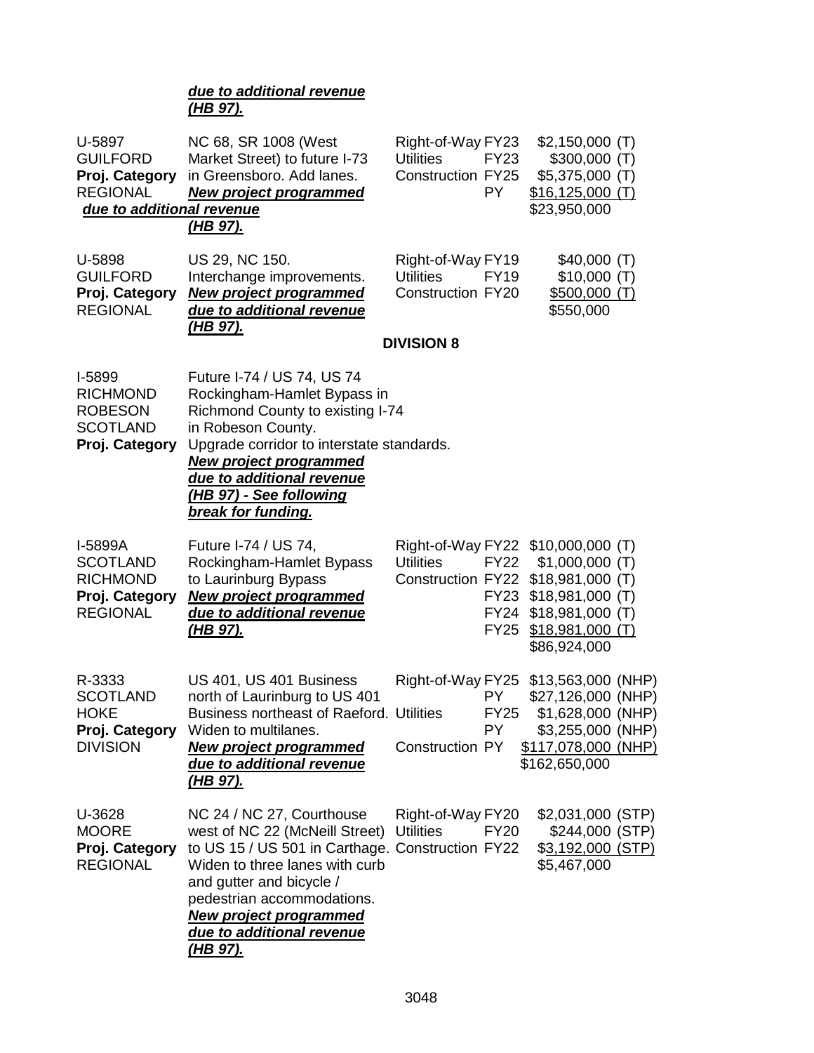***due to additional revenue (HB 97).***

| | | | | |
|---|---|---|---|---|
| U-5897<br>GUILFORD<br>**Proj. Category**<br>REGIONAL | NC 68, SR 1008 (West Market Street) to future I-73 in Greensboro. Add lanes. ***New project programmed due to additional revenue (HB 97).*** | Right-of-Way<br>Utilities<br>Construction | FY23<br>FY23<br>FY25<br>PY | $2,150,000 (T)<br>$300,000 (T)<br>$5,375,000 (T)<br>$16,125,000 (T)<br>$23,950,000 |
| U-5898<br>GUILFORD<br>**Proj. Category**<br>REGIONAL | US 29, NC 150. Interchange improvements. ***New project programmed due to additional revenue (HB 97).*** | Right-of-Way<br>Utilities<br>Construction | FY19<br>FY19<br>FY20 | $40,000 (T)<br>$10,000 (T)<br>$500,000 (T)<br>$550,000 |

**DIVISION 8**

| | | | | |
|---|---|---|---|---|
| I-5899<br>RICHMOND<br>ROBESON<br>SCOTLAND<br>**Proj. Category** | Future I-74 / US 74, US 74 Rockingham-Hamlet Bypass in Richmond County to existing I-74 in Robeson County. Upgrade corridor to interstate standards. ***New project programmed due to additional revenue (HB 97) - See following break for funding.*** | | | |
| I-5899A<br>SCOTLAND<br>RICHMOND<br>**Proj. Category**<br>REGIONAL | Future I-74 / US 74, Rockingham-Hamlet Bypass to Laurinburg Bypass ***New project programmed due to additional revenue (HB 97).*** | Right-of-Way<br>Utilities<br>Construction | FY22<br>FY22<br>FY22<br>FY23<br>FY24<br>FY25 | $10,000,000 (T)<br>$1,000,000 (T)<br>$18,981,000 (T)<br>$18,981,000 (T)<br>$18,981,000 (T)<br>$18,981,000 (T)<br>$86,924,000 |
| R-3333<br>SCOTLAND<br>HOKE<br>**Proj. Category**<br>DIVISION | US 401, US 401 Business north of Laurinburg to US 401 Business northeast of Raeford. Widen to multilanes. ***New project programmed due to additional revenue (HB 97).*** | Right-of-Way<br><br>Utilities<br><br>Construction | FY25<br>PY<br>FY25<br>PY<br>PY | $13,563,000 (NHP)<br>$27,126,000 (NHP)<br>$1,628,000 (NHP)<br>$3,255,000 (NHP)<br>$117,078,000 (NHP)<br>$162,650,000 |
| U-3628<br>MOORE<br>**Proj. Category**<br>REGIONAL | NC 24 / NC 27, Courthouse west of NC 22 (McNeill Street) to US 15 / US 501 in Carthage. Widen to three lanes with curb and gutter and bicycle / pedestrian accommodations. ***New project programmed due to additional revenue (HB 97).*** | Right-of-Way<br>Utilities<br>Construction | FY20<br>FY20<br>FY22 | $2,031,000 (STP)<br>$244,000 (STP)<br>$3,192,000 (STP)<br>$5,467,000 |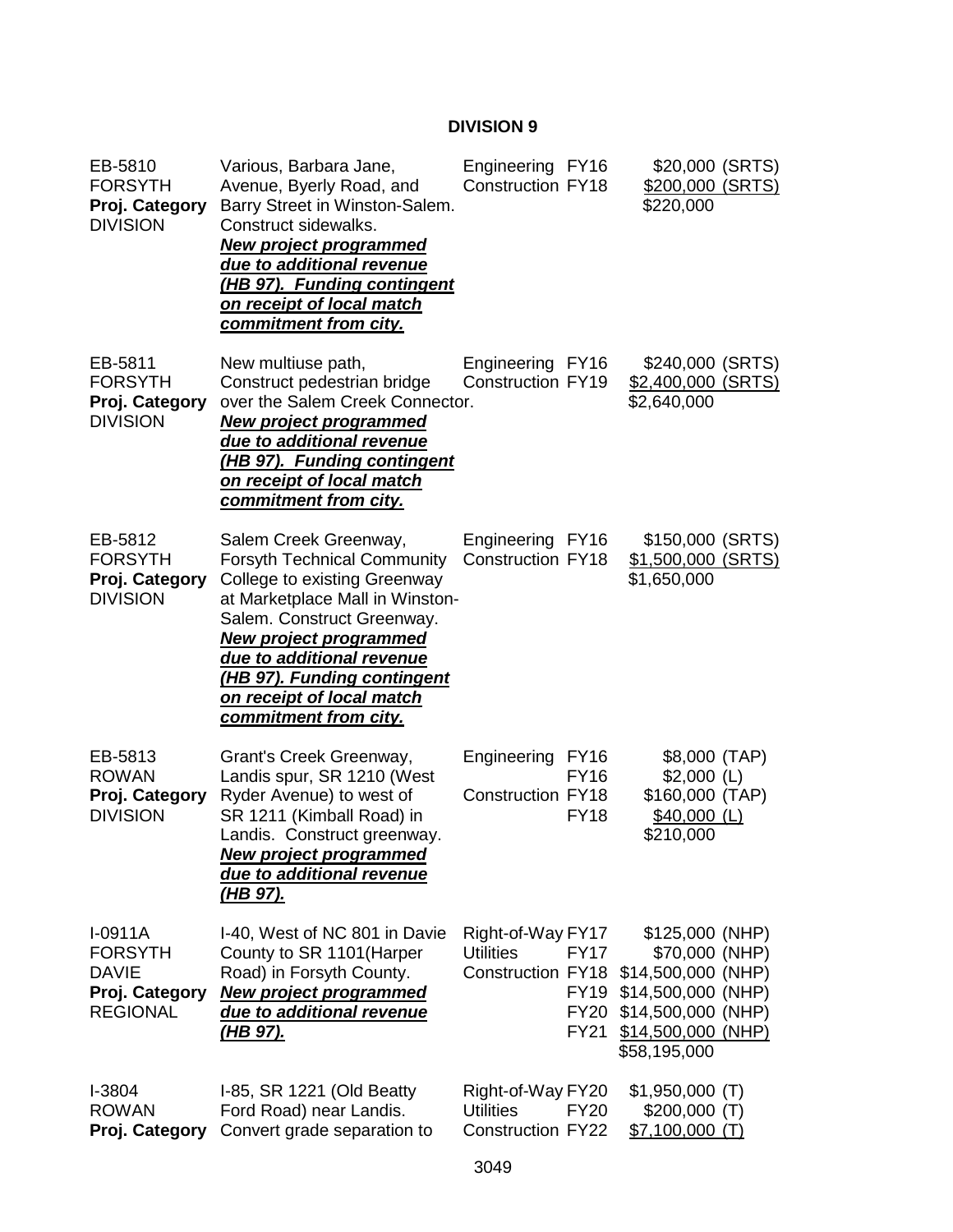## DIVISION 9

| | | | | |
|---|---|---|---|---|
| EB-5810<br>FORSYTH<br>**Proj. Category**<br>DIVISION | Various, Barbara Jane, Avenue, Byerly Road, and Barry Street in Winston-Salem. Construct sidewalks.<br>***New project programmed due to additional revenue (HB 97). Funding contingent on receipt of local match commitment from city.*** | Engineering<br>Construction | FY16<br>FY18 | \$20,000 (SRTS)<br>\$200,000 (SRTS)<br>\$220,000 |
| EB-5811<br>FORSYTH<br>**Proj. Category**<br>DIVISION | New multiuse path, Construct pedestrian bridge over the Salem Creek Connector.<br>***New project programmed due to additional revenue (HB 97). Funding contingent on receipt of local match commitment from city.*** | Engineering<br>Construction | FY16<br>FY19 | \$240,000 (SRTS)<br>\$2,400,000 (SRTS)<br>\$2,640,000 |
| EB-5812<br>FORSYTH<br>**Proj. Category**<br>DIVISION | Salem Creek Greenway, Forsyth Technical Community College to existing Greenway at Marketplace Mall in Winston-Salem. Construct Greenway.<br>***New project programmed due to additional revenue (HB 97). Funding contingent on receipt of local match commitment from city.*** | Engineering<br>Construction | FY16<br>FY18 | \$150,000 (SRTS)<br>\$1,500,000 (SRTS)<br>\$1,650,000 |
| EB-5813<br>ROWAN<br>**Proj. Category**<br>DIVISION | Grant's Creek Greenway, Landis spur, SR 1210 (West Ryder Avenue) to west of SR 1211 (Kimball Road) in Landis. Construct greenway.<br>***New project programmed due to additional revenue (HB 97).*** | Engineering<br><br>Construction | FY16<br>FY16<br>FY18<br>FY18 | \$8,000 (TAP)<br>\$2,000 (L)<br>\$160,000 (TAP)<br>\$40,000 (L)<br>\$210,000 |
| I-0911A<br>FORSYTH<br>DAVIE<br>**Proj. Category**<br>REGIONAL | I-40, West of NC 801 in Davie County to SR 1101(Harper Road) in Forsyth County.<br>***New project programmed due to additional revenue (HB 97).*** | Right-of-Way<br>Utilities<br>Construction | FY17<br>FY17<br>FY18<br>FY19<br>FY20<br>FY21 | \$125,000 (NHP)<br>\$70,000 (NHP)<br>\$14,500,000 (NHP)<br>\$14,500,000 (NHP)<br>\$14,500,000 (NHP)<br>\$14,500,000 (NHP)<br>\$58,195,000 |
| I-3804<br>ROWAN<br>**Proj. Category** | I-85, SR 1221 (Old Beatty Ford Road) near Landis. Convert grade separation to | Right-of-Way<br>Utilities<br>Construction | FY20<br>FY20<br>FY22 | \$1,950,000 (T)<br>\$200,000 (T)<br>\$7,100,000 (T) |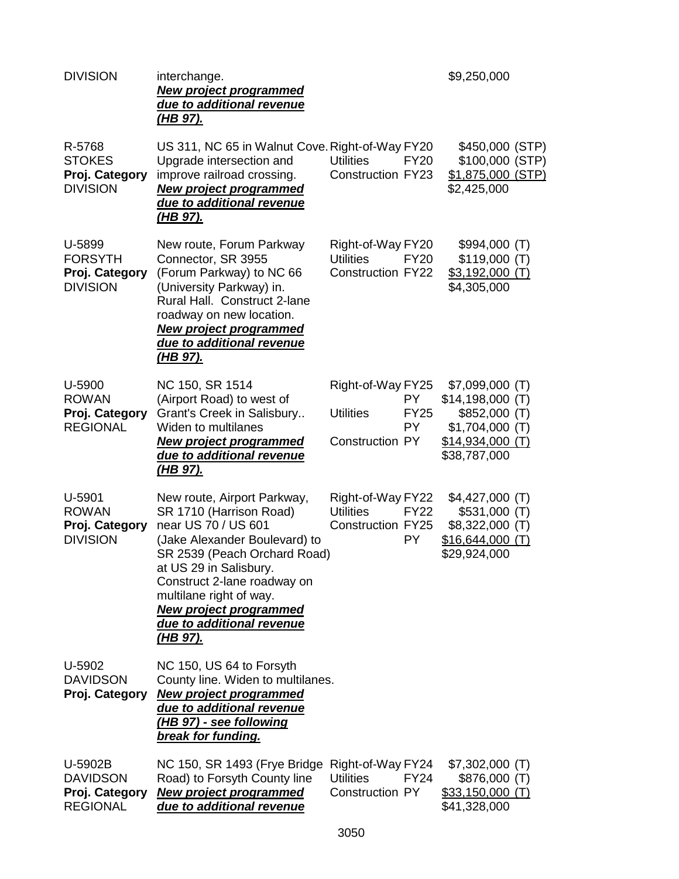| | | | | |
|---|---|---|---|---|
| DIVISION | interchange.<br>***New project programmed due to additional revenue (HB 97).*** | | | $9,250,000 |
| R-5768<br>STOKES<br>**Proj. Category**<br>DIVISION | US 311, NC 65 in Walnut Cove. Upgrade intersection and improve railroad crossing.<br>***New project programmed due to additional revenue (HB 97).*** | Right-of-Way<br>Utilities<br>Construction | FY20<br>FY20<br>FY23 | $450,000 (STP)<br>$100,000 (STP)<br><u>$1,875,000 (STP)</u><br>$2,425,000 |
| U-5899<br>FORSYTH<br>**Proj. Category**<br>DIVISION | New route, Forum Parkway Connector, SR 3955 (Forum Parkway) to NC 66 (University Parkway) in. Rural Hall. Construct 2-lane roadway on new location.<br>***New project programmed due to additional revenue (HB 97).*** | Right-of-Way<br>Utilities<br>Construction | FY20<br>FY20<br>FY22 | $994,000 (T)<br>$119,000 (T)<br><u>$3,192,000 (T)</u><br>$4,305,000 |
| U-5900<br>ROWAN<br>**Proj. Category**<br>REGIONAL | NC 150, SR 1514 (Airport Road) to west of Grant's Creek in Salisbury.. Widen to multilanes<br>***New project programmed due to additional revenue (HB 97).*** | Right-of-Way<br><br>Utilities<br><br>Construction | FY25<br>PY<br>FY25<br>PY<br>PY | $7,099,000 (T)<br>$14,198,000 (T)<br>$852,000 (T)<br>$1,704,000 (T)<br><u>$14,934,000 (T)</u><br>$38,787,000 |
| U-5901<br>ROWAN<br>**Proj. Category**<br>DIVISION | New route, Airport Parkway, SR 1710 (Harrison Road) near US 70 / US 601 (Jake Alexander Boulevard) to SR 2539 (Peach Orchard Road) at US 29 in Salisbury. Construct 2-lane roadway on multilane right of way.<br>***New project programmed due to additional revenue (HB 97).*** | Right-of-Way<br>Utilities<br>Construction | FY22<br>FY22<br>FY25<br>PY | $4,427,000 (T)<br>$531,000 (T)<br>$8,322,000 (T)<br><u>$16,644,000 (T)</u><br>$29,924,000 |
| U-5902<br>DAVIDSON<br>**Proj. Category** | NC 150, US 64 to Forsyth County line. Widen to multilanes.<br>***New project programmed due to additional revenue (HB 97) - see following break for funding.*** | | | |
| U-5902B<br>DAVIDSON<br>**Proj. Category**<br>REGIONAL | NC 150, SR 1493 (Frye Bridge Road) to Forsyth County line<br>***New project programmed due to additional revenue*** | Right-of-Way<br>Utilities<br>Construction | FY24<br>FY24<br>PY | $7,302,000 (T)<br>$876,000 (T)<br><u>$33,150,000 (T)</u><br>$41,328,000 |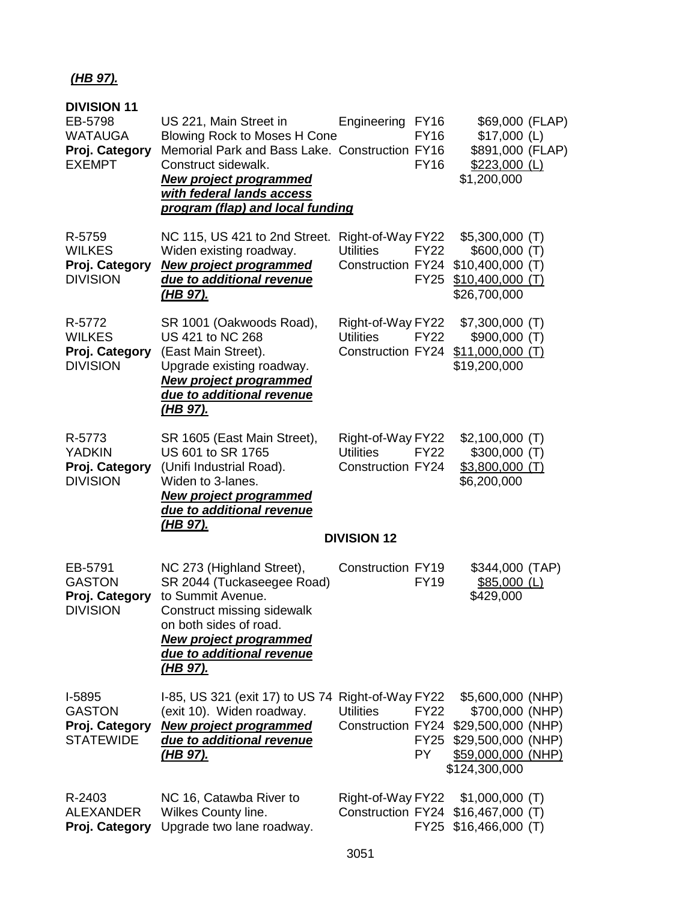***(HB 97).***

**DIVISION 11**

| | | | | |
|---|---|---|---|---|
| EB-5798<br>WATAUGA<br>**Proj. Category**<br>EXEMPT | US 221, Main Street in Blowing Rock to Moses H Cone Memorial Park and Bass Lake. Construct sidewalk.<br>***New project programmed with federal lands access program (flap) and local funding*** | Engineering<br><br>Construction | FY16<br>FY16<br>FY16<br>FY16 | $69,000 (FLAP)<br>$17,000 (L)<br>$891,000 (FLAP)<br><u>$223,000 (L)</u><br>$1,200,000 |
| R-5759<br>WILKES<br>**Proj. Category**<br>DIVISION | NC 115, US 421 to 2nd Street. Widen existing roadway.<br>***New project programmed due to additional revenue (HB 97).*** | Right-of-Way<br>Utilities<br>Construction | FY22<br>FY22<br>FY24<br>FY25 | $5,300,000 (T)<br>$600,000 (T)<br>$10,400,000 (T)<br><u>$10,400,000 (T)</u><br>$26,700,000 |
| R-5772<br>WILKES<br>**Proj. Category**<br>DIVISION | SR 1001 (Oakwoods Road), US 421 to NC 268 (East Main Street). Upgrade existing roadway.<br>***New project programmed due to additional revenue (HB 97).*** | Right-of-Way<br>Utilities<br>Construction | FY22<br>FY22<br>FY24 | $7,300,000 (T)<br>$900,000 (T)<br><u>$11,000,000 (T)</u><br>$19,200,000 |
| R-5773<br>YADKIN<br>**Proj. Category**<br>DIVISION | SR 1605 (East Main Street), US 601 to SR 1765 (Unifi Industrial Road). Widen to 3-lanes.<br>***New project programmed due to additional revenue (HB 97).*** | Right-of-Way<br>Utilities<br>Construction | FY22<br>FY22<br>FY24 | $2,100,000 (T)<br>$300,000 (T)<br><u>$3,800,000 (T)</u><br>$6,200,000 |

**DIVISION 12**

| | | | | |
|---|---|---|---|---|
| EB-5791<br>GASTON<br>**Proj. Category**<br>DIVISION | NC 273 (Highland Street), SR 2044 (Tuckaseegee Road) to Summit Avenue. Construct missing sidewalk on both sides of road.<br>***New project programmed due to additional revenue (HB 97).*** | Construction | FY19<br>FY19 | $344,000 (TAP)<br><u>$85,000 (L)</u><br>$429,000 |
| I-5895<br>GASTON<br>**Proj. Category**<br>STATEWIDE | I-85, US 321 (exit 17) to US 74 (exit 10). Widen roadway.<br>***New project programmed due to additional revenue (HB 97).*** | Right-of-Way<br>Utilities<br>Construction | FY22<br>FY22<br>FY24<br>FY25<br>PY | $5,600,000 (NHP)<br>$700,000 (NHP)<br>$29,500,000 (NHP)<br>$29,500,000 (NHP)<br><u>$59,000,000 (NHP)</u><br>$124,300,000 |
| R-2403<br>ALEXANDER<br>**Proj. Category** | NC 16, Catawba River to Wilkes County line. Upgrade two lane roadway. | Right-of-Way<br>Construction | FY22<br>FY24<br>FY25 | $1,000,000 (T)<br>$16,467,000 (T)<br>$16,466,000 (T) |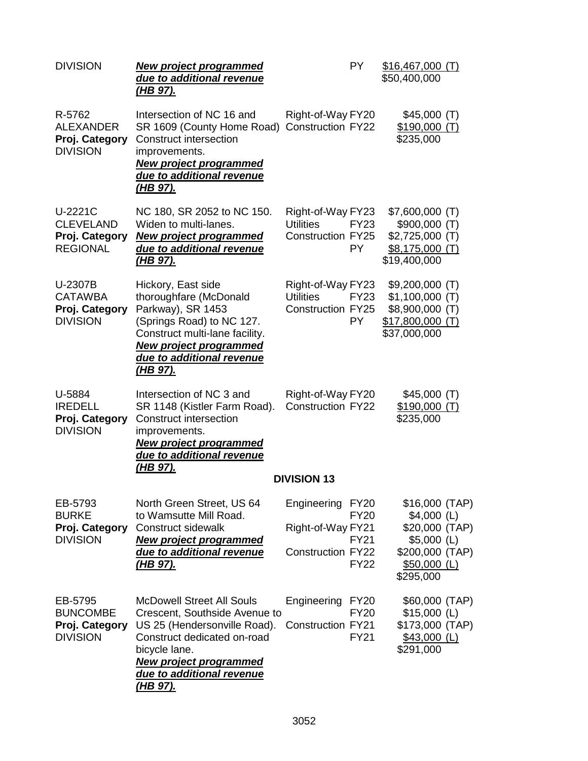| | | | | |
|---|---|---|---|---|
| DIVISION | ***New project programmed due to additional revenue (HB 97).*** | | PY | $16,467,000 (T)<br>$50,400,000 |
| R-5762<br>ALEXANDER<br>**Proj. Category**<br>DIVISION | Intersection of NC 16 and SR 1609 (County Home Road) Construct intersection improvements.<br>***New project programmed due to additional revenue (HB 97).*** | Right-of-Way<br>Construction | FY20<br>FY22 | $45,000 (T)<br>$190,000 (T)<br>$235,000 |
| U-2221C<br>CLEVELAND<br>**Proj. Category**<br>REGIONAL | NC 180, SR 2052 to NC 150. Widen to multi-lanes.<br>***New project programmed due to additional revenue (HB 97).*** | Right-of-Way<br>Utilities<br>Construction | FY23<br>FY23<br>FY25<br>PY | $7,600,000 (T)<br>$900,000 (T)<br>$2,725,000 (T)<br>$8,175,000 (T)<br>$19,400,000 |
| U-2307B<br>CATAWBA<br>**Proj. Category**<br>DIVISION | Hickory, East side thoroughfare (McDonald Parkway), SR 1453 (Springs Road) to NC 127. Construct multi-lane facility.<br>***New project programmed due to additional revenue (HB 97).*** | Right-of-Way<br>Utilities<br>Construction | FY23<br>FY23<br>FY25<br>PY | $9,200,000 (T)<br>$1,100,000 (T)<br>$8,900,000 (T)<br>$17,800,000 (T)<br>$37,000,000 |
| U-5884<br>IREDELL<br>**Proj. Category**<br>DIVISION | Intersection of NC 3 and SR 1148 (Kistler Farm Road). Construct intersection improvements.<br>***New project programmed due to additional revenue (HB 97).*** | Right-of-Way<br>Construction | FY20<br>FY22 | $45,000 (T)<br>$190,000 (T)<br>$235,000 |

**DIVISION 13**

| | | | | |
|---|---|---|---|---|
| EB-5793<br>BURKE<br>**Proj. Category**<br>DIVISION | North Green Street, US 64 to Wamsutte Mill Road. Construct sidewalk<br>***New project programmed due to additional revenue (HB 97).*** | Engineering<br><br>Right-of-Way<br><br>Construction | FY20<br>FY20<br>FY21<br>FY21<br>FY22<br>FY22 | $16,000 (TAP)<br>$4,000 (L)<br>$20,000 (TAP)<br>$5,000 (L)<br>$200,000 (TAP)<br>$50,000 (L)<br>$295,000 |
| EB-5795<br>BUNCOMBE<br>**Proj. Category**<br>DIVISION | McDowell Street All Souls Crescent, Southside Avenue to US 25 (Hendersonville Road). Construct dedicated on-road bicycle lane.<br>***New project programmed due to additional revenue (HB 97).*** | Engineering<br><br>Construction | FY20<br>FY20<br>FY21<br>FY21 | $60,000 (TAP)<br>$15,000 (L)<br>$173,000 (TAP)<br>$43,000 (L)<br>$291,000 |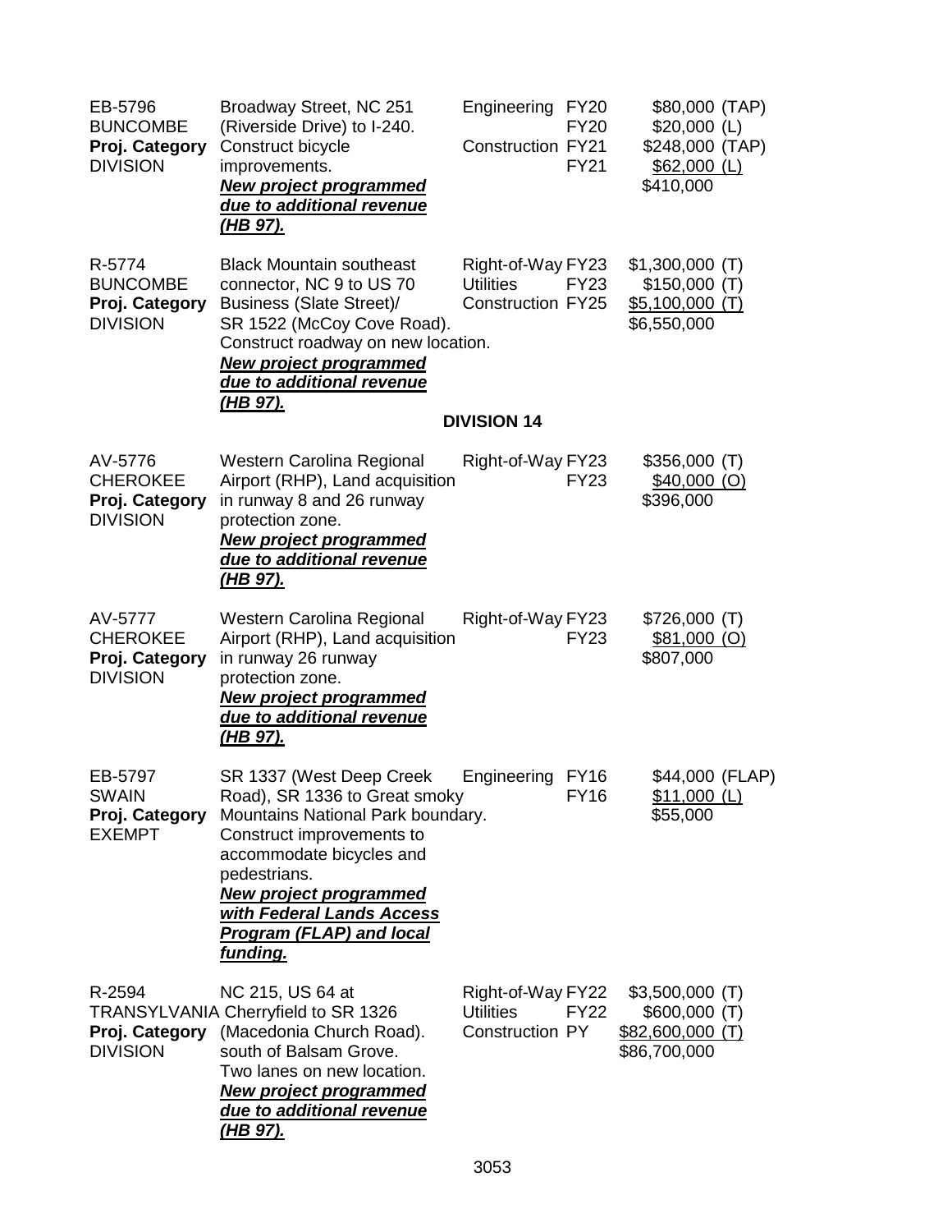| | | | | |
|---|---|---|---|---|
| EB-5796<br>BUNCOMBE<br>**Proj. Category**<br>DIVISION | Broadway Street, NC 251 (Riverside Drive) to I-240. Construct bicycle improvements.<br>***New project programmed due to additional revenue (HB 97).*** | Engineering<br><br>Construction | FY20<br>FY20<br>FY21<br>FY21 | $80,000 (TAP)<br>$20,000 (L)<br>$248,000 (TAP)<br>$62,000 (L)<br>$410,000 |
| R-5774<br>BUNCOMBE<br>**Proj. Category**<br>DIVISION | Black Mountain southeast connector, NC 9 to US 70 Business (Slate Street)/ SR 1522 (McCoy Cove Road). Construct roadway on new location.<br>***New project programmed due to additional revenue (HB 97).*** | Right-of-Way<br>Utilities<br>Construction | FY23<br>FY23<br>FY25 | $1,300,000 (T)<br>$150,000 (T)<br>$5,100,000 (T)<br>$6,550,000 |

**DIVISION 14**

| | | | | |
|---|---|---|---|---|
| AV-5776<br>CHEROKEE<br>**Proj. Category**<br>DIVISION | Western Carolina Regional Airport (RHP), Land acquisition in runway 8 and 26 runway protection zone.<br>***New project programmed due to additional revenue (HB 97).*** | Right-of-Way | FY23<br>FY23 | $356,000 (T)<br>$40,000 (O)<br>$396,000 |
| AV-5777<br>CHEROKEE<br>**Proj. Category**<br>DIVISION | Western Carolina Regional Airport (RHP), Land acquisition in runway 26 runway protection zone.<br>***New project programmed due to additional revenue (HB 97).*** | Right-of-Way | FY23<br>FY23 | $726,000 (T)<br>$81,000 (O)<br>$807,000 |
| EB-5797<br>SWAIN<br>**Proj. Category**<br>EXEMPT | SR 1337 (West Deep Creek Road), SR 1336 to Great smoky Mountains National Park boundary. Construct improvements to accommodate bicycles and pedestrians.<br>***New project programmed with Federal Lands Access Program (FLAP) and local funding.*** | Engineering | FY16<br>FY16 | $44,000 (FLAP)<br>$11,000 (L)<br>$55,000 |
| R-2594<br>TRANSYLVANIA<br>**Proj. Category**<br>DIVISION | NC 215, US 64 at Cherryfield to SR 1326 (Macedonia Church Road). south of Balsam Grove. Two lanes on new location.<br>***New project programmed due to additional revenue (HB 97).*** | Right-of-Way<br>Utilities<br>Construction | FY22<br>FY22<br>PY | $3,500,000 (T)<br>$600,000 (T)<br>$82,600,000 (T)<br>$86,700,000 |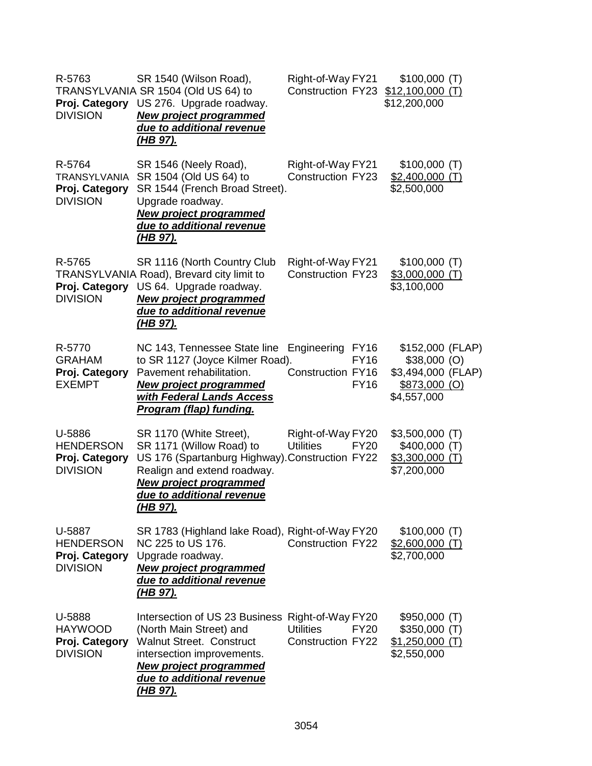| | | | |
|---|---|---|---|
| R-5763<br>TRANSYLVANIA<br>**Proj. Category**<br>DIVISION | SR 1540 (Wilson Road), SR 1504 (Old US 64) to US 276. Upgrade roadway.<br>***New project programmed due to additional revenue (HB 97).*** | Right-of-Way FY21<br>Construction FY23 | $100,000 (T)<br>$12,100,000 (T)<br>$12,200,000 |
| R-5764<br>TRANSYLVANIA<br>**Proj. Category**<br>DIVISION | SR 1546 (Neely Road), SR 1504 (Old US 64) to SR 1544 (French Broad Street). Upgrade roadway.<br>***New project programmed due to additional revenue (HB 97).*** | Right-of-Way FY21<br>Construction FY23 | $100,000 (T)<br>$2,400,000 (T)<br>$2,500,000 |
| R-5765<br>TRANSYLVANIA<br>**Proj. Category**<br>DIVISION | SR 1116 (North Country Club Road), Brevard city limit to US 64. Upgrade roadway.<br>***New project programmed due to additional revenue (HB 97).*** | Right-of-Way FY21<br>Construction FY23 | $100,000 (T)<br>$3,000,000 (T)<br>$3,100,000 |
| R-5770<br>GRAHAM<br>**Proj. Category**<br>EXEMPT | NC 143, Tennessee State line to SR 1127 (Joyce Kilmer Road). Pavement rehabilitation.<br>***New project programmed with Federal Lands Access Program (flap) funding.*** | Engineering FY16<br>FY16<br>Construction FY16<br>FY16 | $152,000 (FLAP)<br>$38,000 (O)<br>$3,494,000 (FLAP)<br>$873,000 (O)<br>$4,557,000 |
| U-5886<br>HENDERSON<br>**Proj. Category**<br>DIVISION | SR 1170 (White Street), SR 1171 (Willow Road) to US 176 (Spartanburg Highway). Realign and extend roadway.<br>***New project programmed due to additional revenue (HB 97).*** | Right-of-Way FY20<br>Utilities FY20<br>Construction FY22 | $3,500,000 (T)<br>$400,000 (T)<br>$3,300,000 (T)<br>$7,200,000 |
| U-5887<br>HENDERSON<br>**Proj. Category**<br>DIVISION | SR 1783 (Highland lake Road), NC 225 to US 176. Upgrade roadway.<br>***New project programmed due to additional revenue (HB 97).*** | Right-of-Way FY20<br>Construction FY22 | $100,000 (T)<br>$2,600,000 (T)<br>$2,700,000 |
| U-5888<br>HAYWOOD<br>**Proj. Category**<br>DIVISION | Intersection of US 23 Business (North Main Street) and Walnut Street. Construct intersection improvements.<br>***New project programmed due to additional revenue (HB 97).*** | Right-of-Way FY20<br>Utilities FY20<br>Construction FY22 | $950,000 (T)<br>$350,000 (T)<br>$1,250,000 (T)<br>$2,550,000 |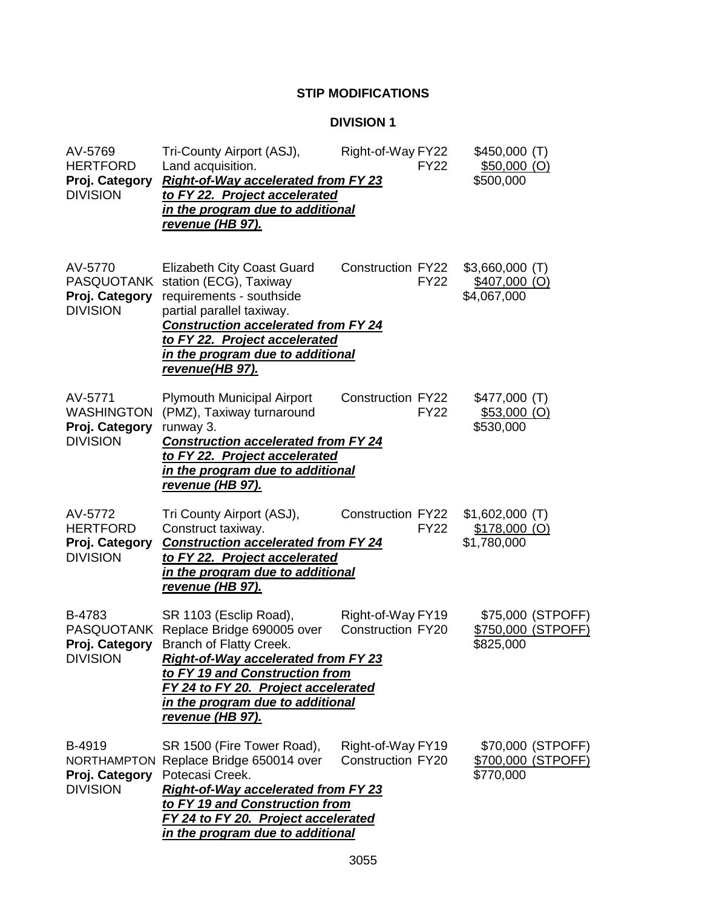## STIP MODIFICATIONS

### DIVISION 1

| | | | | |
|---|---|---|---|---|
| AV-5769<br>HERTFORD<br>**Proj. Category**<br>DIVISION | Tri-County Airport (ASJ), Land acquisition.<br>***Right-of-Way accelerated from FY 23 to FY 22. Project accelerated in the program due to additional revenue (HB 97).*** | Right-of-Way | FY22<br>FY22 | \$450,000 (T)<br>\$50,000 (O)<br>\$500,000 |
| AV-5770<br>PASQUOTANK<br>**Proj. Category**<br>DIVISION | Elizabeth City Coast Guard station (ECG), Taxiway requirements - southside partial parallel taxiway.<br>***Construction accelerated from FY 24 to FY 22. Project accelerated in the program due to additional revenue(HB 97).*** | Construction | FY22<br>FY22 | \$3,660,000 (T)<br>\$407,000 (O)<br>\$4,067,000 |
| AV-5771<br>WASHINGTON<br>**Proj. Category**<br>DIVISION | Plymouth Municipal Airport (PMZ), Taxiway turnaround runway 3.<br>***Construction accelerated from FY 24 to FY 22. Project accelerated in the program due to additional revenue (HB 97).*** | Construction | FY22<br>FY22 | \$477,000 (T)<br>\$53,000 (O)<br>\$530,000 |
| AV-5772<br>HERTFORD<br>**Proj. Category**<br>DIVISION | Tri County Airport (ASJ), Construct taxiway.<br>***Construction accelerated from FY 24 to FY 22. Project accelerated in the program due to additional revenue (HB 97).*** | Construction | FY22<br>FY22 | \$1,602,000 (T)<br>\$178,000 (O)<br>\$1,780,000 |
| B-4783<br>PASQUOTANK<br>**Proj. Category**<br>DIVISION | SR 1103 (Esclip Road), Replace Bridge 690005 over Branch of Flatty Creek.<br>***Right-of-Way accelerated from FY 23 to FY 19 and Construction from FY 24 to FY 20. Project accelerated in the program due to additional revenue (HB 97).*** | Right-of-Way<br>Construction | FY19<br>FY20 | \$75,000 (STPOFF)<br>\$750,000 (STPOFF)<br>\$825,000 |
| B-4919<br>NORTHAMPTON<br>**Proj. Category**<br>DIVISION | SR 1500 (Fire Tower Road), Replace Bridge 650014 over Potecasi Creek.<br>***Right-of-Way accelerated from FY 23 to FY 19 and Construction from FY 24 to FY 20. Project accelerated in the program due to additional*** | Right-of-Way<br>Construction | FY19<br>FY20 | \$70,000 (STPOFF)<br>\$700,000 (STPOFF)<br>\$770,000 |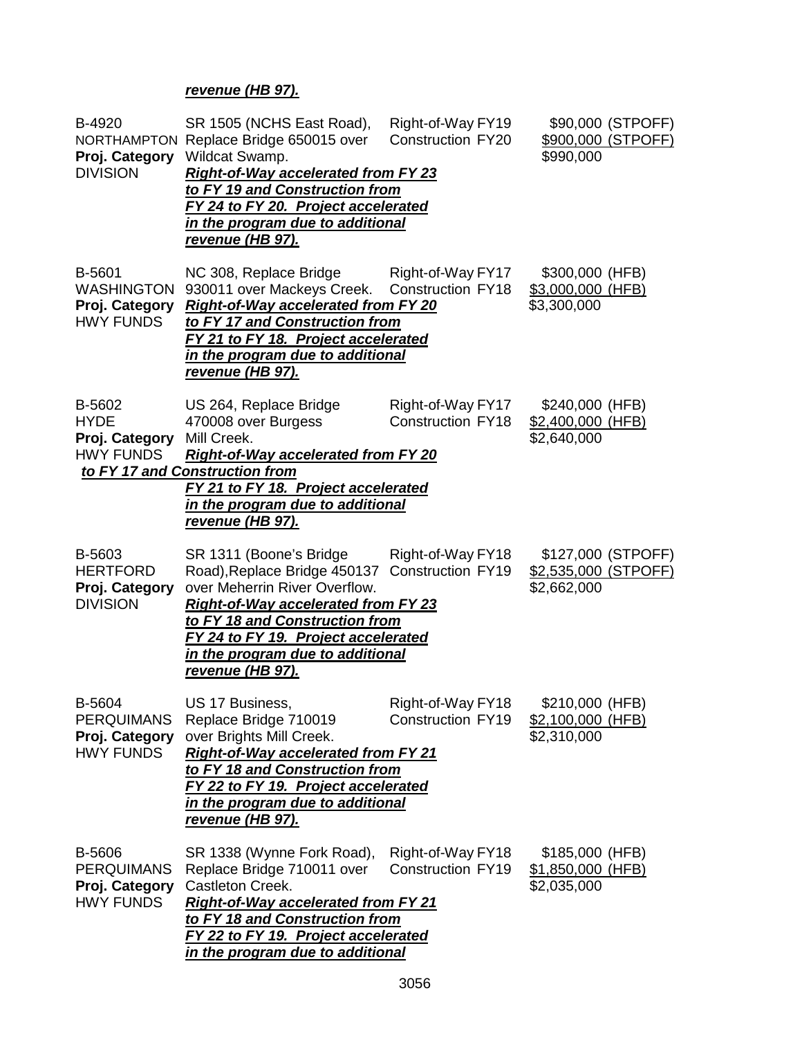***revenue (HB 97).***

| | | | |
|---|---|---|---|
| B-4920<br>NORTHAMPTON<br>**Proj. Category**<br>DIVISION | SR 1505 (NCHS East Road), Replace Bridge 650015 over Wildcat Swamp.<br>***Right-of-Way accelerated from FY 23 to FY 19 and Construction from FY 24 to FY 20. Project accelerated in the program due to additional revenue (HB 97).*** | Right-of-Way FY19<br>Construction FY20 | \$90,000 (STPOFF)<br>\$900,000 (STPOFF)<br>\$990,000 |
| B-5601<br>WASHINGTON<br>**Proj. Category**<br>HWY FUNDS | NC 308, Replace Bridge 930011 over Mackeys Creek.<br>***Right-of-Way accelerated from FY 20 to FY 17 and Construction from FY 21 to FY 18. Project accelerated in the program due to additional revenue (HB 97).*** | Right-of-Way FY17<br>Construction FY18 | \$300,000 (HFB)<br>\$3,000,000 (HFB)<br>\$3,300,000 |
| B-5602<br>HYDE<br>**Proj. Category**<br>HWY FUNDS | US 264, Replace Bridge 470008 over Burgess Mill Creek.<br>***Right-of-Way accelerated from FY 20 to FY 17 and Construction from FY 21 to FY 18. Project accelerated in the program due to additional revenue (HB 97).*** | Right-of-Way FY17<br>Construction FY18 | \$240,000 (HFB)<br>\$2,400,000 (HFB)<br>\$2,640,000 |
| B-5603<br>HERTFORD<br>**Proj. Category**<br>DIVISION | SR 1311 (Boone's Bridge Road),Replace Bridge 450137 over Meherrin River Overflow.<br>***Right-of-Way accelerated from FY 23 to FY 18 and Construction from FY 24 to FY 19. Project accelerated in the program due to additional revenue (HB 97).*** | Right-of-Way FY18<br>Construction FY19 | \$127,000 (STPOFF)<br>\$2,535,000 (STPOFF)<br>\$2,662,000 |
| B-5604<br>PERQUIMANS<br>**Proj. Category**<br>HWY FUNDS | US 17 Business, Replace Bridge 710019 over Brights Mill Creek.<br>***Right-of-Way accelerated from FY 21 to FY 18 and Construction from FY 22 to FY 19. Project accelerated in the program due to additional revenue (HB 97).*** | Right-of-Way FY18<br>Construction FY19 | \$210,000 (HFB)<br>\$2,100,000 (HFB)<br>\$2,310,000 |
| B-5606<br>PERQUIMANS<br>**Proj. Category**<br>HWY FUNDS | SR 1338 (Wynne Fork Road), Replace Bridge 710011 over Castleton Creek.<br>***Right-of-Way accelerated from FY 21 to FY 18 and Construction from FY 22 to FY 19. Project accelerated in the program due to additional*** | Right-of-Way FY18<br>Construction FY19 | \$185,000 (HFB)<br>\$1,850,000 (HFB)<br>\$2,035,000 |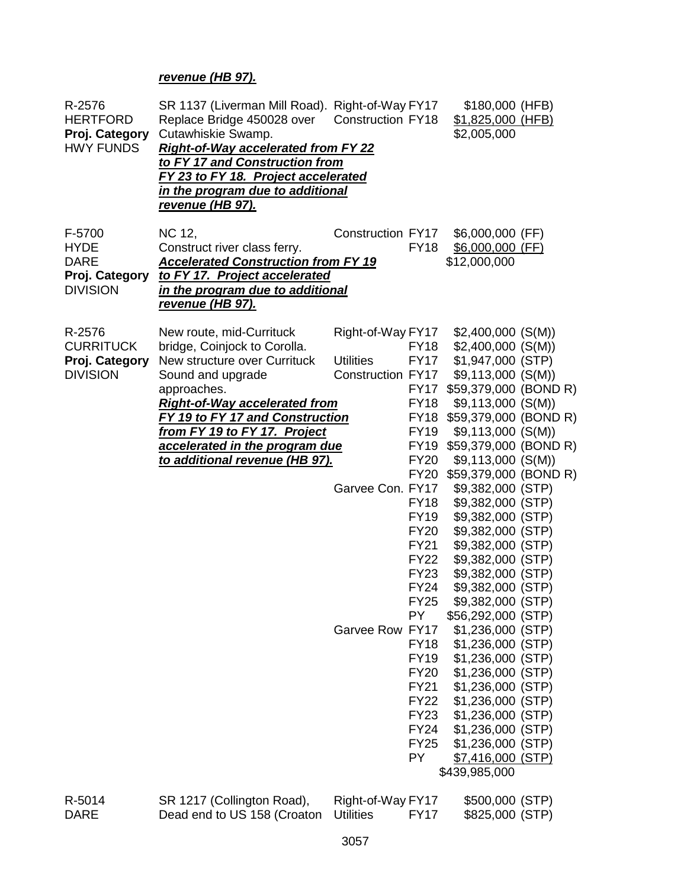***revenue (HB 97).***

| | | | | |
|---|---|---|---|---|
| R-2576<br>HERTFORD<br>**Proj. Category**<br>HWY FUNDS | SR 1137 (Liverman Mill Road). Replace Bridge 450028 over Cutawhiskie Swamp.<br>***Right-of-Way accelerated from FY 22 to FY 17 and Construction from FY 23 to FY 18. Project accelerated in the program due to additional revenue (HB 97).*** | Right-of-Way<br>Construction | FY17<br>FY18 | \$180,000 (HFB)<br>\$1,825,000 (HFB)<br>\$2,005,000 |
| F-5700<br>HYDE<br>DARE<br>**Proj. Category**<br>DIVISION | NC 12,<br>Construct river class ferry.<br>***Accelerated Construction from FY 19 to FY 17. Project accelerated in the program due to additional revenue (HB 97).*** | Construction | FY17<br>FY18 | \$6,000,000 (FF)<br>\$6,000,000 (FF)<br>\$12,000,000 |
| R-2576<br>CURRITUCK<br>**Proj. Category**<br>DIVISION | New route, mid-Currituck bridge, Coinjock to Corolla. New structure over Currituck Sound and upgrade approaches.<br>***Right-of-Way accelerated from FY 19 to FY 17 and Construction from FY 19 to FY 17. Project accelerated in the program due to additional revenue (HB 97).*** | Right-of-Way | FY17<br>FY18 | \$2,400,000 (S(M))<br>\$2,400,000 (S(M)) |
| | | Utilities | FY17 | \$1,947,000 (STP) |
| | | Construction | FY17<br>FY17<br>FY18<br>FY18<br>FY19<br>FY19<br>FY20<br>FY20 | \$9,113,000 (S(M))<br>\$59,379,000 (BOND R)<br>\$9,113,000 (S(M))<br>\$59,379,000 (BOND R)<br>\$9,113,000 (S(M))<br>\$59,379,000 (BOND R)<br>\$9,113,000 (S(M))<br>\$59,379,000 (BOND R) |
| | | Garvee Con. | FY17<br>FY18<br>FY19<br>FY20<br>FY21<br>FY22<br>FY23<br>FY24<br>FY25<br>PY | \$9,382,000 (STP)<br>\$9,382,000 (STP)<br>\$9,382,000 (STP)<br>\$9,382,000 (STP)<br>\$9,382,000 (STP)<br>\$9,382,000 (STP)<br>\$9,382,000 (STP)<br>\$9,382,000 (STP)<br>\$9,382,000 (STP)<br>\$56,292,000 (STP) |
| | | Garvee Row | FY17<br>FY18<br>FY19<br>FY20<br>FY21<br>FY22<br>FY23<br>FY24<br>FY25<br>PY | \$1,236,000 (STP)<br>\$1,236,000 (STP)<br>\$1,236,000 (STP)<br>\$1,236,000 (STP)<br>\$1,236,000 (STP)<br>\$1,236,000 (STP)<br>\$1,236,000 (STP)<br>\$1,236,000 (STP)<br>\$1,236,000 (STP)<br>\$7,416,000 (STP)<br>\$439,985,000 |
| R-5014<br>DARE | SR 1217 (Collington Road), Dead end to US 158 (Croaton | Right-of-Way<br>Utilities | FY17<br>FY17 | \$500,000 (STP)<br>\$825,000 (STP) |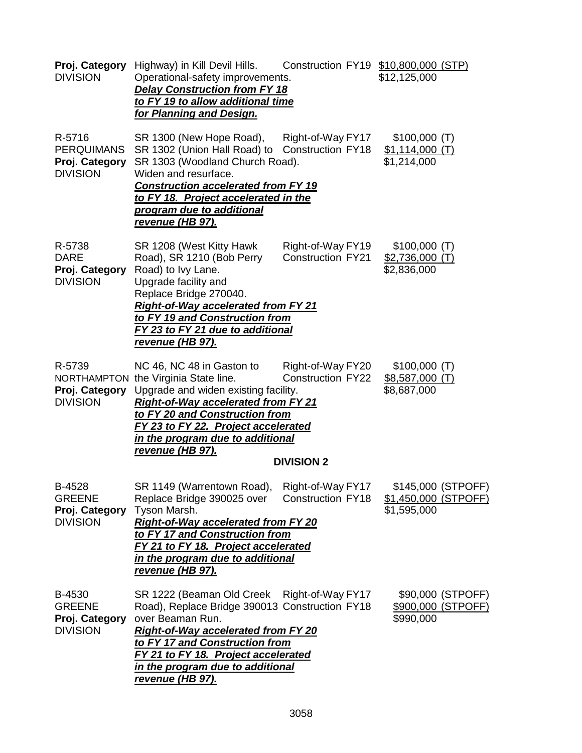| | | | |
|---|---|---|---|
| **Proj. Category**<br>DIVISION | Highway) in Kill Devil Hills.<br>Operational-safety improvements.<br>***Delay Construction from FY 18 to FY 19 to allow additional time for Planning and Design.*** | Construction FY19 | $10,800,000 (STP)<br>$12,125,000 |
| R-5716<br>PERQUIMANS<br>**Proj. Category**<br>DIVISION | SR 1300 (New Hope Road), SR 1302 (Union Hall Road) to SR 1303 (Woodland Church Road).<br>Widen and resurface.<br>***Construction accelerated from FY 19 to FY 18. Project accelerated in the program due to additional revenue (HB 97).*** | Right-of-Way FY17<br>Construction FY18 | $100,000 (T)<br>$1,114,000 (T)<br>$1,214,000 |
| R-5738<br>DARE<br>**Proj. Category**<br>DIVISION | SR 1208 (West Kitty Hawk Road), SR 1210 (Bob Perry Road) to Ivy Lane.<br>Upgrade facility and Replace Bridge 270040.<br>***Right-of-Way accelerated from FY 21 to FY 19 and Construction from FY 23 to FY 21 due to additional revenue (HB 97).*** | Right-of-Way FY19<br>Construction FY21 | $100,000 (T)<br>$2,736,000 (T)<br>$2,836,000 |
| R-5739<br>NORTHAMPTON<br>**Proj. Category**<br>DIVISION | NC 46, NC 48 in Gaston to the Virginia State line.<br>Upgrade and widen existing facility.<br>***Right-of-Way accelerated from FY 21 to FY 20 and Construction from FY 23 to FY 22. Project accelerated in the program due to additional revenue (HB 97).*** | Right-of-Way FY20<br>Construction FY22 | $100,000 (T)<br>$8,587,000 (T)<br>$8,687,000 |

**DIVISION 2**

| | | | |
|---|---|---|---|
| B-4528<br>GREENE<br>**Proj. Category**<br>DIVISION | SR 1149 (Warrentown Road), Replace Bridge 390025 over Tyson Marsh.<br>***Right-of-Way accelerated from FY 20 to FY 17 and Construction from FY 21 to FY 18. Project accelerated in the program due to additional revenue (HB 97).*** | Right-of-Way FY17<br>Construction FY18 | $145,000 (STPOFF)<br>$1,450,000 (STPOFF)<br>$1,595,000 |
| B-4530<br>GREENE<br>**Proj. Category**<br>DIVISION | SR 1222 (Beaman Old Creek Road), Replace Bridge 390013 over Beaman Run.<br>***Right-of-Way accelerated from FY 20 to FY 17 and Construction from FY 21 to FY 18. Project accelerated in the program due to additional revenue (HB 97).*** | Right-of-Way FY17<br>Construction FY18 | $90,000 (STPOFF)<br>$900,000 (STPOFF)<br>$990,000 |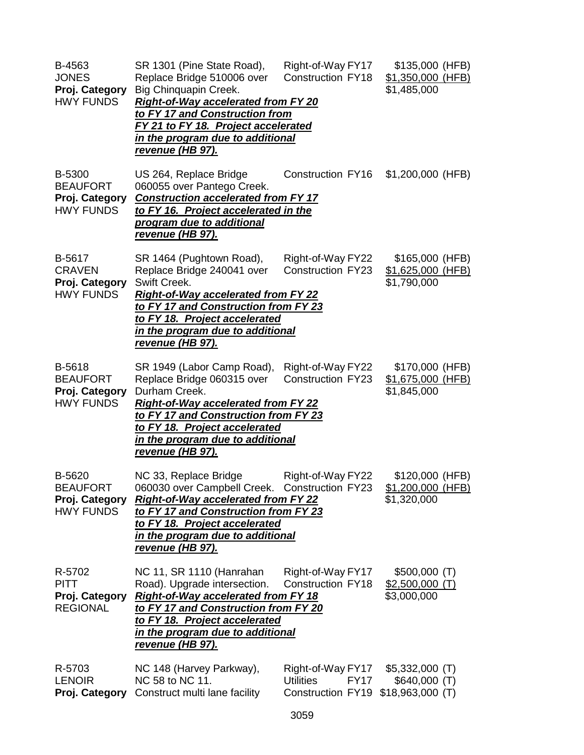| | | | |
|---|---|---|---|
| B-4563<br>JONES<br>**Proj. Category**<br>HWY FUNDS | SR 1301 (Pine State Road), Replace Bridge 510006 over Big Chinquapin Creek.<br>***Right-of-Way accelerated from FY 20 to FY 17 and Construction from FY 21 to FY 18. Project accelerated in the program due to additional revenue (HB 97).*** | Right-of-Way FY17<br>Construction FY18 | \$135,000 (HFB)<br>\$1,350,000 (HFB)<br>\$1,485,000 |
| B-5300<br>BEAUFORT<br>**Proj. Category**<br>HWY FUNDS | US 264, Replace Bridge 060055 over Pantego Creek.<br>***Construction accelerated from FY 17 to FY 16. Project accelerated in the program due to additional revenue (HB 97).*** | Construction FY16 | \$1,200,000 (HFB) |
| B-5617<br>CRAVEN<br>**Proj. Category**<br>HWY FUNDS | SR 1464 (Pughtown Road), Replace Bridge 240041 over Swift Creek.<br>***Right-of-Way accelerated from FY 22 to FY 17 and Construction from FY 23 to FY 18. Project accelerated in the program due to additional revenue (HB 97).*** | Right-of-Way FY22<br>Construction FY23 | \$165,000 (HFB)<br>\$1,625,000 (HFB)<br>\$1,790,000 |
| B-5618<br>BEAUFORT<br>**Proj. Category**<br>HWY FUNDS | SR 1949 (Labor Camp Road), Replace Bridge 060315 over Durham Creek.<br>***Right-of-Way accelerated from FY 22 to FY 17 and Construction from FY 23 to FY 18. Project accelerated in the program due to additional revenue (HB 97).*** | Right-of-Way FY22<br>Construction FY23 | \$170,000 (HFB)<br>\$1,675,000 (HFB)<br>\$1,845,000 |
| B-5620<br>BEAUFORT<br>**Proj. Category**<br>HWY FUNDS | NC 33, Replace Bridge 060030 over Campbell Creek.<br>***Right-of-Way accelerated from FY 22 to FY 17 and Construction from FY 23 to FY 18. Project accelerated in the program due to additional revenue (HB 97).*** | Right-of-Way FY22<br>Construction FY23 | \$120,000 (HFB)<br>\$1,200,000 (HFB)<br>\$1,320,000 |
| R-5702<br>PITT<br>**Proj. Category**<br>REGIONAL | NC 11, SR 1110 (Hanrahan Road). Upgrade intersection.<br>***Right-of-Way accelerated from FY 18 to FY 17 and Construction from FY 20 to FY 18. Project accelerated in the program due to additional revenue (HB 97).*** | Right-of-Way FY17<br>Construction FY18 | \$500,000 (T)<br>\$2,500,000 (T)<br>\$3,000,000 |
| R-5703<br>LENOIR<br>**Proj. Category** | NC 148 (Harvey Parkway), NC 58 to NC 11. Construct multi lane facility | Right-of-Way FY17<br>Utilities FY17<br>Construction FY19 | \$5,332,000 (T)<br>\$640,000 (T)<br>\$18,963,000 (T) |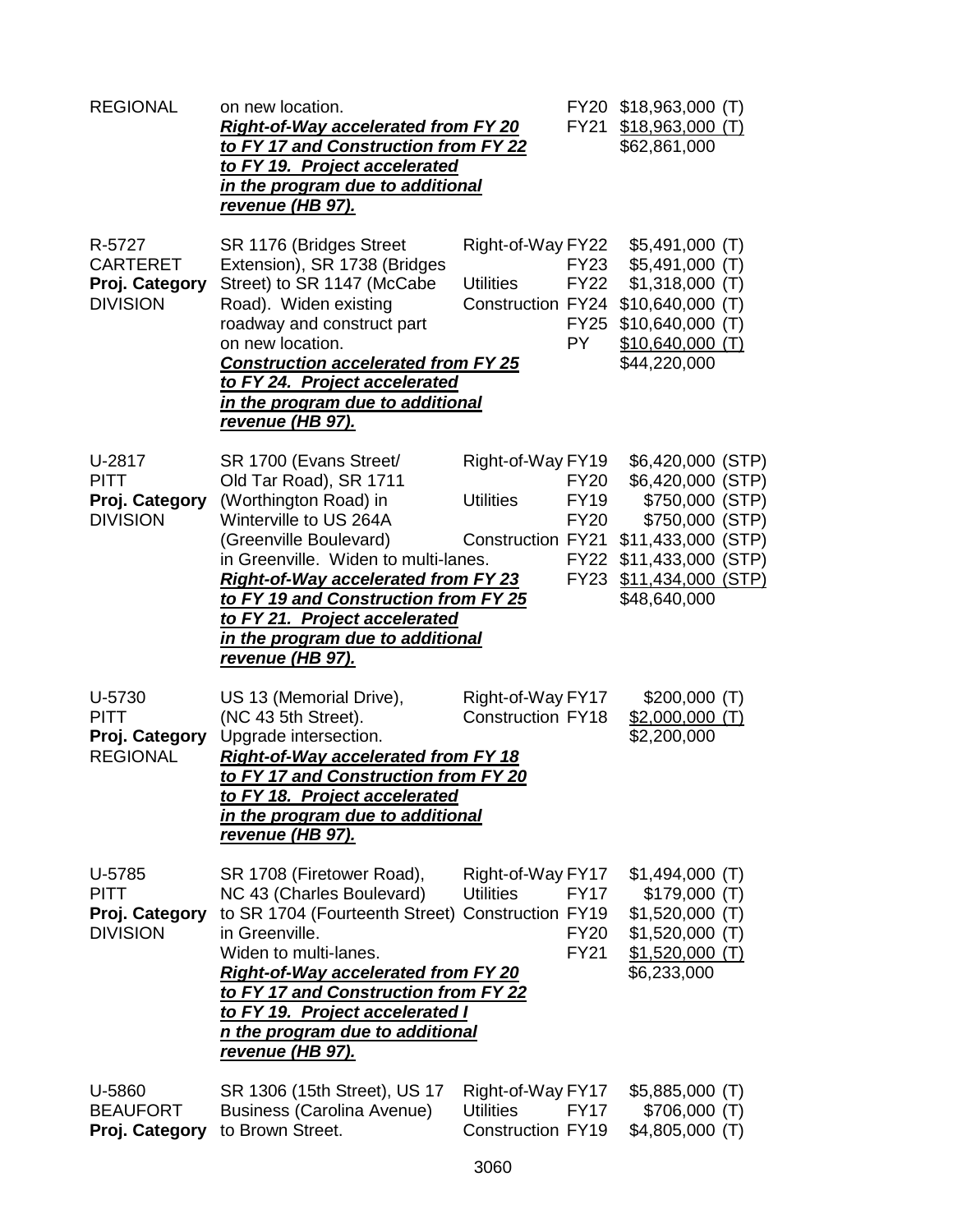| | | | | |
|---|---|---|---|---|
| REGIONAL | on new location.<br>***Right-of-Way accelerated from FY 20 to FY 17 and Construction from FY 22 to FY 19. Project accelerated in the program due to additional revenue (HB 97).*** | | FY20<br>FY21 | $18,963,000 (T)<br>$18,963,000 (T)<br>$62,861,000 |
| R-5727<br>CARTERET<br>**Proj. Category**<br>DIVISION | SR 1176 (Bridges Street Extension), SR 1738 (Bridges Street) to SR 1147 (McCabe Road). Widen existing roadway and construct part on new location.<br>***Construction accelerated from FY 25 to FY 24. Project accelerated in the program due to additional revenue (HB 97).*** | Right-of-Way<br><br>Utilities<br>Construction | FY22<br>FY23<br>FY22<br>FY24<br>FY25<br>PY | $5,491,000 (T)<br>$5,491,000 (T)<br>$1,318,000 (T)<br>$10,640,000 (T)<br>$10,640,000 (T)<br>$10,640,000 (T)<br>$44,220,000 |
| U-2817<br>PITT<br>**Proj. Category**<br>DIVISION | SR 1700 (Evans Street/ Old Tar Road), SR 1711 (Worthington Road) in Winterville to US 264A (Greenville Boulevard) in Greenville. Widen to multi-lanes.<br>***Right-of-Way accelerated from FY 23 to FY 19 and Construction from FY 25 to FY 21. Project accelerated in the program due to additional revenue (HB 97).*** | Right-of-Way<br><br>Utilities<br><br>Construction | FY19<br>FY20<br>FY19<br>FY20<br>FY21<br>FY22<br>FY23 | $6,420,000 (STP)<br>$6,420,000 (STP)<br>$750,000 (STP)<br>$750,000 (STP)<br>$11,433,000 (STP)<br>$11,433,000 (STP)<br>$11,434,000 (STP)<br>$48,640,000 |
| U-5730<br>PITT<br>**Proj. Category**<br>REGIONAL | US 13 (Memorial Drive), (NC 43 5th Street). Upgrade intersection.<br>***Right-of-Way accelerated from FY 18 to FY 17 and Construction from FY 20 to FY 18. Project accelerated in the program due to additional revenue (HB 97).*** | Right-of-Way<br>Construction | FY17<br>FY18 | $200,000 (T)<br>$2,000,000 (T)<br>$2,200,000 |
| U-5785<br>PITT<br>**Proj. Category**<br>DIVISION | SR 1708 (Firetower Road), NC 43 (Charles Boulevard) to SR 1704 (Fourteenth Street) in Greenville.<br>Widen to multi-lanes.<br>***Right-of-Way accelerated from FY 20 to FY 17 and Construction from FY 22 to FY 19. Project accelerated I n the program due to additional revenue (HB 97).*** | Right-of-Way<br>Utilities<br>Construction | FY17<br>FY17<br>FY19<br>FY20<br>FY21 | $1,494,000 (T)<br>$179,000 (T)<br>$1,520,000 (T)<br>$1,520,000 (T)<br>$1,520,000 (T)<br>$6,233,000 |
| U-5860<br>BEAUFORT<br>**Proj. Category** | SR 1306 (15th Street), US 17 Business (Carolina Avenue) to Brown Street. | Right-of-Way<br>Utilities<br>Construction | FY17<br>FY17<br>FY19 | $5,885,000 (T)<br>$706,000 (T)<br>$4,805,000 (T) |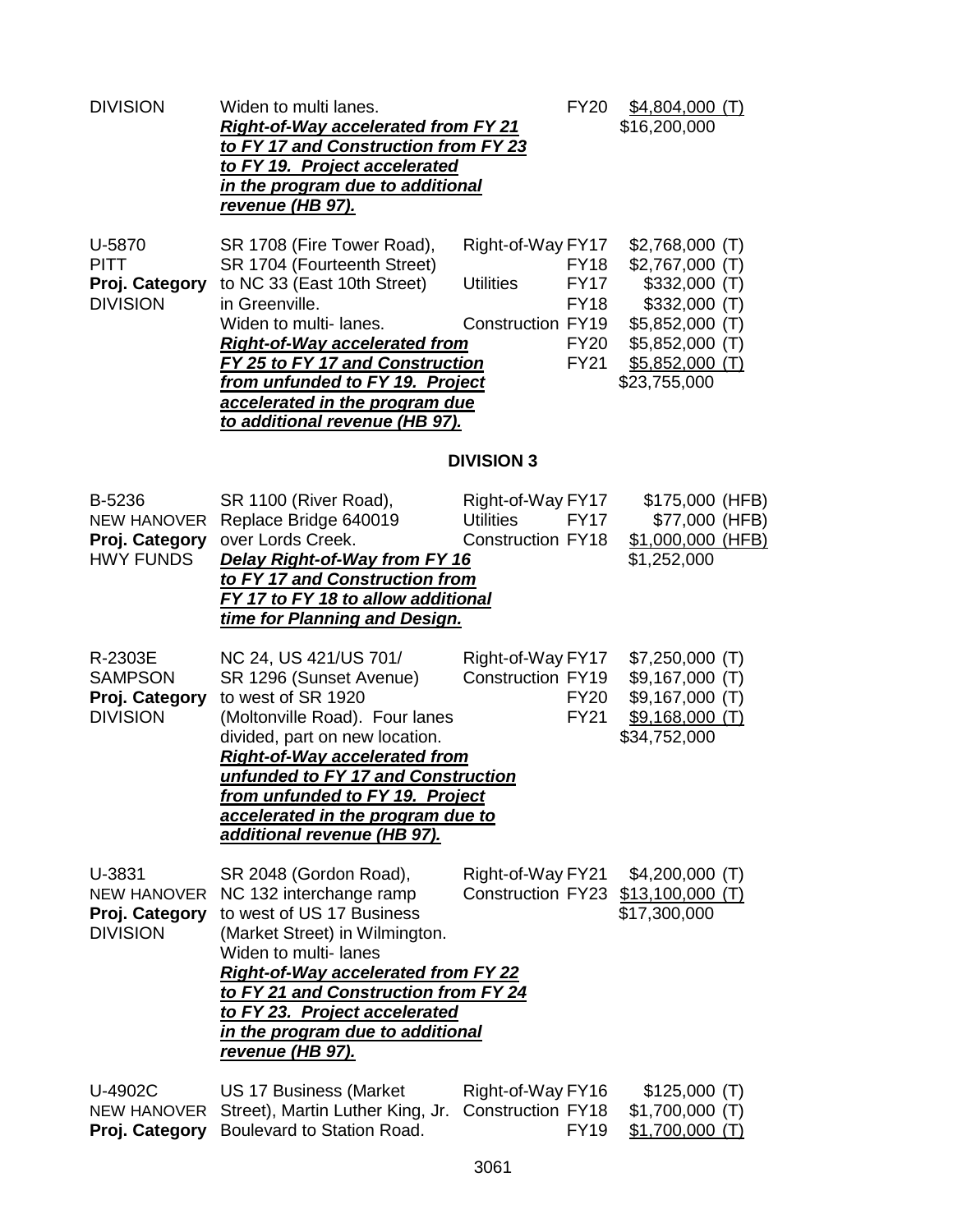| | | | | |
|---|---|---|---|---|
| DIVISION | Widen to multi lanes.<br>***Right-of-Way accelerated from FY 21 to FY 17 and Construction from FY 23 to FY 19. Project accelerated in the program due to additional revenue (HB 97).*** | | FY20 | $4,804,000 (T)<br>$16,200,000 |
| U-5870<br>PITT<br>**Proj. Category**<br>DIVISION | SR 1708 (Fire Tower Road), SR 1704 (Fourteenth Street) to NC 33 (East 10th Street) in Greenville.<br>Widen to multi- lanes.<br>***Right-of-Way accelerated from FY 25 to FY 17 and Construction from unfunded to FY 19. Project accelerated in the program due to additional revenue (HB 97).*** | Right-of-Way<br><br>Utilities<br><br>Construction | FY17<br>FY18<br>FY17<br>FY18<br>FY19<br>FY20<br>FY21 | $2,768,000 (T)<br>$2,767,000 (T)<br>$332,000 (T)<br>$332,000 (T)<br>$5,852,000 (T)<br>$5,852,000 (T)<br>$5,852,000 (T)<br>$23,755,000 |

## DIVISION 3

| | | | | |
|---|---|---|---|---|
| B-5236<br>NEW HANOVER<br>**Proj. Category**<br>HWY FUNDS | SR 1100 (River Road), Replace Bridge 640019 over Lords Creek.<br>***Delay Right-of-Way from FY 16 to FY 17 and Construction from FY 17 to FY 18 to allow additional time for Planning and Design.*** | Right-of-Way<br>Utilities<br>Construction | FY17<br>FY17<br>FY18 | $175,000 (HFB)<br>$77,000 (HFB)<br>$1,000,000 (HFB)<br>$1,252,000 |
| R-2303E<br>SAMPSON<br>**Proj. Category**<br>DIVISION | NC 24, US 421/US 701/ SR 1296 (Sunset Avenue) to west of SR 1920 (Moltonville Road). Four lanes divided, part on new location.<br>***Right-of-Way accelerated from unfunded to FY 17 and Construction from unfunded to FY 19. Project accelerated in the program due to additional revenue (HB 97).*** | Right-of-Way<br>Construction | FY17<br>FY19<br>FY20<br>FY21 | $7,250,000 (T)<br>$9,167,000 (T)<br>$9,167,000 (T)<br>$9,168,000 (T)<br>$34,752,000 |
| U-3831<br>NEW HANOVER<br>**Proj. Category**<br>DIVISION | SR 2048 (Gordon Road), NC 132 interchange ramp to west of US 17 Business (Market Street) in Wilmington. Widen to multi- lanes<br>***Right-of-Way accelerated from FY 22 to FY 21 and Construction from FY 24 to FY 23. Project accelerated in the program due to additional revenue (HB 97).*** | Right-of-Way<br>Construction | FY21<br>FY23 | $4,200,000 (T)<br>$13,100,000 (T)<br>$17,300,000 |
| U-4902C<br>NEW HANOVER<br>**Proj. Category** | US 17 Business (Market Street), Martin Luther King, Jr. Boulevard to Station Road. | Right-of-Way<br>Construction | FY16<br>FY18<br>FY19 | $125,000 (T)<br>$1,700,000 (T)<br>$1,700,000 (T) |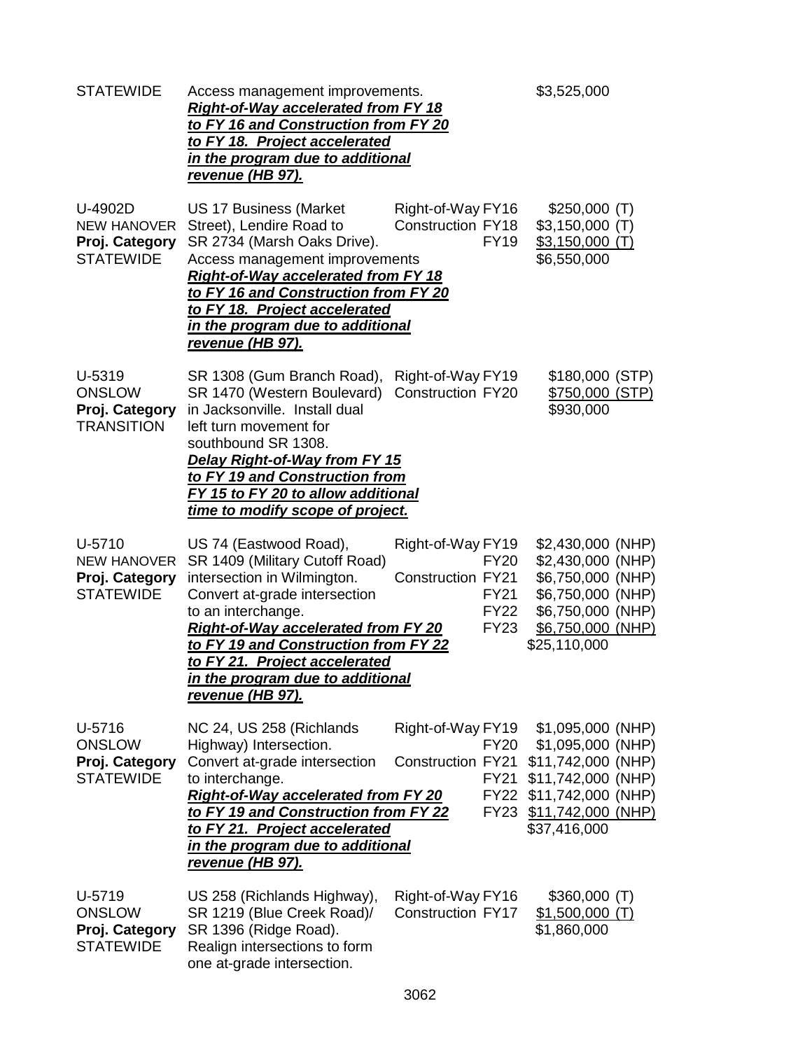| | | | |
|---|---|---|---|
| STATEWIDE | Access management improvements.<br>***Right-of-Way accelerated from FY 18 to FY 16 and Construction from FY 20 to FY 18. Project accelerated in the program due to additional revenue (HB 97).*** | | \$3,525,000 |
| U-4902D<br>NEW HANOVER<br>**Proj. Category**<br>STATEWIDE | US 17 Business (Market Street), Lendire Road to SR 2734 (Marsh Oaks Drive). Access management improvements<br>***Right-of-Way accelerated from FY 18 to FY 16 and Construction from FY 20 to FY 18. Project accelerated in the program due to additional revenue (HB 97).*** | Right-of-Way FY16<br>Construction FY18<br>FY19 | \$250,000 (T)<br>\$3,150,000 (T)<br>\$3,150,000 (T)<br>\$6,550,000 |
| U-5319<br>ONSLOW<br>**Proj. Category**<br>TRANSITION | SR 1308 (Gum Branch Road), SR 1470 (Western Boulevard) in Jacksonville. Install dual left turn movement for southbound SR 1308.<br>***Delay Right-of-Way from FY 15 to FY 19 and Construction from FY 15 to FY 20 to allow additional time to modify scope of project.*** | Right-of-Way FY19<br>Construction FY20 | \$180,000 (STP)<br>\$750,000 (STP)<br>\$930,000 |
| U-5710<br>NEW HANOVER<br>**Proj. Category**<br>STATEWIDE | US 74 (Eastwood Road), SR 1409 (Military Cutoff Road) intersection in Wilmington. Convert at-grade intersection to an interchange.<br>***Right-of-Way accelerated from FY 20 to FY 19 and Construction from FY 22 to FY 21. Project accelerated in the program due to additional revenue (HB 97).*** | Right-of-Way FY19<br>FY20<br>Construction FY21<br>FY21<br>FY22<br>FY23 | \$2,430,000 (NHP)<br>\$2,430,000 (NHP)<br>\$6,750,000 (NHP)<br>\$6,750,000 (NHP)<br>\$6,750,000 (NHP)<br>\$6,750,000 (NHP)<br>\$25,110,000 |
| U-5716<br>ONSLOW<br>**Proj. Category**<br>STATEWIDE | NC 24, US 258 (Richlands Highway) Intersection. Convert at-grade intersection to interchange.<br>***Right-of-Way accelerated from FY 20 to FY 19 and Construction from FY 22 to FY 21. Project accelerated in the program due to additional revenue (HB 97).*** | Right-of-Way FY19<br>FY20<br>Construction FY21<br>FY21<br>FY22<br>FY23 | \$1,095,000 (NHP)<br>\$1,095,000 (NHP)<br>\$11,742,000 (NHP)<br>\$11,742,000 (NHP)<br>\$11,742,000 (NHP)<br>\$11,742,000 (NHP)<br>\$37,416,000 |
| U-5719<br>ONSLOW<br>**Proj. Category**<br>STATEWIDE | US 258 (Richlands Highway), SR 1219 (Blue Creek Road)/ SR 1396 (Ridge Road). Realign intersections to form one at-grade intersection. | Right-of-Way FY16<br>Construction FY17 | \$360,000 (T)<br>\$1,500,000 (T)<br>\$1,860,000 |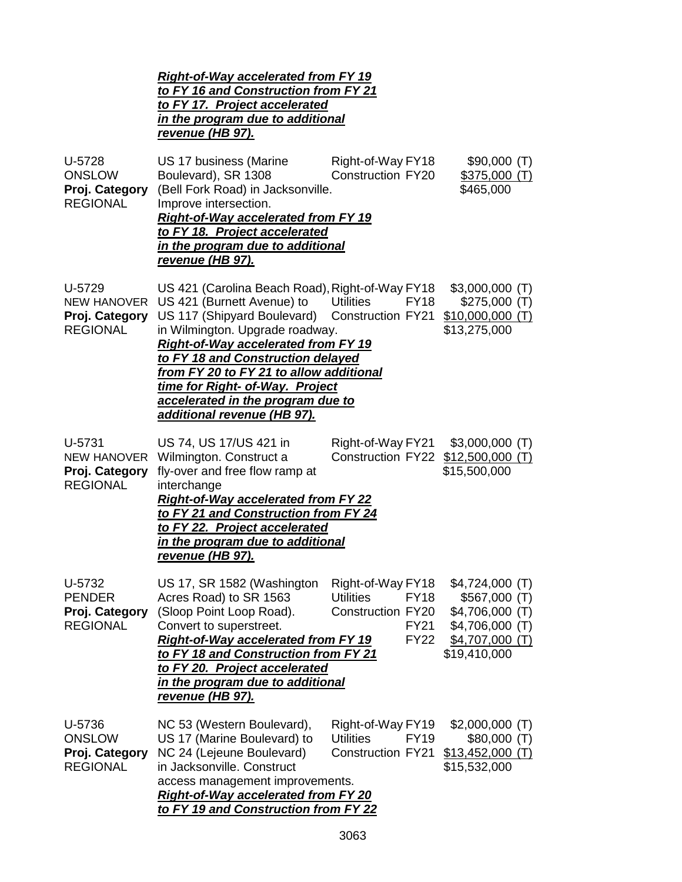***Right-of-Way accelerated from FY 19 to FY 16 and Construction from FY 21 to FY 17. Project accelerated in the program due to additional revenue (HB 97).***

| | | | |
|---|---|---|---|
| U-5728<br>ONSLOW<br>**Proj. Category**<br>REGIONAL | US 17 business (Marine Boulevard), SR 1308 (Bell Fork Road) in Jacksonville. Improve intersection.<br>***Right-of-Way accelerated from FY 19 to FY 18. Project accelerated in the program due to additional revenue (HB 97).*** | Right-of-Way FY18<br>Construction FY20 | \$90,000 (T)<br>\$375,000 (T)<br>\$465,000 |
| U-5729<br>NEW HANOVER<br>**Proj. Category**<br>REGIONAL | US 421 (Carolina Beach Road), US 421 (Burnett Avenue) to US 117 (Shipyard Boulevard) in Wilmington. Upgrade roadway.<br>***Right-of-Way accelerated from FY 19 to FY 18 and Construction delayed from FY 20 to FY 21 to allow additional time for Right- of-Way. Project accelerated in the program due to additional revenue (HB 97).*** | Right-of-Way FY18<br>Utilities FY18<br>Construction FY21 | \$3,000,000 (T)<br>\$275,000 (T)<br>\$10,000,000 (T)<br>\$13,275,000 |
| U-5731<br>NEW HANOVER<br>**Proj. Category**<br>REGIONAL | US 74, US 17/US 421 in Wilmington. Construct a fly-over and free flow ramp at interchange<br>***Right-of-Way accelerated from FY 22 to FY 21 and Construction from FY 24 to FY 22. Project accelerated in the program due to additional revenue (HB 97).*** | Right-of-Way FY21<br>Construction FY22 | \$3,000,000 (T)<br>\$12,500,000 (T)<br>\$15,500,000 |
| U-5732<br>PENDER<br>**Proj. Category**<br>REGIONAL | US 17, SR 1582 (Washington Acres Road) to SR 1563 (Sloop Point Loop Road). Convert to superstreet.<br>***Right-of-Way accelerated from FY 19 to FY 18 and Construction from FY 21 to FY 20. Project accelerated in the program due to additional revenue (HB 97).*** | Right-of-Way FY18<br>Utilities FY18<br>Construction FY20<br>FY21<br>FY22 | \$4,724,000 (T)<br>\$567,000 (T)<br>\$4,706,000 (T)<br>\$4,706,000 (T)<br>\$4,707,000 (T)<br>\$19,410,000 |
| U-5736<br>ONSLOW<br>**Proj. Category**<br>REGIONAL | NC 53 (Western Boulevard), US 17 (Marine Boulevard) to NC 24 (Lejeune Boulevard) in Jacksonville. Construct access management improvements.<br>***Right-of-Way accelerated from FY 20 to FY 19 and Construction from FY 22*** | Right-of-Way FY19<br>Utilities FY19<br>Construction FY21 | \$2,000,000 (T)<br>\$80,000 (T)<br>\$13,452,000 (T)<br>\$15,532,000 |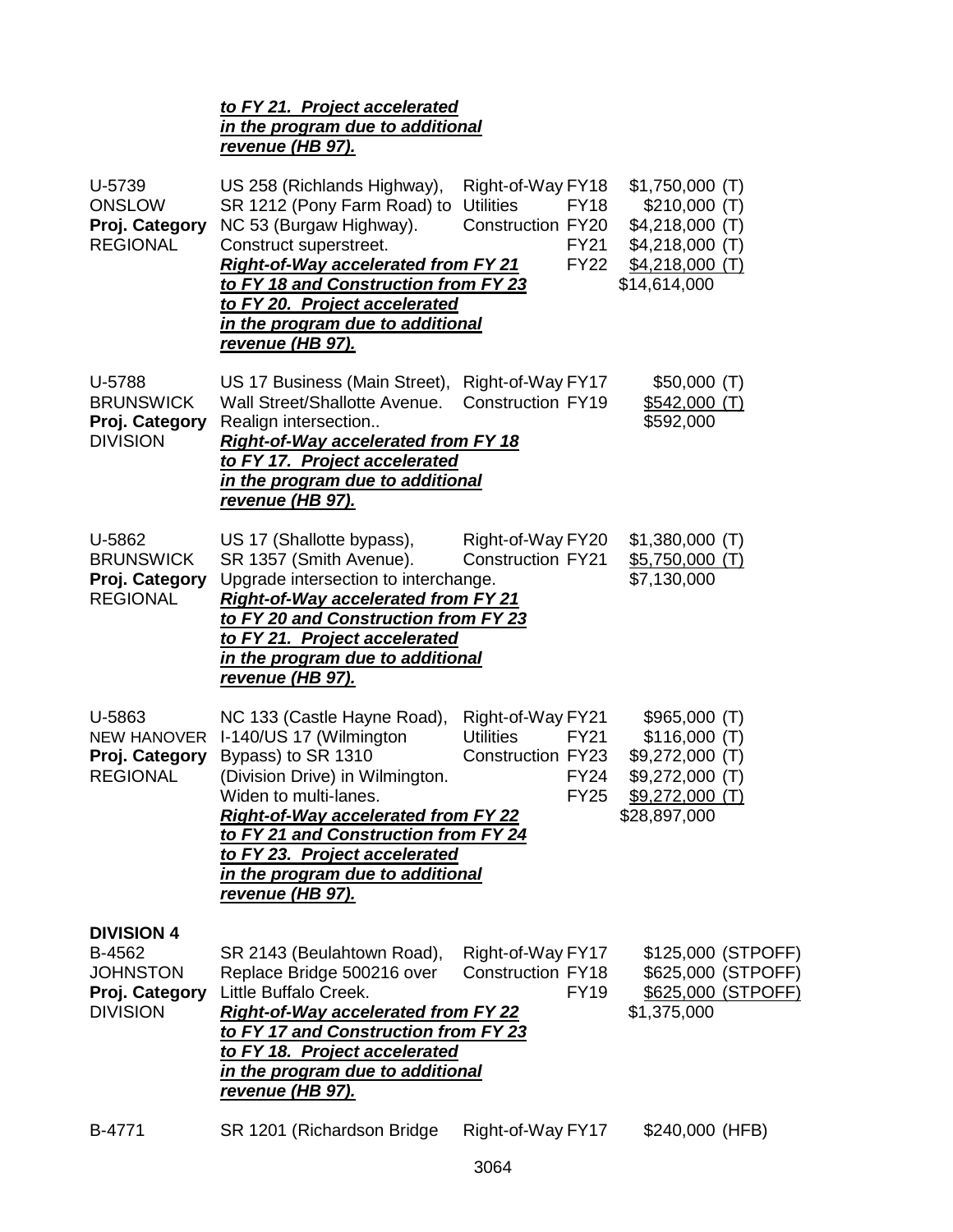***to FY 21. Project accelerated in the program due to additional revenue (HB 97).***

| | | | | |
|---|---|---|---|---|
| U-5739<br>ONSLOW<br>**Proj. Category**<br>REGIONAL | US 258 (Richlands Highway), SR 1212 (Pony Farm Road) to NC 53 (Burgaw Highway). Construct superstreet.<br>***Right-of-Way accelerated from FY 21 to FY 18 and Construction from FY 23 to FY 20. Project accelerated in the program due to additional revenue (HB 97).*** | Right-of-Way<br>Utilities<br>Construction | FY18<br>FY18<br>FY20<br>FY21<br>FY22 | $1,750,000 (T)<br>$210,000 (T)<br>$4,218,000 (T)<br>$4,218,000 (T)<br>$4,218,000 (T)<br>$14,614,000 |
| U-5788<br>BRUNSWICK<br>**Proj. Category**<br>DIVISION | US 17 Business (Main Street), Wall Street/Shallotte Avenue. Realign intersection..<br>***Right-of-Way accelerated from FY 18 to FY 17. Project accelerated in the program due to additional revenue (HB 97).*** | Right-of-Way<br>Construction | FY17<br>FY19 | $50,000 (T)<br>$542,000 (T)<br>$592,000 |
| U-5862<br>BRUNSWICK<br>**Proj. Category**<br>REGIONAL | US 17 (Shallotte bypass), SR 1357 (Smith Avenue). Upgrade intersection to interchange.<br>***Right-of-Way accelerated from FY 21 to FY 20 and Construction from FY 23 to FY 21. Project accelerated in the program due to additional revenue (HB 97).*** | Right-of-Way<br>Construction | FY20<br>FY21 | $1,380,000 (T)<br>$5,750,000 (T)<br>$7,130,000 |
| U-5863<br>NEW HANOVER<br>**Proj. Category**<br>REGIONAL | NC 133 (Castle Hayne Road), I-140/US 17 (Wilmington Bypass) to SR 1310 (Division Drive) in Wilmington. Widen to multi-lanes.<br>***Right-of-Way accelerated from FY 22 to FY 21 and Construction from FY 24 to FY 23. Project accelerated in the program due to additional revenue (HB 97).*** | Right-of-Way<br>Utilities<br>Construction | FY21<br>FY21<br>FY23<br>FY24<br>FY25 | $965,000 (T)<br>$116,000 (T)<br>$9,272,000 (T)<br>$9,272,000 (T)<br>$9,272,000 (T)<br>$28,897,000 |

**DIVISION 4**

| | | | | |
|---|---|---|---|---|
| B-4562<br>JOHNSTON<br>**Proj. Category**<br>DIVISION | SR 2143 (Beulahtown Road), Replace Bridge 500216 over Little Buffalo Creek.<br>***Right-of-Way accelerated from FY 22 to FY 17 and Construction from FY 23 to FY 18. Project accelerated in the program due to additional revenue (HB 97).*** | Right-of-Way<br>Construction | FY17<br>FY18<br>FY19 | $125,000 (STPOFF)<br>$625,000 (STPOFF)<br>$625,000 (STPOFF)<br>$1,375,000 |
| B-4771 | SR 1201 (Richardson Bridge | Right-of-Way | FY17 | $240,000 (HFB) |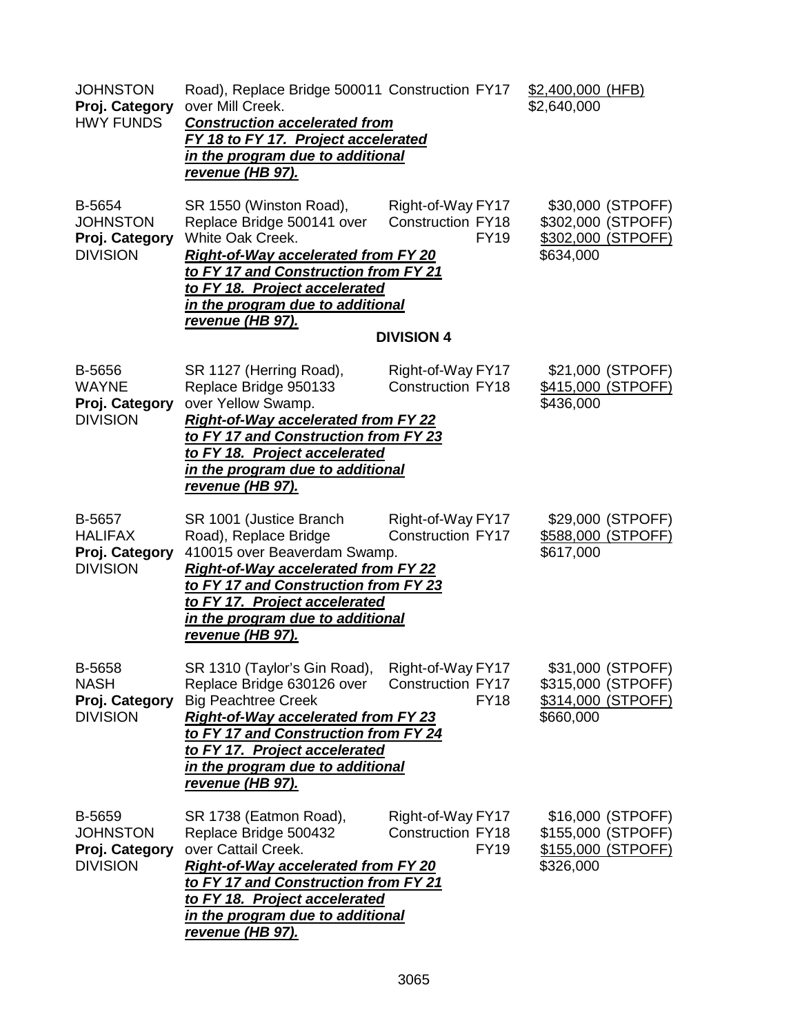| | | | |
|---|---|---|---|
| JOHNSTON<br>**Proj. Category**<br>HWY FUNDS | Road), Replace Bridge 500011 over Mill Creek.<br>***Construction accelerated from FY 18 to FY 17. Project accelerated in the program due to additional revenue (HB 97).*** | Construction FY17 | $2,400,000 (HFB)<br>$2,640,000 |
| B-5654<br>JOHNSTON<br>**Proj. Category**<br>DIVISION | SR 1550 (Winston Road), Replace Bridge 500141 over White Oak Creek.<br>***Right-of-Way accelerated from FY 20 to FY 17 and Construction from FY 21 to FY 18. Project accelerated in the program due to additional revenue (HB 97).*** | Right-of-Way FY17<br>Construction FY18<br>FY19 | $30,000 (STPOFF)<br>$302,000 (STPOFF)<br>$302,000 (STPOFF)<br>$634,000 |

**DIVISION 4**

| | | | |
|---|---|---|---|
| B-5656<br>WAYNE<br>**Proj. Category**<br>DIVISION | SR 1127 (Herring Road), Replace Bridge 950133 over Yellow Swamp.<br>***Right-of-Way accelerated from FY 22 to FY 17 and Construction from FY 23 to FY 18. Project accelerated in the program due to additional revenue (HB 97).*** | Right-of-Way FY17<br>Construction FY18 | $21,000 (STPOFF)<br>$415,000 (STPOFF)<br>$436,000 |
| B-5657<br>HALIFAX<br>**Proj. Category**<br>DIVISION | SR 1001 (Justice Branch Road), Replace Bridge 410015 over Beaverdam Swamp.<br>***Right-of-Way accelerated from FY 22 to FY 17 and Construction from FY 23 to FY 17. Project accelerated in the program due to additional revenue (HB 97).*** | Right-of-Way FY17<br>Construction FY17 | $29,000 (STPOFF)<br>$588,000 (STPOFF)<br>$617,000 |
| B-5658<br>NASH<br>**Proj. Category**<br>DIVISION | SR 1310 (Taylor's Gin Road), Replace Bridge 630126 over Big Peachtree Creek<br>***Right-of-Way accelerated from FY 23 to FY 17 and Construction from FY 24 to FY 17. Project accelerated in the program due to additional revenue (HB 97).*** | Right-of-Way FY17<br>Construction FY17<br>FY18 | $31,000 (STPOFF)<br>$315,000 (STPOFF)<br>$314,000 (STPOFF)<br>$660,000 |
| B-5659<br>JOHNSTON<br>**Proj. Category**<br>DIVISION | SR 1738 (Eatmon Road), Replace Bridge 500432 over Cattail Creek.<br>***Right-of-Way accelerated from FY 20 to FY 17 and Construction from FY 21 to FY 18. Project accelerated in the program due to additional revenue (HB 97).*** | Right-of-Way FY17<br>Construction FY18<br>FY19 | $16,000 (STPOFF)<br>$155,000 (STPOFF)<br>$155,000 (STPOFF)<br>$326,000 |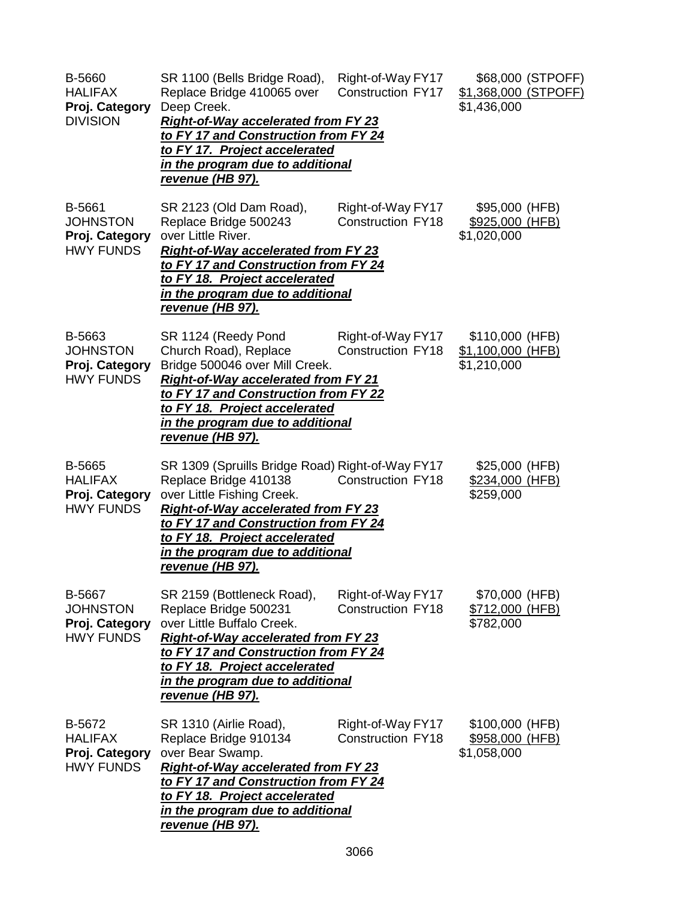| | | | |
|---|---|---|---|
| B-5660<br>HALIFAX<br>**Proj. Category**<br>DIVISION | SR 1100 (Bells Bridge Road), Replace Bridge 410065 over Deep Creek.<br>***Right-of-Way accelerated from FY 23 to FY 17 and Construction from FY 24 to FY 17. Project accelerated in the program due to additional revenue (HB 97).*** | Right-of-Way FY17<br>Construction FY17 | \$68,000 (STPOFF)<br>\$1,368,000 (STPOFF)<br>\$1,436,000 |
| B-5661<br>JOHNSTON<br>**Proj. Category**<br>HWY FUNDS | SR 2123 (Old Dam Road), Replace Bridge 500243 over Little River.<br>***Right-of-Way accelerated from FY 23 to FY 17 and Construction from FY 24 to FY 18. Project accelerated in the program due to additional revenue (HB 97).*** | Right-of-Way FY17<br>Construction FY18 | \$95,000 (HFB)<br>\$925,000 (HFB)<br>\$1,020,000 |
| B-5663<br>JOHNSTON<br>**Proj. Category**<br>HWY FUNDS | SR 1124 (Reedy Pond Church Road), Replace Bridge 500046 over Mill Creek.<br>***Right-of-Way accelerated from FY 21 to FY 17 and Construction from FY 22 to FY 18. Project accelerated in the program due to additional revenue (HB 97).*** | Right-of-Way FY17<br>Construction FY18 | \$110,000 (HFB)<br>\$1,100,000 (HFB)<br>\$1,210,000 |
| B-5665<br>HALIFAX<br>**Proj. Category**<br>HWY FUNDS | SR 1309 (Spruills Bridge Road) Replace Bridge 410138 over Little Fishing Creek.<br>***Right-of-Way accelerated from FY 23 to FY 17 and Construction from FY 24 to FY 18. Project accelerated in the program due to additional revenue (HB 97).*** | Right-of-Way FY17<br>Construction FY18 | \$25,000 (HFB)<br>\$234,000 (HFB)<br>\$259,000 |
| B-5667<br>JOHNSTON<br>**Proj. Category**<br>HWY FUNDS | SR 2159 (Bottleneck Road), Replace Bridge 500231 over Little Buffalo Creek.<br>***Right-of-Way accelerated from FY 23 to FY 17 and Construction from FY 24 to FY 18. Project accelerated in the program due to additional revenue (HB 97).*** | Right-of-Way FY17<br>Construction FY18 | \$70,000 (HFB)<br>\$712,000 (HFB)<br>\$782,000 |
| B-5672<br>HALIFAX<br>**Proj. Category**<br>HWY FUNDS | SR 1310 (Airlie Road), Replace Bridge 910134 over Bear Swamp.<br>***Right-of-Way accelerated from FY 23 to FY 17 and Construction from FY 24 to FY 18. Project accelerated in the program due to additional revenue (HB 97).*** | Right-of-Way FY17<br>Construction FY18 | \$100,000 (HFB)<br>\$958,000 (HFB)<br>\$1,058,000 |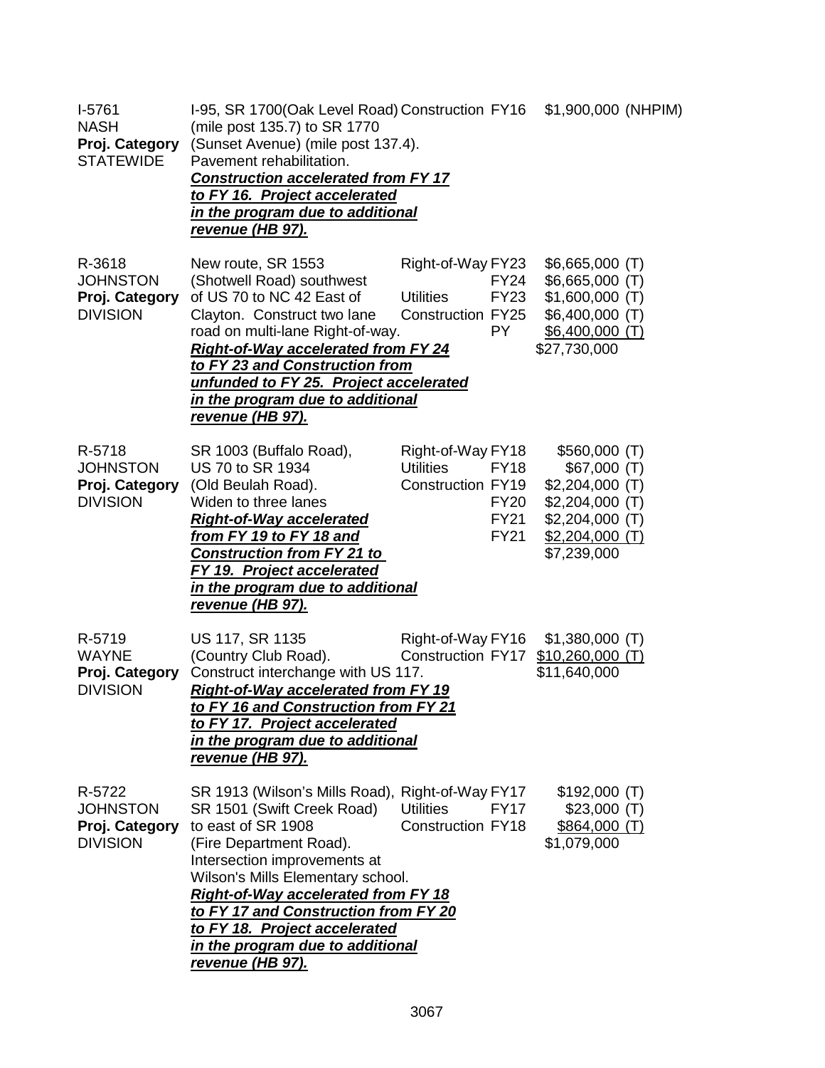| | | | | |
|---|---|---|---|---|
| I-5761<br>NASH<br>**Proj. Category**<br>STATEWIDE | I-95, SR 1700(Oak Level Road) (mile post 135.7) to SR 1770 (Sunset Avenue) (mile post 137.4). Pavement rehabilitation.<br>***Construction accelerated from FY 17 to FY 16. Project accelerated in the program due to additional revenue (HB 97).*** | Construction | FY16 | $1,900,000 (NHPIM) |
| R-3618<br>JOHNSTON<br>**Proj. Category**<br>DIVISION | New route, SR 1553 (Shotwell Road) southwest of US 70 to NC 42 East of Clayton. Construct two lane road on multi-lane Right-of-way.<br>***Right-of-Way accelerated from FY 24 to FY 23 and Construction from unfunded to FY 25. Project accelerated in the program due to additional revenue (HB 97).*** | Right-of-Way<br><br>Utilities<br>Construction | FY23<br>FY24<br>FY23<br>FY25<br>PY | $6,665,000 (T)<br>$6,665,000 (T)<br>$1,600,000 (T)<br>$6,400,000 (T)<br>$6,400,000 (T)<br>$27,730,000 |
| R-5718<br>JOHNSTON<br>**Proj. Category**<br>DIVISION | SR 1003 (Buffalo Road), US 70 to SR 1934 (Old Beulah Road). Widen to three lanes<br>***Right-of-Way accelerated from FY 19 to FY 18 and Construction from FY 21 to FY 19. Project accelerated in the program due to additional revenue (HB 97).*** | Right-of-Way<br>Utilities<br>Construction | FY18<br>FY18<br>FY19<br>FY20<br>FY21<br>FY21 | $560,000 (T)<br>$67,000 (T)<br>$2,204,000 (T)<br>$2,204,000 (T)<br>$2,204,000 (T)<br>$2,204,000 (T)<br>$7,239,000 |
| R-5719<br>WAYNE<br>**Proj. Category**<br>DIVISION | US 117, SR 1135 (Country Club Road). Construct interchange with US 117.<br>***Right-of-Way accelerated from FY 19 to FY 16 and Construction from FY 21 to FY 17. Project accelerated in the program due to additional revenue (HB 97).*** | Right-of-Way<br>Construction | FY16<br>FY17 | $1,380,000 (T)<br>$10,260,000 (T)<br>$11,640,000 |
| R-5722<br>JOHNSTON<br>**Proj. Category**<br>DIVISION | SR 1913 (Wilson's Mills Road), SR 1501 (Swift Creek Road) to east of SR 1908 (Fire Department Road). Intersection improvements at Wilson's Mills Elementary school.<br>***Right-of-Way accelerated from FY 18 to FY 17 and Construction from FY 20 to FY 18. Project accelerated in the program due to additional revenue (HB 97).*** | Right-of-Way<br>Utilities<br>Construction | FY17<br>FY17<br>FY18 | $192,000 (T)<br>$23,000 (T)<br>$864,000 (T)<br>$1,079,000 |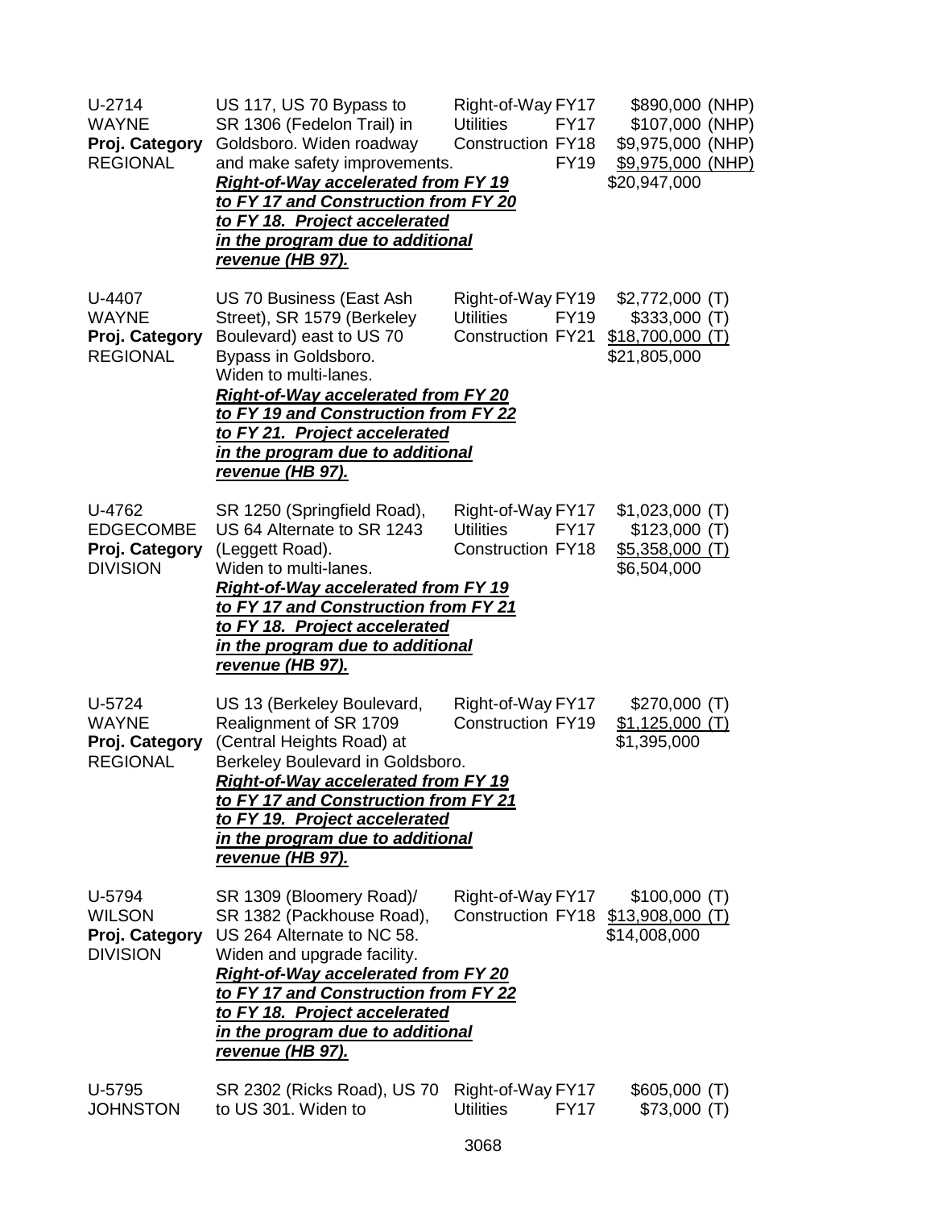| | | | |
|---|---|---|---|
| U-2714<br>WAYNE<br>**Proj. Category**<br>REGIONAL | US 117, US 70 Bypass to SR 1306 (Fedelon Trail) in Goldsboro. Widen roadway and make safety improvements.<br>***Right-of-Way accelerated from FY 19 to FY 17 and Construction from FY 20 to FY 18. Project accelerated in the program due to additional revenue (HB 97).*** | Right-of-Way FY17<br>Utilities FY17<br>Construction FY18<br>FY19 | \$890,000 (NHP)<br>\$107,000 (NHP)<br>\$9,975,000 (NHP)<br><u>\$9,975,000 (NHP)</u><br>\$20,947,000 |
| U-4407<br>WAYNE<br>**Proj. Category**<br>REGIONAL | US 70 Business (East Ash Street), SR 1579 (Berkeley Boulevard) east to US 70 Bypass in Goldsboro.<br>Widen to multi-lanes.<br>***Right-of-Way accelerated from FY 20 to FY 19 and Construction from FY 22 to FY 21. Project accelerated in the program due to additional revenue (HB 97).*** | Right-of-Way FY19<br>Utilities FY19<br>Construction FY21 | \$2,772,000 (T)<br>\$333,000 (T)<br><u>\$18,700,000 (T)</u><br>\$21,805,000 |
| U-4762<br>EDGECOMBE<br>**Proj. Category**<br>DIVISION | SR 1250 (Springfield Road), US 64 Alternate to SR 1243 (Leggett Road).<br>Widen to multi-lanes.<br>***Right-of-Way accelerated from FY 19 to FY 17 and Construction from FY 21 to FY 18. Project accelerated in the program due to additional revenue (HB 97).*** | Right-of-Way FY17<br>Utilities FY17<br>Construction FY18 | \$1,023,000 (T)<br>\$123,000 (T)<br><u>\$5,358,000 (T)</u><br>\$6,504,000 |
| U-5724<br>WAYNE<br>**Proj. Category**<br>REGIONAL | US 13 (Berkeley Boulevard, Realignment of SR 1709 (Central Heights Road) at Berkeley Boulevard in Goldsboro.<br>***Right-of-Way accelerated from FY 19 to FY 17 and Construction from FY 21 to FY 19. Project accelerated in the program due to additional revenue (HB 97).*** | Right-of-Way FY17<br>Construction FY19 | \$270,000 (T)<br><u>\$1,125,000 (T)</u><br>\$1,395,000 |
| U-5794<br>WILSON<br>**Proj. Category**<br>DIVISION | SR 1309 (Bloomery Road)/ SR 1382 (Packhouse Road), US 264 Alternate to NC 58.<br>Widen and upgrade facility.<br>***Right-of-Way accelerated from FY 20 to FY 17 and Construction from FY 22 to FY 18. Project accelerated in the program due to additional revenue (HB 97).*** | Right-of-Way FY17<br>Construction FY18 | \$100,000 (T)<br><u>\$13,908,000 (T)</u><br>\$14,008,000 |
| U-5795<br>JOHNSTON | SR 2302 (Ricks Road), US 70 to US 301. Widen to | Right-of-Way FY17<br>Utilities FY17 | \$605,000 (T)<br>\$73,000 (T) |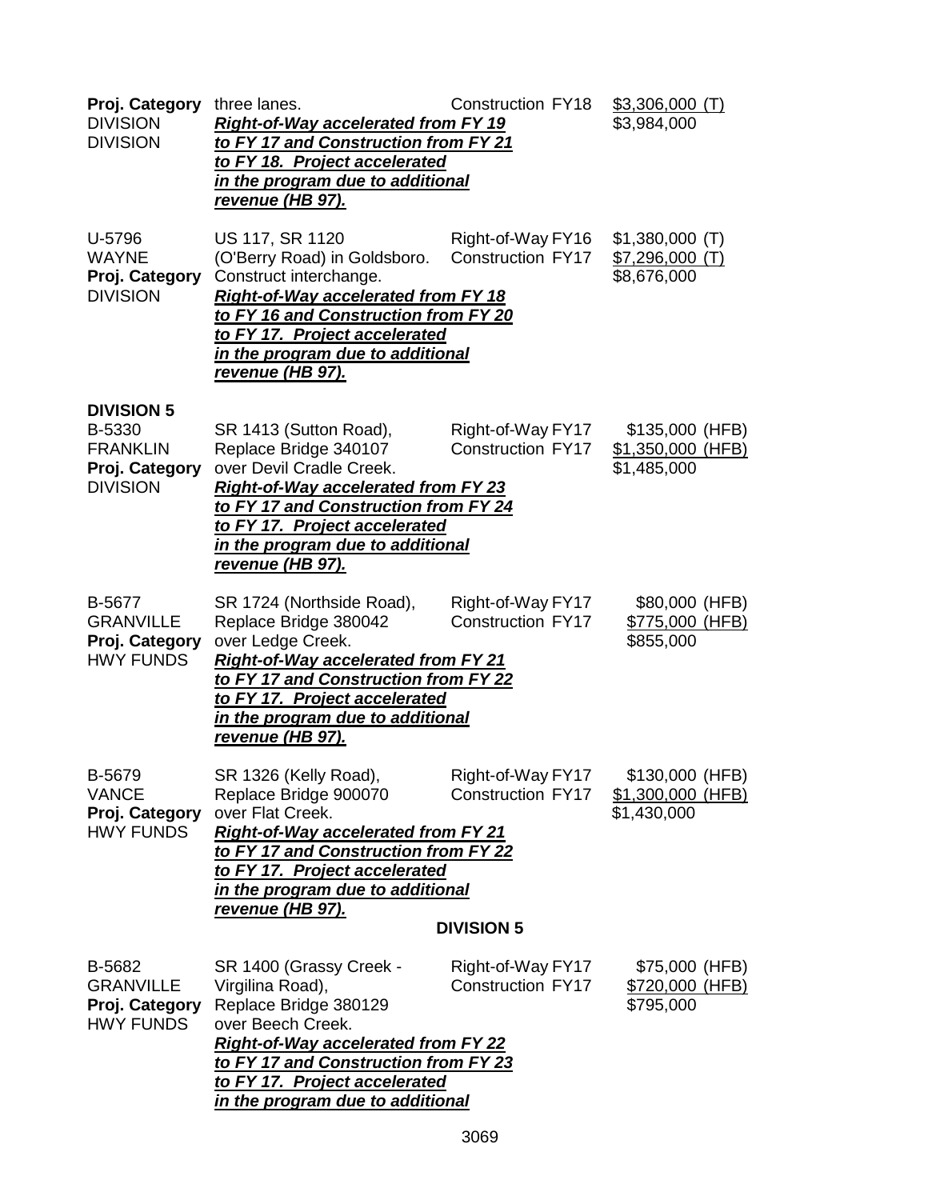| | | | |
|---|---|---|---|
| **Proj. Category**<br>DIVISION<br>DIVISION | three lanes.<br>***Right-of-Way accelerated from FY 19 to FY 17 and Construction from FY 21 to FY 18. Project accelerated in the program due to additional revenue (HB 97).*** | Construction FY18 | $3,306,000 (T)<br>$3,984,000 |
| U-5796<br>WAYNE<br>**Proj. Category**<br>DIVISION | US 117, SR 1120 (O'Berry Road) in Goldsboro. Construct interchange.<br>***Right-of-Way accelerated from FY 18 to FY 16 and Construction from FY 20 to FY 17. Project accelerated in the program due to additional revenue (HB 97).*** | Right-of-Way FY16<br>Construction FY17 | $1,380,000 (T)<br>$7,296,000 (T)<br>$8,676,000 |

**DIVISION 5**

| | | | |
|---|---|---|---|
| B-5330<br>FRANKLIN<br>**Proj. Category**<br>DIVISION | SR 1413 (Sutton Road), Replace Bridge 340107 over Devil Cradle Creek.<br>***Right-of-Way accelerated from FY 23 to FY 17 and Construction from FY 24 to FY 17. Project accelerated in the program due to additional revenue (HB 97).*** | Right-of-Way FY17<br>Construction FY17 | $135,000 (HFB)<br>$1,350,000 (HFB)<br>$1,485,000 |
| B-5677<br>GRANVILLE<br>**Proj. Category**<br>HWY FUNDS | SR 1724 (Northside Road), Replace Bridge 380042 over Ledge Creek.<br>***Right-of-Way accelerated from FY 21 to FY 17 and Construction from FY 22 to FY 17. Project accelerated in the program due to additional revenue (HB 97).*** | Right-of-Way FY17<br>Construction FY17 | $80,000 (HFB)<br>$775,000 (HFB)<br>$855,000 |
| B-5679<br>VANCE<br>**Proj. Category**<br>HWY FUNDS | SR 1326 (Kelly Road), Replace Bridge 900070 over Flat Creek.<br>***Right-of-Way accelerated from FY 21 to FY 17 and Construction from FY 22 to FY 17. Project accelerated in the program due to additional revenue (HB 97).*** | Right-of-Way FY17<br>Construction FY17 | $130,000 (HFB)<br>$1,300,000 (HFB)<br>$1,430,000 |

**DIVISION 5**

| | | | |
|---|---|---|---|
| B-5682<br>GRANVILLE<br>**Proj. Category**<br>HWY FUNDS | SR 1400 (Grassy Creek - Virgilina Road), Replace Bridge 380129 over Beech Creek.<br>***Right-of-Way accelerated from FY 22 to FY 17 and Construction from FY 23 to FY 17. Project accelerated in the program due to additional*** | Right-of-Way FY17<br>Construction FY17 | $75,000 (HFB)<br>$720,000 (HFB)<br>$795,000 |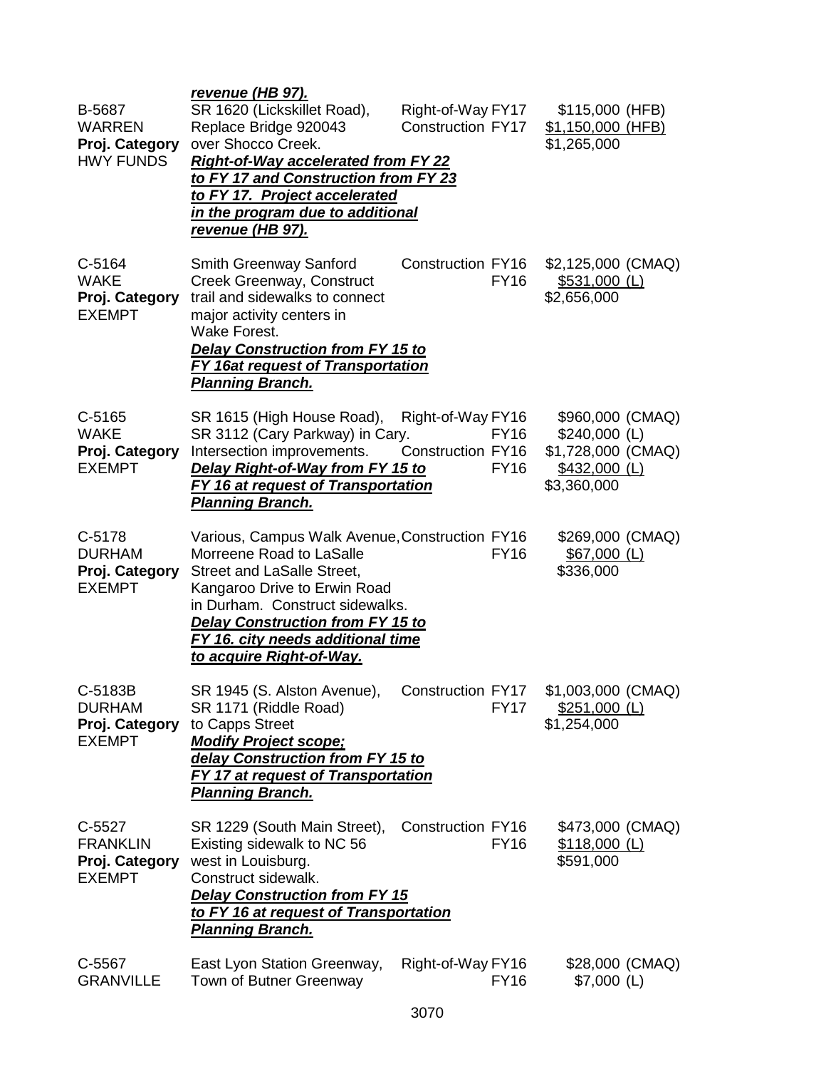***revenue (HB 97).***

| | | | |
|---|---|---|---|
| B-5687<br>WARREN<br>**Proj. Category**<br>HWY FUNDS | SR 1620 (Lickskillet Road), Replace Bridge 920043 over Shocco Creek.<br>***Right-of-Way accelerated from FY 22 to FY 17 and Construction from FY 23 to FY 17. Project accelerated in the program due to additional revenue (HB 97).*** | Right-of-Way FY17<br>Construction FY17 | $115,000 (HFB)<br>$1,150,000 (HFB)<br>$1,265,000 |
| C-5164<br>WAKE<br>**Proj. Category**<br>EXEMPT | Smith Greenway Sanford Creek Greenway, Construct trail and sidewalks to connect major activity centers in Wake Forest.<br>***Delay Construction from FY 15 to FY 16at request of Transportation Planning Branch.*** | Construction FY16<br>FY16 | $2,125,000 (CMAQ)<br>$531,000 (L)<br>$2,656,000 |
| C-5165<br>WAKE<br>**Proj. Category**<br>EXEMPT | SR 1615 (High House Road), SR 3112 (Cary Parkway) in Cary. Intersection improvements.<br>***Delay Right-of-Way from FY 15 to FY 16 at request of Transportation Planning Branch.*** | Right-of-Way FY16<br>FY16<br>Construction FY16<br>FY16 | $960,000 (CMAQ)<br>$240,000 (L)<br>$1,728,000 (CMAQ)<br>$432,000 (L)<br>$3,360,000 |
| C-5178<br>DURHAM<br>**Proj. Category**<br>EXEMPT | Various, Campus Walk Avenue, Morreene Road to LaSalle Street and LaSalle Street, Kangaroo Drive to Erwin Road in Durham. Construct sidewalks.<br>***Delay Construction from FY 15 to FY 16. city needs additional time to acquire Right-of-Way.*** | Construction FY16<br>FY16 | $269,000 (CMAQ)<br>$67,000 (L)<br>$336,000 |
| C-5183B<br>DURHAM<br>**Proj. Category**<br>EXEMPT | SR 1945 (S. Alston Avenue), SR 1171 (Riddle Road) to Capps Street<br>***Modify Project scope; delay Construction from FY 15 to FY 17 at request of Transportation Planning Branch.*** | Construction FY17<br>FY17 | $1,003,000 (CMAQ)<br>$251,000 (L)<br>$1,254,000 |
| C-5527<br>FRANKLIN<br>**Proj. Category**<br>EXEMPT | SR 1229 (South Main Street), Existing sidewalk to NC 56 west in Louisburg. Construct sidewalk.<br>***Delay Construction from FY 15 to FY 16 at request of Transportation Planning Branch.*** | Construction FY16<br>FY16 | $473,000 (CMAQ)<br>$118,000 (L)<br>$591,000 |
| C-5567<br>GRANVILLE | East Lyon Station Greenway, Town of Butner Greenway | Right-of-Way FY16<br>FY16 | $28,000 (CMAQ)<br>$7,000 (L) |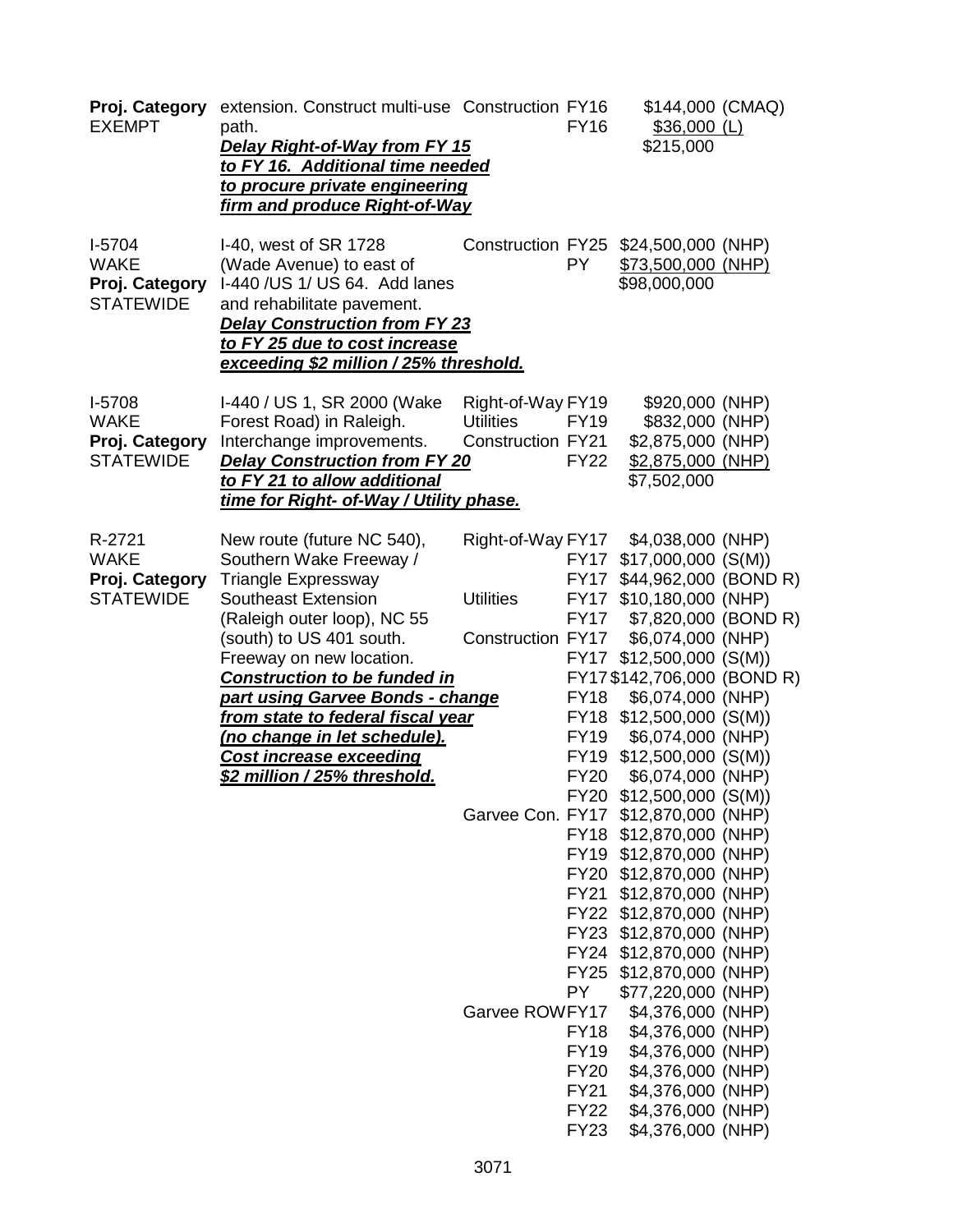| | | | | |
|---|---|---|---|---|
| **Proj. Category** EXEMPT | extension. Construct multi-use path. ***Delay Right-of-Way from FY 15 to FY 16. Additional time needed to procure private engineering firm and produce Right-of-Way*** | Construction | FY16 | $144,000 (CMAQ) |
| | | | FY16 | $36,000 (L) |
| | | | | $215,000 |
| I-5704 WAKE **Proj. Category** STATEWIDE | I-40, west of SR 1728 (Wade Avenue) to east of I-440 /US 1/ US 64. Add lanes and rehabilitate pavement. ***Delay Construction from FY 23 to FY 25 due to cost increase exceeding $2 million / 25% threshold.*** | Construction | FY25 | $24,500,000 (NHP) |
| | | | PY | $73,500,000 (NHP) |
| | | | | $98,000,000 |
| I-5708 WAKE **Proj. Category** STATEWIDE | I-440 / US 1, SR 2000 (Wake Forest Road) in Raleigh. Interchange improvements. ***Delay Construction from FY 20 to FY 21 to allow additional time for Right- of-Way / Utility phase.*** | Right-of-Way | FY19 | $920,000 (NHP) |
| | | Utilities | FY19 | $832,000 (NHP) |
| | | Construction | FY21 | $2,875,000 (NHP) |
| | | | FY22 | $2,875,000 (NHP) |
| | | | | $7,502,000 |
| R-2721 WAKE **Proj. Category** STATEWIDE | New route (future NC 540), Southern Wake Freeway / Triangle Expressway Southeast Extension (Raleigh outer loop), NC 55 (south) to US 401 south. Freeway on new location. ***Construction to be funded in part using Garvee Bonds - change from state to federal fiscal year (no change in let schedule). Cost increase exceeding $2 million / 25% threshold.*** | Right-of-Way | FY17 | $4,038,000 (NHP) |
| | | | FY17 | $17,000,000 (S(M)) |
| | | | FY17 | $44,962,000 (BOND R) |
| | | Utilities | FY17 | $10,180,000 (NHP) |
| | | | FY17 | $7,820,000 (BOND R) |
| | | Construction | FY17 | $6,074,000 (NHP) |
| | | | FY17 | $12,500,000 (S(M)) |
| | | | FY17 | $142,706,000 (BOND R) |
| | | | FY18 | $6,074,000 (NHP) |
| | | | FY18 | $12,500,000 (S(M)) |
| | | | FY19 | $6,074,000 (NHP) |
| | | | FY19 | $12,500,000 (S(M)) |
| | | | FY20 | $6,074,000 (NHP) |
| | | | FY20 | $12,500,000 (S(M)) |
| | | Garvee Con. | FY17 | $12,870,000 (NHP) |
| | | | FY18 | $12,870,000 (NHP) |
| | | | FY19 | $12,870,000 (NHP) |
| | | | FY20 | $12,870,000 (NHP) |
| | | | FY21 | $12,870,000 (NHP) |
| | | | FY22 | $12,870,000 (NHP) |
| | | | FY23 | $12,870,000 (NHP) |
| | | | FY24 | $12,870,000 (NHP) |
| | | | FY25 | $12,870,000 (NHP) |
| | | | PY | $77,220,000 (NHP) |
| | | Garvee ROW | FY17 | $4,376,000 (NHP) |
| | | | FY18 | $4,376,000 (NHP) |
| | | | FY19 | $4,376,000 (NHP) |
| | | | FY20 | $4,376,000 (NHP) |
| | | | FY21 | $4,376,000 (NHP) |
| | | | FY22 | $4,376,000 (NHP) |
| | | | FY23 | $4,376,000 (NHP) |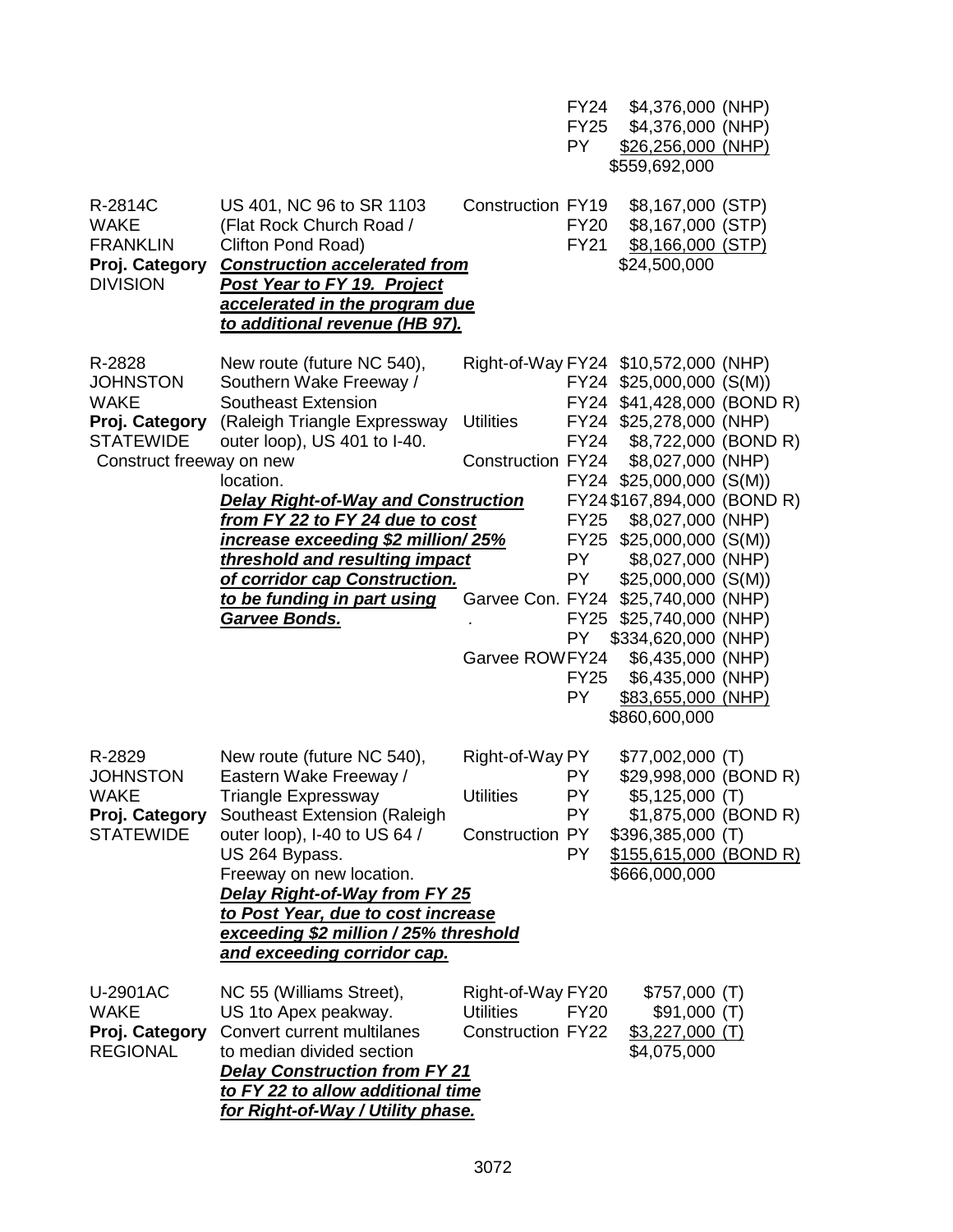| | | | | |
|---|---|---|---|---|
| | | | FY24 | $4,376,000 (NHP) |
| | | | FY25 | $4,376,000 (NHP) |
| | | | PY | $26,256,000 (NHP) |
| | | | | $559,692,000 |
| R-2814C<br>WAKE<br>FRANKLIN<br>**Proj. Category**<br>DIVISION | US 401, NC 96 to SR 1103 (Flat Rock Church Road / Clifton Pond Road)<br>***Construction accelerated from Post Year to FY 19. Project accelerated in the program due to additional revenue (HB 97).*** | Construction | FY19 | $8,167,000 (STP) |
| | | | FY20 | $8,167,000 (STP) |
| | | | FY21 | $8,166,000 (STP) |
| | | | | $24,500,000 |
| R-2828<br>JOHNSTON<br>WAKE<br>**Proj. Category**<br>STATEWIDE | New route (future NC 540), Southern Wake Freeway / Southeast Extension (Raleigh Triangle Expressway outer loop), US 401 to I-40. Construct freeway on new location.<br>***Delay Right-of-Way and Construction from FY 22 to FY 24 due to cost increase exceeding $2 million/ 25% threshold and resulting impact of corridor cap Construction. to be funding in part using Garvee Bonds.*** | Right-of-Way | FY24 | $10,572,000 (NHP) |
| | | | FY24 | $25,000,000 (S(M)) |
| | | | FY24 | $41,428,000 (BOND R) |
| | | Utilities | FY24 | $25,278,000 (NHP) |
| | | | FY24 | $8,722,000 (BOND R) |
| | | Construction | FY24 | $8,027,000 (NHP) |
| | | | FY24 | $25,000,000 (S(M)) |
| | | | FY24 | $167,894,000 (BOND R) |
| | | | FY25 | $8,027,000 (NHP) |
| | | | FY25 | $25,000,000 (S(M)) |
| | | | PY | $8,027,000 (NHP) |
| | | | PY | $25,000,000 (S(M)) |
| | | Garvee Con. | FY24 | $25,740,000 (NHP) |
| | | . | FY25 | $25,740,000 (NHP) |
| | | | PY | $334,620,000 (NHP) |
| | | Garvee ROW | FY24 | $6,435,000 (NHP) |
| | | | FY25 | $6,435,000 (NHP) |
| | | | PY | $83,655,000 (NHP) |
| | | | | $860,600,000 |
| R-2829<br>JOHNSTON<br>WAKE<br>**Proj. Category**<br>STATEWIDE | New route (future NC 540), Eastern Wake Freeway / Triangle Expressway Southeast Extension (Raleigh outer loop), I-40 to US 64 / US 264 Bypass. Freeway on new location.<br>***Delay Right-of-Way from FY 25 to Post Year, due to cost increase exceeding $2 million / 25% threshold and exceeding corridor cap.*** | Right-of-Way | PY | $77,002,000 (T) |
| | | | PY | $29,998,000 (BOND R) |
| | | Utilities | PY | $5,125,000 (T) |
| | | | PY | $1,875,000 (BOND R) |
| | | Construction | PY | $396,385,000 (T) |
| | | | PY | $155,615,000 (BOND R) |
| | | | | $666,000,000 |
| U-2901AC<br>WAKE<br>**Proj. Category**<br>REGIONAL | NC 55 (Williams Street), US 1to Apex peakway. Convert current multilanes to median divided section<br>***Delay Construction from FY 21 to FY 22 to allow additional time for Right-of-Way / Utility phase.*** | Right-of-Way | FY20 | $757,000 (T) |
| | | Utilities | FY20 | $91,000 (T) |
| | | Construction | FY22 | $3,227,000 (T) |
| | | | | $4,075,000 |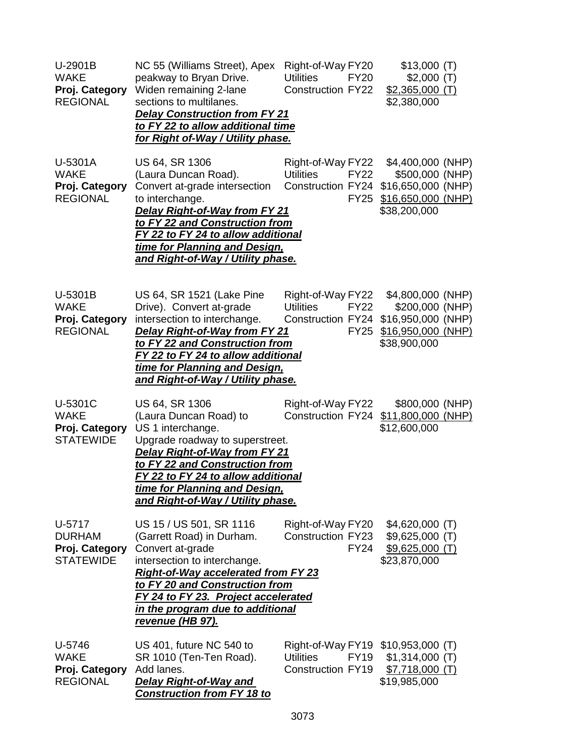| Project | Description | Phase | FY | Cost |
|---|---|---|---|---|
| U-2901B<br>WAKE<br>**Proj. Category**<br>REGIONAL | NC 55 (Williams Street), Apex peakway to Bryan Drive. Widen remaining 2-lane sections to multilanes.<br>***Delay Construction from FY 21 to FY 22 to allow additional time for Right of-Way / Utility phase.*** | Right-of-Way<br>Utilities<br>Construction | FY20<br>FY20<br>FY22 | $13,000 (T)<br>$2,000 (T)<br>$2,365,000 (T)<br>$2,380,000 |
| U-5301A<br>WAKE<br>**Proj. Category**<br>REGIONAL | US 64, SR 1306 (Laura Duncan Road). Convert at-grade intersection to interchange.<br>***Delay Right-of-Way from FY 21 to FY 22 and Construction from FY 22 to FY 24 to allow additional time for Planning and Design, and Right-of-Way / Utility phase.*** | Right-of-Way<br>Utilities<br>Construction<br><br> | FY22<br>FY22<br>FY24<br>FY25 | $4,400,000 (NHP)<br>$500,000 (NHP)<br>$16,650,000 (NHP)<br>$16,650,000 (NHP)<br>$38,200,000 |
| U-5301B<br>WAKE<br>**Proj. Category**<br>REGIONAL | US 64, SR 1521 (Lake Pine Drive). Convert at-grade intersection to interchange.<br>***Delay Right-of-Way from FY 21 to FY 22 and Construction from FY 22 to FY 24 to allow additional time for Planning and Design, and Right-of-Way / Utility phase.*** | Right-of-Way<br>Utilities<br>Construction<br><br> | FY22<br>FY22<br>FY24<br>FY25 | $4,800,000 (NHP)<br>$200,000 (NHP)<br>$16,950,000 (NHP)<br>$16,950,000 (NHP)<br>$38,900,000 |
| U-5301C<br>WAKE<br>**Proj. Category**<br>STATEWIDE | US 64, SR 1306 (Laura Duncan Road) to US 1 interchange. Upgrade roadway to superstreet.<br>***Delay Right-of-Way from FY 21 to FY 22 and Construction from FY 22 to FY 24 to allow additional time for Planning and Design, and Right-of-Way / Utility phase.*** | Right-of-Way<br>Construction | FY22<br>FY24 | $800,000 (NHP)<br>$11,800,000 (NHP)<br>$12,600,000 |
| U-5717<br>DURHAM<br>**Proj. Category**<br>STATEWIDE | US 15 / US 501, SR 1116 (Garrett Road) in Durham. Convert at-grade intersection to interchange.<br>***Right-of-Way accelerated from FY 23 to FY 20 and Construction from FY 24 to FY 23. Project accelerated in the program due to additional revenue (HB 97).*** | Right-of-Way<br>Construction<br> | FY20<br>FY23<br>FY24 | $4,620,000 (T)<br>$9,625,000 (T)<br>$9,625,000 (T)<br>$23,870,000 |
| U-5746<br>WAKE<br>**Proj. Category**<br>REGIONAL | US 401, future NC 540 to SR 1010 (Ten-Ten Road). Add lanes.<br>***Delay Right-of-Way and Construction from FY 18 to*** | Right-of-Way<br>Utilities<br>Construction | FY19<br>FY19<br>FY19 | $10,953,000 (T)<br>$1,314,000 (T)<br>$7,718,000 (T)<br>$19,985,000 |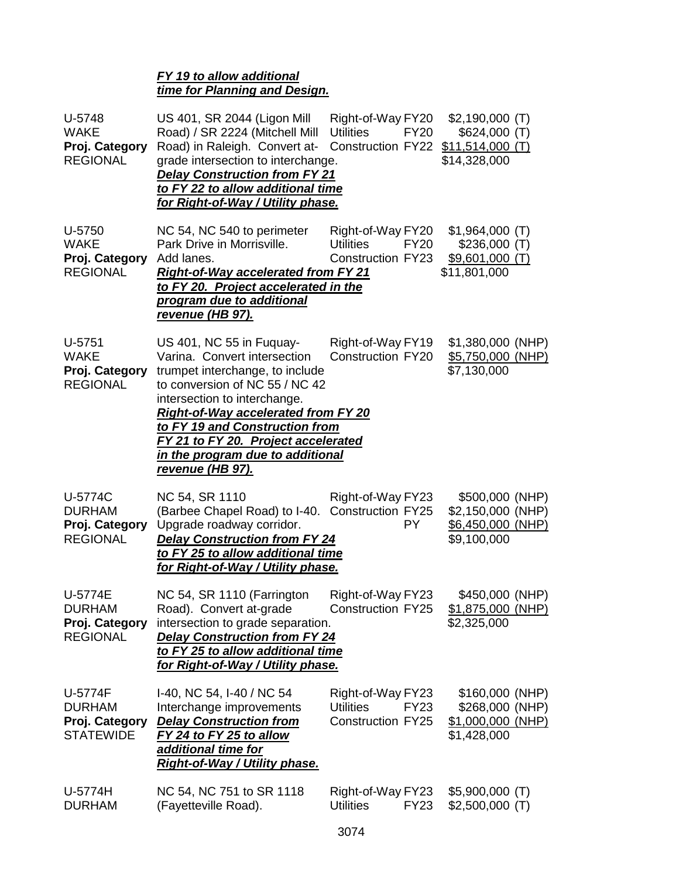***FY 19 to allow additional time for Planning and Design.***

| | | | |
|---|---|---|---|
| U-5748<br>WAKE<br>**Proj. Category**<br>REGIONAL | US 401, SR 2044 (Ligon Mill Road) / SR 2224 (Mitchell Mill Road) in Raleigh. Convert at-grade intersection to interchange.<br>***Delay Construction from FY 21 to FY 22 to allow additional time for Right-of-Way / Utility phase.*** | Right-of-Way FY20<br>Utilities FY20<br>Construction FY22 | \$2,190,000 (T)<br>\$624,000 (T)<br>\$11,514,000 (T)<br>\$14,328,000 |
| U-5750<br>WAKE<br>**Proj. Category**<br>REGIONAL | NC 54, NC 540 to perimeter Park Drive in Morrisville. Add lanes.<br>***Right-of-Way accelerated from FY 21 to FY 20. Project accelerated in the program due to additional revenue (HB 97).*** | Right-of-Way FY20<br>Utilities FY20<br>Construction FY23 | \$1,964,000 (T)<br>\$236,000 (T)<br>\$9,601,000 (T)<br>\$11,801,000 |
| U-5751<br>WAKE<br>**Proj. Category**<br>REGIONAL | US 401, NC 55 in Fuquay-Varina. Convert intersection trumpet interchange, to include to conversion of NC 55 / NC 42 intersection to interchange.<br>***Right-of-Way accelerated from FY 20 to FY 19 and Construction from FY 21 to FY 20. Project accelerated in the program due to additional revenue (HB 97).*** | Right-of-Way FY19<br>Construction FY20 | \$1,380,000 (NHP)<br>\$5,750,000 (NHP)<br>\$7,130,000 |
| U-5774C<br>DURHAM<br>**Proj. Category**<br>REGIONAL | NC 54, SR 1110 (Barbee Chapel Road) to I-40. Upgrade roadway corridor.<br>***Delay Construction from FY 24 to FY 25 to allow additional time for Right-of-Way / Utility phase.*** | Right-of-Way FY23<br>Construction FY25<br>PY | \$500,000 (NHP)<br>\$2,150,000 (NHP)<br>\$6,450,000 (NHP)<br>\$9,100,000 |
| U-5774E<br>DURHAM<br>**Proj. Category**<br>REGIONAL | NC 54, SR 1110 (Farrington Road). Convert at-grade intersection to grade separation.<br>***Delay Construction from FY 24 to FY 25 to allow additional time for Right-of-Way / Utility phase.*** | Right-of-Way FY23<br>Construction FY25 | \$450,000 (NHP)<br>\$1,875,000 (NHP)<br>\$2,325,000 |
| U-5774F<br>DURHAM<br>**Proj. Category**<br>STATEWIDE | I-40, NC 54, I-40 / NC 54 Interchange improvements<br>***Delay Construction from FY 24 to FY 25 to allow additional time for Right-of-Way / Utility phase.*** | Right-of-Way FY23<br>Utilities FY23<br>Construction FY25 | \$160,000 (NHP)<br>\$268,000 (NHP)<br>\$1,000,000 (NHP)<br>\$1,428,000 |
| U-5774H<br>DURHAM | NC 54, NC 751 to SR 1118 (Fayetteville Road). | Right-of-Way FY23<br>Utilities FY23 | \$5,900,000 (T)<br>\$2,500,000 (T) |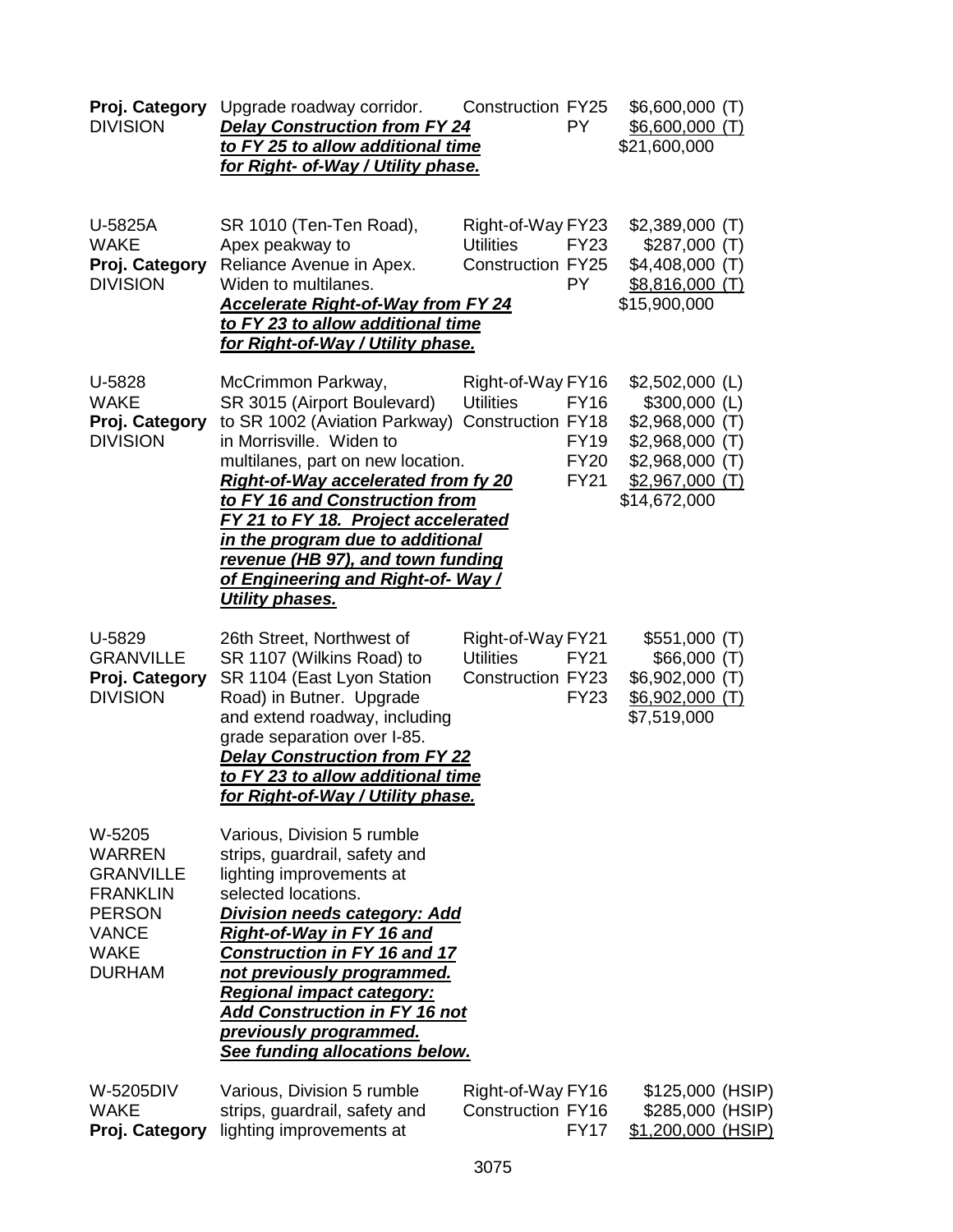| | | | | |
|---|---|---|---|---|
| **Proj. Category**<br>DIVISION | Upgrade roadway corridor.<br>***Delay Construction from FY 24 to FY 25 to allow additional time for Right- of-Way / Utility phase.*** | Construction | FY25<br>PY | \$6,600,000 (T)<br>\$6,600,000 (T)<br>\$21,600,000 |
| U-5825A<br>WAKE<br>**Proj. Category**<br>DIVISION | SR 1010 (Ten-Ten Road), Apex peakway to Reliance Avenue in Apex. Widen to multilanes.<br>***Accelerate Right-of-Way from FY 24 to FY 23 to allow additional time for Right-of-Way / Utility phase.*** | Right-of-Way<br>Utilities<br>Construction | FY23<br>FY23<br>FY25<br>PY | \$2,389,000 (T)<br>\$287,000 (T)<br>\$4,408,000 (T)<br>\$8,816,000 (T)<br>\$15,900,000 |
| U-5828<br>WAKE<br>**Proj. Category**<br>DIVISION | McCrimmon Parkway, SR 3015 (Airport Boulevard) to SR 1002 (Aviation Parkway) in Morrisville. Widen to multilanes, part on new location.<br>***Right-of-Way accelerated from fy 20 to FY 16 and Construction from FY 21 to FY 18. Project accelerated in the program due to additional revenue (HB 97), and town funding of Engineering and Right-of- Way / Utility phases.*** | Right-of-Way<br>Utilities<br>Construction | FY16<br>FY16<br>FY18<br>FY19<br>FY20<br>FY21 | \$2,502,000 (L)<br>\$300,000 (L)<br>\$2,968,000 (T)<br>\$2,968,000 (T)<br>\$2,968,000 (T)<br>\$2,967,000 (T)<br>\$14,672,000 |
| U-5829<br>GRANVILLE<br>**Proj. Category**<br>DIVISION | 26th Street, Northwest of SR 1107 (Wilkins Road) to SR 1104 (East Lyon Station Road) in Butner. Upgrade and extend roadway, including grade separation over I-85.<br>***Delay Construction from FY 22 to FY 23 to allow additional time for Right-of-Way / Utility phase.*** | Right-of-Way<br>Utilities<br>Construction | FY21<br>FY21<br>FY23<br>FY23 | \$551,000 (T)<br>\$66,000 (T)<br>\$6,902,000 (T)<br>\$6,902,000 (T)<br>\$7,519,000 |
| W-5205<br>WARREN<br>GRANVILLE<br>FRANKLIN<br>PERSON<br>VANCE<br>WAKE<br>DURHAM | Various, Division 5 rumble strips, guardrail, safety and lighting improvements at selected locations.<br>***Division needs category: Add Right-of-Way in FY 16 and Construction in FY 16 and 17 not previously programmed.***<br>***Regional impact category: Add Construction in FY 16 not previously programmed.***<br>***See funding allocations below.*** | | | |
| W-5205DIV<br>WAKE<br>**Proj. Category** | Various, Division 5 rumble strips, guardrail, safety and lighting improvements at | Right-of-Way<br>Construction | FY16<br>FY16<br>FY17 | \$125,000 (HSIP)<br>\$285,000 (HSIP)<br>\$1,200,000 (HSIP) |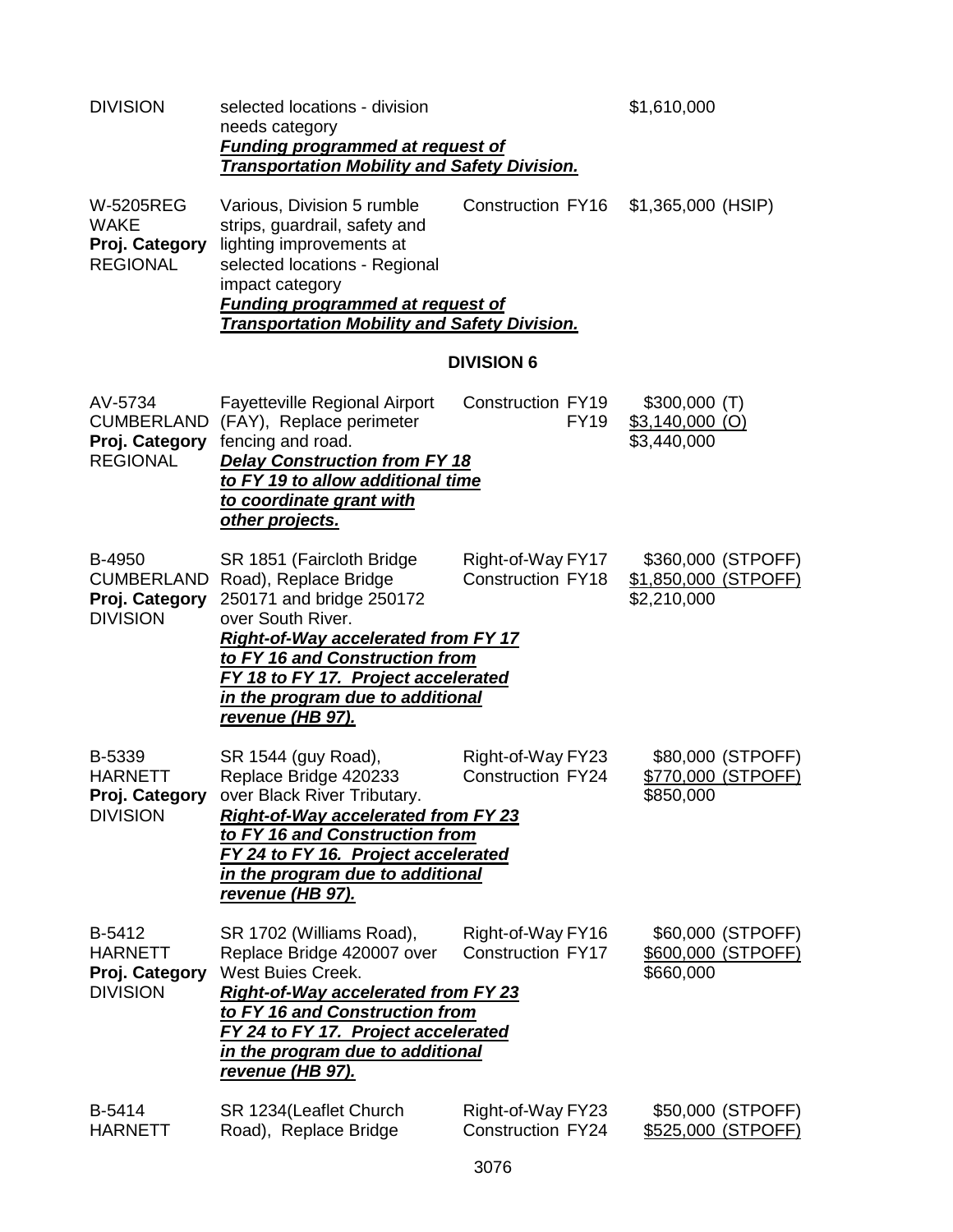| | | | |
|---|---|---|---|
| DIVISION | selected locations - division needs category<br>***Funding programmed at request of Transportation Mobility and Safety Division.*** | | $1,610,000 |
| W-5205REG<br>WAKE<br>**Proj. Category**<br>REGIONAL | Various, Division 5 rumble strips, guardrail, safety and lighting improvements at selected locations - Regional impact category<br>***Funding programmed at request of Transportation Mobility and Safety Division.*** | Construction FY16 | $1,365,000 (HSIP) |

**DIVISION 6**

| | | | |
|---|---|---|---|
| AV-5734<br>CUMBERLAND<br>**Proj. Category**<br>REGIONAL | Fayetteville Regional Airport (FAY), Replace perimeter fencing and road.<br>***Delay Construction from FY 18 to FY 19 to allow additional time to coordinate grant with other projects.*** | Construction FY19<br>FY19 | $300,000 (T)<br>$3,140,000 (O)<br>$3,440,000 |
| B-4950<br>CUMBERLAND<br>**Proj. Category**<br>DIVISION | SR 1851 (Faircloth Bridge Road), Replace Bridge 250171 and bridge 250172 over South River.<br>***Right-of-Way accelerated from FY 17 to FY 16 and Construction from FY 18 to FY 17. Project accelerated in the program due to additional revenue (HB 97).*** | Right-of-Way FY17<br>Construction FY18 | $360,000 (STPOFF)<br>$1,850,000 (STPOFF)<br>$2,210,000 |
| B-5339<br>HARNETT<br>**Proj. Category**<br>DIVISION | SR 1544 (guy Road), Replace Bridge 420233 over Black River Tributary.<br>***Right-of-Way accelerated from FY 23 to FY 16 and Construction from FY 24 to FY 16. Project accelerated in the program due to additional revenue (HB 97).*** | Right-of-Way FY23<br>Construction FY24 | $80,000 (STPOFF)<br>$770,000 (STPOFF)<br>$850,000 |
| B-5412<br>HARNETT<br>**Proj. Category**<br>DIVISION | SR 1702 (Williams Road), Replace Bridge 420007 over West Buies Creek.<br>***Right-of-Way accelerated from FY 23 to FY 16 and Construction from FY 24 to FY 17. Project accelerated in the program due to additional revenue (HB 97).*** | Right-of-Way FY16<br>Construction FY17 | $60,000 (STPOFF)<br>$600,000 (STPOFF)<br>$660,000 |
| B-5414<br>HARNETT | SR 1234(Leaflet Church Road), Replace Bridge | Right-of-Way FY23<br>Construction FY24 | $50,000 (STPOFF)<br>$525,000 (STPOFF) |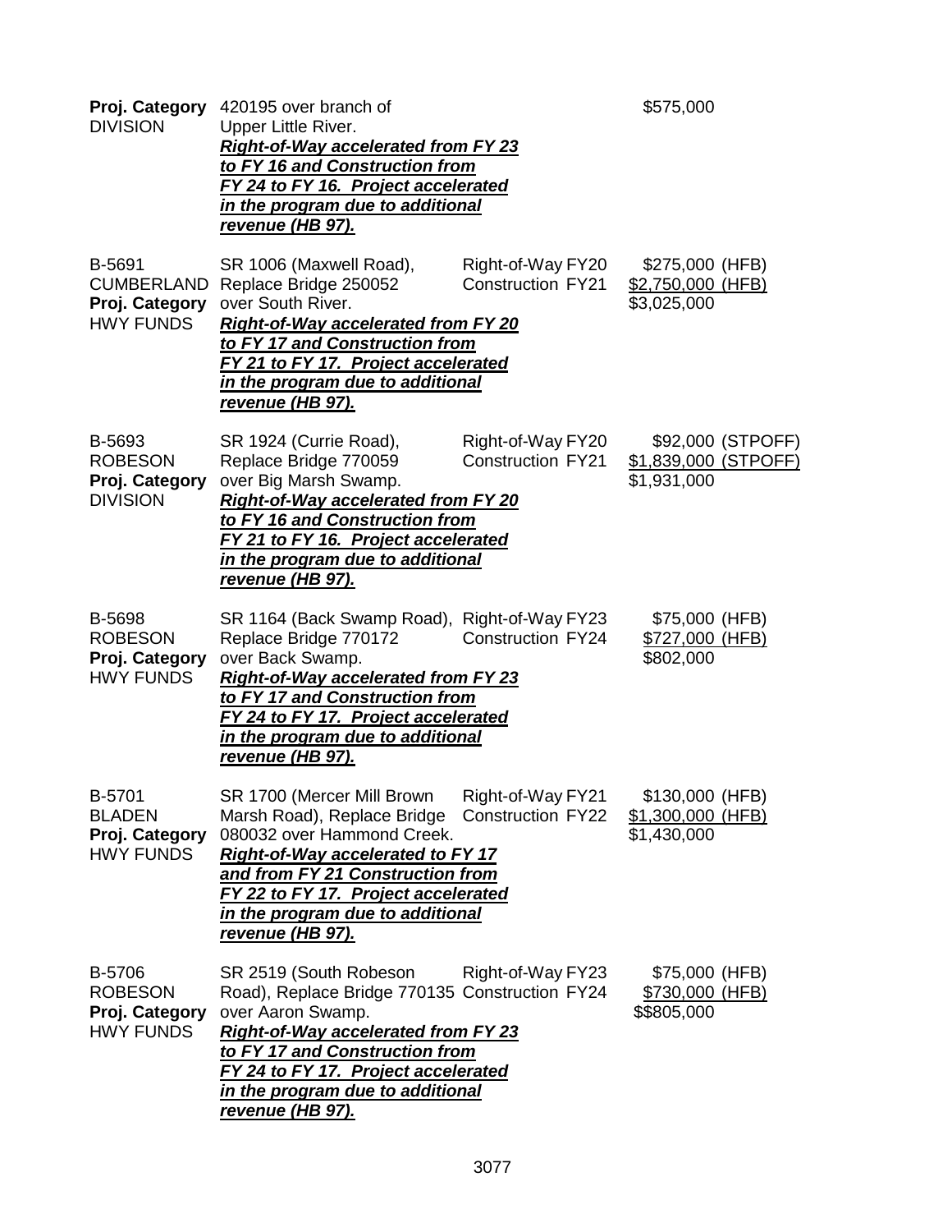| | | | |
|---|---|---|---|
| **Proj. Category**<br>DIVISION | 420195 over branch of Upper Little River.<br>***Right-of-Way accelerated from FY 23 to FY 16 and Construction from FY 24 to FY 16. Project accelerated in the program due to additional revenue (HB 97).*** | | $575,000 |
| B-5691<br>CUMBERLAND<br>**Proj. Category**<br>HWY FUNDS | SR 1006 (Maxwell Road), Replace Bridge 250052 over South River.<br>***Right-of-Way accelerated from FY 20 to FY 17 and Construction from FY 21 to FY 17. Project accelerated in the program due to additional revenue (HB 97).*** | Right-of-Way FY20<br>Construction FY21 | $275,000 (HFB)<br>$2,750,000 (HFB)<br>$3,025,000 |
| B-5693<br>ROBESON<br>**Proj. Category**<br>DIVISION | SR 1924 (Currie Road), Replace Bridge 770059 over Big Marsh Swamp.<br>***Right-of-Way accelerated from FY 20 to FY 16 and Construction from FY 21 to FY 16. Project accelerated in the program due to additional revenue (HB 97).*** | Right-of-Way FY20<br>Construction FY21 | $92,000 (STPOFF)<br>$1,839,000 (STPOFF)<br>$1,931,000 |
| B-5698<br>ROBESON<br>**Proj. Category**<br>HWY FUNDS | SR 1164 (Back Swamp Road), Replace Bridge 770172 over Back Swamp.<br>***Right-of-Way accelerated from FY 23 to FY 17 and Construction from FY 24 to FY 17. Project accelerated in the program due to additional revenue (HB 97).*** | Right-of-Way FY23<br>Construction FY24 | $75,000 (HFB)<br>$727,000 (HFB)<br>$802,000 |
| B-5701<br>BLADEN<br>**Proj. Category**<br>HWY FUNDS | SR 1700 (Mercer Mill Brown Marsh Road), Replace Bridge 080032 over Hammond Creek.<br>***Right-of-Way accelerated to FY 17 and from FY 21 Construction from FY 22 to FY 17. Project accelerated in the program due to additional revenue (HB 97).*** | Right-of-Way FY21<br>Construction FY22 | $130,000 (HFB)<br>$1,300,000 (HFB)<br>$1,430,000 |
| B-5706<br>ROBESON<br>**Proj. Category**<br>HWY FUNDS | SR 2519 (South Robeson Road), Replace Bridge 770135 over Aaron Swamp.<br>***Right-of-Way accelerated from FY 23 to FY 17 and Construction from FY 24 to FY 17. Project accelerated in the program due to additional revenue (HB 97).*** | Right-of-Way FY23<br>Construction FY24 | $75,000 (HFB)<br>$730,000 (HFB)<br>$$805,000 |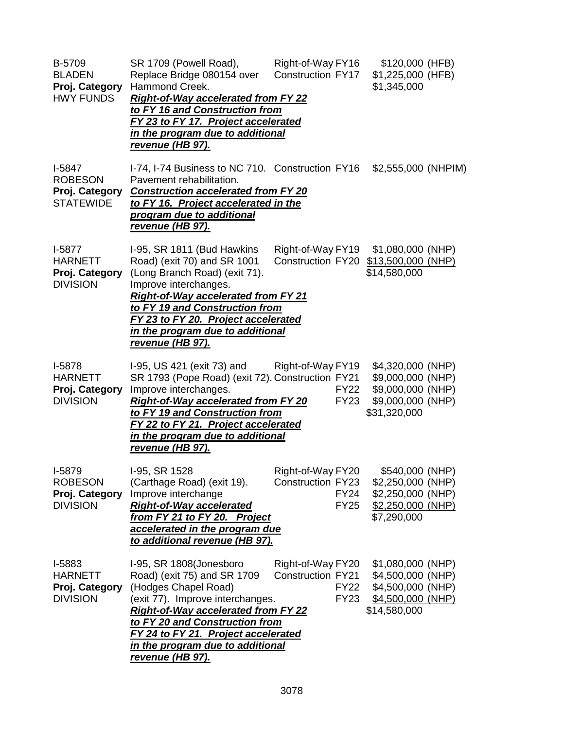| | | | |
|---|---|---|---|
| B-5709<br>BLADEN<br>**Proj. Category**<br>HWY FUNDS | SR 1709 (Powell Road), Replace Bridge 080154 over Hammond Creek.<br>***Right-of-Way accelerated from FY 22 to FY 16 and Construction from FY 23 to FY 17. Project accelerated in the program due to additional revenue (HB 97).*** | Right-of-Way FY16<br>Construction FY17 | \$120,000 (HFB)<br>\$1,225,000 (HFB)<br>\$1,345,000 |
| I-5847<br>ROBESON<br>**Proj. Category**<br>STATEWIDE | I-74, I-74 Business to NC 710. Pavement rehabilitation.<br>***Construction accelerated from FY 20 to FY 16. Project accelerated in the program due to additional revenue (HB 97).*** | Construction FY16 | \$2,555,000 (NHPIM) |
| I-5877<br>HARNETT<br>**Proj. Category**<br>DIVISION | I-95, SR 1811 (Bud Hawkins Road) (exit 70) and SR 1001 (Long Branch Road) (exit 71). Improve interchanges.<br>***Right-of-Way accelerated from FY 21 to FY 19 and Construction from FY 23 to FY 20. Project accelerated in the program due to additional revenue (HB 97).*** | Right-of-Way FY19<br>Construction FY20 | \$1,080,000 (NHP)<br>\$13,500,000 (NHP)<br>\$14,580,000 |
| I-5878<br>HARNETT<br>**Proj. Category**<br>DIVISION | I-95, US 421 (exit 73) and SR 1793 (Pope Road) (exit 72). Improve interchanges.<br>***Right-of-Way accelerated from FY 20 to FY 19 and Construction from FY 22 to FY 21. Project accelerated in the program due to additional revenue (HB 97).*** | Right-of-Way FY19<br>Construction FY21<br>FY22<br>FY23 | \$4,320,000 (NHP)<br>\$9,000,000 (NHP)<br>\$9,000,000 (NHP)<br>\$9,000,000 (NHP)<br>\$31,320,000 |
| I-5879<br>ROBESON<br>**Proj. Category**<br>DIVISION | I-95, SR 1528 (Carthage Road) (exit 19). Improve interchange<br>***Right-of-Way accelerated from FY 21 to FY 20. Project accelerated in the program due to additional revenue (HB 97).*** | Right-of-Way FY20<br>Construction FY23<br>FY24<br>FY25 | \$540,000 (NHP)<br>\$2,250,000 (NHP)<br>\$2,250,000 (NHP)<br>\$2,250,000 (NHP)<br>\$7,290,000 |
| I-5883<br>HARNETT<br>**Proj. Category**<br>DIVISION | I-95, SR 1808(Jonesboro Road) (exit 75) and SR 1709 (Hodges Chapel Road) (exit 77). Improve interchanges.<br>***Right-of-Way accelerated from FY 22 to FY 20 and Construction from FY 24 to FY 21. Project accelerated in the program due to additional revenue (HB 97).*** | Right-of-Way FY20<br>Construction FY21<br>FY22<br>FY23 | \$1,080,000 (NHP)<br>\$4,500,000 (NHP)<br>\$4,500,000 (NHP)<br>\$4,500,000 (NHP)<br>\$14,580,000 |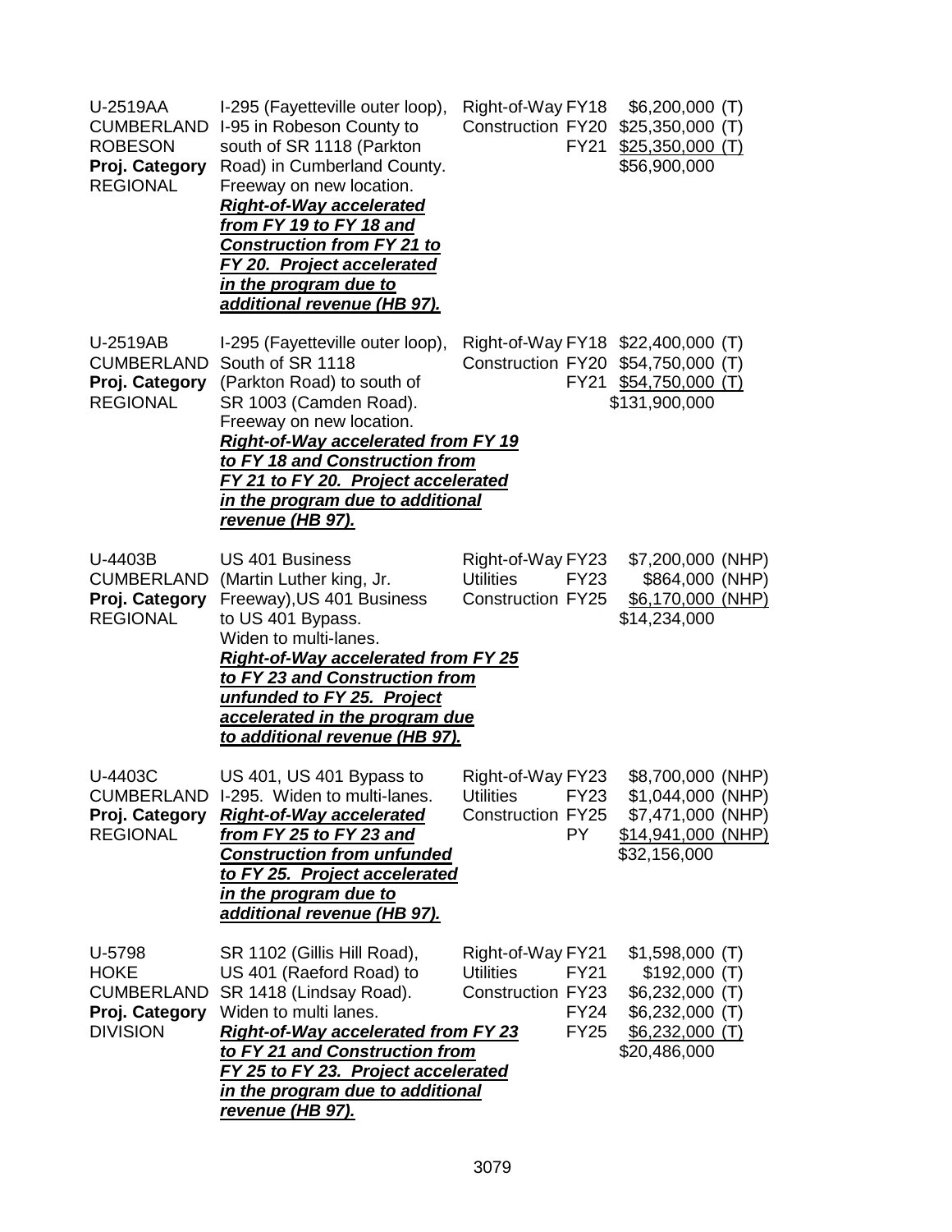| | | | |
|---|---|---|---|
| U-2519AA<br>CUMBERLAND<br>ROBESON<br>**Proj. Category**<br>REGIONAL | I-295 (Fayetteville outer loop), I-95 in Robeson County to south of SR 1118 (Parkton Road) in Cumberland County. Freeway on new location. ***Right-of-Way accelerated from FY 19 to FY 18 and Construction from FY 21 to FY 20. Project accelerated in the program due to additional revenue (HB 97).*** | Right-of-Way FY18<br>Construction FY20<br>FY21 | $6,200,000 (T)<br>$25,350,000 (T)<br>$25,350,000 (T)<br>$56,900,000 |
| U-2519AB<br>CUMBERLAND<br>**Proj. Category**<br>REGIONAL | I-295 (Fayetteville outer loop), South of SR 1118 (Parkton Road) to south of SR 1003 (Camden Road). Freeway on new location. ***Right-of-Way accelerated from FY 19 to FY 18 and Construction from FY 21 to FY 20. Project accelerated in the program due to additional revenue (HB 97).*** | Right-of-Way FY18<br>Construction FY20<br>FY21 | $22,400,000 (T)<br>$54,750,000 (T)<br>$54,750,000 (T)<br>$131,900,000 |
| U-4403B<br>CUMBERLAND<br>**Proj. Category**<br>REGIONAL | US 401 Business (Martin Luther king, Jr. Freeway),US 401 Business to US 401 Bypass. Widen to multi-lanes. ***Right-of-Way accelerated from FY 25 to FY 23 and Construction from unfunded to FY 25. Project accelerated in the program due to additional revenue (HB 97).*** | Right-of-Way FY23<br>Utilities FY23<br>Construction FY25 | $7,200,000 (NHP)<br>$864,000 (NHP)<br>$6,170,000 (NHP)<br>$14,234,000 |
| U-4403C<br>CUMBERLAND<br>**Proj. Category**<br>REGIONAL | US 401, US 401 Bypass to I-295. Widen to multi-lanes. ***Right-of-Way accelerated from FY 25 to FY 23 and Construction from unfunded to FY 25. Project accelerated in the program due to additional revenue (HB 97).*** | Right-of-Way FY23<br>Utilities FY23<br>Construction FY25<br>PY | $8,700,000 (NHP)<br>$1,044,000 (NHP)<br>$7,471,000 (NHP)<br>$14,941,000 (NHP)<br>$32,156,000 |
| U-5798<br>HOKE<br>CUMBERLAND<br>**Proj. Category**<br>DIVISION | SR 1102 (Gillis Hill Road), US 401 (Raeford Road) to SR 1418 (Lindsay Road). Widen to multi lanes. ***Right-of-Way accelerated from FY 23 to FY 21 and Construction from FY 25 to FY 23. Project accelerated in the program due to additional revenue (HB 97).*** | Right-of-Way FY21<br>Utilities FY21<br>Construction FY23<br>FY24<br>FY25 | $1,598,000 (T)<br>$192,000 (T)<br>$6,232,000 (T)<br>$6,232,000 (T)<br>$6,232,000 (T)<br>$20,486,000 |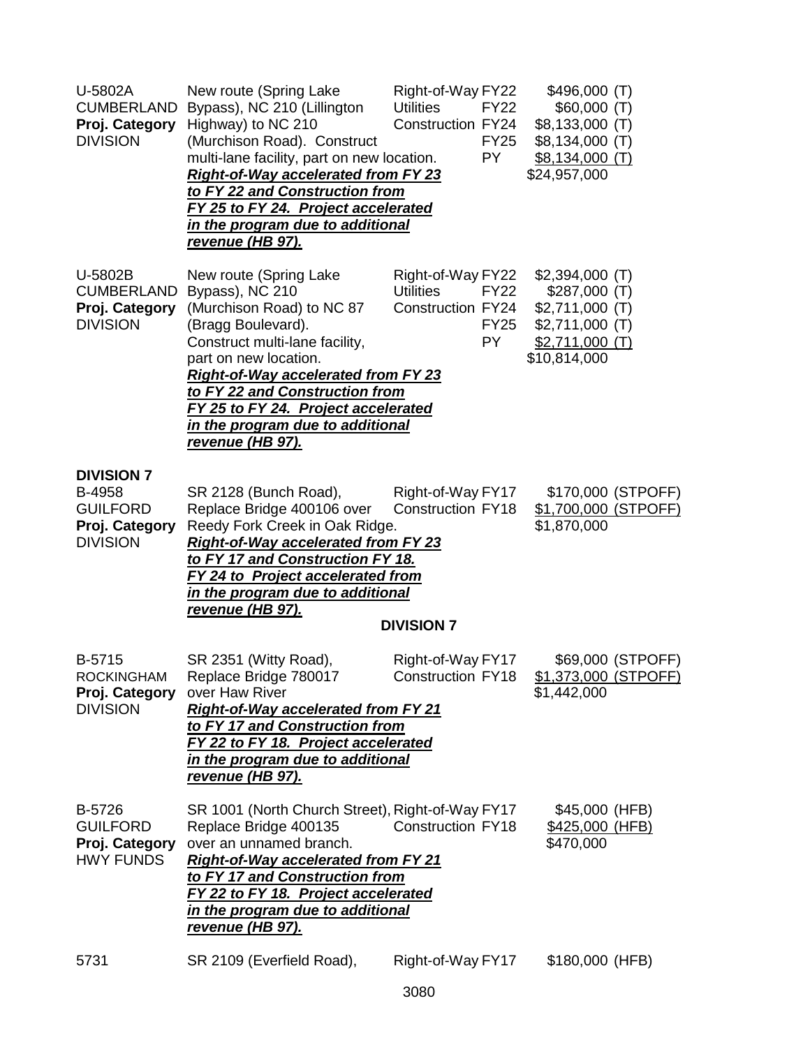| | | | | |
|---|---|---|---|---|
| U-5802A<br>CUMBERLAND<br>**Proj. Category**<br>DIVISION | New route (Spring Lake Bypass), NC 210 (Lillington Highway) to NC 210 (Murchison Road). Construct multi-lane facility, part on new location.<br>***Right-of-Way accelerated from FY 23 to FY 22 and Construction from FY 25 to FY 24. Project accelerated in the program due to additional revenue (HB 97).*** | Right-of-Way<br>Utilities<br>Construction | FY22<br>FY22<br>FY24<br>FY25<br>PY | $496,000 (T)<br>$60,000 (T)<br>$8,133,000 (T)<br>$8,134,000 (T)<br>$8,134,000 (T)<br>$24,957,000 |
| U-5802B<br>CUMBERLAND<br>**Proj. Category**<br>DIVISION | New route (Spring Lake Bypass), NC 210 (Murchison Road) to NC 87 (Bragg Boulevard).<br>Construct multi-lane facility, part on new location.<br>***Right-of-Way accelerated from FY 23 to FY 22 and Construction from FY 25 to FY 24. Project accelerated in the program due to additional revenue (HB 97).*** | Right-of-Way<br>Utilities<br>Construction | FY22<br>FY22<br>FY24<br>FY25<br>PY | $2,394,000 (T)<br>$287,000 (T)<br>$2,711,000 (T)<br>$2,711,000 (T)<br>$2,711,000 (T)<br>$10,814,000 |

**DIVISION 7**

| | | | | |
|---|---|---|---|---|
| B-4958<br>GUILFORD<br>**Proj. Category**<br>DIVISION | SR 2128 (Bunch Road), Replace Bridge 400106 over Reedy Fork Creek in Oak Ridge.<br>***Right-of-Way accelerated from FY 23 to FY 17 and Construction FY 18. FY 24 to Project accelerated from in the program due to additional revenue (HB 97).*** | Right-of-Way<br>Construction | FY17<br>FY18 | $170,000 (STPOFF)<br>$1,700,000 (STPOFF)<br>$1,870,000 |

**DIVISION 7**

| | | | | |
|---|---|---|---|---|
| B-5715<br>ROCKINGHAM<br>**Proj. Category**<br>DIVISION | SR 2351 (Witty Road), Replace Bridge 780017 over Haw River<br>***Right-of-Way accelerated from FY 21 to FY 17 and Construction from FY 22 to FY 18. Project accelerated in the program due to additional revenue (HB 97).*** | Right-of-Way<br>Construction | FY17<br>FY18 | $69,000 (STPOFF)<br>$1,373,000 (STPOFF)<br>$1,442,000 |
| B-5726<br>GUILFORD<br>**Proj. Category**<br>HWY FUNDS | SR 1001 (North Church Street), Replace Bridge 400135 over an unnamed branch.<br>***Right-of-Way accelerated from FY 21 to FY 17 and Construction from FY 22 to FY 18. Project accelerated in the program due to additional revenue (HB 97).*** | Right-of-Way<br>Construction | FY17<br>FY18 | $45,000 (HFB)<br>$425,000 (HFB)<br>$470,000 |
| 5731 | SR 2109 (Everfield Road), | Right-of-Way | FY17 | $180,000 (HFB) |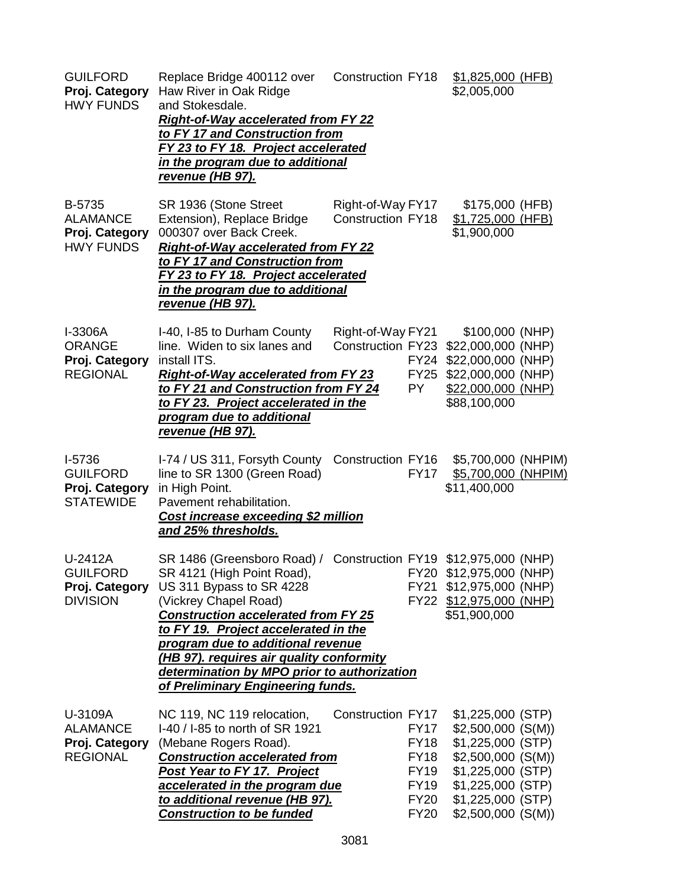GUILFORD
**Proj. Category**
HWY FUNDS

Replace Bridge 400112 over Haw River in Oak Ridge and Stokesdale.
***Right-of-Way accelerated from FY 22 to FY 17 and Construction from FY 23 to FY 18. Project accelerated in the program due to additional revenue (HB 97).***

| | | |
|---|---|---|
| Construction | FY18 | $1,825,000 (HFB) |
| | | $2,005,000 |

B-5735
ALAMANCE
**Proj. Category**
HWY FUNDS

SR 1936 (Stone Street Extension), Replace Bridge 000307 over Back Creek.
***Right-of-Way accelerated from FY 22 to FY 17 and Construction from FY 23 to FY 18. Project accelerated in the program due to additional revenue (HB 97).***

| | | |
|---|---|---|
| Right-of-Way | FY17 | $175,000 (HFB) |
| Construction | FY18 | $1,725,000 (HFB) |
| | | $1,900,000 |

I-3306A
ORANGE
**Proj. Category**
REGIONAL

I-40, I-85 to Durham County line. Widen to six lanes and install ITS.
***Right-of-Way accelerated from FY 23 to FY 21 and Construction from FY 24 to FY 23. Project accelerated in the program due to additional revenue (HB 97).***

| | | |
|---|---|---|
| Right-of-Way | FY21 | $100,000 (NHP) |
| Construction | FY23 | $22,000,000 (NHP) |
| | FY24 | $22,000,000 (NHP) |
| | FY25 | $22,000,000 (NHP) |
| | PY | $22,000,000 (NHP) |
| | | $88,100,000 |

I-5736
GUILFORD
**Proj. Category**
STATEWIDE

I-74 / US 311, Forsyth County line to SR 1300 (Green Road) in High Point.
Pavement rehabilitation.
***Cost increase exceeding $2 million and 25% thresholds.***

| | | |
|---|---|---|
| Construction | FY16 | $5,700,000 (NHPIM) |
| | FY17 | $5,700,000 (NHPIM) |
| | | $11,400,000 |

U-2412A
GUILFORD
**Proj. Category**
DIVISION

SR 1486 (Greensboro Road) / SR 4121 (High Point Road), US 311 Bypass to SR 4228 (Vickrey Chapel Road)
***Construction accelerated from FY 25 to FY 19. Project accelerated in the program due to additional revenue (HB 97). requires air quality conformity determination by MPO prior to authorization of Preliminary Engineering funds.***

| | | |
|---|---|---|
| Construction | FY19 | $12,975,000 (NHP) |
| | FY20 | $12,975,000 (NHP) |
| | FY21 | $12,975,000 (NHP) |
| | FY22 | $12,975,000 (NHP) |
| | | $51,900,000 |

U-3109A
ALAMANCE
**Proj. Category**
REGIONAL

NC 119, NC 119 relocation, I-40 / I-85 to north of SR 1921 (Mebane Rogers Road).
***Construction accelerated from Post Year to FY 17. Project accelerated in the program due to additional revenue (HB 97). Construction to be funded***

| | | |
|---|---|---|
| Construction | FY17 | $1,225,000 (STP) |
| | FY17 | $2,500,000 (S(M)) |
| | FY18 | $1,225,000 (STP) |
| | FY18 | $2,500,000 (S(M)) |
| | FY19 | $1,225,000 (STP) |
| | FY19 | $1,225,000 (STP) |
| | FY20 | $1,225,000 (STP) |
| | FY20 | $2,500,000 (S(M)) |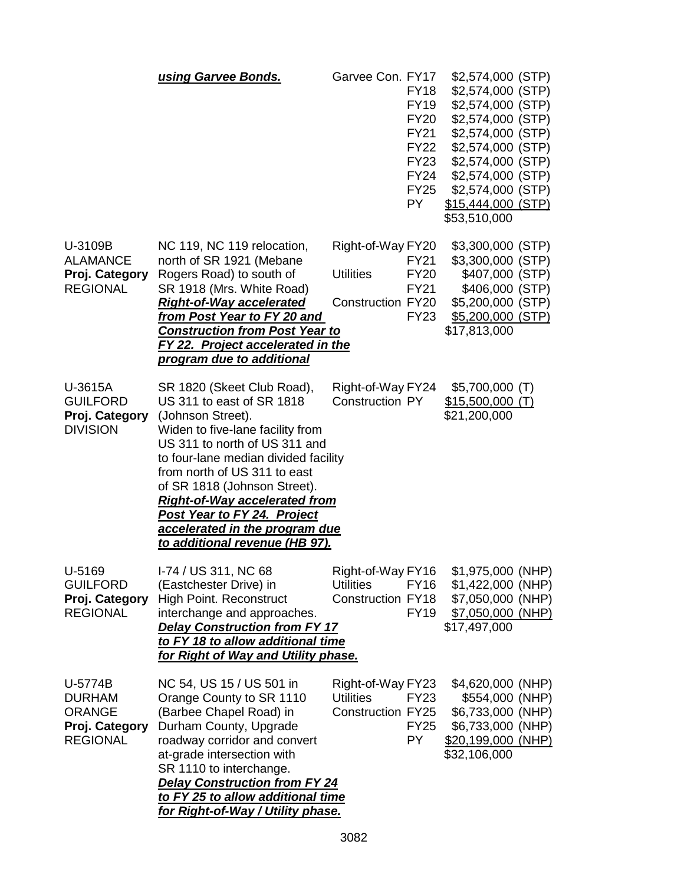| | | | | |
|---|---|---|---|---|
| | ***using Garvee Bonds.*** | Garvee Con. | FY17<br>FY18<br>FY19<br>FY20<br>FY21<br>FY22<br>FY23<br>FY24<br>FY25<br>PY | \$2,574,000 (STP)<br>\$2,574,000 (STP)<br>\$2,574,000 (STP)<br>\$2,574,000 (STP)<br>\$2,574,000 (STP)<br>\$2,574,000 (STP)<br>\$2,574,000 (STP)<br>\$2,574,000 (STP)<br>\$2,574,000 (STP)<br><u>\$15,444,000 (STP)</u><br>\$53,510,000 |
| U-3109B<br>ALAMANCE<br>**Proj. Category**<br>REGIONAL | NC 119, NC 119 relocation, north of SR 1921 (Mebane Rogers Road) to south of SR 1918 (Mrs. White Road)<br>***Right-of-Way accelerated from Post Year to FY 20 and Construction from Post Year to FY 22. Project accelerated in the program due to additional*** | Right-of-Way<br><br>Utilities<br><br>Construction | FY20<br>FY21<br>FY20<br>FY21<br>FY20<br>FY23 | \$3,300,000 (STP)<br>\$3,300,000 (STP)<br>\$407,000 (STP)<br>\$406,000 (STP)<br>\$5,200,000 (STP)<br><u>\$5,200,000 (STP)</u><br>\$17,813,000 |
| U-3615A<br>GUILFORD<br>**Proj. Category**<br>DIVISION | SR 1820 (Skeet Club Road), US 311 to east of SR 1818 (Johnson Street).<br>Widen to five-lane facility from US 311 to north of US 311 and to four-lane median divided facility from north of US 311 to east of SR 1818 (Johnson Street).<br>***Right-of-Way accelerated from Post Year to FY 24. Project accelerated in the program due to additional revenue (HB 97).*** | Right-of-Way<br>Construction | FY24<br>PY | \$5,700,000 (T)<br><u>\$15,500,000 (T)</u><br>\$21,200,000 |
| U-5169<br>GUILFORD<br>**Proj. Category**<br>REGIONAL | I-74 / US 311, NC 68 (Eastchester Drive) in High Point. Reconstruct interchange and approaches.<br>***Delay Construction from FY 17 to FY 18 to allow additional time for Right of Way and Utility phase.*** | Right-of-Way<br>Utilities<br>Construction | FY16<br>FY16<br>FY18<br>FY19 | \$1,975,000 (NHP)<br>\$1,422,000 (NHP)<br>\$7,050,000 (NHP)<br><u>\$7,050,000 (NHP)</u><br>\$17,497,000 |
| U-5774B<br>DURHAM<br>ORANGE<br>**Proj. Category**<br>REGIONAL | NC 54, US 15 / US 501 in Orange County to SR 1110 (Barbee Chapel Road) in Durham County, Upgrade roadway corridor and convert at-grade intersection with SR 1110 to interchange.<br>***Delay Construction from FY 24 to FY 25 to allow additional time for Right-of-Way / Utility phase.*** | Right-of-Way<br>Utilities<br>Construction | FY23<br>FY23<br>FY25<br>FY25<br>PY | \$4,620,000 (NHP)<br>\$554,000 (NHP)<br>\$6,733,000 (NHP)<br>\$6,733,000 (NHP)<br><u>\$20,199,000 (NHP)</u><br>\$32,106,000 |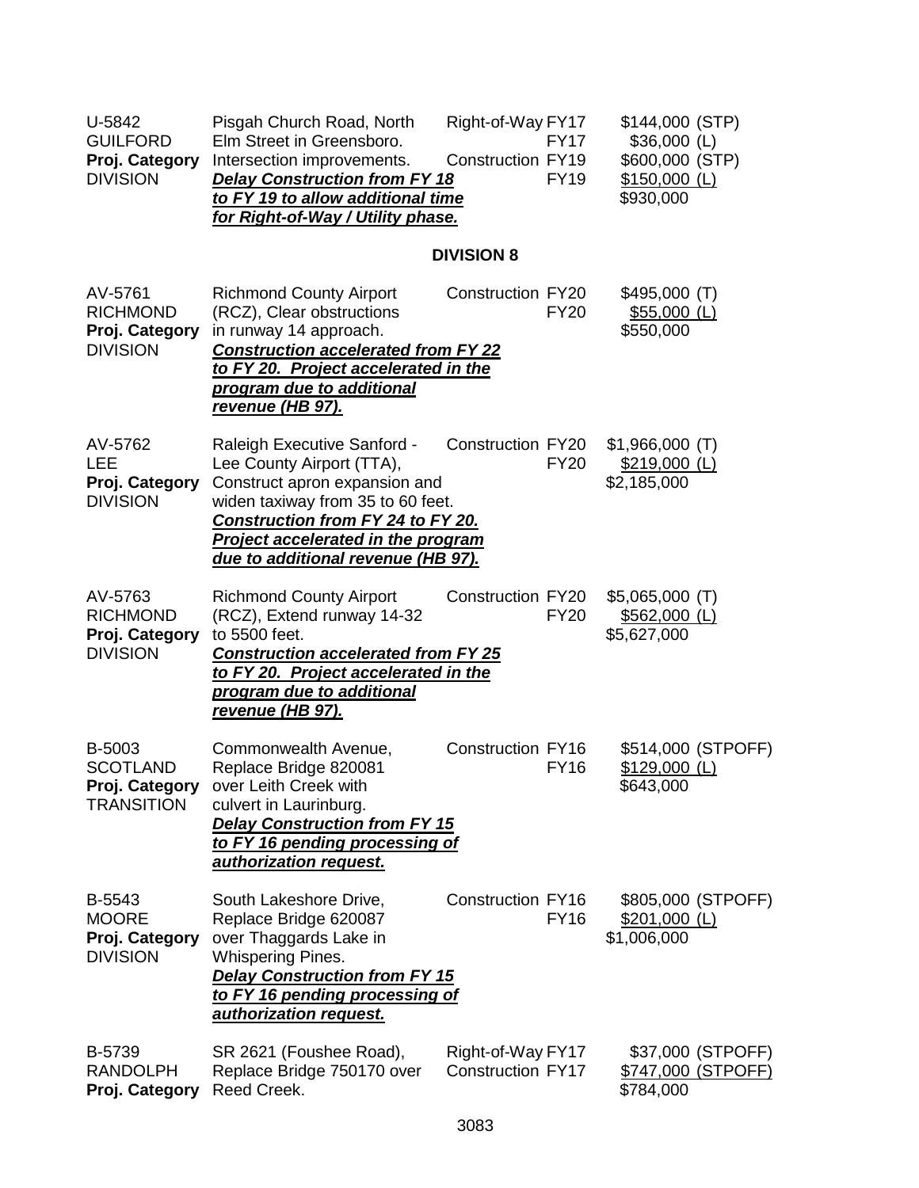| | | | |
|---|---|---|---|
| U-5842<br>GUILFORD<br>**Proj. Category**<br>DIVISION | Pisgah Church Road, North Elm Street in Greensboro. Intersection improvements.<br>***Delay Construction from FY 18 to FY 19 to allow additional time for Right-of-Way / Utility phase.*** | Right-of-Way FY17<br>FY17<br>Construction FY19<br>FY19 | $144,000 (STP)<br>$36,000 (L)<br>$600,000 (STP)<br>$150,000 (L)<br>$930,000 |

**DIVISION 8**

| | | | |
|---|---|---|---|
| AV-5761<br>RICHMOND<br>**Proj. Category**<br>DIVISION | Richmond County Airport (RCZ), Clear obstructions in runway 14 approach.<br>***Construction accelerated from FY 22 to FY 20. Project accelerated in the program due to additional revenue (HB 97).*** | Construction FY20<br>FY20 | $495,000 (T)<br>$55,000 (L)<br>$550,000 |
| AV-5762<br>LEE<br>**Proj. Category**<br>DIVISION | Raleigh Executive Sanford - Lee County Airport (TTA), Construct apron expansion and widen taxiway from 35 to 60 feet.<br>***Construction from FY 24 to FY 20. Project accelerated in the program due to additional revenue (HB 97).*** | Construction FY20<br>FY20 | $1,966,000 (T)<br>$219,000 (L)<br>$2,185,000 |
| AV-5763<br>RICHMOND<br>**Proj. Category**<br>DIVISION | Richmond County Airport (RCZ), Extend runway 14-32 to 5500 feet.<br>***Construction accelerated from FY 25 to FY 20. Project accelerated in the program due to additional revenue (HB 97).*** | Construction FY20<br>FY20 | $5,065,000 (T)<br>$562,000 (L)<br>$5,627,000 |
| B-5003<br>SCOTLAND<br>**Proj. Category**<br>TRANSITION | Commonwealth Avenue, Replace Bridge 820081 over Leith Creek with culvert in Laurinburg.<br>***Delay Construction from FY 15 to FY 16 pending processing of authorization request.*** | Construction FY16<br>FY16 | $514,000 (STPOFF)<br>$129,000 (L)<br>$643,000 |
| B-5543<br>MOORE<br>**Proj. Category**<br>DIVISION | South Lakeshore Drive, Replace Bridge 620087 over Thaggards Lake in Whispering Pines.<br>***Delay Construction from FY 15 to FY 16 pending processing of authorization request.*** | Construction FY16<br>FY16 | $805,000 (STPOFF)<br>$201,000 (L)<br>$1,006,000 |
| B-5739<br>RANDOLPH<br>**Proj. Category** | SR 2621 (Foushee Road), Replace Bridge 750170 over Reed Creek. | Right-of-Way FY17<br>Construction FY17 | $37,000 (STPOFF)<br>$747,000 (STPOFF)<br>$784,000 |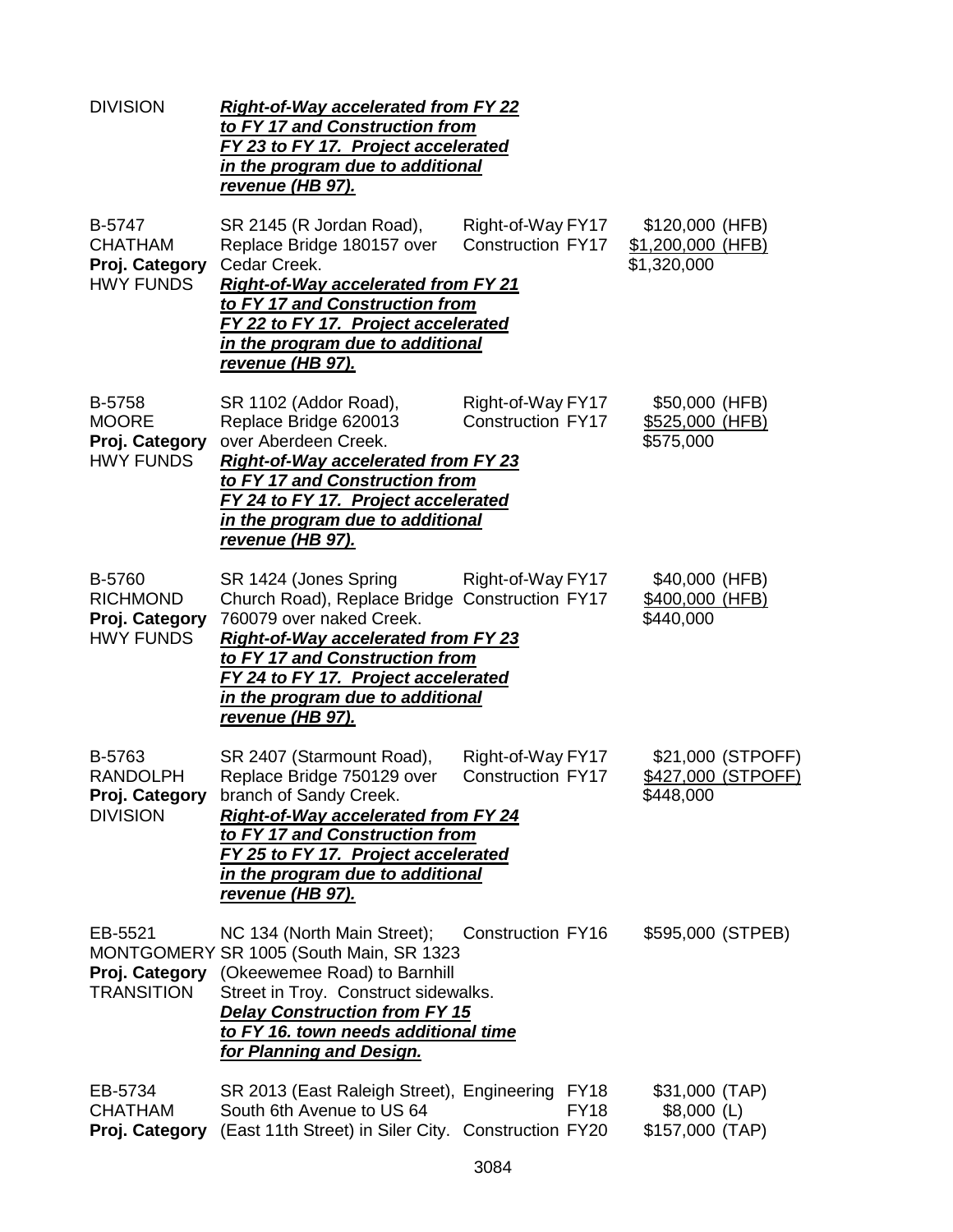| | | | |
|---|---|---|---|
| DIVISION | ***Right-of-Way accelerated from FY 22 to FY 17 and Construction from FY 23 to FY 17. Project accelerated in the program due to additional revenue (HB 97).*** | | |
| B-5747<br>CHATHAM<br>**Proj. Category**<br>HWY FUNDS | SR 2145 (R Jordan Road), Replace Bridge 180157 over Cedar Creek.<br>***Right-of-Way accelerated from FY 21 to FY 17 and Construction from FY 22 to FY 17. Project accelerated in the program due to additional revenue (HB 97).*** | Right-of-Way FY17<br>Construction FY17 | \$120,000 (HFB)<br>\$1,200,000 (HFB)<br>\$1,320,000 |
| B-5758<br>MOORE<br>**Proj. Category**<br>HWY FUNDS | SR 1102 (Addor Road), Replace Bridge 620013 over Aberdeen Creek.<br>***Right-of-Way accelerated from FY 23 to FY 17 and Construction from FY 24 to FY 17. Project accelerated in the program due to additional revenue (HB 97).*** | Right-of-Way FY17<br>Construction FY17 | \$50,000 (HFB)<br>\$525,000 (HFB)<br>\$575,000 |
| B-5760<br>RICHMOND<br>**Proj. Category**<br>HWY FUNDS | SR 1424 (Jones Spring Church Road), Replace Bridge 760079 over naked Creek.<br>***Right-of-Way accelerated from FY 23 to FY 17 and Construction from FY 24 to FY 17. Project accelerated in the program due to additional revenue (HB 97).*** | Right-of-Way FY17<br>Construction FY17 | \$40,000 (HFB)<br>\$400,000 (HFB)<br>\$440,000 |
| B-5763<br>RANDOLPH<br>**Proj. Category**<br>DIVISION | SR 2407 (Starmount Road), Replace Bridge 750129 over branch of Sandy Creek.<br>***Right-of-Way accelerated from FY 24 to FY 17 and Construction from FY 25 to FY 17. Project accelerated in the program due to additional revenue (HB 97).*** | Right-of-Way FY17<br>Construction FY17 | \$21,000 (STPOFF)<br>\$427,000 (STPOFF)<br>\$448,000 |
| EB-5521<br>MONTGOMERY<br>**Proj. Category**<br>TRANSITION | NC 134 (North Main Street); SR 1005 (South Main, SR 1323 (Okeewemee Road) to Barnhill Street in Troy. Construct sidewalks.<br>***Delay Construction from FY 15 to FY 16. town needs additional time for Planning and Design.*** | Construction FY16 | \$595,000 (STPEB) |
| EB-5734<br>CHATHAM<br>**Proj. Category** | SR 2013 (East Raleigh Street), South 6th Avenue to US 64 (East 11th Street) in Siler City. | Engineering FY18<br>FY18<br>Construction FY20 | \$31,000 (TAP)<br>\$8,000 (L)<br>\$157,000 (TAP) |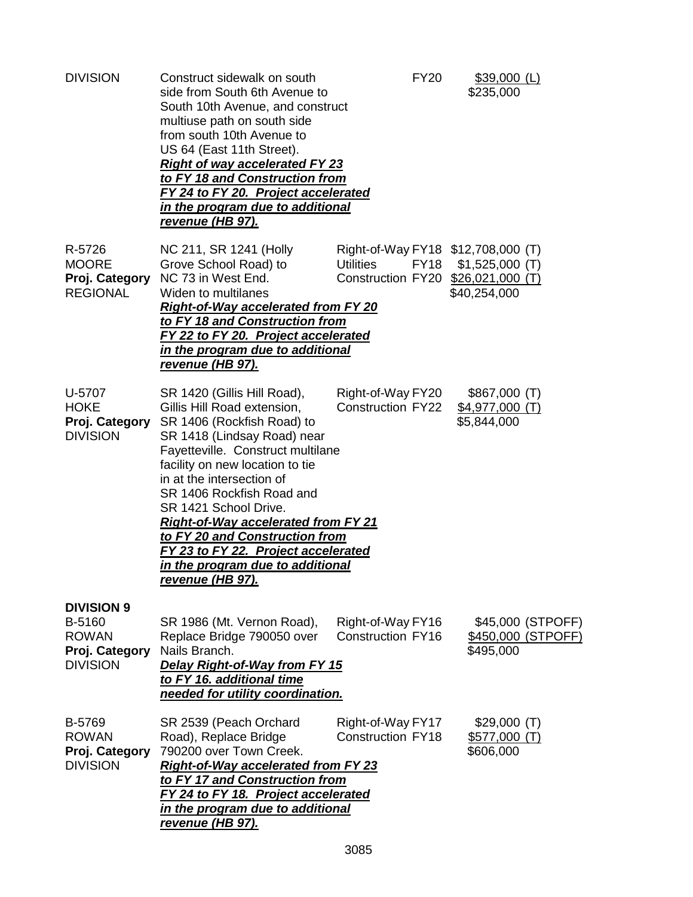| | | | |
|---|---|---|---|
| DIVISION | Construct sidewalk on south side from South 6th Avenue to South 10th Avenue, and construct multiuse path on south side from south 10th Avenue to US 64 (East 11th Street). ***Right of way accelerated FY 23 to FY 18 and Construction from FY 24 to FY 20. Project accelerated in the program due to additional revenue (HB 97).*** | FY20 | $39,000 (L)<br>$235,000 |
| R-5726<br>MOORE<br>**Proj. Category**<br>REGIONAL | NC 211, SR 1241 (Holly Grove School Road) to NC 73 in West End. Widen to multilanes<br>***Right-of-Way accelerated from FY 20 to FY 18 and Construction from FY 22 to FY 20. Project accelerated in the program due to additional revenue (HB 97).*** | Right-of-Way FY18<br>Utilities FY18<br>Construction FY20 | $12,708,000 (T)<br>$1,525,000 (T)<br>$26,021,000 (T)<br>$40,254,000 |
| U-5707<br>HOKE<br>**Proj. Category**<br>DIVISION | SR 1420 (Gillis Hill Road), Gillis Hill Road extension, SR 1406 (Rockfish Road) to SR 1418 (Lindsay Road) near Fayetteville. Construct multilane facility on new location to tie in at the intersection of SR 1406 Rockfish Road and SR 1421 School Drive.<br>***Right-of-Way accelerated from FY 21 to FY 20 and Construction from FY 23 to FY 22. Project accelerated in the program due to additional revenue (HB 97).*** | Right-of-Way FY20<br>Construction FY22 | $867,000 (T)<br>$4,977,000 (T)<br>$5,844,000 |
| **DIVISION 9**<br>B-5160<br>ROWAN<br>**Proj. Category**<br>DIVISION | SR 1986 (Mt. Vernon Road), Replace Bridge 790050 over Nails Branch.<br>***Delay Right-of-Way from FY 15 to FY 16. additional time needed for utility coordination.*** | Right-of-Way FY16<br>Construction FY16 | $45,000 (STPOFF)<br>$450,000 (STPOFF)<br>$495,000 |
| B-5769<br>ROWAN<br>**Proj. Category**<br>DIVISION | SR 2539 (Peach Orchard Road), Replace Bridge 790200 over Town Creek.<br>***Right-of-Way accelerated from FY 23 to FY 17 and Construction from FY 24 to FY 18. Project accelerated in the program due to additional revenue (HB 97).*** | Right-of-Way FY17<br>Construction FY18 | $29,000 (T)<br>$577,000 (T)<br>$606,000 |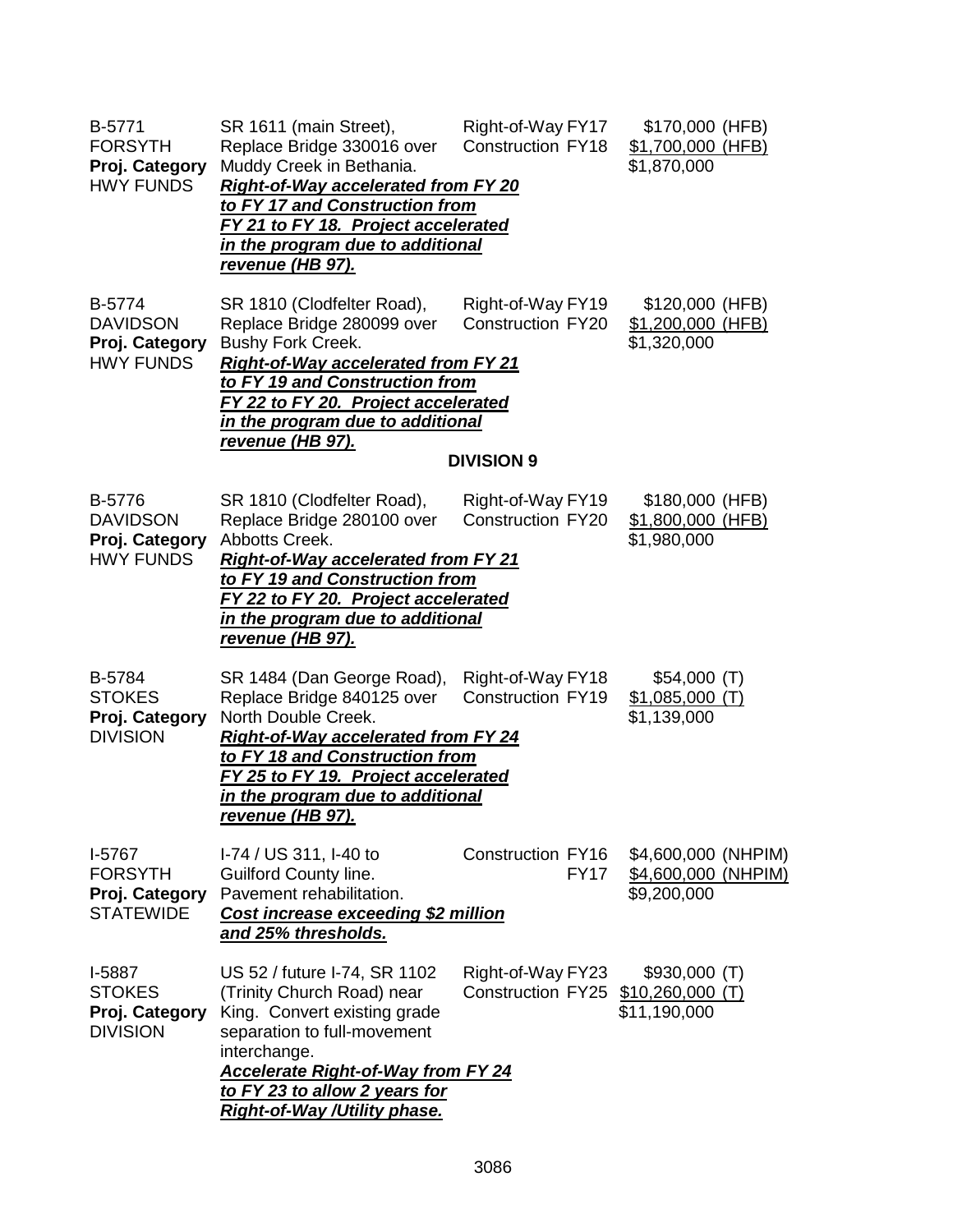B-5771
FORSYTH
**Proj. Category**
HWY FUNDS

SR 1611 (main Street), Replace Bridge 330016 over Muddy Creek in Bethania.
***Right-of-Way accelerated from FY 20 to FY 17 and Construction from FY 21 to FY 18. Project accelerated in the program due to additional revenue (HB 97).***

Right-of-Way FY17 — $170,000 (HFB)
Construction FY18 — $1,700,000 (HFB)
$1,870,000

B-5774
DAVIDSON
**Proj. Category**
HWY FUNDS

SR 1810 (Clodfelter Road), Replace Bridge 280099 over Bushy Fork Creek.
***Right-of-Way accelerated from FY 21 to FY 19 and Construction from FY 22 to FY 20. Project accelerated in the program due to additional revenue (HB 97).***

Right-of-Way FY19 — $120,000 (HFB)
Construction FY20 — $1,200,000 (HFB)
$1,320,000

**DIVISION 9**

B-5776
DAVIDSON
**Proj. Category**
HWY FUNDS

SR 1810 (Clodfelter Road), Replace Bridge 280100 over Abbotts Creek.
***Right-of-Way accelerated from FY 21 to FY 19 and Construction from FY 22 to FY 20. Project accelerated in the program due to additional revenue (HB 97).***

Right-of-Way FY19 — $180,000 (HFB)
Construction FY20 — $1,800,000 (HFB)
$1,980,000

B-5784
STOKES
**Proj. Category**
DIVISION

SR 1484 (Dan George Road), Replace Bridge 840125 over North Double Creek.
***Right-of-Way accelerated from FY 24 to FY 18 and Construction from FY 25 to FY 19. Project accelerated in the program due to additional revenue (HB 97).***

Right-of-Way FY18 — $54,000 (T)
Construction FY19 — $1,085,000 (T)
$1,139,000

I-5767
FORSYTH
**Proj. Category**
STATEWIDE

I-74 / US 311, I-40 to Guilford County line. Pavement rehabilitation.
***Cost increase exceeding $2 million and 25% thresholds.***

Construction FY16 — $4,600,000 (NHPIM)
FY17 — $4,600,000 (NHPIM)
$9,200,000

I-5887
STOKES
**Proj. Category**
DIVISION

US 52 / future I-74, SR 1102 (Trinity Church Road) near King. Convert existing grade separation to full-movement interchange.
***Accelerate Right-of-Way from FY 24 to FY 23 to allow 2 years for Right-of-Way /Utility phase.***

Right-of-Way FY23 — $930,000 (T)
Construction FY25 — $10,260,000 (T)
$11,190,000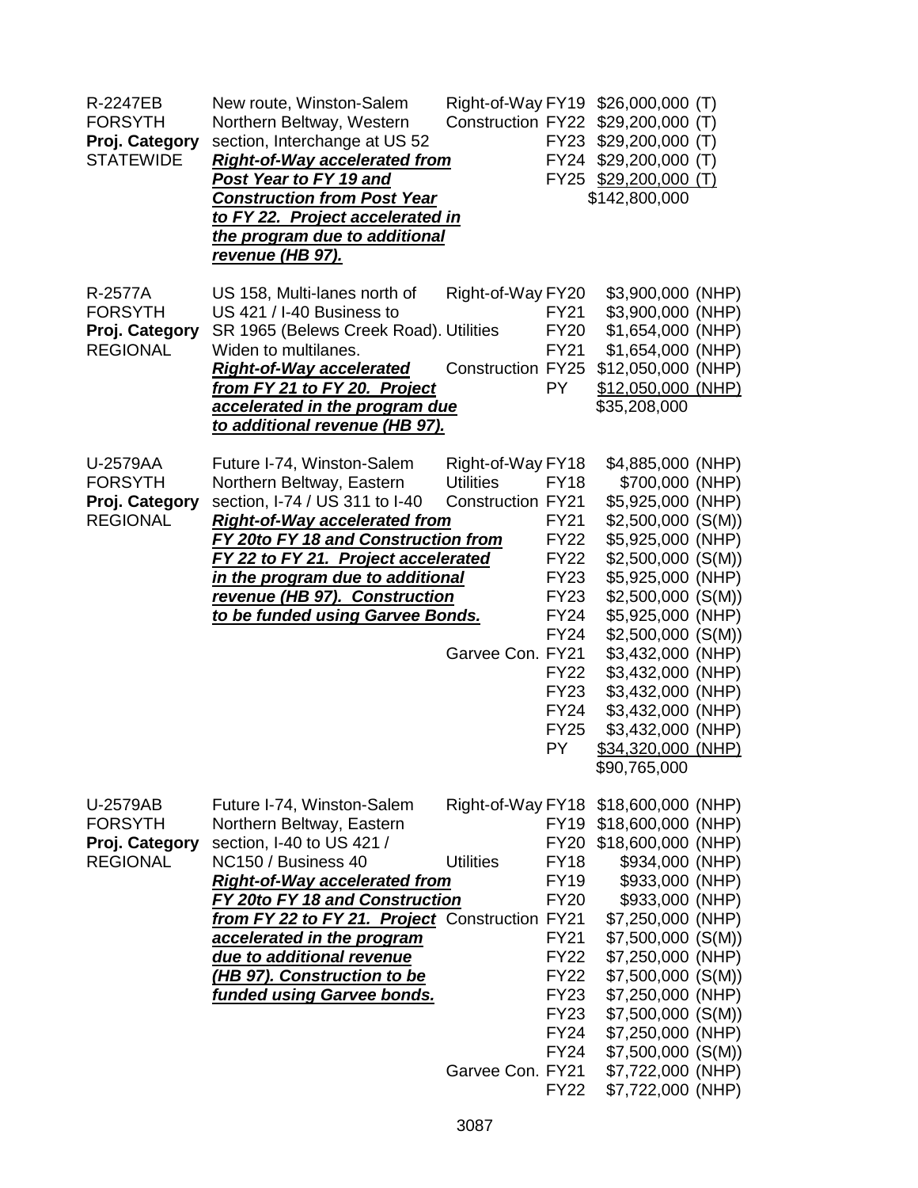| Project | Description | Phase | FY | Amount |
|---|---|---|---|---|
| R-2247EB<br>FORSYTH<br>**Proj. Category**<br>STATEWIDE | New route, Winston-Salem Northern Beltway, Western section, Interchange at US 52<br>***Right-of-Way accelerated from Post Year to FY 19 and Construction from Post Year to FY 22. Project accelerated in the program due to additional revenue (HB 97).*** | Right-of-Way | FY19 | $26,000,000 (T) |
| | | Construction | FY22 | $29,200,000 (T) |
| | | | FY23 | $29,200,000 (T) |
| | | | FY24 | $29,200,000 (T) |
| | | | FY25 | $29,200,000 (T) |
| | | | | $142,800,000 |
| R-2577A<br>FORSYTH<br>**Proj. Category**<br>REGIONAL | US 158, Multi-lanes north of US 421 / I-40 Business to SR 1965 (Belews Creek Road). Widen to multilanes.<br>***Right-of-Way accelerated from FY 21 to FY 20. Project accelerated in the program due to additional revenue (HB 97).*** | Right-of-Way | FY20 | $3,900,000 (NHP) |
| | | | FY21 | $3,900,000 (NHP) |
| | | Utilities | FY20 | $1,654,000 (NHP) |
| | | | FY21 | $1,654,000 (NHP) |
| | | Construction | FY25 | $12,050,000 (NHP) |
| | | | PY | $12,050,000 (NHP) |
| | | | | $35,208,000 |
| U-2579AA<br>FORSYTH<br>**Proj. Category**<br>REGIONAL | Future I-74, Winston-Salem Northern Beltway, Eastern section, I-74 / US 311 to I-40<br>***Right-of-Way accelerated from FY 20to FY 18 and Construction from FY 22 to FY 21. Project accelerated in the program due to additional revenue (HB 97). Construction to be funded using Garvee Bonds.*** | Right-of-Way | FY18 | $4,885,000 (NHP) |
| | | Utilities | FY18 | $700,000 (NHP) |
| | | Construction | FY21 | $5,925,000 (NHP) |
| | | | FY21 | $2,500,000 (S(M)) |
| | | | FY22 | $5,925,000 (NHP) |
| | | | FY22 | $2,500,000 (S(M)) |
| | | | FY23 | $5,925,000 (NHP) |
| | | | FY23 | $2,500,000 (S(M)) |
| | | | FY24 | $5,925,000 (NHP) |
| | | | FY24 | $2,500,000 (S(M)) |
| | | Garvee Con. | FY21 | $3,432,000 (NHP) |
| | | | FY22 | $3,432,000 (NHP) |
| | | | FY23 | $3,432,000 (NHP) |
| | | | FY24 | $3,432,000 (NHP) |
| | | | FY25 | $3,432,000 (NHP) |
| | | | PY | $34,320,000 (NHP) |
| | | | | $90,765,000 |
| U-2579AB<br>FORSYTH<br>**Proj. Category**<br>REGIONAL | Future I-74, Winston-Salem Northern Beltway, Eastern section, I-40 to US 421 / NC150 / Business 40<br>***Right-of-Way accelerated from FY 20to FY 18 and Construction from FY 22 to FY 21. Project accelerated in the program due to additional revenue (HB 97). Construction to be funded using Garvee bonds.*** | Right-of-Way | FY18 | $18,600,000 (NHP) |
| | | | FY19 | $18,600,000 (NHP) |
| | | | FY20 | $18,600,000 (NHP) |
| | | Utilities | FY18 | $934,000 (NHP) |
| | | | FY19 | $933,000 (NHP) |
| | | | FY20 | $933,000 (NHP) |
| | | Construction | FY21 | $7,250,000 (NHP) |
| | | | FY21 | $7,500,000 (S(M)) |
| | | | FY22 | $7,250,000 (NHP) |
| | | | FY22 | $7,500,000 (S(M)) |
| | | | FY23 | $7,250,000 (NHP) |
| | | | FY23 | $7,500,000 (S(M)) |
| | | | FY24 | $7,250,000 (NHP) |
| | | | FY24 | $7,500,000 (S(M)) |
| | | Garvee Con. | FY21 | $7,722,000 (NHP) |
| | | | FY22 | $7,722,000 (NHP) |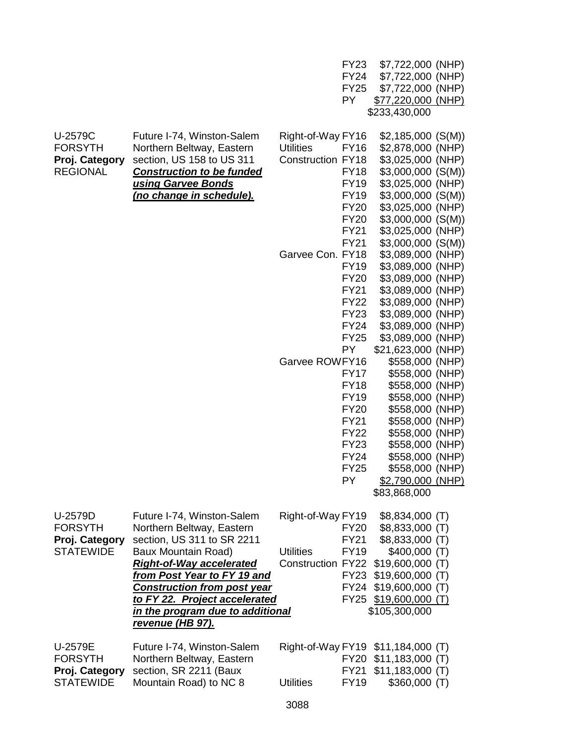| | | | | |
|---|---|---|---|---|
| | | | FY23 | $7,722,000 (NHP) |
| | | | FY24 | $7,722,000 (NHP) |
| | | | FY25 | $7,722,000 (NHP) |
| | | | PY | $77,220,000 (NHP) |
| | | | | $233,430,000 |
| U-2579C | Future I-74, Winston-Salem | Right-of-Way | FY16 | $2,185,000 (S(M)) |
| FORSYTH | Northern Beltway, Eastern | Utilities | FY16 | $2,878,000 (NHP) |
| **Proj. Category** | section, US 158 to US 311 | Construction | FY18 | $3,025,000 (NHP) |
| REGIONAL | ***Construction to be funded*** | | FY18 | $3,000,000 (S(M)) |
| | ***using Garvee Bonds*** | | FY19 | $3,025,000 (NHP) |
| | ***(no change in schedule).*** | | FY19 | $3,000,000 (S(M)) |
| | | | FY20 | $3,025,000 (NHP) |
| | | | FY20 | $3,000,000 (S(M)) |
| | | | FY21 | $3,025,000 (NHP) |
| | | | FY21 | $3,000,000 (S(M)) |
| | | Garvee Con. | FY18 | $3,089,000 (NHP) |
| | | | FY19 | $3,089,000 (NHP) |
| | | | FY20 | $3,089,000 (NHP) |
| | | | FY21 | $3,089,000 (NHP) |
| | | | FY22 | $3,089,000 (NHP) |
| | | | FY23 | $3,089,000 (NHP) |
| | | | FY24 | $3,089,000 (NHP) |
| | | | FY25 | $3,089,000 (NHP) |
| | | | PY | $21,623,000 (NHP) |
| | | Garvee ROW | FY16 | $558,000 (NHP) |
| | | | FY17 | $558,000 (NHP) |
| | | | FY18 | $558,000 (NHP) |
| | | | FY19 | $558,000 (NHP) |
| | | | FY20 | $558,000 (NHP) |
| | | | FY21 | $558,000 (NHP) |
| | | | FY22 | $558,000 (NHP) |
| | | | FY23 | $558,000 (NHP) |
| | | | FY24 | $558,000 (NHP) |
| | | | FY25 | $558,000 (NHP) |
| | | | PY | $2,790,000 (NHP) |
| | | | | $83,868,000 |
| U-2579D | Future I-74, Winston-Salem | Right-of-Way | FY19 | $8,834,000 (T) |
| FORSYTH | Northern Beltway, Eastern | | FY20 | $8,833,000 (T) |
| **Proj. Category** | section, US 311 to SR 2211 | | FY21 | $8,833,000 (T) |
| STATEWIDE | Baux Mountain Road) | Utilities | FY19 | $400,000 (T) |
| | ***Right-of-Way accelerated*** | Construction | FY22 | $19,600,000 (T) |
| | ***from Post Year to FY 19 and*** | | FY23 | $19,600,000 (T) |
| | ***Construction from post year*** | | FY24 | $19,600,000 (T) |
| | ***to FY 22. Project accelerated*** | | FY25 | $19,600,000 (T) |
| | ***in the program due to additional*** | | | $105,300,000 |
| | ***revenue (HB 97).*** | | | |
| U-2579E | Future I-74, Winston-Salem | Right-of-Way | FY19 | $11,184,000 (T) |
| FORSYTH | Northern Beltway, Eastern | | FY20 | $11,183,000 (T) |
| **Proj. Category** | section, SR 2211 (Baux | | FY21 | $11,183,000 (T) |
| STATEWIDE | Mountain Road) to NC 8 | Utilities | FY19 | $360,000 (T) |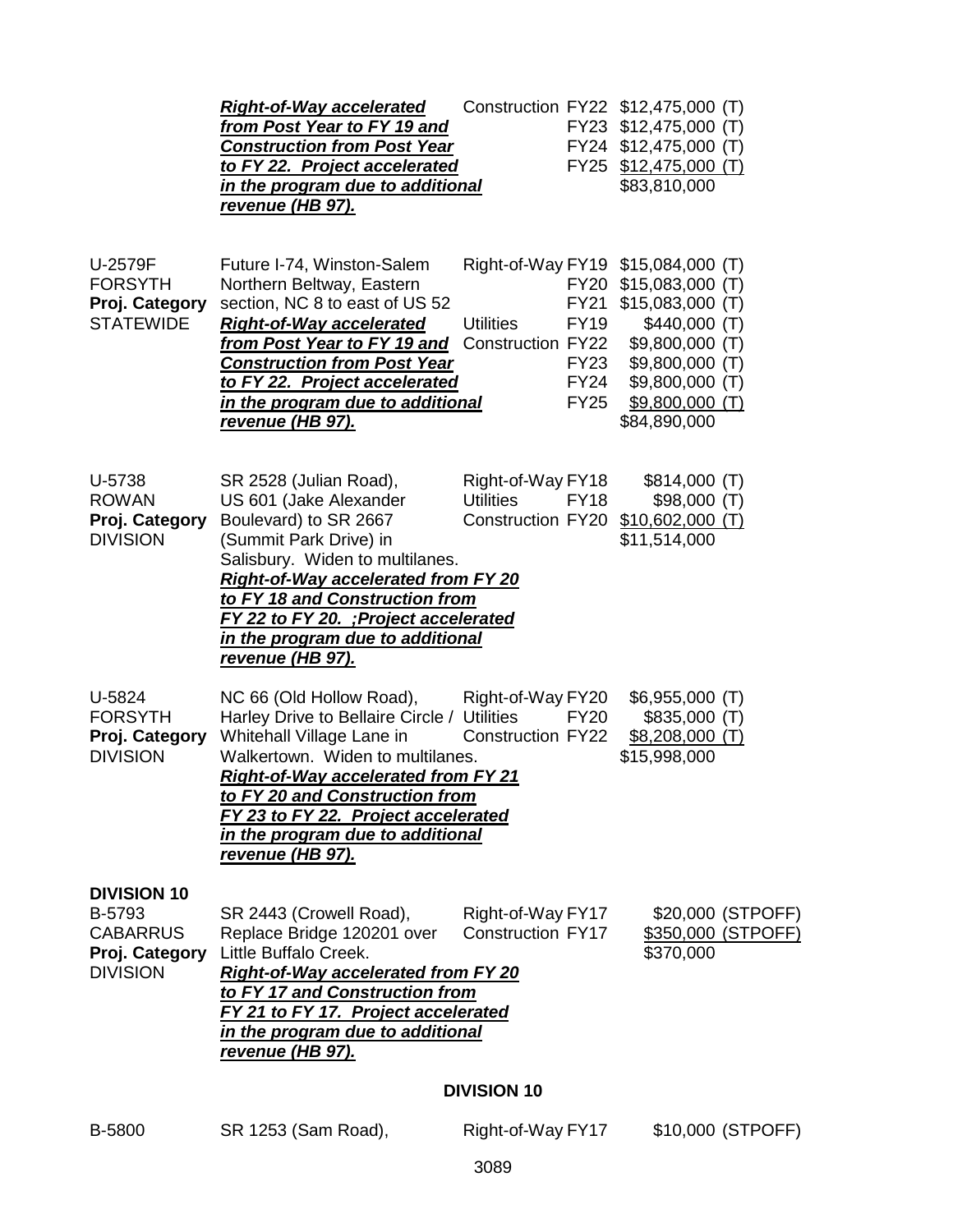| | | | |
|---|---|---|---|
| | ***Right-of-Way accelerated from Post Year to FY 19 and Construction from Post Year to FY 22. Project accelerated in the program due to additional revenue (HB 97).*** | Construction FY22<br>FY23<br>FY24<br>FY25 | $12,475,000 (T)<br>$12,475,000 (T)<br>$12,475,000 (T)<br>$12,475,000 (T)<br>$83,810,000 |
| U-2579F<br>FORSYTH<br>**Proj. Category**<br>STATEWIDE | Future I-74, Winston-Salem Northern Beltway, Eastern section, NC 8 to east of US 52<br>***Right-of-Way accelerated from Post Year to FY 19 and Construction from Post Year to FY 22. Project accelerated in the program due to additional revenue (HB 97).*** | Right-of-Way FY19<br>FY20<br>FY21<br>Utilities FY19<br>Construction FY22<br>FY23<br>FY24<br>FY25 | $15,084,000 (T)<br>$15,083,000 (T)<br>$15,083,000 (T)<br>$440,000 (T)<br>$9,800,000 (T)<br>$9,800,000 (T)<br>$9,800,000 (T)<br>$9,800,000 (T)<br>$84,890,000 |
| U-5738<br>ROWAN<br>**Proj. Category**<br>DIVISION | SR 2528 (Julian Road), US 601 (Jake Alexander Boulevard) to SR 2667 (Summit Park Drive) in Salisbury. Widen to multilanes.<br>***Right-of-Way accelerated from FY 20 to FY 18 and Construction from FY 22 to FY 20. ;Project accelerated in the program due to additional revenue (HB 97).*** | Right-of-Way FY18<br>Utilities FY18<br>Construction FY20 | $814,000 (T)<br>$98,000 (T)<br>$10,602,000 (T)<br>$11,514,000 |
| U-5824<br>FORSYTH<br>**Proj. Category**<br>DIVISION | NC 66 (Old Hollow Road), Harley Drive to Bellaire Circle / Whitehall Village Lane in Walkertown. Widen to multilanes.<br>***Right-of-Way accelerated from FY 21 to FY 20 and Construction from FY 23 to FY 22. Project accelerated in the program due to additional revenue (HB 97).*** | Right-of-Way FY20<br>Utilities FY20<br>Construction FY22 | $6,955,000 (T)<br>$835,000 (T)<br>$8,208,000 (T)<br>$15,998,000 |
| **DIVISION 10**<br>B-5793<br>CABARRUS<br>**Proj. Category**<br>DIVISION | SR 2443 (Crowell Road), Replace Bridge 120201 over Little Buffalo Creek.<br>***Right-of-Way accelerated from FY 20 to FY 17 and Construction from FY 21 to FY 17. Project accelerated in the program due to additional revenue (HB 97).*** | Right-of-Way FY17<br>Construction FY17 | $20,000 (STPOFF)<br>$350,000 (STPOFF)<br>$370,000 |

**DIVISION 10**

| | | | |
|---|---|---|---|
| B-5800 | SR 1253 (Sam Road), | Right-of-Way FY17 | $10,000 (STPOFF) |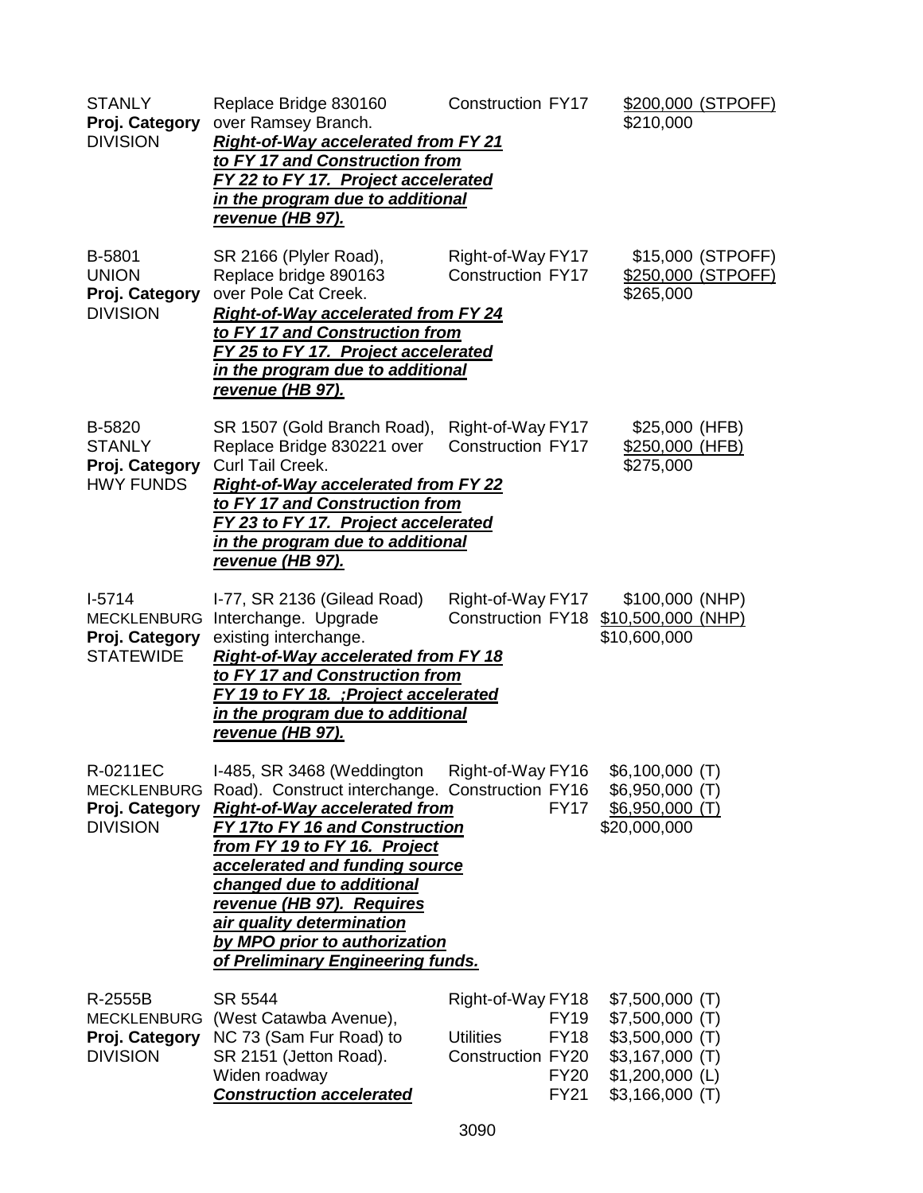| | | | |
|---|---|---|---|
| STANLY<br>**Proj. Category**<br>DIVISION | Replace Bridge 830160 over Ramsey Branch.<br>***Right-of-Way accelerated from FY 21 to FY 17 and Construction from FY 22 to FY 17. Project accelerated in the program due to additional revenue (HB 97).*** | Construction FY17 | $200,000 (STPOFF)<br>$210,000 |
| B-5801<br>UNION<br>**Proj. Category**<br>DIVISION | SR 2166 (Plyler Road), Replace bridge 890163 over Pole Cat Creek.<br>***Right-of-Way accelerated from FY 24 to FY 17 and Construction from FY 25 to FY 17. Project accelerated in the program due to additional revenue (HB 97).*** | Right-of-Way FY17<br>Construction FY17 | $15,000 (STPOFF)<br>$250,000 (STPOFF)<br>$265,000 |
| B-5820<br>STANLY<br>**Proj. Category**<br>HWY FUNDS | SR 1507 (Gold Branch Road), Replace Bridge 830221 over Curl Tail Creek.<br>***Right-of-Way accelerated from FY 22 to FY 17 and Construction from FY 23 to FY 17. Project accelerated in the program due to additional revenue (HB 97).*** | Right-of-Way FY17<br>Construction FY17 | $25,000 (HFB)<br>$250,000 (HFB)<br>$275,000 |
| I-5714<br>MECKLENBURG<br>**Proj. Category**<br>STATEWIDE | I-77, SR 2136 (Gilead Road) Interchange. Upgrade existing interchange.<br>***Right-of-Way accelerated from FY 18 to FY 17 and Construction from FY 19 to FY 18. ;Project accelerated in the program due to additional revenue (HB 97).*** | Right-of-Way FY17<br>Construction FY18 | $100,000 (NHP)<br>$10,500,000 (NHP)<br>$10,600,000 |
| R-0211EC<br>MECKLENBURG<br>**Proj. Category**<br>DIVISION | I-485, SR 3468 (Weddington Road). Construct interchange.<br>***Right-of-Way accelerated from FY 17to FY 16 and Construction from FY 19 to FY 16. Project accelerated and funding source changed due to additional revenue (HB 97). Requires air quality determination by MPO prior to authorization of Preliminary Engineering funds.*** | Right-of-Way FY16<br>Construction FY16<br>FY17 | $6,100,000 (T)<br>$6,950,000 (T)<br>$6,950,000 (T)<br>$20,000,000 |
| R-2555B<br>MECKLENBURG<br>**Proj. Category**<br>DIVISION | SR 5544 (West Catawba Avenue), NC 73 (Sam Fur Road) to SR 2151 (Jetton Road). Widen roadway<br>***Construction accelerated*** | Right-of-Way FY18<br>FY19<br>Utilities FY18<br>Construction FY20<br>FY20<br>FY21 | $7,500,000 (T)<br>$7,500,000 (T)<br>$3,500,000 (T)<br>$3,167,000 (T)<br>$1,200,000 (L)<br>$3,166,000 (T) |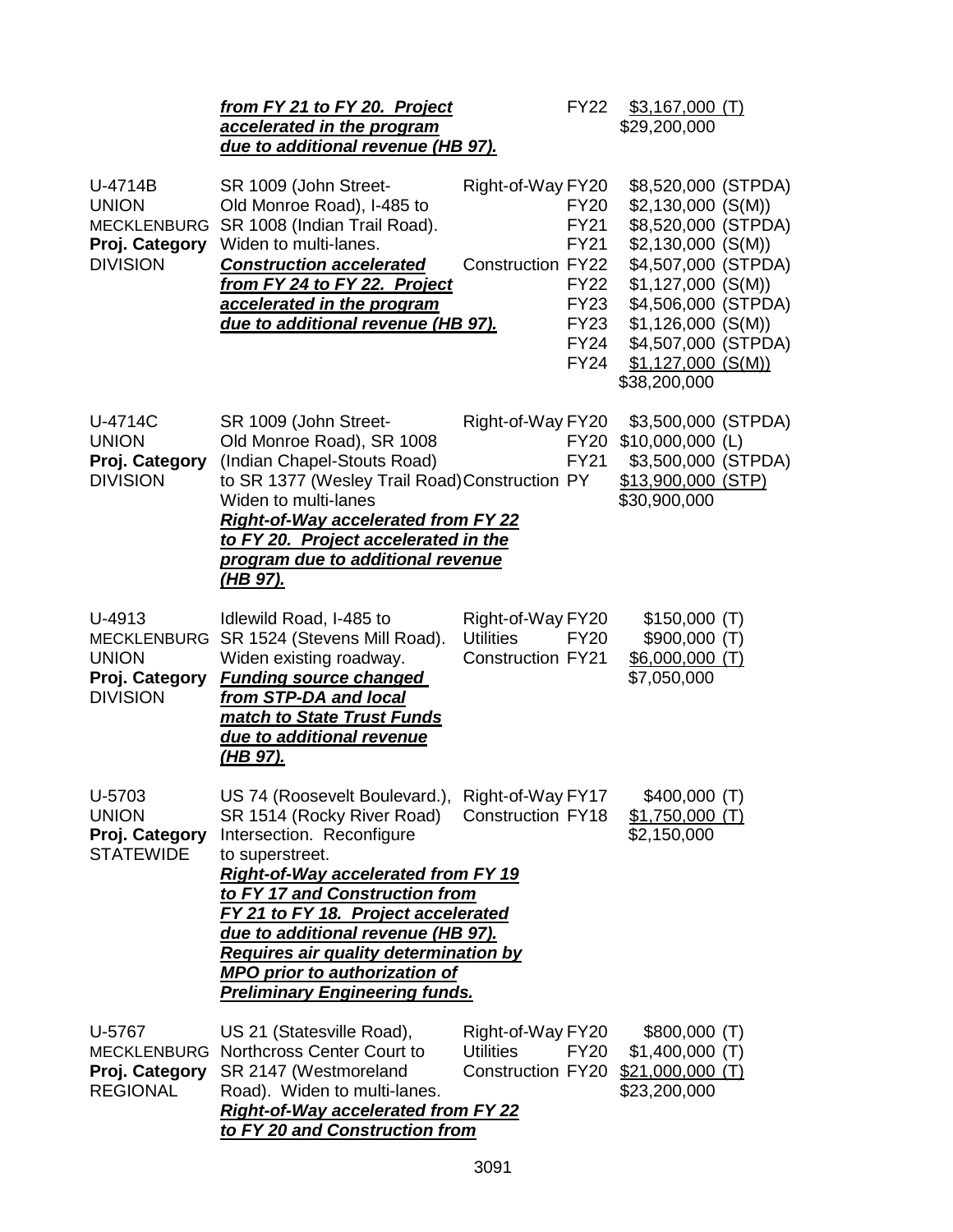| | | | | |
|---|---|---|---|---|
| | ***from FY 21 to FY 20. Project accelerated in the program due to additional revenue (HB 97).*** | | FY22 | $3,167,000 (T) <br> $29,200,000 |
| U-4714B <br> UNION <br> MECKLENBURG <br> **Proj. Category** <br> DIVISION | SR 1009 (John Street-Old Monroe Road), I-485 to SR 1008 (Indian Trail Road). Widen to multi-lanes. <br> ***Construction accelerated from FY 24 to FY 22. Project accelerated in the program due to additional revenue (HB 97).*** | Right-of-Way <br> <br> <br> <br> Construction | FY20 <br> FY20 <br> FY21 <br> FY21 <br> FY22 <br> FY22 <br> FY23 <br> FY23 <br> FY24 <br> FY24 | $8,520,000 (STPDA) <br> $2,130,000 (S(M)) <br> $8,520,000 (STPDA) <br> $2,130,000 (S(M)) <br> $4,507,000 (STPDA) <br> $1,127,000 (S(M)) <br> $4,506,000 (STPDA) <br> $1,126,000 (S(M)) <br> $4,507,000 (STPDA) <br> $1,127,000 (S(M)) <br> $38,200,000 |
| U-4714C <br> UNION <br> **Proj. Category** <br> DIVISION | SR 1009 (John Street-Old Monroe Road), SR 1008 (Indian Chapel-Stouts Road) to SR 1377 (Wesley Trail Road) Widen to multi-lanes <br> ***Right-of-Way accelerated from FY 22 to FY 20. Project accelerated in the program due to additional revenue (HB 97).*** | Right-of-Way <br> <br> <br> Construction | FY20 <br> FY20 <br> FY21 <br> PY | $3,500,000 (STPDA) <br> $10,000,000 (L) <br> $3,500,000 (STPDA) <br> $13,900,000 (STP) <br> $30,900,000 |
| U-4913 <br> MECKLENBURG <br> UNION <br> **Proj. Category** <br> DIVISION | Idlewild Road, I-485 to SR 1524 (Stevens Mill Road). Widen existing roadway. <br> ***Funding source changed from STP-DA and local match to State Trust Funds due to additional revenue (HB 97).*** | Right-of-Way <br> Utilities <br> Construction | FY20 <br> FY20 <br> FY21 | $150,000 (T) <br> $900,000 (T) <br> $6,000,000 (T) <br> $7,050,000 |
| U-5703 <br> UNION <br> **Proj. Category** <br> STATEWIDE | US 74 (Roosevelt Boulevard.), SR 1514 (Rocky River Road) Intersection. Reconfigure to superstreet. <br> ***Right-of-Way accelerated from FY 19 to FY 17 and Construction from FY 21 to FY 18. Project accelerated due to additional revenue (HB 97). Requires air quality determination by MPO prior to authorization of Preliminary Engineering funds.*** | Right-of-Way <br> Construction | FY17 <br> FY18 | $400,000 (T) <br> $1,750,000 (T) <br> $2,150,000 |
| U-5767 <br> MECKLENBURG <br> **Proj. Category** <br> REGIONAL | US 21 (Statesville Road), Northcross Center Court to SR 2147 (Westmoreland Road). Widen to multi-lanes. <br> ***Right-of-Way accelerated from FY 22 to FY 20 and Construction from*** | Right-of-Way <br> Utilities <br> Construction | FY20 <br> FY20 <br> FY20 | $800,000 (T) <br> $1,400,000 (T) <br> $21,000,000 (T) <br> $23,200,000 |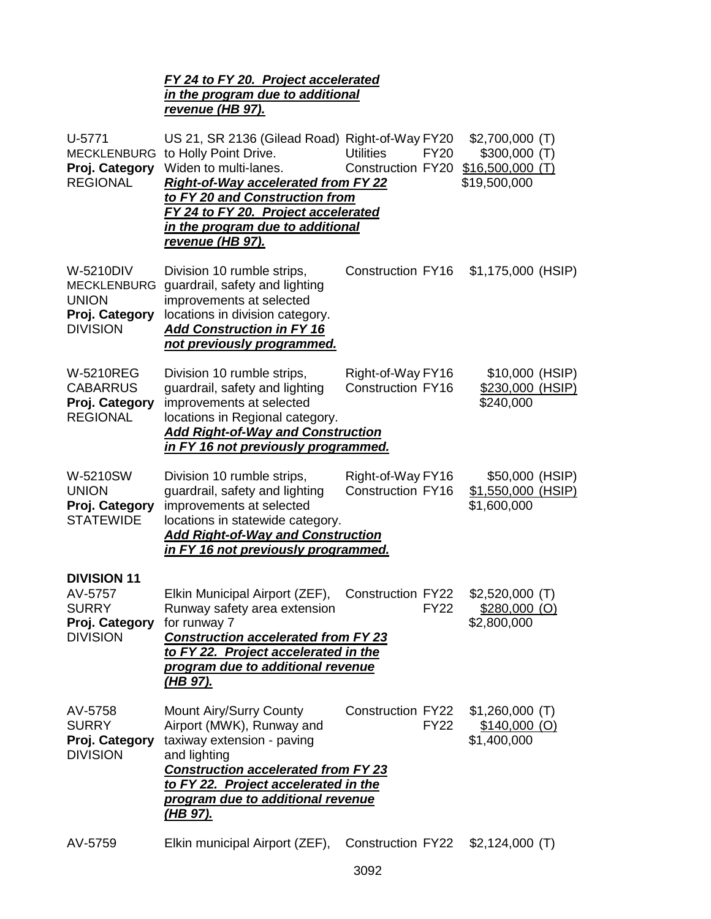| | | | |
|---|---|---|---|
| | ***FY 24 to FY 20. Project accelerated in the program due to additional revenue (HB 97).*** | | |
| U-5771<br>MECKLENBURG<br>**Proj. Category**<br>REGIONAL | US 21, SR 2136 (Gilead Road) to Holly Point Drive. Widen to multi-lanes.<br>***Right-of-Way accelerated from FY 22 to FY 20 and Construction from FY 24 to FY 20. Project accelerated in the program due to additional revenue (HB 97).*** | Right-of-Way FY20<br>Utilities FY20<br>Construction FY20 | \$2,700,000 (T)<br>\$300,000 (T)<br>\$16,500,000 (T)<br>\$19,500,000 |
| W-5210DIV<br>MECKLENBURG<br>UNION<br>**Proj. Category**<br>DIVISION | Division 10 rumble strips, guardrail, safety and lighting improvements at selected locations in division category.<br>***Add Construction in FY 16 not previously programmed.*** | Construction FY16 | \$1,175,000 (HSIP) |
| W-5210REG<br>CABARRUS<br>**Proj. Category**<br>REGIONAL | Division 10 rumble strips, guardrail, safety and lighting improvements at selected locations in Regional category.<br>***Add Right-of-Way and Construction in FY 16 not previously programmed.*** | Right-of-Way FY16<br>Construction FY16 | \$10,000 (HSIP)<br>\$230,000 (HSIP)<br>\$240,000 |
| W-5210SW<br>UNION<br>**Proj. Category**<br>STATEWIDE | Division 10 rumble strips, guardrail, safety and lighting improvements at selected locations in statewide category.<br>***Add Right-of-Way and Construction in FY 16 not previously programmed.*** | Right-of-Way FY16<br>Construction FY16 | \$50,000 (HSIP)<br>\$1,550,000 (HSIP)<br>\$1,600,000 |
| **DIVISION 11** | | | |
| AV-5757<br>SURRY<br>**Proj. Category**<br>DIVISION | Elkin Municipal Airport (ZEF), Runway safety area extension for runway 7<br>***Construction accelerated from FY 23 to FY 22. Project accelerated in the program due to additional revenue (HB 97).*** | Construction FY22<br>FY22 | \$2,520,000 (T)<br>\$280,000 (O)<br>\$2,800,000 |
| AV-5758<br>SURRY<br>**Proj. Category**<br>DIVISION | Mount Airy/Surry County Airport (MWK), Runway and taxiway extension - paving and lighting<br>***Construction accelerated from FY 23 to FY 22. Project accelerated in the program due to additional revenue (HB 97).*** | Construction FY22<br>FY22 | \$1,260,000 (T)<br>\$140,000 (O)<br>\$1,400,000 |
| AV-5759 | Elkin municipal Airport (ZEF), | Construction FY22 | \$2,124,000 (T) |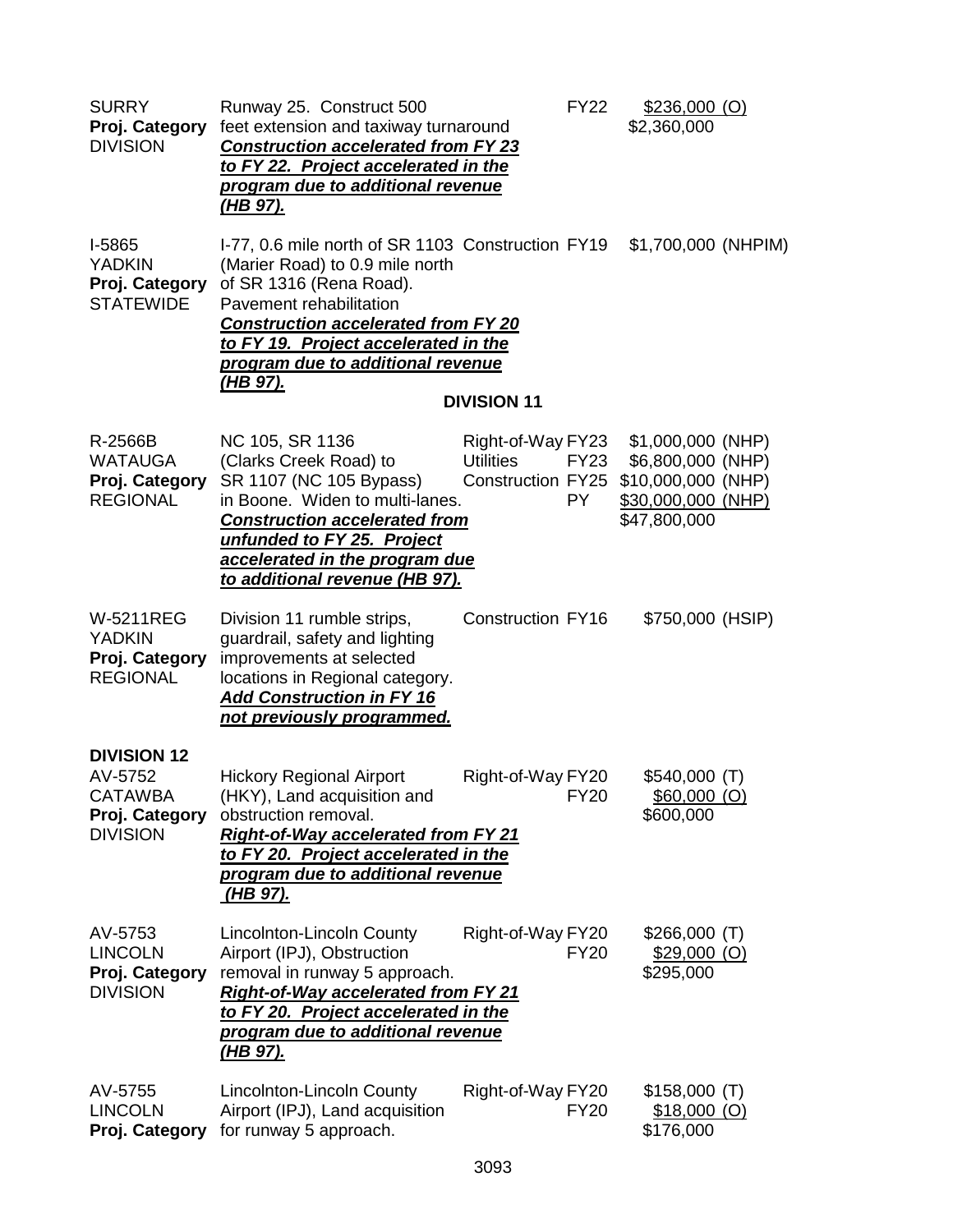SURRY
**Proj. Category**
DIVISION

Runway 25. Construct 500 feet extension and taxiway turnaround
***Construction accelerated from FY 23 to FY 22. Project accelerated in the program due to additional revenue (HB 97).***

FY22 — $236,000 (O)
$2,360,000

I-5865
YADKIN
**Proj. Category**
STATEWIDE

I-77, 0.6 mile north of SR 1103 (Marier Road) to 0.9 mile north of SR 1316 (Rena Road). Pavement rehabilitation
***Construction accelerated from FY 20 to FY 19. Project accelerated in the program due to additional revenue (HB 97).***

Construction FY19 — $1,700,000 (NHPIM)

**DIVISION 11**

R-2566B
WATAUGA
**Proj. Category**
REGIONAL

NC 105, SR 1136 (Clarks Creek Road) to SR 1107 (NC 105 Bypass) in Boone. Widen to multi-lanes.
***Construction accelerated from unfunded to FY 25. Project accelerated in the program due to additional revenue (HB 97).***

| | | |
|---|---|---|
| Right-of-Way | FY23 | $1,000,000 (NHP) |
| Utilities | FY23 | $6,800,000 (NHP) |
| Construction | FY25 | $10,000,000 (NHP) |
| | PY | $30,000,000 (NHP) |
| | | $47,800,000 |

W-5211REG
YADKIN
**Proj. Category**
REGIONAL

Division 11 rumble strips, guardrail, safety and lighting improvements at selected locations in Regional category.
***Add Construction in FY 16 not previously programmed.***

Construction FY16 — $750,000 (HSIP)

**DIVISION 12**

AV-5752
CATAWBA
**Proj. Category**
DIVISION

Hickory Regional Airport (HKY), Land acquisition and obstruction removal.
***Right-of-Way accelerated from FY 21 to FY 20. Project accelerated in the program due to additional revenue (HB 97).***

| | | |
|---|---|---|
| Right-of-Way | FY20 | $540,000 (T) |
| | FY20 | $60,000 (O) |
| | | $600,000 |

AV-5753
LINCOLN
**Proj. Category**
DIVISION

Lincolnton-Lincoln County Airport (IPJ), Obstruction removal in runway 5 approach.
***Right-of-Way accelerated from FY 21 to FY 20. Project accelerated in the program due to additional revenue (HB 97).***

| | | |
|---|---|---|
| Right-of-Way | FY20 | $266,000 (T) |
| | FY20 | $29,000 (O) |
| | | $295,000 |

AV-5755
LINCOLN
**Proj. Category**

Lincolnton-Lincoln County Airport (IPJ), Land acquisition for runway 5 approach.

| | | |
|---|---|---|
| Right-of-Way | FY20 | $158,000 (T) |
| | FY20 | $18,000 (O) |
| | | $176,000 |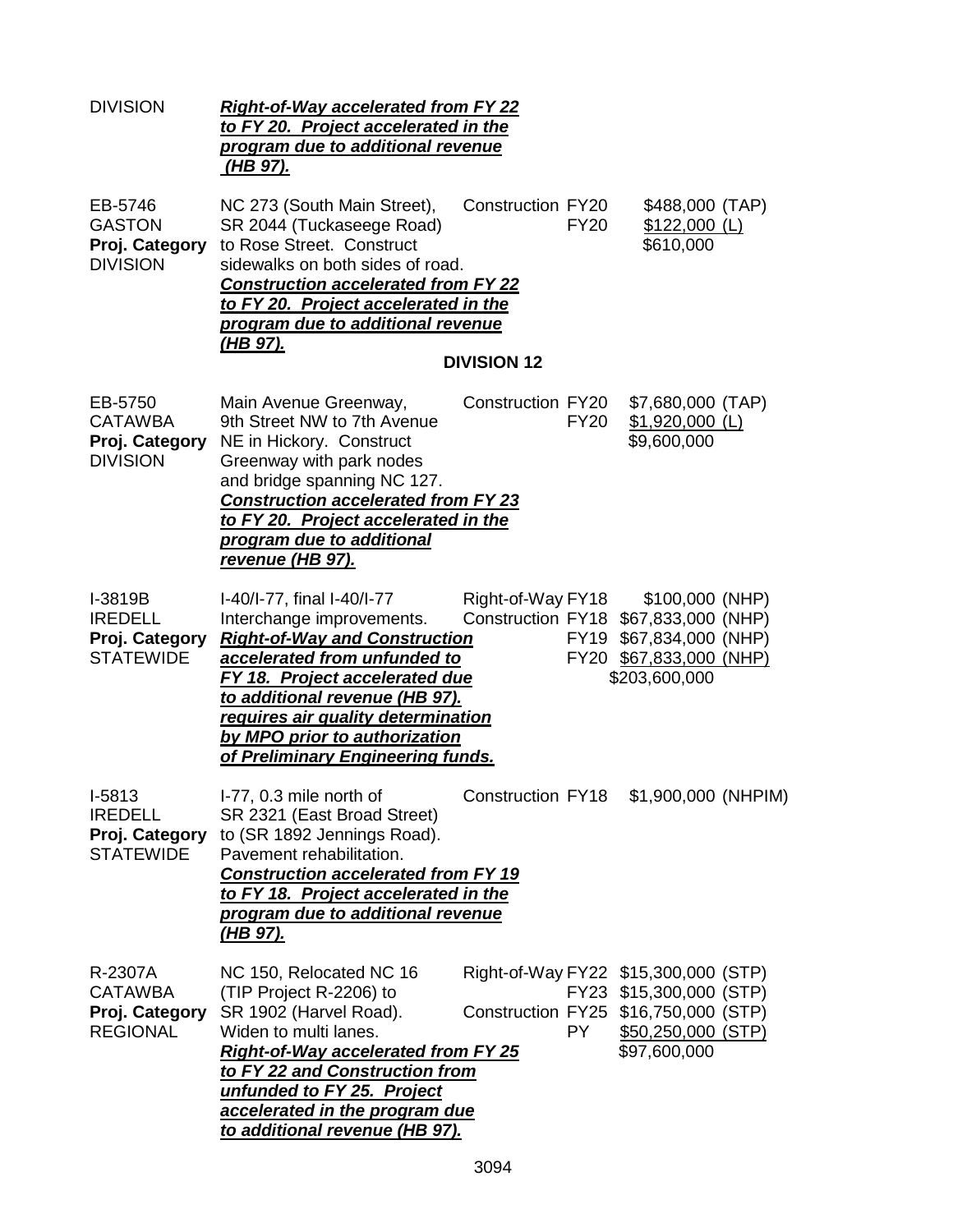| | | | | |
|---|---|---|---|---|
| DIVISION | ***Right-of-Way accelerated from FY 22 to FY 20. Project accelerated in the program due to additional revenue (HB 97).*** | | | |
| EB-5746<br>GASTON<br>**Proj. Category**<br>DIVISION | NC 273 (South Main Street), SR 2044 (Tuckaseege Road) to Rose Street. Construct sidewalks on both sides of road.<br>***Construction accelerated from FY 22 to FY 20. Project accelerated in the program due to additional revenue (HB 97).*** | Construction | FY20<br>FY20 | \$488,000 (TAP)<br>\$122,000 (L)<br>\$610,000 |

**DIVISION 12**

| | | | | |
|---|---|---|---|---|
| EB-5750<br>CATAWBA<br>**Proj. Category**<br>DIVISION | Main Avenue Greenway, 9th Street NW to 7th Avenue NE in Hickory. Construct Greenway with park nodes and bridge spanning NC 127.<br>***Construction accelerated from FY 23 to FY 20. Project accelerated in the program due to additional revenue (HB 97).*** | Construction | FY20<br>FY20 | \$7,680,000 (TAP)<br>\$1,920,000 (L)<br>\$9,600,000 |
| I-3819B<br>IREDELL<br>**Proj. Category**<br>STATEWIDE | I-40/I-77, final I-40/I-77 Interchange improvements.<br>***Right-of-Way and Construction accelerated from unfunded to FY 18. Project accelerated due to additional revenue (HB 97). requires air quality determination by MPO prior to authorization of Preliminary Engineering funds.*** | Right-of-Way<br>Construction | FY18<br>FY18<br>FY19<br>FY20 | \$100,000 (NHP)<br>\$67,833,000 (NHP)<br>\$67,834,000 (NHP)<br>\$67,833,000 (NHP)<br>\$203,600,000 |
| I-5813<br>IREDELL<br>**Proj. Category**<br>STATEWIDE | I-77, 0.3 mile north of SR 2321 (East Broad Street) to (SR 1892 Jennings Road). Pavement rehabilitation.<br>***Construction accelerated from FY 19 to FY 18. Project accelerated in the program due to additional revenue (HB 97).*** | Construction | FY18 | \$1,900,000 (NHPIM) |
| R-2307A<br>CATAWBA<br>**Proj. Category**<br>REGIONAL | NC 150, Relocated NC 16 (TIP Project R-2206) to SR 1902 (Harvel Road). Widen to multi lanes.<br>***Right-of-Way accelerated from FY 25 to FY 22 and Construction from unfunded to FY 25. Project accelerated in the program due to additional revenue (HB 97).*** | Right-of-Way<br><br>Construction | FY22<br>FY23<br>FY25<br>PY | \$15,300,000 (STP)<br>\$15,300,000 (STP)<br>\$16,750,000 (STP)<br>\$50,250,000 (STP)<br>\$97,600,000 |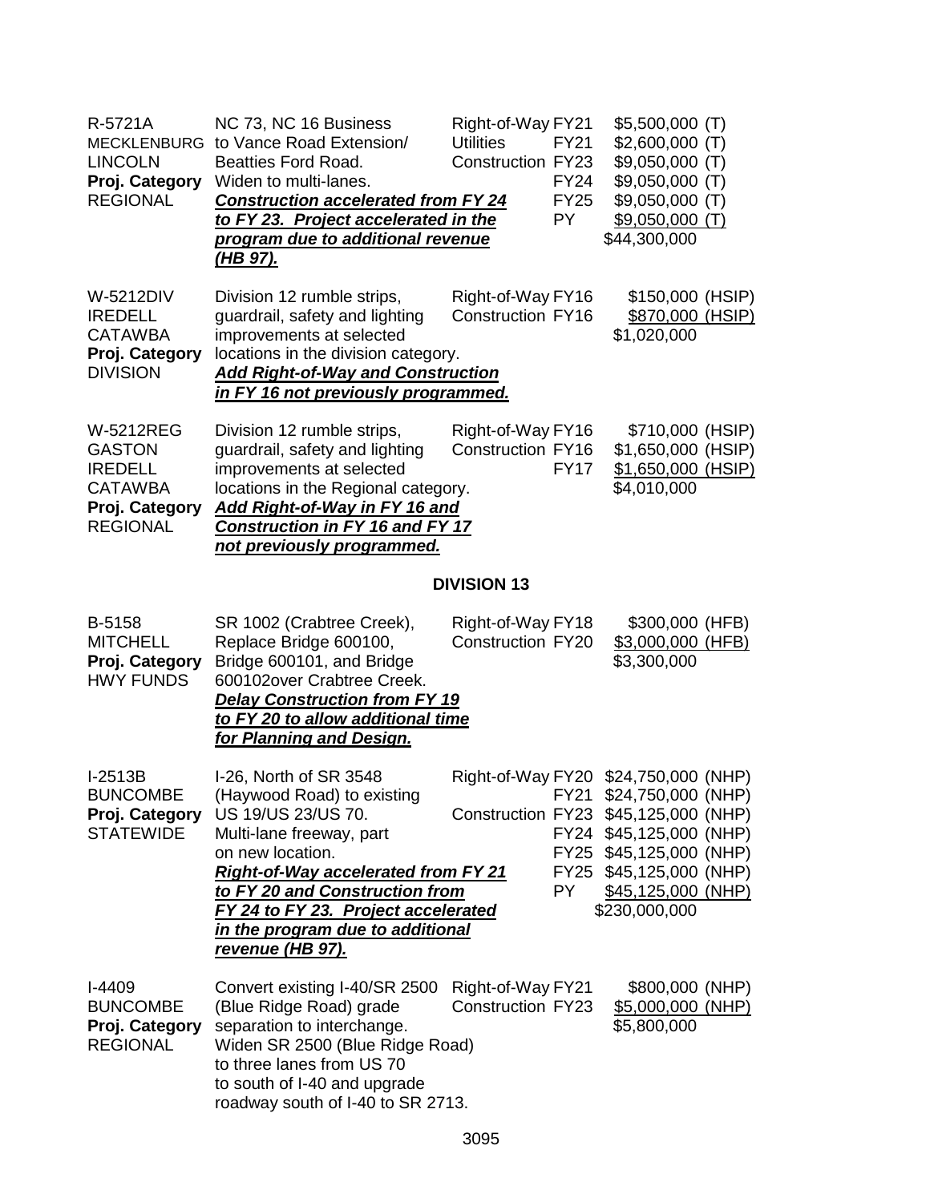| | | | | |
|---|---|---|---|---|
| R-5721A<br>MECKLENBURG<br>LINCOLN<br>**Proj. Category**<br>REGIONAL | NC 73, NC 16 Business to Vance Road Extension/ Beatties Ford Road. Widen to multi-lanes.<br>***Construction accelerated from FY 24 to FY 23. Project accelerated in the program due to additional revenue (HB 97).*** | Right-of-Way<br>Utilities<br>Construction | FY21<br>FY21<br>FY23<br>FY24<br>FY25<br>PY | \$5,500,000 (T)<br>\$2,600,000 (T)<br>\$9,050,000 (T)<br>\$9,050,000 (T)<br>\$9,050,000 (T)<br>\$9,050,000 (T)<br>\$44,300,000 |
| W-5212DIV<br>IREDELL<br>CATAWBA<br>**Proj. Category**<br>DIVISION | Division 12 rumble strips, guardrail, safety and lighting improvements at selected locations in the division category.<br>***Add Right-of-Way and Construction in FY 16 not previously programmed.*** | Right-of-Way<br>Construction | FY16<br>FY16 | \$150,000 (HSIP)<br>\$870,000 (HSIP)<br>\$1,020,000 |
| W-5212REG<br>GASTON<br>IREDELL<br>CATAWBA<br>**Proj. Category**<br>REGIONAL | Division 12 rumble strips, guardrail, safety and lighting improvements at selected locations in the Regional category.<br>***Add Right-of-Way in FY 16 and Construction in FY 16 and FY 17 not previously programmed.*** | Right-of-Way<br>Construction | FY16<br>FY16<br>FY17 | \$710,000 (HSIP)<br>\$1,650,000 (HSIP)<br>\$1,650,000 (HSIP)<br>\$4,010,000 |

**DIVISION 13**

| | | | | |
|---|---|---|---|---|
| B-5158<br>MITCHELL<br>**Proj. Category**<br>HWY FUNDS | SR 1002 (Crabtree Creek), Replace Bridge 600100, Bridge 600101, and Bridge 600102over Crabtree Creek.<br>***Delay Construction from FY 19 to FY 20 to allow additional time for Planning and Design.*** | Right-of-Way<br>Construction | FY18<br>FY20 | \$300,000 (HFB)<br>\$3,000,000 (HFB)<br>\$3,300,000 |
| I-2513B<br>BUNCOMBE<br>**Proj. Category**<br>STATEWIDE | I-26, North of SR 3548 (Haywood Road) to existing US 19/US 23/US 70. Multi-lane freeway, part on new location.<br>***Right-of-Way accelerated from FY 21 to FY 20 and Construction from FY 24 to FY 23. Project accelerated in the program due to additional revenue (HB 97).*** | Right-of-Way<br>Construction | FY20<br>FY21<br>FY23<br>FY24<br>FY25<br>FY25<br>PY | \$24,750,000 (NHP)<br>\$24,750,000 (NHP)<br>\$45,125,000 (NHP)<br>\$45,125,000 (NHP)<br>\$45,125,000 (NHP)<br>\$45,125,000 (NHP)<br>\$45,125,000 (NHP)<br>\$230,000,000 |
| I-4409<br>BUNCOMBE<br>**Proj. Category**<br>REGIONAL | Convert existing I-40/SR 2500 (Blue Ridge Road) grade separation to interchange. Widen SR 2500 (Blue Ridge Road) to three lanes from US 70 to south of I-40 and upgrade roadway south of I-40 to SR 2713. | Right-of-Way<br>Construction | FY21<br>FY23 | \$800,000 (NHP)<br>\$5,000,000 (NHP)<br>\$5,800,000 |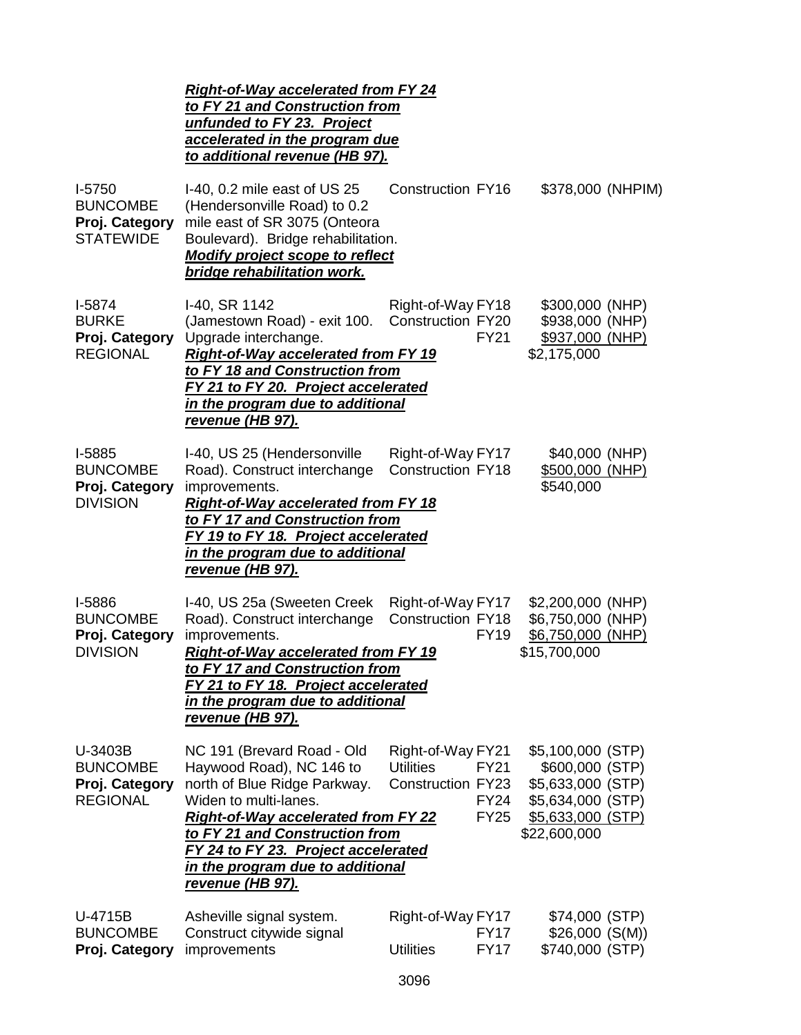***Right-of-Way accelerated from FY 24 to FY 21 and Construction from unfunded to FY 23. Project accelerated in the program due to additional revenue (HB 97).***

| | | | | |
|---|---|---|---|---|
| I-5750<br>BUNCOMBE<br>**Proj. Category**<br>STATEWIDE | I-40, 0.2 mile east of US 25 (Hendersonville Road) to 0.2 mile east of SR 3075 (Onteora Boulevard). Bridge rehabilitation.<br>***Modify project scope to reflect bridge rehabilitation work.*** | Construction | FY16 | \$378,000 (NHPIM) |
| I-5874<br>BURKE<br>**Proj. Category**<br>REGIONAL | I-40, SR 1142 (Jamestown Road) - exit 100. Upgrade interchange.<br>***Right-of-Way accelerated from FY 19 to FY 18 and Construction from FY 21 to FY 20. Project accelerated in the program due to additional revenue (HB 97).*** | Right-of-Way<br>Construction | FY18<br>FY20<br>FY21 | \$300,000 (NHP)<br>\$938,000 (NHP)<br>\$937,000 (NHP)<br>\$2,175,000 |
| I-5885<br>BUNCOMBE<br>**Proj. Category**<br>DIVISION | I-40, US 25 (Hendersonville Road). Construct interchange improvements.<br>***Right-of-Way accelerated from FY 18 to FY 17 and Construction from FY 19 to FY 18. Project accelerated in the program due to additional revenue (HB 97).*** | Right-of-Way<br>Construction | FY17<br>FY18 | \$40,000 (NHP)<br>\$500,000 (NHP)<br>\$540,000 |
| I-5886<br>BUNCOMBE<br>**Proj. Category**<br>DIVISION | I-40, US 25a (Sweeten Creek Road). Construct interchange improvements.<br>***Right-of-Way accelerated from FY 19 to FY 17 and Construction from FY 21 to FY 18. Project accelerated in the program due to additional revenue (HB 97).*** | Right-of-Way<br>Construction | FY17<br>FY18<br>FY19 | \$2,200,000 (NHP)<br>\$6,750,000 (NHP)<br>\$6,750,000 (NHP)<br>\$15,700,000 |
| U-3403B<br>BUNCOMBE<br>**Proj. Category**<br>REGIONAL | NC 191 (Brevard Road - Old Haywood Road), NC 146 to north of Blue Ridge Parkway. Widen to multi-lanes.<br>***Right-of-Way accelerated from FY 22 to FY 21 and Construction from FY 24 to FY 23. Project accelerated in the program due to additional revenue (HB 97).*** | Right-of-Way<br>Utilities<br>Construction | FY21<br>FY21<br>FY23<br>FY24<br>FY25 | \$5,100,000 (STP)<br>\$600,000 (STP)<br>\$5,633,000 (STP)<br>\$5,634,000 (STP)<br>\$5,633,000 (STP)<br>\$22,600,000 |
| U-4715B<br>BUNCOMBE<br>**Proj. Category** | Asheville signal system. Construct citywide signal improvements | Right-of-Way<br><br>Utilities | FY17<br>FY17<br>FY17 | \$74,000 (STP)<br>\$26,000 (S(M))<br>\$740,000 (STP) |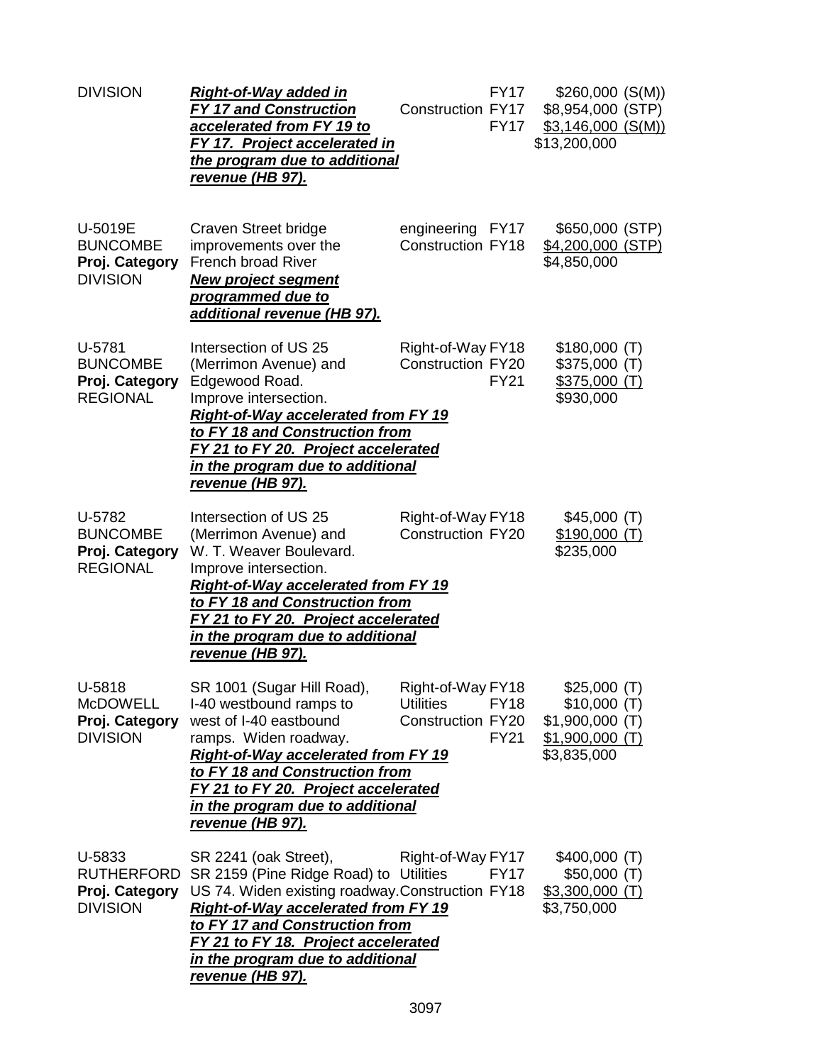| | | | | |
|---|---|---|---|---|
| DIVISION | ***Right-of-Way added in FY 17 and Construction accelerated from FY 19 to FY 17. Project accelerated in the program due to additional revenue (HB 97).*** | <br>Construction | FY17<br>FY17<br>FY17 | \$260,000 (S(M))<br>\$8,954,000 (STP)<br>\$3,146,000 (S(M))<br>\$13,200,000 |
| U-5019E<br>BUNCOMBE<br>**Proj. Category**<br>DIVISION | Craven Street bridge improvements over the French broad River<br>***New project segment programmed due to additional revenue (HB 97).*** | engineering<br>Construction | FY17<br>FY18 | \$650,000 (STP)<br>\$4,200,000 (STP)<br>\$4,850,000 |
| U-5781<br>BUNCOMBE<br>**Proj. Category**<br>REGIONAL | Intersection of US 25 (Merrimon Avenue) and Edgewood Road. Improve intersection.<br>***Right-of-Way accelerated from FY 19 to FY 18 and Construction from FY 21 to FY 20. Project accelerated in the program due to additional revenue (HB 97).*** | Right-of-Way<br>Construction | FY18<br>FY20<br>FY21 | \$180,000 (T)<br>\$375,000 (T)<br>\$375,000 (T)<br>\$930,000 |
| U-5782<br>BUNCOMBE<br>**Proj. Category**<br>REGIONAL | Intersection of US 25 (Merrimon Avenue) and W. T. Weaver Boulevard. Improve intersection.<br>***Right-of-Way accelerated from FY 19 to FY 18 and Construction from FY 21 to FY 20. Project accelerated in the program due to additional revenue (HB 97).*** | Right-of-Way<br>Construction | FY18<br>FY20 | \$45,000 (T)<br>\$190,000 (T)<br>\$235,000 |
| U-5818<br>McDOWELL<br>**Proj. Category**<br>DIVISION | SR 1001 (Sugar Hill Road), I-40 westbound ramps to west of I-40 eastbound ramps. Widen roadway.<br>***Right-of-Way accelerated from FY 19 to FY 18 and Construction from FY 21 to FY 20. Project accelerated in the program due to additional revenue (HB 97).*** | Right-of-Way<br>Utilities<br>Construction | FY18<br>FY18<br>FY20<br>FY21 | \$25,000 (T)<br>\$10,000 (T)<br>\$1,900,000 (T)<br>\$1,900,000 (T)<br>\$3,835,000 |
| U-5833<br>RUTHERFORD<br>**Proj. Category**<br>DIVISION | SR 2241 (oak Street), SR 2159 (Pine Ridge Road) to US 74. Widen existing roadway.<br>***Right-of-Way accelerated from FY 19 to FY 17 and Construction from FY 21 to FY 18. Project accelerated in the program due to additional revenue (HB 97).*** | Right-of-Way<br>Utilities<br>Construction | FY17<br>FY17<br>FY18 | \$400,000 (T)<br>\$50,000 (T)<br>\$3,300,000 (T)<br>\$3,750,000 |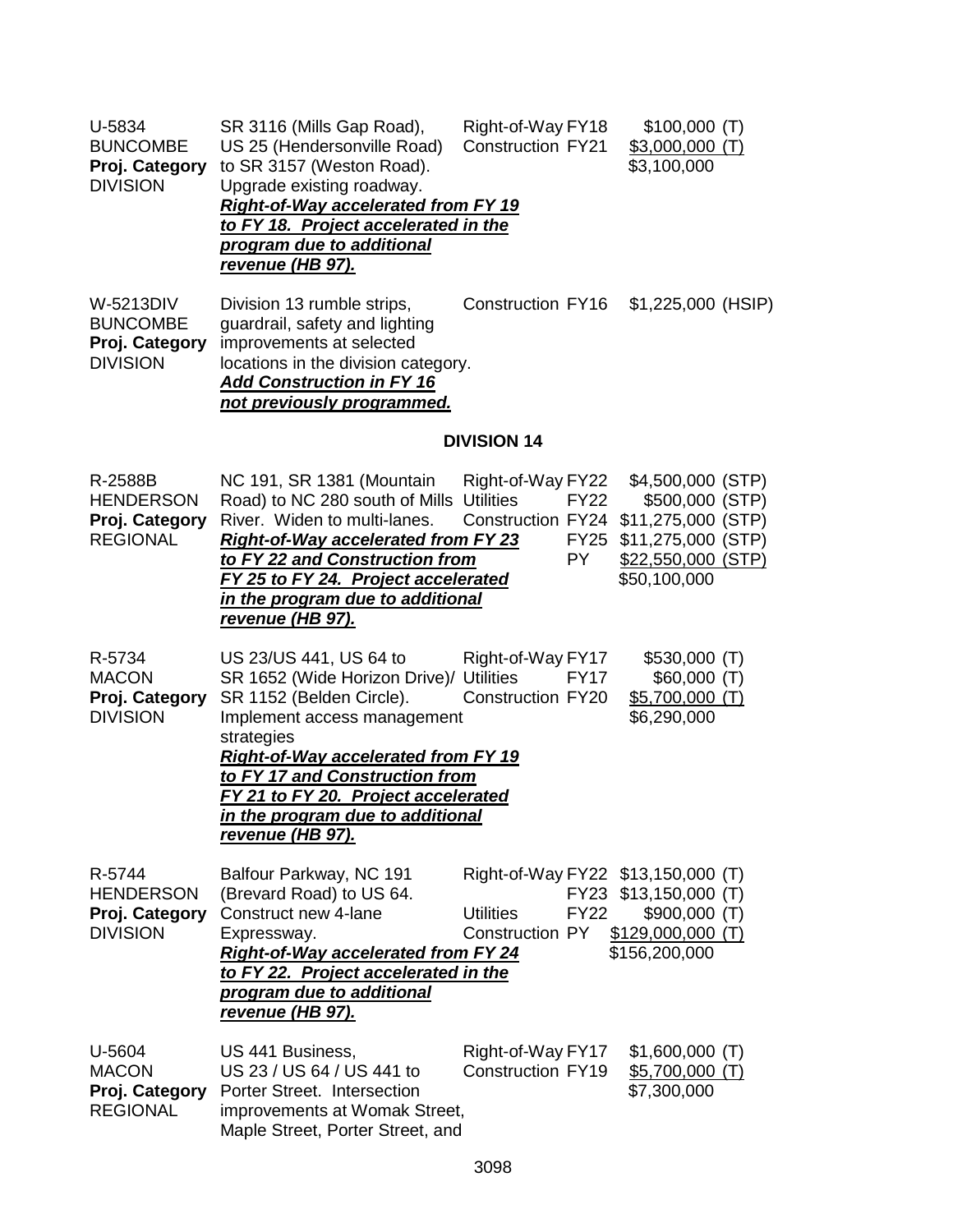U-5834
BUNCOMBE
**Proj. Category**
DIVISION

SR 3116 (Mills Gap Road), US 25 (Hendersonville Road) to SR 3157 (Weston Road). Upgrade existing roadway.
***Right-of-Way accelerated from FY 19 to FY 18. Project accelerated in the program due to additional revenue (HB 97).***

| | | |
|---|---|---|
| Right-of-Way | FY18 | $100,000 (T) |
| Construction | FY21 | $3,000,000 (T) |
| | | $3,100,000 |

W-5213DIV
BUNCOMBE
**Proj. Category**
DIVISION

Division 13 rumble strips, guardrail, safety and lighting improvements at selected locations in the division category.
***Add Construction in FY 16 not previously programmed.***

| | | |
|---|---|---|
| Construction | FY16 | $1,225,000 (HSIP) |

## DIVISION 14

R-2588B
HENDERSON
**Proj. Category**
REGIONAL

NC 191, SR 1381 (Mountain Road) to NC 280 south of Mills River. Widen to multi-lanes.
***Right-of-Way accelerated from FY 23 to FY 22 and Construction from FY 25 to FY 24. Project accelerated in the program due to additional revenue (HB 97).***

| | | |
|---|---|---|
| Right-of-Way | FY22 | $4,500,000 (STP) |
| Utilities | FY22 | $500,000 (STP) |
| Construction | FY24 | $11,275,000 (STP) |
| | FY25 | $11,275,000 (STP) |
| | PY | $22,550,000 (STP) |
| | | $50,100,000 |

R-5734
MACON
**Proj. Category**
DIVISION

US 23/US 441, US 64 to SR 1652 (Wide Horizon Drive)/ SR 1152 (Belden Circle). Implement access management strategies
***Right-of-Way accelerated from FY 19 to FY 17 and Construction from FY 21 to FY 20. Project accelerated in the program due to additional revenue (HB 97).***

| | | |
|---|---|---|
| Right-of-Way | FY17 | $530,000 (T) |
| Utilities | FY17 | $60,000 (T) |
| Construction | FY20 | $5,700,000 (T) |
| | | $6,290,000 |

R-5744
HENDERSON
**Proj. Category**
DIVISION

Balfour Parkway, NC 191 (Brevard Road) to US 64. Construct new 4-lane Expressway.
***Right-of-Way accelerated from FY 24 to FY 22. Project accelerated in the program due to additional revenue (HB 97).***

| | | |
|---|---|---|
| Right-of-Way | FY22 | $13,150,000 (T) |
| | FY23 | $13,150,000 (T) |
| Utilities | FY22 | $900,000 (T) |
| Construction | PY | $129,000,000 (T) |
| | | $156,200,000 |

U-5604
MACON
**Proj. Category**
REGIONAL

US 441 Business, US 23 / US 64 / US 441 to Porter Street. Intersection improvements at Womak Street, Maple Street, Porter Street, and

| | | |
|---|---|---|
| Right-of-Way | FY17 | $1,600,000 (T) |
| Construction | FY19 | $5,700,000 (T) |
| | | $7,300,000 |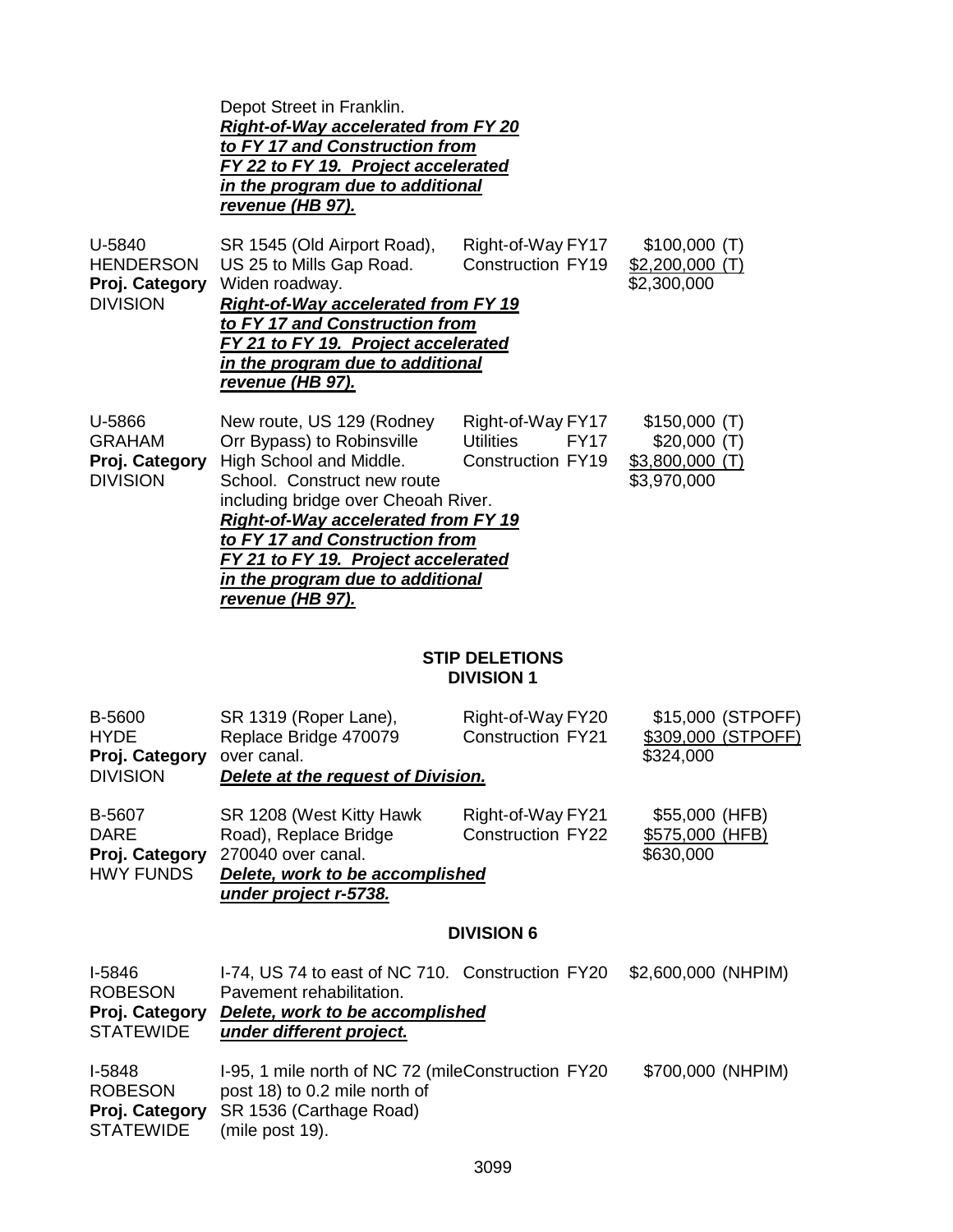| | Depot Street in Franklin. ***Right-of-Way accelerated from FY 20 to FY 17 and Construction from FY 22 to FY 19. Project accelerated in the program due to additional revenue (HB 97).*** | | |
|---|---|---|---|
| U-5840<br>HENDERSON<br>**Proj. Category**<br>DIVISION | SR 1545 (Old Airport Road), US 25 to Mills Gap Road. Widen roadway.<br>***Right-of-Way accelerated from FY 19 to FY 17 and Construction from FY 21 to FY 19. Project accelerated in the program due to additional revenue (HB 97).*** | Right-of-Way FY17<br>Construction FY19 | \$100,000 (T)<br>\$2,200,000 (T)<br>\$2,300,000 |
| U-5866<br>GRAHAM<br>**Proj. Category**<br>DIVISION | New route, US 129 (Rodney Orr Bypass) to Robinsville High School and Middle. School. Construct new route including bridge over Cheoah River.<br>***Right-of-Way accelerated from FY 19 to FY 17 and Construction from FY 21 to FY 19. Project accelerated in the program due to additional revenue (HB 97).*** | Right-of-Way FY17<br>Utilities FY17<br>Construction FY19 | \$150,000 (T)<br>\$20,000 (T)<br>\$3,800,000 (T)<br>\$3,970,000 |

## STIP DELETIONS
## DIVISION 1

| | | | |
|---|---|---|---|
| B-5600<br>HYDE<br>**Proj. Category**<br>DIVISION | SR 1319 (Roper Lane), Replace Bridge 470079 over canal.<br>***Delete at the request of Division.*** | Right-of-Way FY20<br>Construction FY21 | \$15,000 (STPOFF)<br>\$309,000 (STPOFF)<br>\$324,000 |
| B-5607<br>DARE<br>**Proj. Category**<br>HWY FUNDS | SR 1208 (West Kitty Hawk Road), Replace Bridge 270040 over canal.<br>***Delete, work to be accomplished under project r-5738.*** | Right-of-Way FY21<br>Construction FY22 | \$55,000 (HFB)<br>\$575,000 (HFB)<br>\$630,000 |

## DIVISION 6

| | | | |
|---|---|---|---|
| I-5846<br>ROBESON<br>**Proj. Category**<br>STATEWIDE | I-74, US 74 to east of NC 710. Pavement rehabilitation.<br>***Delete, work to be accomplished under different project.*** | Construction FY20 | \$2,600,000 (NHPIM) |
| I-5848<br>ROBESON<br>**Proj. Category**<br>STATEWIDE | I-95, 1 mile north of NC 72 (mile post 18) to 0.2 mile north of SR 1536 (Carthage Road) (mile post 19). | Construction FY20 | \$700,000 (NHPIM) |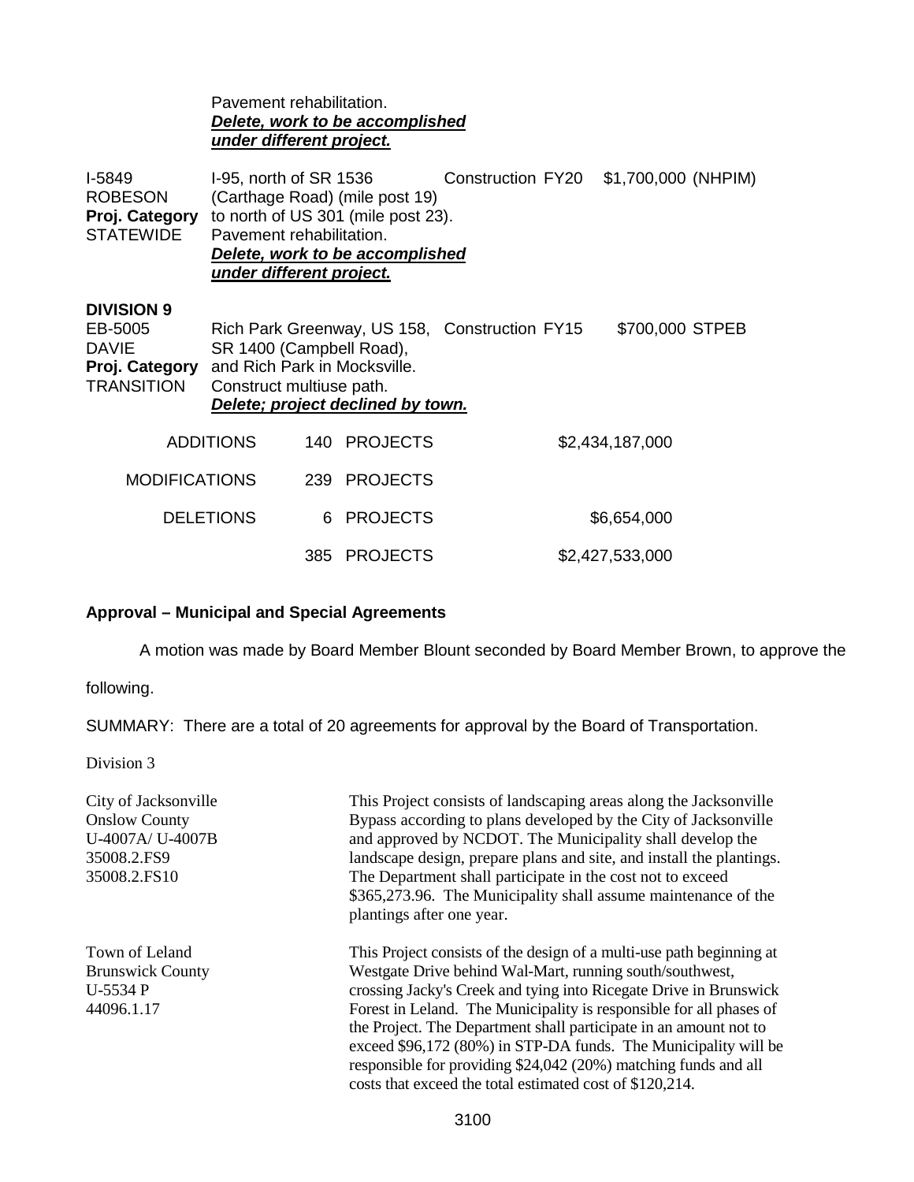|  | Pavement rehabilitation.<br>***Delete, work to be accomplished under different project.*** |  |  |
|---|---|---|---|
| I-5849<br>ROBESON<br>**Proj. Category**<br>STATEWIDE | I-95, north of SR 1536 (Carthage Road) (mile post 19) to north of US 301 (mile post 23).<br>Pavement rehabilitation.<br>***Delete, work to be accomplished under different project.*** | Construction FY20 | $1,700,000 (NHPIM) |

**DIVISION 9**

| EB-5005<br>DAVIE<br>**Proj. Category**<br>TRANSITION | Rich Park Greenway, US 158, SR 1400 (Campbell Road), and Rich Park in Mocksville.<br>Construct multiuse path.<br>***Delete; project declined by town.*** | Construction FY15 | $700,000 STPEB |
|---|---|---|---|

| | | |
|---|---|---|
| ADDITIONS | 140 PROJECTS | $2,434,187,000 |
| MODIFICATIONS | 239 PROJECTS | |
| DELETIONS | 6 PROJECTS | $6,654,000 |
| | 385 PROJECTS | $2,427,533,000 |

**Approval – Municipal and Special Agreements**

A motion was made by Board Member Blount seconded by Board Member Brown, to approve the following.

SUMMARY: There are a total of 20 agreements for approval by the Board of Transportation.

Division 3

| | |
|---|---|
| City of Jacksonville<br>Onslow County<br>U-4007A/ U-4007B<br>35008.2.FS9<br>35008.2.FS10 | This Project consists of landscaping areas along the Jacksonville Bypass according to plans developed by the City of Jacksonville and approved by NCDOT. The Municipality shall develop the landscape design, prepare plans and site, and install the plantings. The Department shall participate in the cost not to exceed $365,273.96. The Municipality shall assume maintenance of the plantings after one year. |
| Town of Leland<br>Brunswick County<br>U-5534 P<br>44096.1.17 | This Project consists of the design of a multi-use path beginning at Westgate Drive behind Wal-Mart, running south/southwest, crossing Jacky's Creek and tying into Ricegate Drive in Brunswick Forest in Leland. The Municipality is responsible for all phases of the Project. The Department shall participate in an amount not to exceed $96,172 (80%) in STP-DA funds. The Municipality will be responsible for providing $24,042 (20%) matching funds and all costs that exceed the total estimated cost of $120,214. |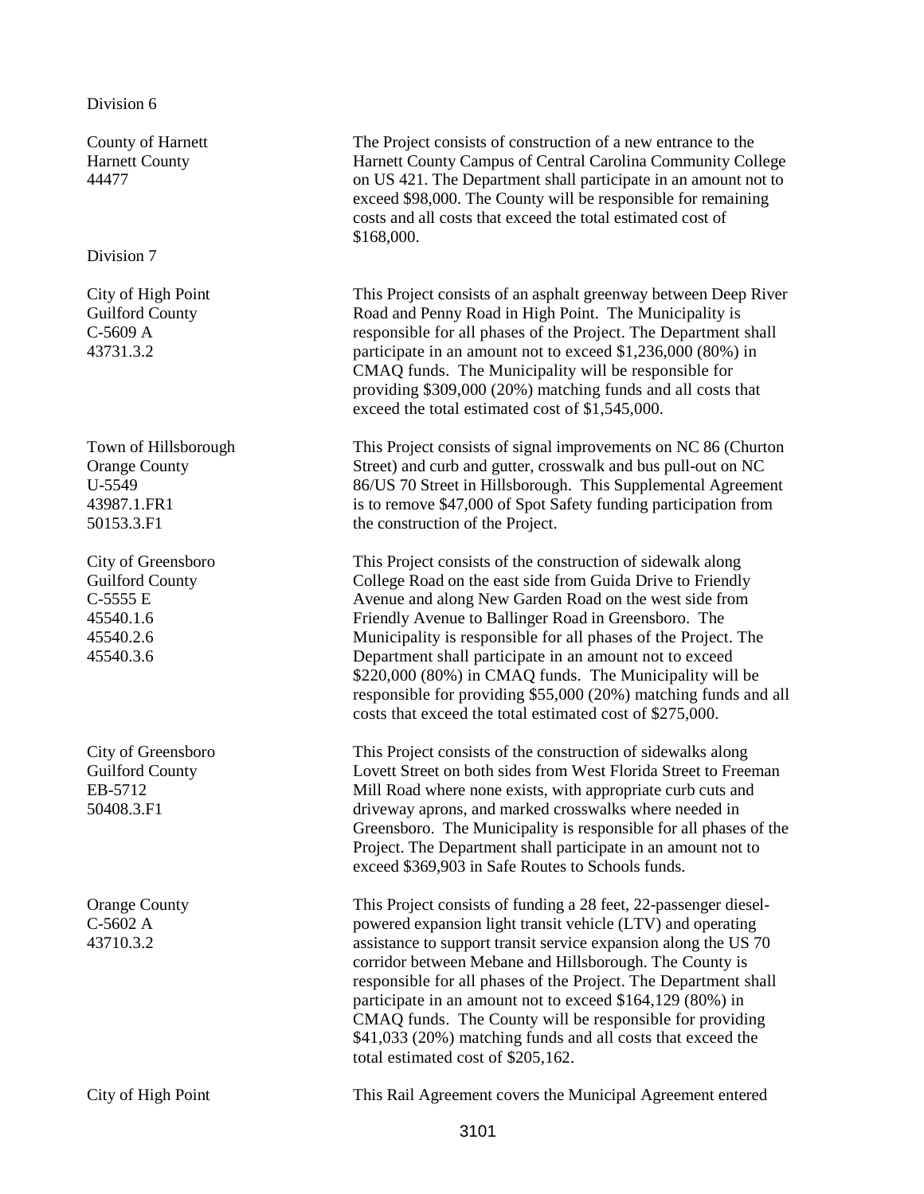Division 6

| | |
|---|---|
| County of Harnett<br>Harnett County<br>44477 | The Project consists of construction of a new entrance to the Harnett County Campus of Central Carolina Community College on US 421. The Department shall participate in an amount not to exceed $98,000. The County will be responsible for remaining costs and all costs that exceed the total estimated cost of $168,000. |

Division 7

| | |
|---|---|
| City of High Point<br>Guilford County<br>C-5609 A<br>43731.3.2 | This Project consists of an asphalt greenway between Deep River Road and Penny Road in High Point. The Municipality is responsible for all phases of the Project. The Department shall participate in an amount not to exceed $1,236,000 (80%) in CMAQ funds. The Municipality will be responsible for providing $309,000 (20%) matching funds and all costs that exceed the total estimated cost of $1,545,000. |
| Town of Hillsborough<br>Orange County<br>U-5549<br>43987.1.FR1<br>50153.3.F1 | This Project consists of signal improvements on NC 86 (Churton Street) and curb and gutter, crosswalk and bus pull-out on NC 86/US 70 Street in Hillsborough. This Supplemental Agreement is to remove $47,000 of Spot Safety funding participation from the construction of the Project. |
| City of Greensboro<br>Guilford County<br>C-5555 E<br>45540.1.6<br>45540.2.6<br>45540.3.6 | This Project consists of the construction of sidewalk along College Road on the east side from Guida Drive to Friendly Avenue and along New Garden Road on the west side from Friendly Avenue to Ballinger Road in Greensboro. The Municipality is responsible for all phases of the Project. The Department shall participate in an amount not to exceed $220,000 (80%) in CMAQ funds. The Municipality will be responsible for providing $55,000 (20%) matching funds and all costs that exceed the total estimated cost of $275,000. |
| City of Greensboro<br>Guilford County<br>EB-5712<br>50408.3.F1 | This Project consists of the construction of sidewalks along Lovett Street on both sides from West Florida Street to Freeman Mill Road where none exists, with appropriate curb cuts and driveway aprons, and marked crosswalks where needed in Greensboro. The Municipality is responsible for all phases of the Project. The Department shall participate in an amount not to exceed $369,903 in Safe Routes to Schools funds. |
| Orange County<br>C-5602 A<br>43710.3.2 | This Project consists of funding a 28 feet, 22-passenger diesel-powered expansion light transit vehicle (LTV) and operating assistance to support transit service expansion along the US 70 corridor between Mebane and Hillsborough. The County is responsible for all phases of the Project. The Department shall participate in an amount not to exceed $164,129 (80%) in CMAQ funds. The County will be responsible for providing $41,033 (20%) matching funds and all costs that exceed the total estimated cost of $205,162. |
| City of High Point | This Rail Agreement covers the Municipal Agreement entered |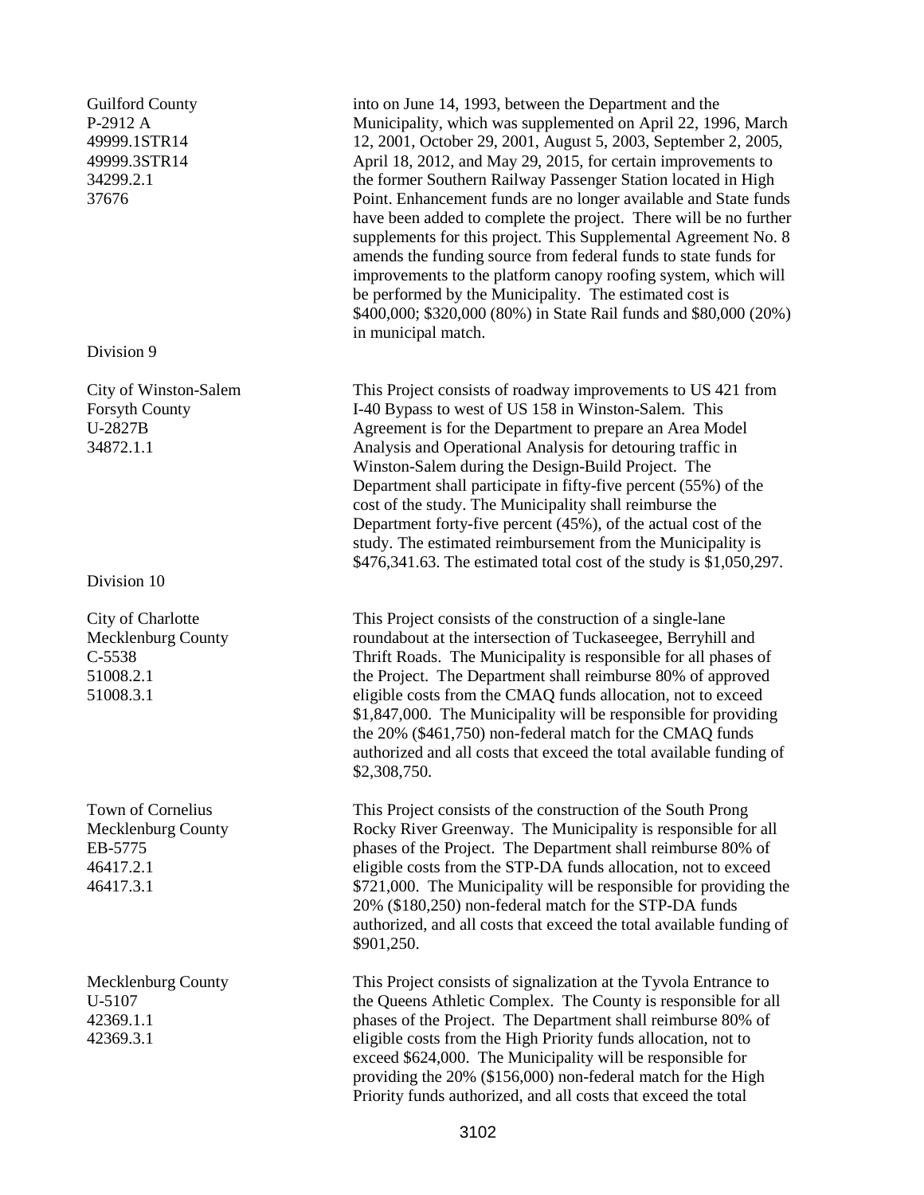Guilford County
P-2912 A
49999.1STR14
49999.3STR14
34299.2.1
37676

into on June 14, 1993, between the Department and the Municipality, which was supplemented on April 22, 1996, March 12, 2001, October 29, 2001, August 5, 2003, September 2, 2005, April 18, 2012, and May 29, 2015, for certain improvements to the former Southern Railway Passenger Station located in High Point. Enhancement funds are no longer available and State funds have been added to complete the project. There will be no further supplements for this project. This Supplemental Agreement No. 8 amends the funding source from federal funds to state funds for improvements to the platform canopy roofing system, which will be performed by the Municipality. The estimated cost is $400,000; $320,000 (80%) in State Rail funds and $80,000 (20%) in municipal match.

Division 9

City of Winston-Salem
Forsyth County
U-2827B
34872.1.1

This Project consists of roadway improvements to US 421 from I-40 Bypass to west of US 158 in Winston-Salem. This Agreement is for the Department to prepare an Area Model Analysis and Operational Analysis for detouring traffic in Winston-Salem during the Design-Build Project. The Department shall participate in fifty-five percent (55%) of the cost of the study. The Municipality shall reimburse the Department forty-five percent (45%), of the actual cost of the study. The estimated reimbursement from the Municipality is $476,341.63. The estimated total cost of the study is $1,050,297.

Division 10

City of Charlotte
Mecklenburg County
C-5538
51008.2.1
51008.3.1

This Project consists of the construction of a single-lane roundabout at the intersection of Tuckaseegee, Berryhill and Thrift Roads. The Municipality is responsible for all phases of the Project. The Department shall reimburse 80% of approved eligible costs from the CMAQ funds allocation, not to exceed $1,847,000. The Municipality will be responsible for providing the 20% ($461,750) non-federal match for the CMAQ funds authorized and all costs that exceed the total available funding of $2,308,750.

Town of Cornelius
Mecklenburg County
EB-5775
46417.2.1
46417.3.1

This Project consists of the construction of the South Prong Rocky River Greenway. The Municipality is responsible for all phases of the Project. The Department shall reimburse 80% of eligible costs from the STP-DA funds allocation, not to exceed $721,000. The Municipality will be responsible for providing the 20% ($180,250) non-federal match for the STP-DA funds authorized, and all costs that exceed the total available funding of $901,250.

Mecklenburg County
U-5107
42369.1.1
42369.3.1

This Project consists of signalization at the Tyvola Entrance to the Queens Athletic Complex. The County is responsible for all phases of the Project. The Department shall reimburse 80% of eligible costs from the High Priority funds allocation, not to exceed $624,000. The Municipality will be responsible for providing the 20% ($156,000) non-federal match for the High Priority funds authorized, and all costs that exceed the total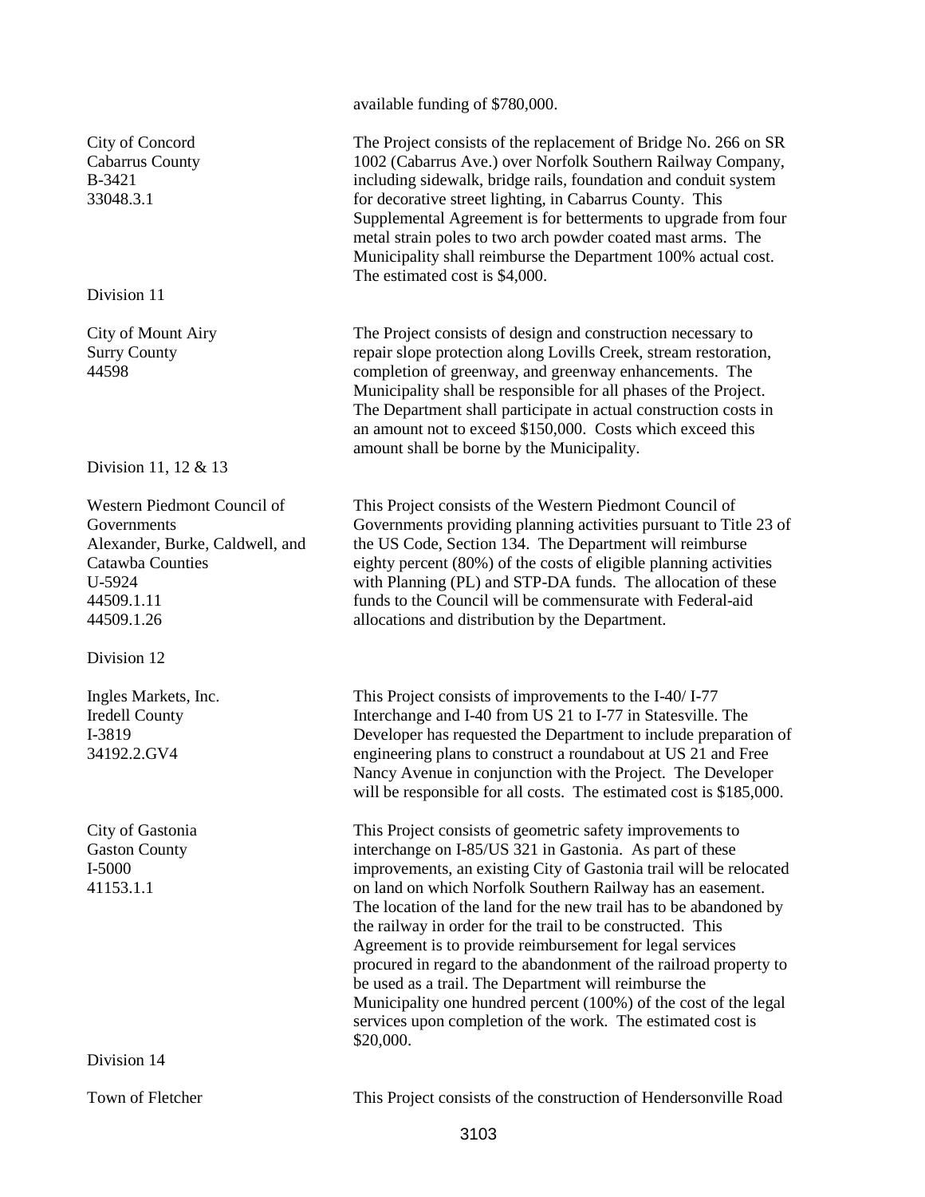available funding of $780,000.

| | |
|---|---|
| City of Concord<br>Cabarrus County<br>B-3421<br>33048.3.1 | The Project consists of the replacement of Bridge No. 266 on SR 1002 (Cabarrus Ave.) over Norfolk Southern Railway Company, including sidewalk, bridge rails, foundation and conduit system for decorative street lighting, in Cabarrus County. This Supplemental Agreement is for betterments to upgrade from four metal strain poles to two arch powder coated mast arms. The Municipality shall reimburse the Department 100% actual cost. The estimated cost is $4,000. |

Division 11

| | |
|---|---|
| City of Mount Airy<br>Surry County<br>44598 | The Project consists of design and construction necessary to repair slope protection along Lovills Creek, stream restoration, completion of greenway, and greenway enhancements. The Municipality shall be responsible for all phases of the Project. The Department shall participate in actual construction costs in an amount not to exceed $150,000. Costs which exceed this amount shall be borne by the Municipality. |

Division 11, 12 & 13

| | |
|---|---|
| Western Piedmont Council of Governments<br>Alexander, Burke, Caldwell, and Catawba Counties<br>U-5924<br>44509.1.11<br>44509.1.26 | This Project consists of the Western Piedmont Council of Governments providing planning activities pursuant to Title 23 of the US Code, Section 134. The Department will reimburse eighty percent (80%) of the costs of eligible planning activities with Planning (PL) and STP-DA funds. The allocation of these funds to the Council will be commensurate with Federal-aid allocations and distribution by the Department. |

Division 12

| | |
|---|---|
| Ingles Markets, Inc.<br>Iredell County<br>I-3819<br>34192.2.GV4 | This Project consists of improvements to the I-40/ I-77 Interchange and I-40 from US 21 to I-77 in Statesville. The Developer has requested the Department to include preparation of engineering plans to construct a roundabout at US 21 and Free Nancy Avenue in conjunction with the Project. The Developer will be responsible for all costs. The estimated cost is $185,000. |
| City of Gastonia<br>Gaston County<br>I-5000<br>41153.1.1 | This Project consists of geometric safety improvements to interchange on I-85/US 321 in Gastonia. As part of these improvements, an existing City of Gastonia trail will be relocated on land on which Norfolk Southern Railway has an easement. The location of the land for the new trail has to be abandoned by the railway in order for the trail to be constructed. This Agreement is to provide reimbursement for legal services procured in regard to the abandonment of the railroad property to be used as a trail. The Department will reimburse the Municipality one hundred percent (100%) of the cost of the legal services upon completion of the work. The estimated cost is $20,000. |

Division 14

| | |
|---|---|
| Town of Fletcher | This Project consists of the construction of Hendersonville Road |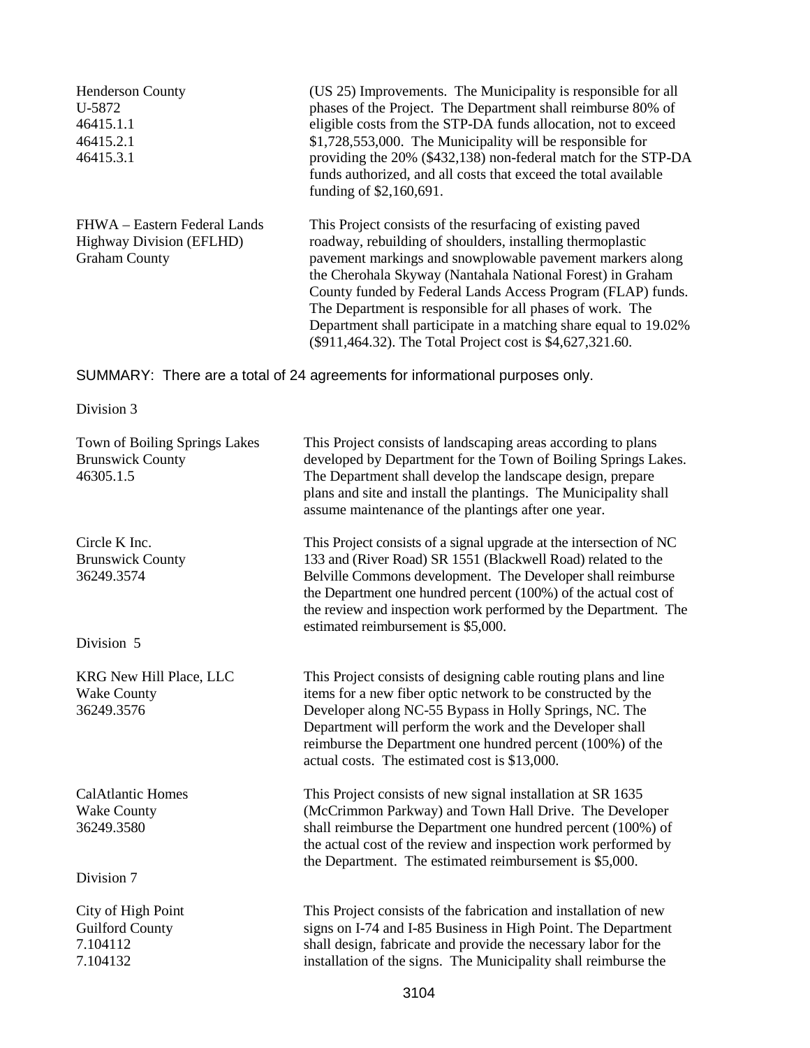Henderson County
U-5872
46415.1.1
46415.2.1
46415.3.1

(US 25) Improvements. The Municipality is responsible for all phases of the Project. The Department shall reimburse 80% of eligible costs from the STP-DA funds allocation, not to exceed $1,728,553,000. The Municipality will be responsible for providing the 20% ($432,138) non-federal match for the STP-DA funds authorized, and all costs that exceed the total available funding of $2,160,691.

FHWA – Eastern Federal Lands Highway Division (EFLHD)
Graham County

This Project consists of the resurfacing of existing paved roadway, rebuilding of shoulders, installing thermoplastic pavement markings and snowplowable pavement markers along the Cherohala Skyway (Nantahala National Forest) in Graham County funded by Federal Lands Access Program (FLAP) funds. The Department is responsible for all phases of work. The Department shall participate in a matching share equal to 19.02% ($911,464.32). The Total Project cost is $4,627,321.60.

SUMMARY: There are a total of 24 agreements for informational purposes only.

Division 3

Town of Boiling Springs Lakes
Brunswick County
46305.1.5

This Project consists of landscaping areas according to plans developed by Department for the Town of Boiling Springs Lakes. The Department shall develop the landscape design, prepare plans and site and install the plantings. The Municipality shall assume maintenance of the plantings after one year.

Circle K Inc.
Brunswick County
36249.3574

This Project consists of a signal upgrade at the intersection of NC 133 and (River Road) SR 1551 (Blackwell Road) related to the Belville Commons development. The Developer shall reimburse the Department one hundred percent (100%) of the actual cost of the review and inspection work performed by the Department. The estimated reimbursement is $5,000.

Division 5

KRG New Hill Place, LLC
Wake County
36249.3576

This Project consists of designing cable routing plans and line items for a new fiber optic network to be constructed by the Developer along NC-55 Bypass in Holly Springs, NC. The Department will perform the work and the Developer shall reimburse the Department one hundred percent (100%) of the actual costs. The estimated cost is $13,000.

CalAtlantic Homes
Wake County
36249.3580

This Project consists of new signal installation at SR 1635 (McCrimmon Parkway) and Town Hall Drive. The Developer shall reimburse the Department one hundred percent (100%) of the actual cost of the review and inspection work performed by the Department. The estimated reimbursement is $5,000.

Division 7

City of High Point
Guilford County
7.104112
7.104132

This Project consists of the fabrication and installation of new signs on I-74 and I-85 Business in High Point. The Department shall design, fabricate and provide the necessary labor for the installation of the signs. The Municipality shall reimburse the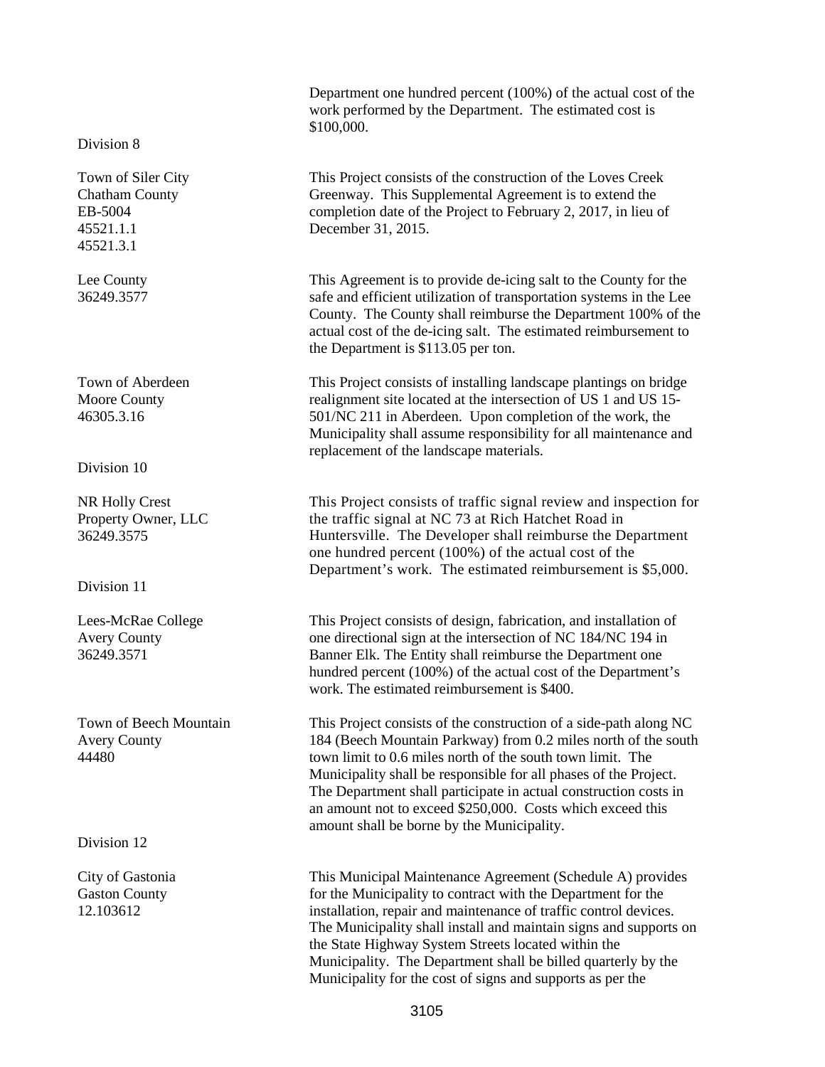Department one hundred percent (100%) of the actual cost of the work performed by the Department. The estimated cost is $100,000.

Division 8

| | |
|---|---|
| Town of Siler City<br>Chatham County<br>EB-5004<br>45521.1.1<br>45521.3.1 | This Project consists of the construction of the Loves Creek Greenway. This Supplemental Agreement is to extend the completion date of the Project to February 2, 2017, in lieu of December 31, 2015. |
| Lee County<br>36249.3577 | This Agreement is to provide de-icing salt to the County for the safe and efficient utilization of transportation systems in the Lee County. The County shall reimburse the Department 100% of the actual cost of the de-icing salt. The estimated reimbursement to the Department is $113.05 per ton. |
| Town of Aberdeen<br>Moore County<br>46305.3.16 | This Project consists of installing landscape plantings on bridge realignment site located at the intersection of US 1 and US 15-501/NC 211 in Aberdeen. Upon completion of the work, the Municipality shall assume responsibility for all maintenance and replacement of the landscape materials. |

Division 10

| | |
|---|---|
| NR Holly Crest<br>Property Owner, LLC<br>36249.3575 | This Project consists of traffic signal review and inspection for the traffic signal at NC 73 at Rich Hatchet Road in Huntersville. The Developer shall reimburse the Department one hundred percent (100%) of the actual cost of the Department's work. The estimated reimbursement is $5,000. |

Division 11

| | |
|---|---|
| Lees-McRae College<br>Avery County<br>36249.3571 | This Project consists of design, fabrication, and installation of one directional sign at the intersection of NC 184/NC 194 in Banner Elk. The Entity shall reimburse the Department one hundred percent (100%) of the actual cost of the Department's work. The estimated reimbursement is $400. |
| Town of Beech Mountain<br>Avery County<br>44480 | This Project consists of the construction of a side-path along NC 184 (Beech Mountain Parkway) from 0.2 miles north of the south town limit to 0.6 miles north of the south town limit. The Municipality shall be responsible for all phases of the Project. The Department shall participate in actual construction costs in an amount not to exceed $250,000. Costs which exceed this amount shall be borne by the Municipality. |

Division 12

| | |
|---|---|
| City of Gastonia<br>Gaston County<br>12.103612 | This Municipal Maintenance Agreement (Schedule A) provides for the Municipality to contract with the Department for the installation, repair and maintenance of traffic control devices. The Municipality shall install and maintain signs and supports on the State Highway System Streets located within the Municipality. The Department shall be billed quarterly by the Municipality for the cost of signs and supports as per the |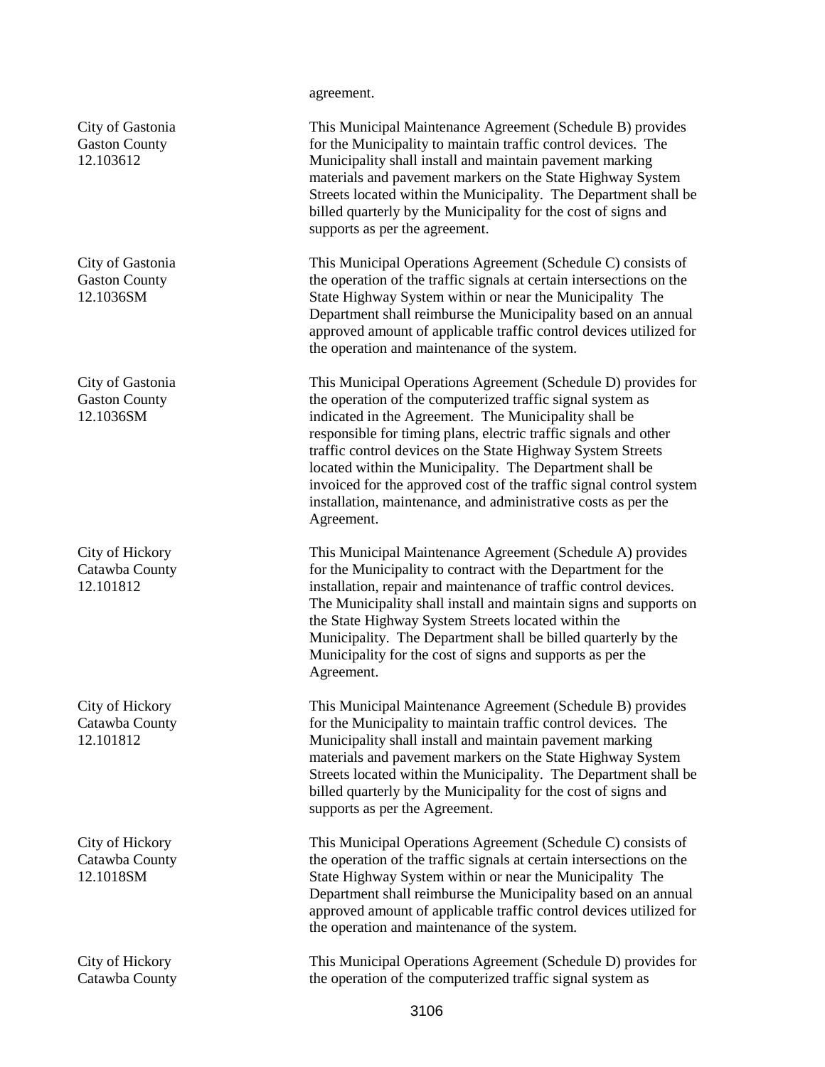agreement.

| | |
|---|---|
| City of Gastonia<br>Gaston County<br>12.103612 | This Municipal Maintenance Agreement (Schedule B) provides for the Municipality to maintain traffic control devices. The Municipality shall install and maintain pavement marking materials and pavement markers on the State Highway System Streets located within the Municipality. The Department shall be billed quarterly by the Municipality for the cost of signs and supports as per the agreement. |
| City of Gastonia<br>Gaston County<br>12.1036SM | This Municipal Operations Agreement (Schedule C) consists of the operation of the traffic signals at certain intersections on the State Highway System within or near the Municipality The Department shall reimburse the Municipality based on an annual approved amount of applicable traffic control devices utilized for the operation and maintenance of the system. |
| City of Gastonia<br>Gaston County<br>12.1036SM | This Municipal Operations Agreement (Schedule D) provides for the operation of the computerized traffic signal system as indicated in the Agreement. The Municipality shall be responsible for timing plans, electric traffic signals and other traffic control devices on the State Highway System Streets located within the Municipality. The Department shall be invoiced for the approved cost of the traffic signal control system installation, maintenance, and administrative costs as per the Agreement. |
| City of Hickory<br>Catawba County<br>12.101812 | This Municipal Maintenance Agreement (Schedule A) provides for the Municipality to contract with the Department for the installation, repair and maintenance of traffic control devices. The Municipality shall install and maintain signs and supports on the State Highway System Streets located within the Municipality. The Department shall be billed quarterly by the Municipality for the cost of signs and supports as per the Agreement. |
| City of Hickory<br>Catawba County<br>12.101812 | This Municipal Maintenance Agreement (Schedule B) provides for the Municipality to maintain traffic control devices. The Municipality shall install and maintain pavement marking materials and pavement markers on the State Highway System Streets located within the Municipality. The Department shall be billed quarterly by the Municipality for the cost of signs and supports as per the Agreement. |
| City of Hickory<br>Catawba County<br>12.1018SM | This Municipal Operations Agreement (Schedule C) consists of the operation of the traffic signals at certain intersections on the State Highway System within or near the Municipality The Department shall reimburse the Municipality based on an annual approved amount of applicable traffic control devices utilized for the operation and maintenance of the system. |
| City of Hickory<br>Catawba County | This Municipal Operations Agreement (Schedule D) provides for the operation of the computerized traffic signal system as |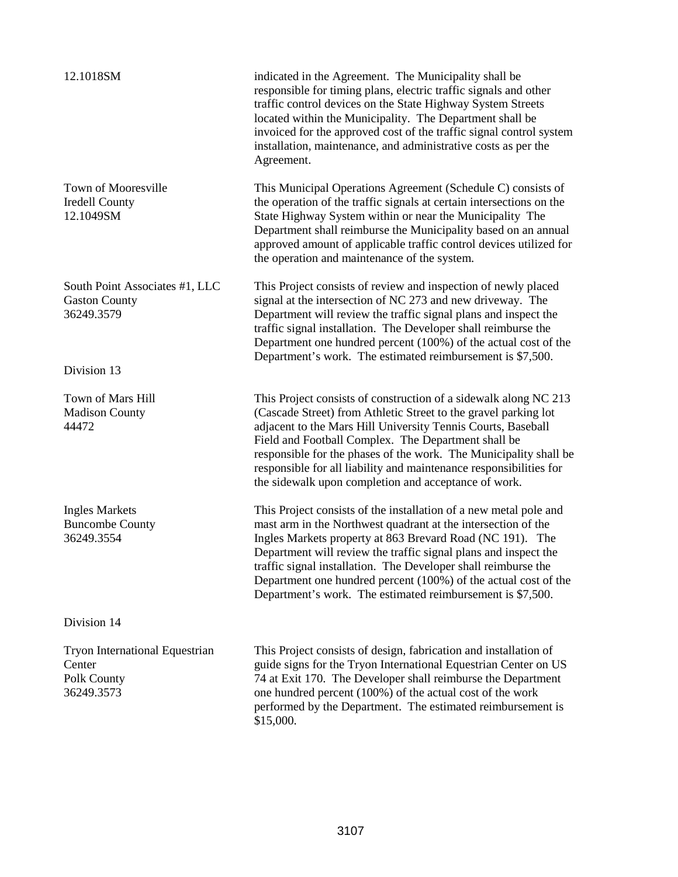12.1018SM

indicated in the Agreement. The Municipality shall be responsible for timing plans, electric traffic signals and other traffic control devices on the State Highway System Streets located within the Municipality. The Department shall be invoiced for the approved cost of the traffic signal control system installation, maintenance, and administrative costs as per the Agreement.

Town of Mooresville
Iredell County
12.1049SM

This Municipal Operations Agreement (Schedule C) consists of the operation of the traffic signals at certain intersections on the State Highway System within or near the Municipality The Department shall reimburse the Municipality based on an annual approved amount of applicable traffic control devices utilized for the operation and maintenance of the system.

South Point Associates #1, LLC
Gaston County
36249.3579

This Project consists of review and inspection of newly placed signal at the intersection of NC 273 and new driveway. The Department will review the traffic signal plans and inspect the traffic signal installation. The Developer shall reimburse the Department one hundred percent (100%) of the actual cost of the Department's work. The estimated reimbursement is $7,500.

Division 13

Town of Mars Hill
Madison County
44472

This Project consists of construction of a sidewalk along NC 213 (Cascade Street) from Athletic Street to the gravel parking lot adjacent to the Mars Hill University Tennis Courts, Baseball Field and Football Complex. The Department shall be responsible for the phases of the work. The Municipality shall be responsible for all liability and maintenance responsibilities for the sidewalk upon completion and acceptance of work.

Ingles Markets
Buncombe County
36249.3554

This Project consists of the installation of a new metal pole and mast arm in the Northwest quadrant at the intersection of the Ingles Markets property at 863 Brevard Road (NC 191). The Department will review the traffic signal plans and inspect the traffic signal installation. The Developer shall reimburse the Department one hundred percent (100%) of the actual cost of the Department's work. The estimated reimbursement is $7,500.

Division 14

Tryon International Equestrian Center
Polk County
36249.3573

This Project consists of design, fabrication and installation of guide signs for the Tryon International Equestrian Center on US 74 at Exit 170. The Developer shall reimburse the Department one hundred percent (100%) of the actual cost of the work performed by the Department. The estimated reimbursement is $15,000.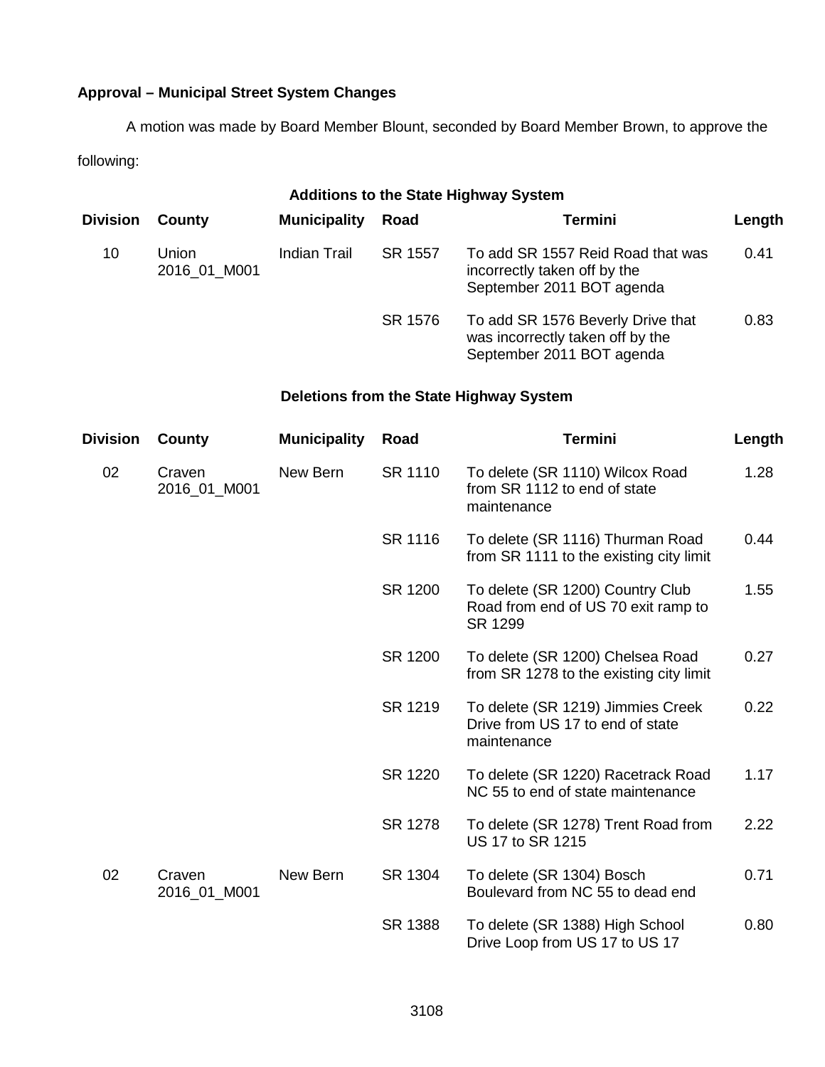**Approval – Municipal Street System Changes**

A motion was made by Board Member Blount, seconded by Board Member Brown, to approve the following:

**Additions to the State Highway System**

| Division | County | Municipality | Road | Termini | Length |
|---|---|---|---|---|---|
| 10 | Union 2016_01_M001 | Indian Trail | SR 1557 | To add SR 1557 Reid Road that was incorrectly taken off by the September 2011 BOT agenda | 0.41 |
| | | | SR 1576 | To add SR 1576 Beverly Drive that was incorrectly taken off by the September 2011 BOT agenda | 0.83 |

**Deletions from the State Highway System**

| Division | County | Municipality | Road | Termini | Length |
|---|---|---|---|---|---|
| 02 | Craven 2016_01_M001 | New Bern | SR 1110 | To delete (SR 1110) Wilcox Road from SR 1112 to end of state maintenance | 1.28 |
| | | | SR 1116 | To delete (SR 1116) Thurman Road from SR 1111 to the existing city limit | 0.44 |
| | | | SR 1200 | To delete (SR 1200) Country Club Road from end of US 70 exit ramp to SR 1299 | 1.55 |
| | | | SR 1200 | To delete (SR 1200) Chelsea Road from SR 1278 to the existing city limit | 0.27 |
| | | | SR 1219 | To delete (SR 1219) Jimmies Creek Drive from US 17 to end of state maintenance | 0.22 |
| | | | SR 1220 | To delete (SR 1220) Racetrack Road NC 55 to end of state maintenance | 1.17 |
| | | | SR 1278 | To delete (SR 1278) Trent Road from US 17 to SR 1215 | 2.22 |
| 02 | Craven 2016_01_M001 | New Bern | SR 1304 | To delete (SR 1304) Bosch Boulevard from NC 55 to dead end | 0.71 |
| | | | SR 1388 | To delete (SR 1388) High School Drive Loop from US 17 to US 17 | 0.80 |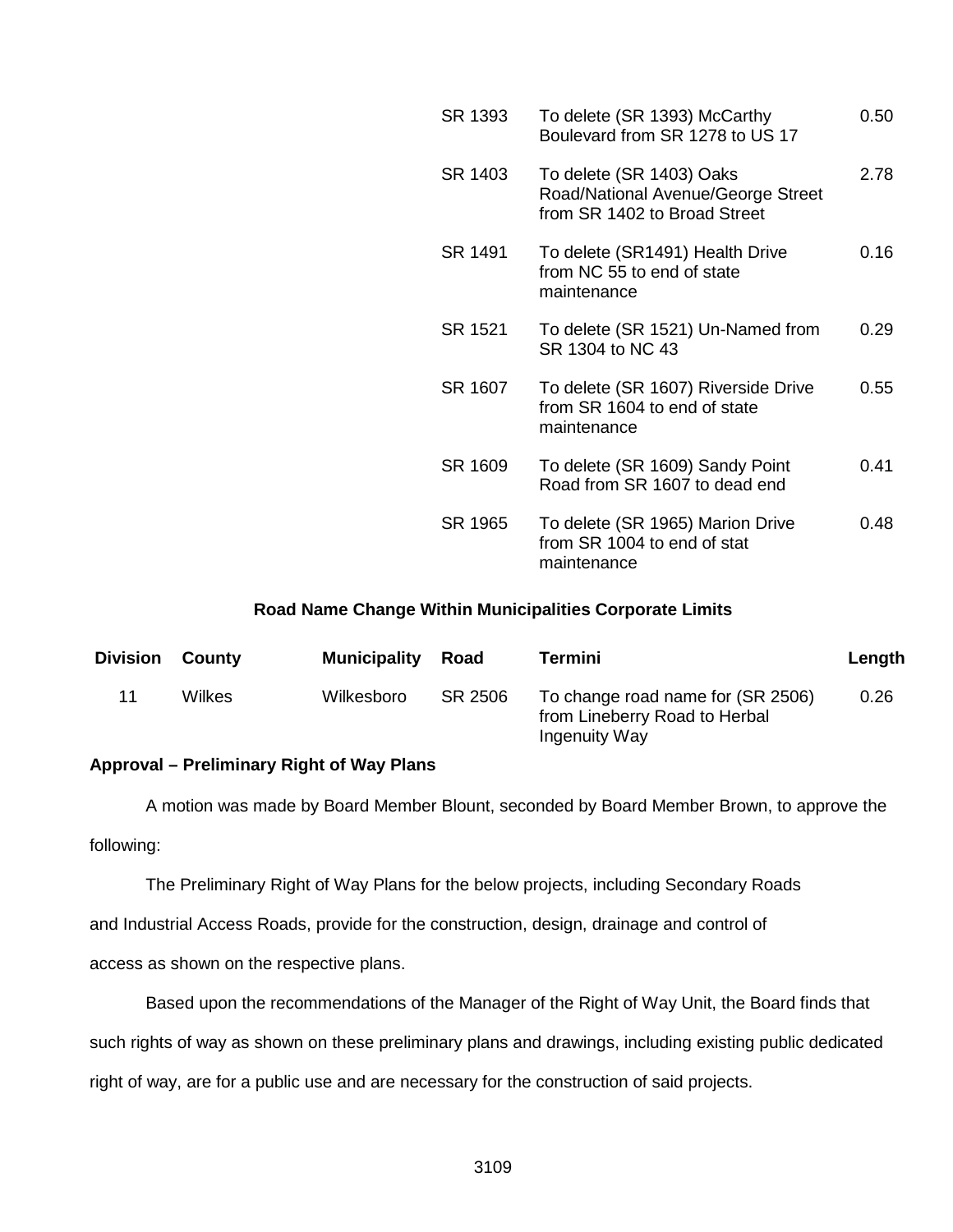| | | | Road | Termini | Length |
|---|---|---|---|---|---|
| | | | SR 1393 | To delete (SR 1393) McCarthy Boulevard from SR 1278 to US 17 | 0.50 |
| | | | SR 1403 | To delete (SR 1403) Oaks Road/National Avenue/George Street from SR 1402 to Broad Street | 2.78 |
| | | | SR 1491 | To delete (SR1491) Health Drive from NC 55 to end of state maintenance | 0.16 |
| | | | SR 1521 | To delete (SR 1521) Un-Named from SR 1304 to NC 43 | 0.29 |
| | | | SR 1607 | To delete (SR 1607) Riverside Drive from SR 1604 to end of state maintenance | 0.55 |
| | | | SR 1609 | To delete (SR 1609) Sandy Point Road from SR 1607 to dead end | 0.41 |
| | | | SR 1965 | To delete (SR 1965) Marion Drive from SR 1004 to end of stat maintenance | 0.48 |

**Road Name Change Within Municipalities Corporate Limits**

| Division | County | Municipality | Road | Termini | Length |
|---|---|---|---|---|---|
| 11 | Wilkes | Wilkesboro | SR 2506 | To change road name for (SR 2506) from Lineberry Road to Herbal Ingenuity Way | 0.26 |

**Approval – Preliminary Right of Way Plans**

A motion was made by Board Member Blount, seconded by Board Member Brown, to approve the following:

The Preliminary Right of Way Plans for the below projects, including Secondary Roads and Industrial Access Roads, provide for the construction, design, drainage and control of access as shown on the respective plans.

Based upon the recommendations of the Manager of the Right of Way Unit, the Board finds that such rights of way as shown on these preliminary plans and drawings, including existing public dedicated right of way, are for a public use and are necessary for the construction of said projects.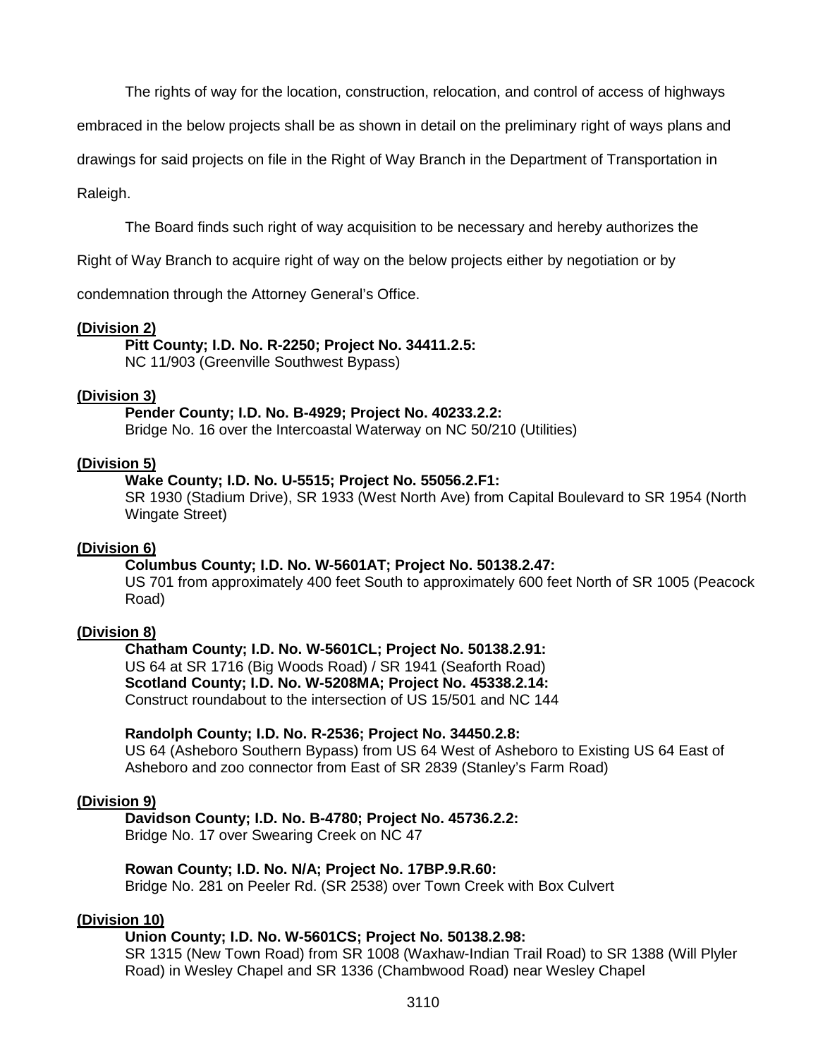The rights of way for the location, construction, relocation, and control of access of highways embraced in the below projects shall be as shown in detail on the preliminary right of ways plans and drawings for said projects on file in the Right of Way Branch in the Department of Transportation in Raleigh.

The Board finds such right of way acquisition to be necessary and hereby authorizes the Right of Way Branch to acquire right of way on the below projects either by negotiation or by condemnation through the Attorney General's Office.

**(Division 2)**

**Pitt County; I.D. No. R-2250; Project No. 34411.2.5:**
NC 11/903 (Greenville Southwest Bypass)

**(Division 3)**

**Pender County; I.D. No. B-4929; Project No. 40233.2.2:**
Bridge No. 16 over the Intercoastal Waterway on NC 50/210 (Utilities)

**(Division 5)**

**Wake County; I.D. No. U-5515; Project No. 55056.2.F1:**
SR 1930 (Stadium Drive), SR 1933 (West North Ave) from Capital Boulevard to SR 1954 (North Wingate Street)

**(Division 6)**

**Columbus County; I.D. No. W-5601AT; Project No. 50138.2.47:**
US 701 from approximately 400 feet South to approximately 600 feet North of SR 1005 (Peacock Road)

**(Division 8)**

**Chatham County; I.D. No. W-5601CL; Project No. 50138.2.91:**
US 64 at SR 1716 (Big Woods Road) / SR 1941 (Seaforth Road)

**Scotland County; I.D. No. W-5208MA; Project No. 45338.2.14:**
Construct roundabout to the intersection of US 15/501 and NC 144

**Randolph County; I.D. No. R-2536; Project No. 34450.2.8:**
US 64 (Asheboro Southern Bypass) from US 64 West of Asheboro to Existing US 64 East of Asheboro and zoo connector from East of SR 2839 (Stanley's Farm Road)

**(Division 9)**

**Davidson County; I.D. No. B-4780; Project No. 45736.2.2:**
Bridge No. 17 over Swearing Creek on NC 47

**Rowan County; I.D. No. N/A; Project No. 17BP.9.R.60:**
Bridge No. 281 on Peeler Rd. (SR 2538) over Town Creek with Box Culvert

**(Division 10)**

**Union County; I.D. No. W-5601CS; Project No. 50138.2.98:**
SR 1315 (New Town Road) from SR 1008 (Waxhaw-Indian Trail Road) to SR 1388 (Will Plyler Road) in Wesley Chapel and SR 1336 (Chambwood Road) near Wesley Chapel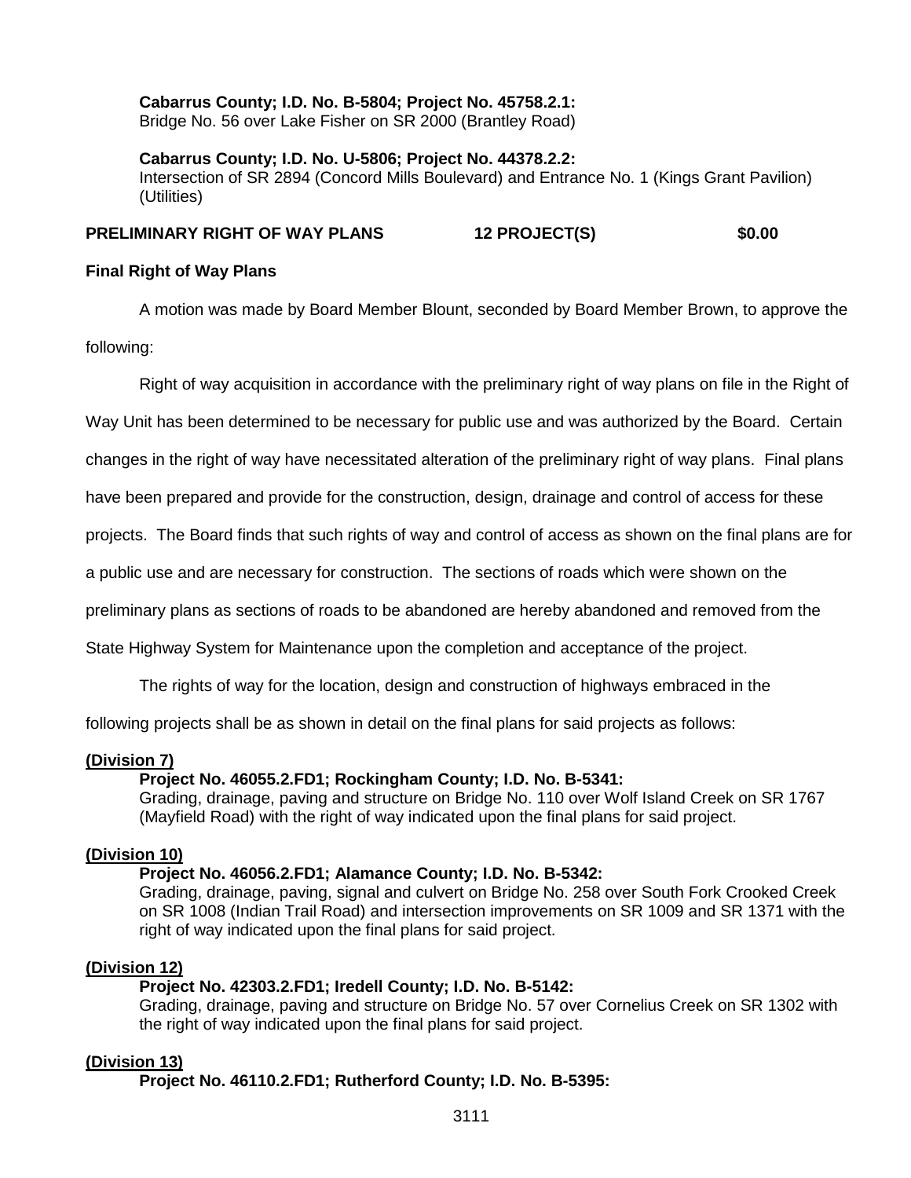**Cabarrus County; I.D. No. B-5804; Project No. 45758.2.1:**
Bridge No. 56 over Lake Fisher on SR 2000 (Brantley Road)

**Cabarrus County; I.D. No. U-5806; Project No. 44378.2.2:**
Intersection of SR 2894 (Concord Mills Boulevard) and Entrance No. 1 (Kings Grant Pavilion) (Utilities)

**PRELIMINARY RIGHT OF WAY PLANS 12 PROJECT(S) $0.00**

**Final Right of Way Plans**

A motion was made by Board Member Blount, seconded by Board Member Brown, to approve the following:

Right of way acquisition in accordance with the preliminary right of way plans on file in the Right of Way Unit has been determined to be necessary for public use and was authorized by the Board. Certain changes in the right of way have necessitated alteration of the preliminary right of way plans. Final plans have been prepared and provide for the construction, design, drainage and control of access for these projects. The Board finds that such rights of way and control of access as shown on the final plans are for a public use and are necessary for construction. The sections of roads which were shown on the preliminary plans as sections of roads to be abandoned are hereby abandoned and removed from the State Highway System for Maintenance upon the completion and acceptance of the project.

The rights of way for the location, design and construction of highways embraced in the following projects shall be as shown in detail on the final plans for said projects as follows:

**(Division 7)**

**Project No. 46055.2.FD1; Rockingham County; I.D. No. B-5341:**
Grading, drainage, paving and structure on Bridge No. 110 over Wolf Island Creek on SR 1767 (Mayfield Road) with the right of way indicated upon the final plans for said project.

**(Division 10)**

**Project No. 46056.2.FD1; Alamance County; I.D. No. B-5342:**
Grading, drainage, paving, signal and culvert on Bridge No. 258 over South Fork Crooked Creek on SR 1008 (Indian Trail Road) and intersection improvements on SR 1009 and SR 1371 with the right of way indicated upon the final plans for said project.

**(Division 12)**

**Project No. 42303.2.FD1; Iredell County; I.D. No. B-5142:**
Grading, drainage, paving and structure on Bridge No. 57 over Cornelius Creek on SR 1302 with the right of way indicated upon the final plans for said project.

**(Division 13)**

**Project No. 46110.2.FD1; Rutherford County; I.D. No. B-5395:**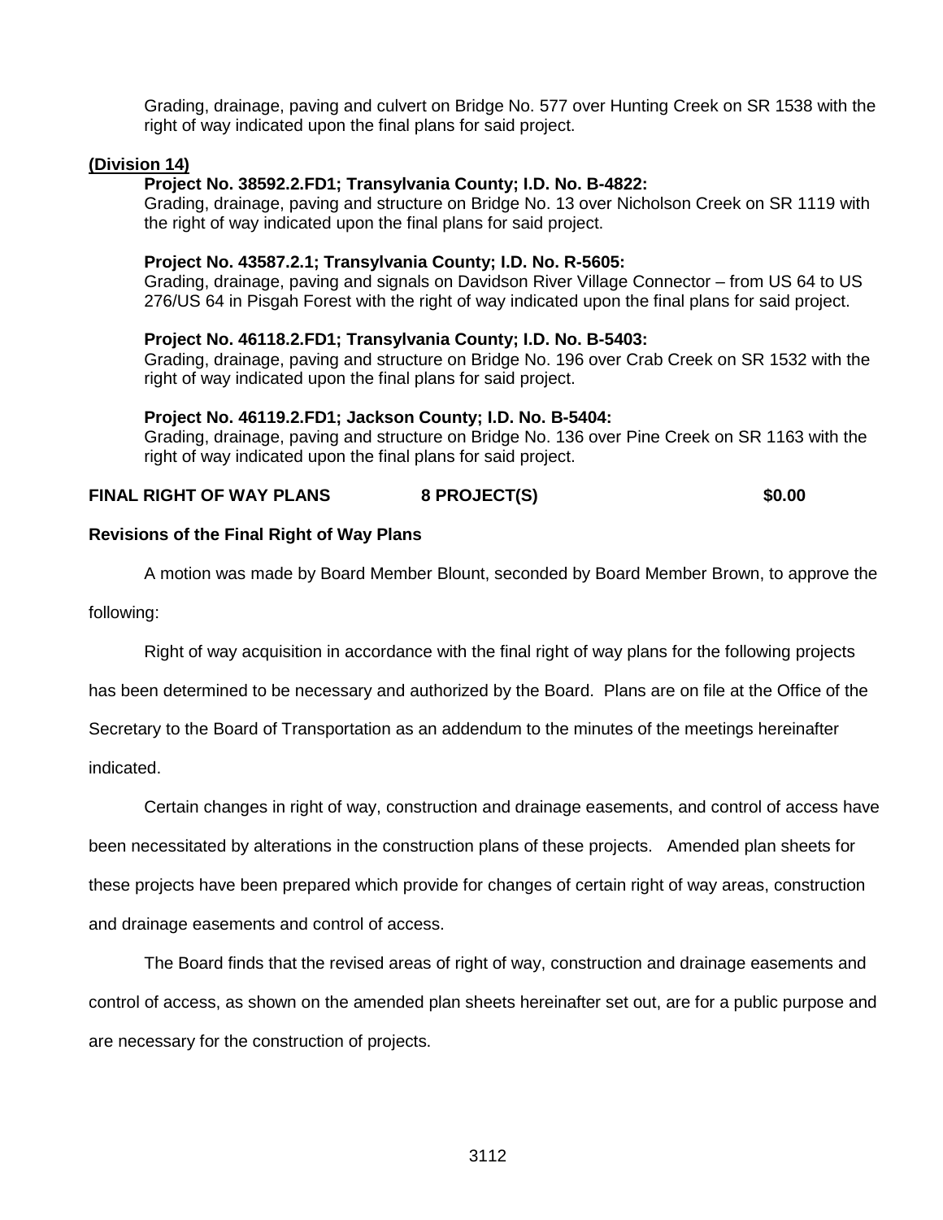Grading, drainage, paving and culvert on Bridge No. 577 over Hunting Creek on SR 1538 with the right of way indicated upon the final plans for said project.

**(Division 14)**

**Project No. 38592.2.FD1; Transylvania County; I.D. No. B-4822:**
Grading, drainage, paving and structure on Bridge No. 13 over Nicholson Creek on SR 1119 with the right of way indicated upon the final plans for said project.

**Project No. 43587.2.1; Transylvania County; I.D. No. R-5605:**
Grading, drainage, paving and signals on Davidson River Village Connector – from US 64 to US 276/US 64 in Pisgah Forest with the right of way indicated upon the final plans for said project.

**Project No. 46118.2.FD1; Transylvania County; I.D. No. B-5403:**
Grading, drainage, paving and structure on Bridge No. 196 over Crab Creek on SR 1532 with the right of way indicated upon the final plans for said project.

**Project No. 46119.2.FD1; Jackson County; I.D. No. B-5404:**
Grading, drainage, paving and structure on Bridge No. 136 over Pine Creek on SR 1163 with the right of way indicated upon the final plans for said project.

**FINAL RIGHT OF WAY PLANS 8 PROJECT(S) $0.00**

**Revisions of the Final Right of Way Plans**

A motion was made by Board Member Blount, seconded by Board Member Brown, to approve the following:

Right of way acquisition in accordance with the final right of way plans for the following projects has been determined to be necessary and authorized by the Board. Plans are on file at the Office of the Secretary to the Board of Transportation as an addendum to the minutes of the meetings hereinafter indicated.

Certain changes in right of way, construction and drainage easements, and control of access have been necessitated by alterations in the construction plans of these projects. Amended plan sheets for these projects have been prepared which provide for changes of certain right of way areas, construction and drainage easements and control of access.

The Board finds that the revised areas of right of way, construction and drainage easements and control of access, as shown on the amended plan sheets hereinafter set out, are for a public purpose and are necessary for the construction of projects.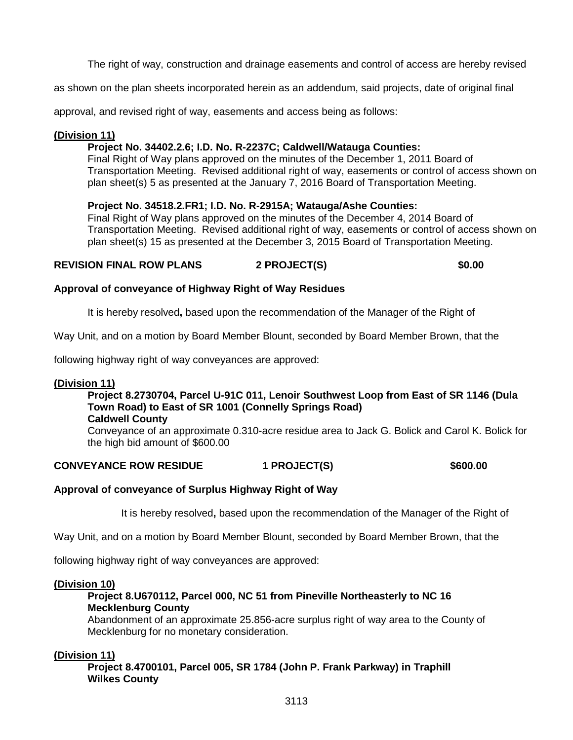The right of way, construction and drainage easements and control of access are hereby revised as shown on the plan sheets incorporated herein as an addendum, said projects, date of original final approval, and revised right of way, easements and access being as follows:

**(Division 11)**

**Project No. 34402.2.6; I.D. No. R-2237C; Caldwell/Watauga Counties:**
Final Right of Way plans approved on the minutes of the December 1, 2011 Board of Transportation Meeting. Revised additional right of way, easements or control of access shown on plan sheet(s) 5 as presented at the January 7, 2016 Board of Transportation Meeting.

**Project No. 34518.2.FR1; I.D. No. R-2915A; Watauga/Ashe Counties:**
Final Right of Way plans approved on the minutes of the December 4, 2014 Board of Transportation Meeting. Revised additional right of way, easements or control of access shown on plan sheet(s) 15 as presented at the December 3, 2015 Board of Transportation Meeting.

**REVISION FINAL ROW PLANS 2 PROJECT(S) $0.00**

**Approval of conveyance of Highway Right of Way Residues**

It is hereby resolved**,** based upon the recommendation of the Manager of the Right of Way Unit, and on a motion by Board Member Blount, seconded by Board Member Brown, that the following highway right of way conveyances are approved:

**(Division 11)**

**Project 8.2730704, Parcel U-91C 011, Lenoir Southwest Loop from East of SR 1146 (Dula Town Road) to East of SR 1001 (Connelly Springs Road)**
**Caldwell County**
Conveyance of an approximate 0.310-acre residue area to Jack G. Bolick and Carol K. Bolick for the high bid amount of $600.00

**CONVEYANCE ROW RESIDUE 1 PROJECT(S) $600.00**

**Approval of conveyance of Surplus Highway Right of Way**

It is hereby resolved**,** based upon the recommendation of the Manager of the Right of Way Unit, and on a motion by Board Member Blount, seconded by Board Member Brown, that the following highway right of way conveyances are approved:

**(Division 10)**

**Project 8.U670112, Parcel 000, NC 51 from Pineville Northeasterly to NC 16**
**Mecklenburg County**
Abandonment of an approximate 25.856-acre surplus right of way area to the County of Mecklenburg for no monetary consideration.

**(Division 11)**

**Project 8.4700101, Parcel 005, SR 1784 (John P. Frank Parkway) in Traphill**
**Wilkes County**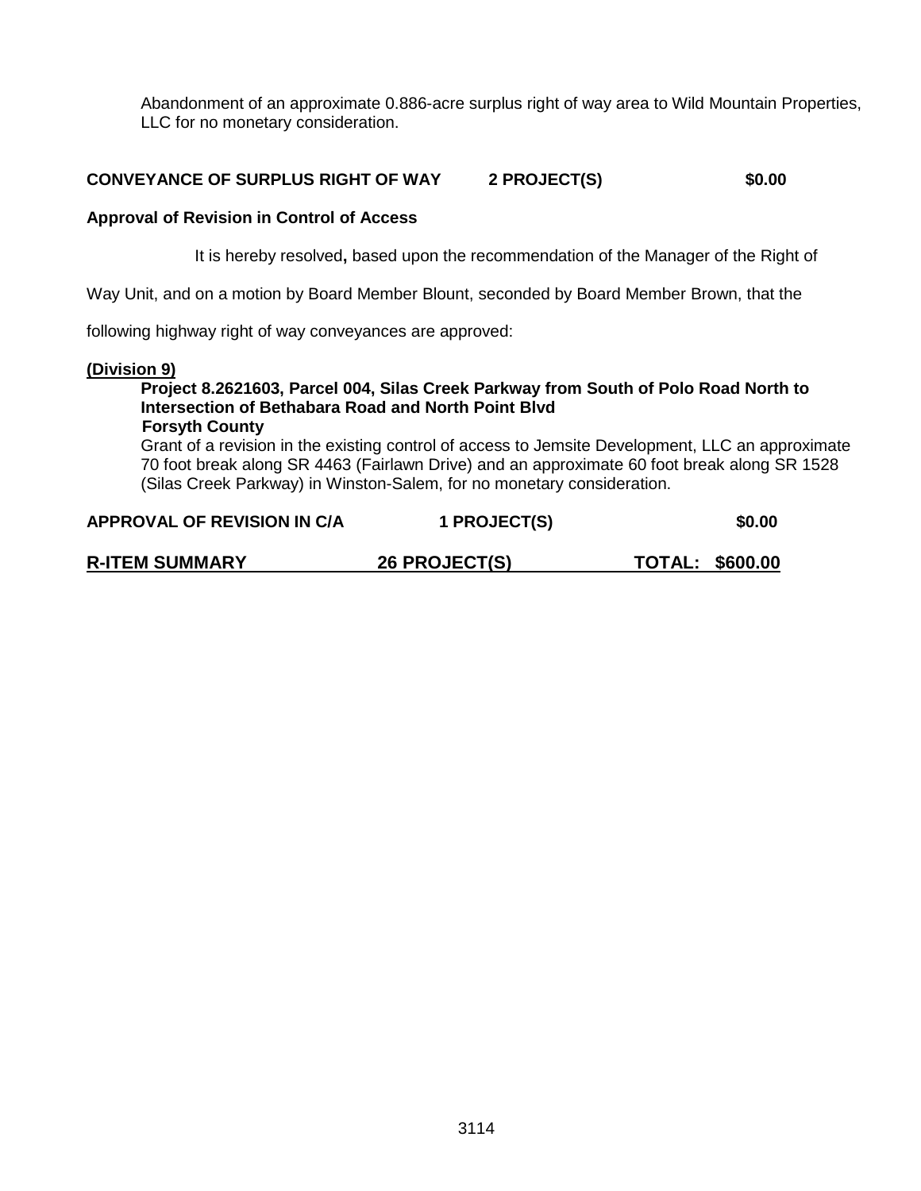Abandonment of an approximate 0.886-acre surplus right of way area to Wild Mountain Properties, LLC for no monetary consideration.

**CONVEYANCE OF SURPLUS RIGHT OF WAY 2 PROJECT(S) $0.00**

**Approval of Revision in Control of Access**

It is hereby resolved**,** based upon the recommendation of the Manager of the Right of Way Unit, and on a motion by Board Member Blount, seconded by Board Member Brown, that the following highway right of way conveyances are approved:

**(Division 9)**

**Project 8.2621603, Parcel 004, Silas Creek Parkway from South of Polo Road North to Intersection of Bethabara Road and North Point Blvd**
**Forsyth County**
Grant of a revision in the existing control of access to Jemsite Development, LLC an approximate 70 foot break along SR 4463 (Fairlawn Drive) and an approximate 60 foot break along SR 1528 (Silas Creek Parkway) in Winston-Salem, for no monetary consideration.

**APPROVAL OF REVISION IN C/A 1 PROJECT(S) $0.00**

**R-ITEM SUMMARY 26 PROJECT(S) TOTAL: $600.00**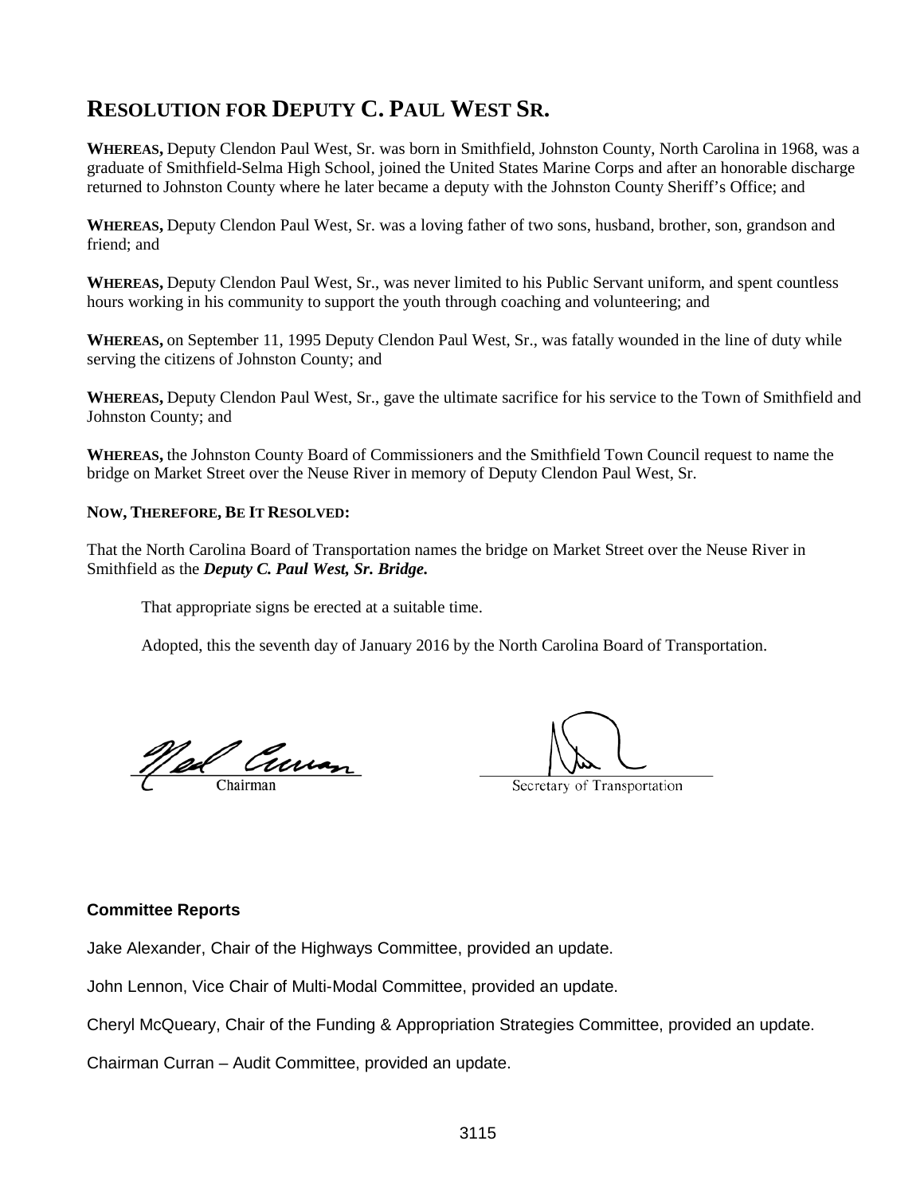# RESOLUTION FOR DEPUTY C. PAUL WEST SR.

**WHEREAS,** Deputy Clendon Paul West, Sr. was born in Smithfield, Johnston County, North Carolina in 1968, was a graduate of Smithfield-Selma High School, joined the United States Marine Corps and after an honorable discharge returned to Johnston County where he later became a deputy with the Johnston County Sheriff's Office; and

**WHEREAS,** Deputy Clendon Paul West, Sr. was a loving father of two sons, husband, brother, son, grandson and friend; and

**WHEREAS,** Deputy Clendon Paul West, Sr., was never limited to his Public Servant uniform, and spent countless hours working in his community to support the youth through coaching and volunteering; and

**WHEREAS,** on September 11, 1995 Deputy Clendon Paul West, Sr., was fatally wounded in the line of duty while serving the citizens of Johnston County; and

**WHEREAS,** Deputy Clendon Paul West, Sr., gave the ultimate sacrifice for his service to the Town of Smithfield and Johnston County; and

**WHEREAS,** the Johnston County Board of Commissioners and the Smithfield Town Council request to name the bridge on Market Street over the Neuse River in memory of Deputy Clendon Paul West, Sr.

**NOW, THEREFORE, BE IT RESOLVED:**

That the North Carolina Board of Transportation names the bridge on Market Street over the Neuse River in Smithfield as the ***Deputy C. Paul West, Sr. Bridge.***

That appropriate signs be erected at a suitable time.

Adopted, this the seventh day of January 2016 by the North Carolina Board of Transportation.

Chairman

Secretary of Transportation

**Committee Reports**

Jake Alexander, Chair of the Highways Committee, provided an update.

John Lennon, Vice Chair of Multi-Modal Committee, provided an update.

Cheryl McQueary, Chair of the Funding & Appropriation Strategies Committee, provided an update.

Chairman Curran – Audit Committee, provided an update.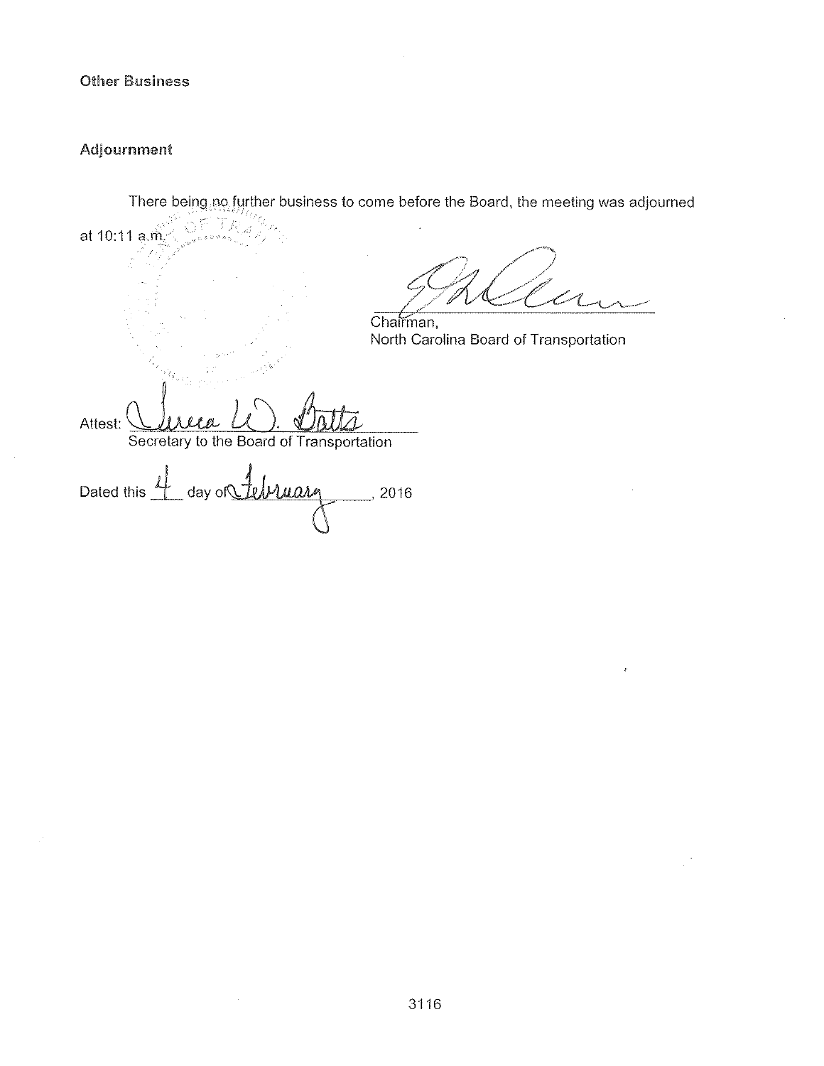**Other Business**

**Adjournment**

There being no further business to come before the Board, the meeting was adjourned at 10:11 a.m.

Chairman,
North Carolina Board of Transportation

Attest: 
Secretary to the Board of Transportation

Dated this 4 day of February, 2016